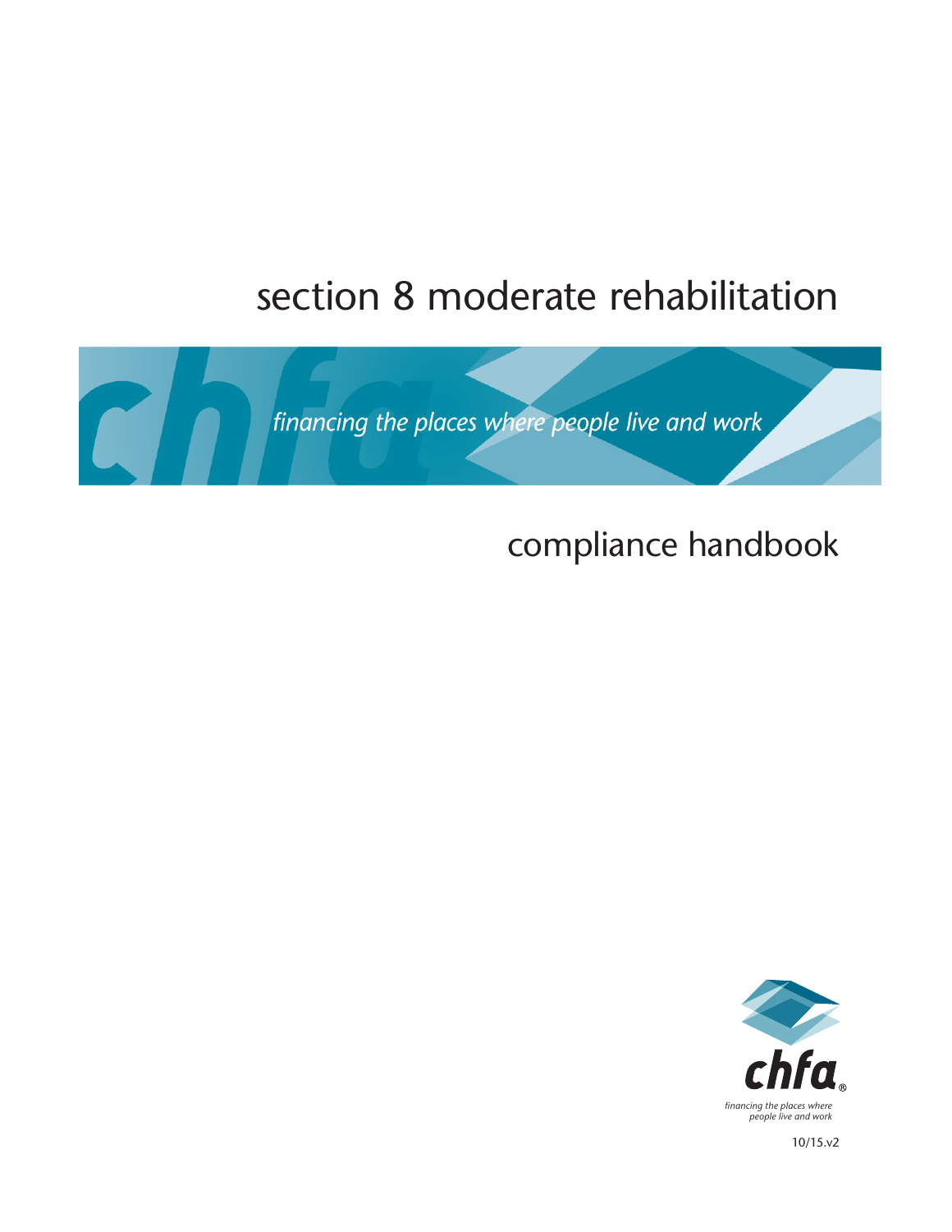# section 8 moderate rehabilitation

*financing the places where people live and work*

## compliance handbook

chfa

*financing the places where people live and work*

10/15.v2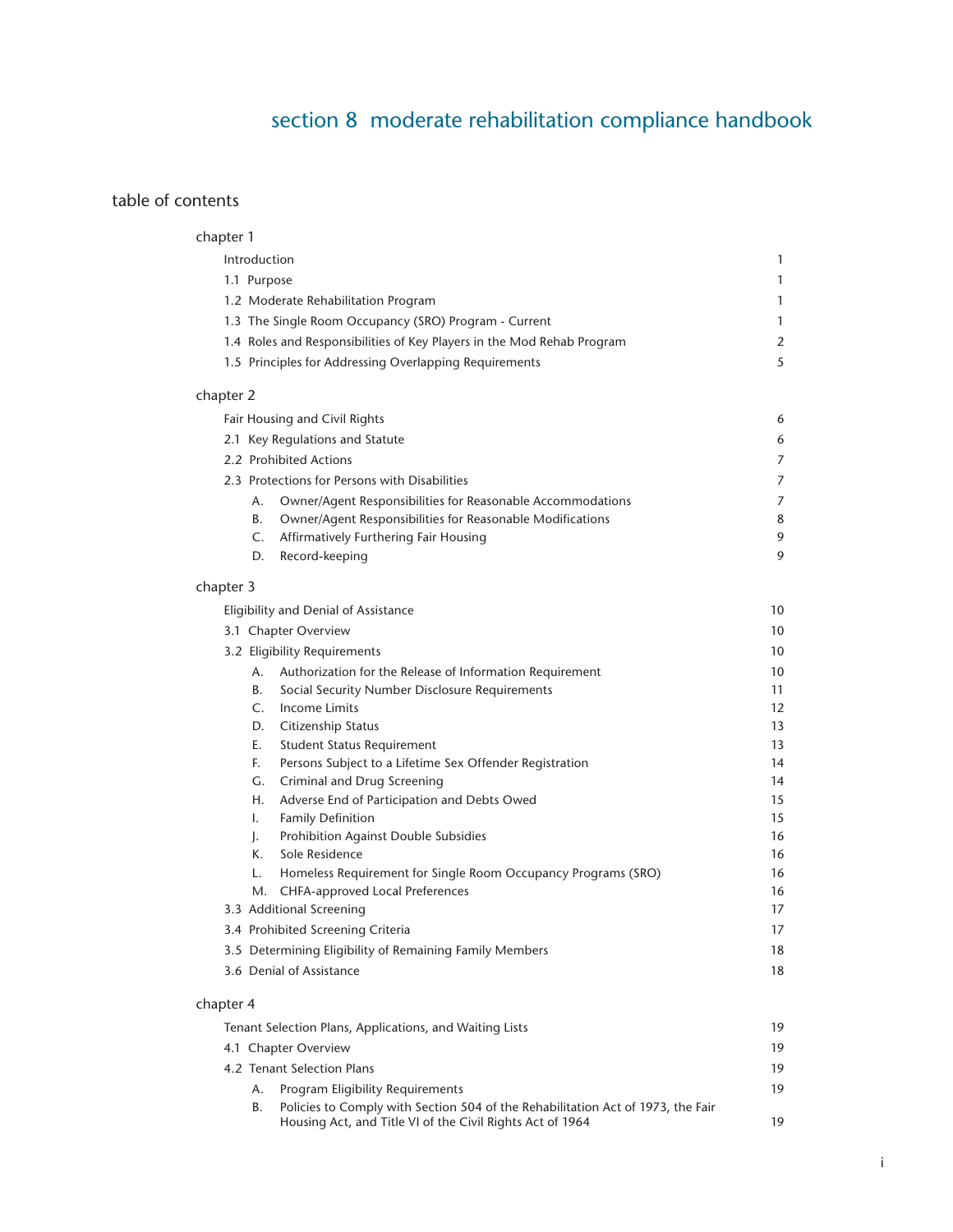# section 8 moderate rehabilitation compliance handbook

## table of contents

### chapter 1

| | |
|---|---|
| Introduction | 1 |
| 1.1 Purpose | 1 |
| 1.2 Moderate Rehabilitation Program | 1 |
| 1.3 The Single Room Occupancy (SRO) Program - Current | 1 |
| 1.4 Roles and Responsibilities of Key Players in the Mod Rehab Program | 2 |
| 1.5 Principles for Addressing Overlapping Requirements | 5 |

### chapter 2

| | |
|---|---|
| Fair Housing and Civil Rights | 6 |
| 2.1 Key Regulations and Statute | 6 |
| 2.2 Prohibited Actions | 7 |
| 2.3 Protections for Persons with Disabilities | 7 |
| A. Owner/Agent Responsibilities for Reasonable Accommodations | 7 |
| B. Owner/Agent Responsibilities for Reasonable Modifications | 8 |
| C. Affirmatively Furthering Fair Housing | 9 |
| D. Record-keeping | 9 |

### chapter 3

| | |
|---|---|
| Eligibility and Denial of Assistance | 10 |
| 3.1 Chapter Overview | 10 |
| 3.2 Eligibility Requirements | 10 |
| A. Authorization for the Release of Information Requirement | 10 |
| B. Social Security Number Disclosure Requirements | 11 |
| C. Income Limits | 12 |
| D. Citizenship Status | 13 |
| E. Student Status Requirement | 13 |
| F. Persons Subject to a Lifetime Sex Offender Registration | 14 |
| G. Criminal and Drug Screening | 14 |
| H. Adverse End of Participation and Debts Owed | 15 |
| I. Family Definition | 15 |
| J. Prohibition Against Double Subsidies | 16 |
| K. Sole Residence | 16 |
| L. Homeless Requirement for Single Room Occupancy Programs (SRO) | 16 |
| M. CHFA-approved Local Preferences | 16 |
| 3.3 Additional Screening | 17 |
| 3.4 Prohibited Screening Criteria | 17 |
| 3.5 Determining Eligibility of Remaining Family Members | 18 |
| 3.6 Denial of Assistance | 18 |

### chapter 4

| | |
|---|---|
| Tenant Selection Plans, Applications, and Waiting Lists | 19 |
| 4.1 Chapter Overview | 19 |
| 4.2 Tenant Selection Plans | 19 |
| A. Program Eligibility Requirements | 19 |
| B. Policies to Comply with Section 504 of the Rehabilitation Act of 1973, the Fair Housing Act, and Title VI of the Civil Rights Act of 1964 | 19 |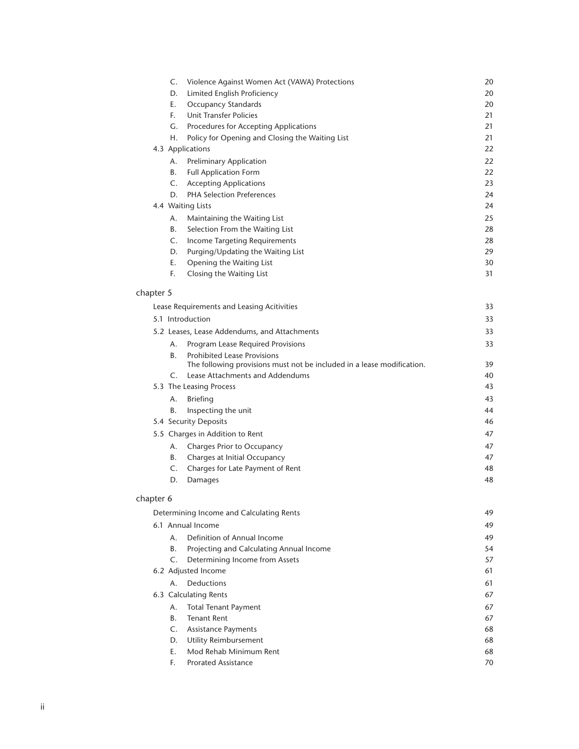C. Violence Against Women Act (VAWA) Protections 20
D. Limited English Proficiency 20
E. Occupancy Standards 20
F. Unit Transfer Policies 21
G. Procedures for Accepting Applications 21
H. Policy for Opening and Closing the Waiting List 21

4.3 Applications 22
A. Preliminary Application 22
B. Full Application Form 22
C. Accepting Applications 23
D. PHA Selection Preferences 24

4.4 Waiting Lists 24
A. Maintaining the Waiting List 25
B. Selection From the Waiting List 28
C. Income Targeting Requirements 28
D. Purging/Updating the Waiting List 29
E. Opening the Waiting List 30
F. Closing the Waiting List 31

chapter 5

Lease Requirements and Leasing Acitivities 33

5.1 Introduction 33

5.2 Leases, Lease Addendums, and Attachments 33
A. Program Lease Required Provisions 33
B. Prohibited Lease Provisions
The following provisions must not be included in a lease modification. 39
C. Lease Attachments and Addendums 40

5.3 The Leasing Process 43
A. Briefing 43
B. Inspecting the unit 44

5.4 Security Deposits 46

5.5 Charges in Addition to Rent 47
A. Charges Prior to Occupancy 47
B. Charges at Initial Occupancy 47
C. Charges for Late Payment of Rent 48
D. Damages 48

chapter 6

Determining Income and Calculating Rents 49

6.1 Annual Income 49
A. Definition of Annual Income 49
B. Projecting and Calculating Annual Income 54
C. Determining Income from Assets 57

6.2 Adjusted Income 61
A. Deductions 61

6.3 Calculating Rents 67
A. Total Tenant Payment 67
B. Tenant Rent 67
C. Assistance Payments 68
D. Utility Reimbursement 68
E. Mod Rehab Minimum Rent 68
F. Prorated Assistance 70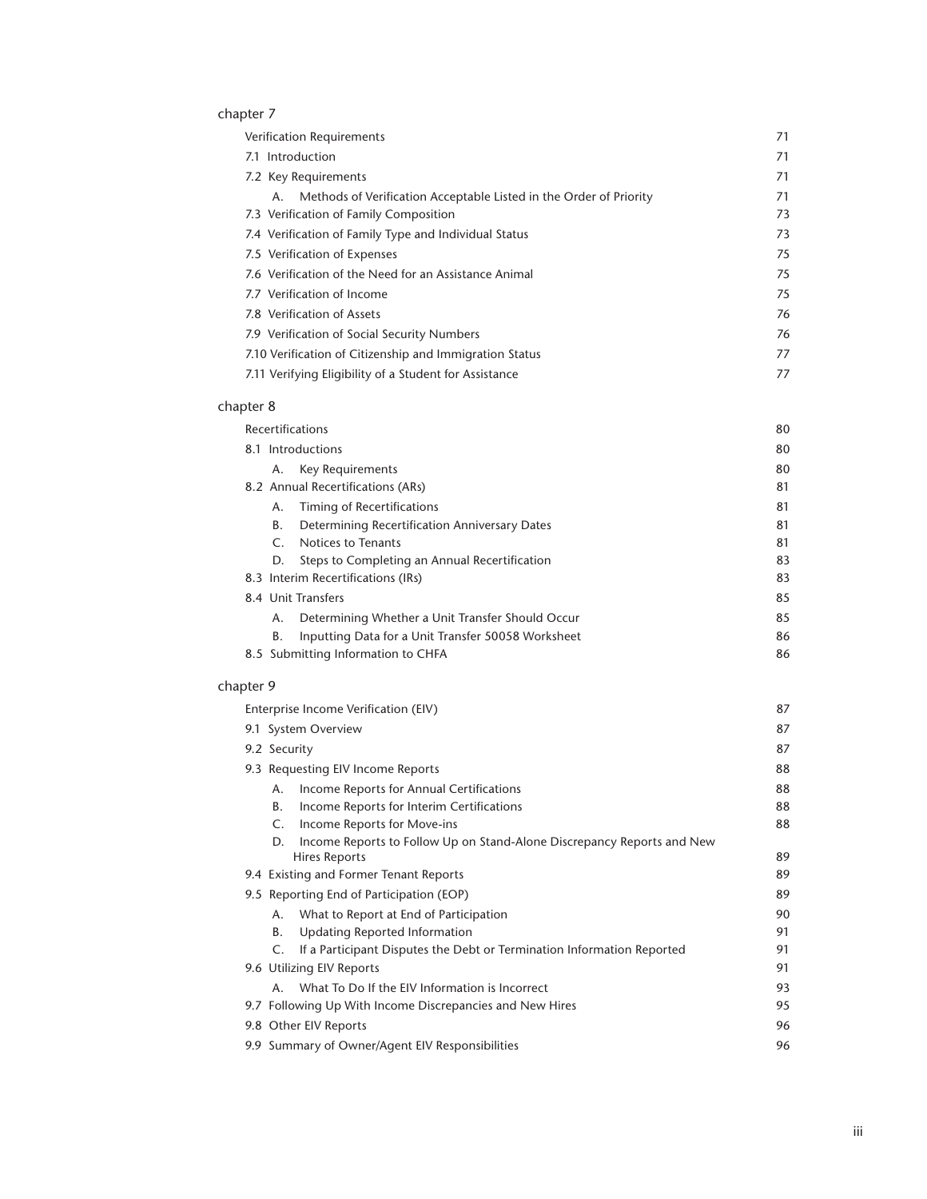chapter 7

| | |
|---|---|
| Verification Requirements | 71 |
| 7.1 Introduction | 71 |
| 7.2 Key Requirements | 71 |
| A. Methods of Verification Acceptable Listed in the Order of Priority | 71 |
| 7.3 Verification of Family Composition | 73 |
| 7.4 Verification of Family Type and Individual Status | 73 |
| 7.5 Verification of Expenses | 75 |
| 7.6 Verification of the Need for an Assistance Animal | 75 |
| 7.7 Verification of Income | 75 |
| 7.8 Verification of Assets | 76 |
| 7.9 Verification of Social Security Numbers | 76 |
| 7.10 Verification of Citizenship and Immigration Status | 77 |
| 7.11 Verifying Eligibility of a Student for Assistance | 77 |

chapter 8

| | |
|---|---|
| Recertifications | 80 |
| 8.1 Introductions | 80 |
| A. Key Requirements | 80 |
| 8.2 Annual Recertifications (ARs) | 81 |
| A. Timing of Recertifications | 81 |
| B. Determining Recertification Anniversary Dates | 81 |
| C. Notices to Tenants | 81 |
| D. Steps to Completing an Annual Recertification | 83 |
| 8.3 Interim Recertifications (IRs) | 83 |
| 8.4 Unit Transfers | 85 |
| A. Determining Whether a Unit Transfer Should Occur | 85 |
| B. Inputting Data for a Unit Transfer 50058 Worksheet | 86 |
| 8.5 Submitting Information to CHFA | 86 |

chapter 9

| | |
|---|---|
| Enterprise Income Verification (EIV) | 87 |
| 9.1 System Overview | 87 |
| 9.2 Security | 87 |
| 9.3 Requesting EIV Income Reports | 88 |
| A. Income Reports for Annual Certifications | 88 |
| B. Income Reports for Interim Certifications | 88 |
| C. Income Reports for Move-ins | 88 |
| D. Income Reports to Follow Up on Stand-Alone Discrepancy Reports and New Hires Reports | 89 |
| 9.4 Existing and Former Tenant Reports | 89 |
| 9.5 Reporting End of Participation (EOP) | 89 |
| A. What to Report at End of Participation | 90 |
| B. Updating Reported Information | 91 |
| C. If a Participant Disputes the Debt or Termination Information Reported | 91 |
| 9.6 Utilizing EIV Reports | 91 |
| A. What To Do If the EIV Information is Incorrect | 93 |
| 9.7 Following Up With Income Discrepancies and New Hires | 95 |
| 9.8 Other EIV Reports | 96 |
| 9.9 Summary of Owner/Agent EIV Responsibilities | 96 |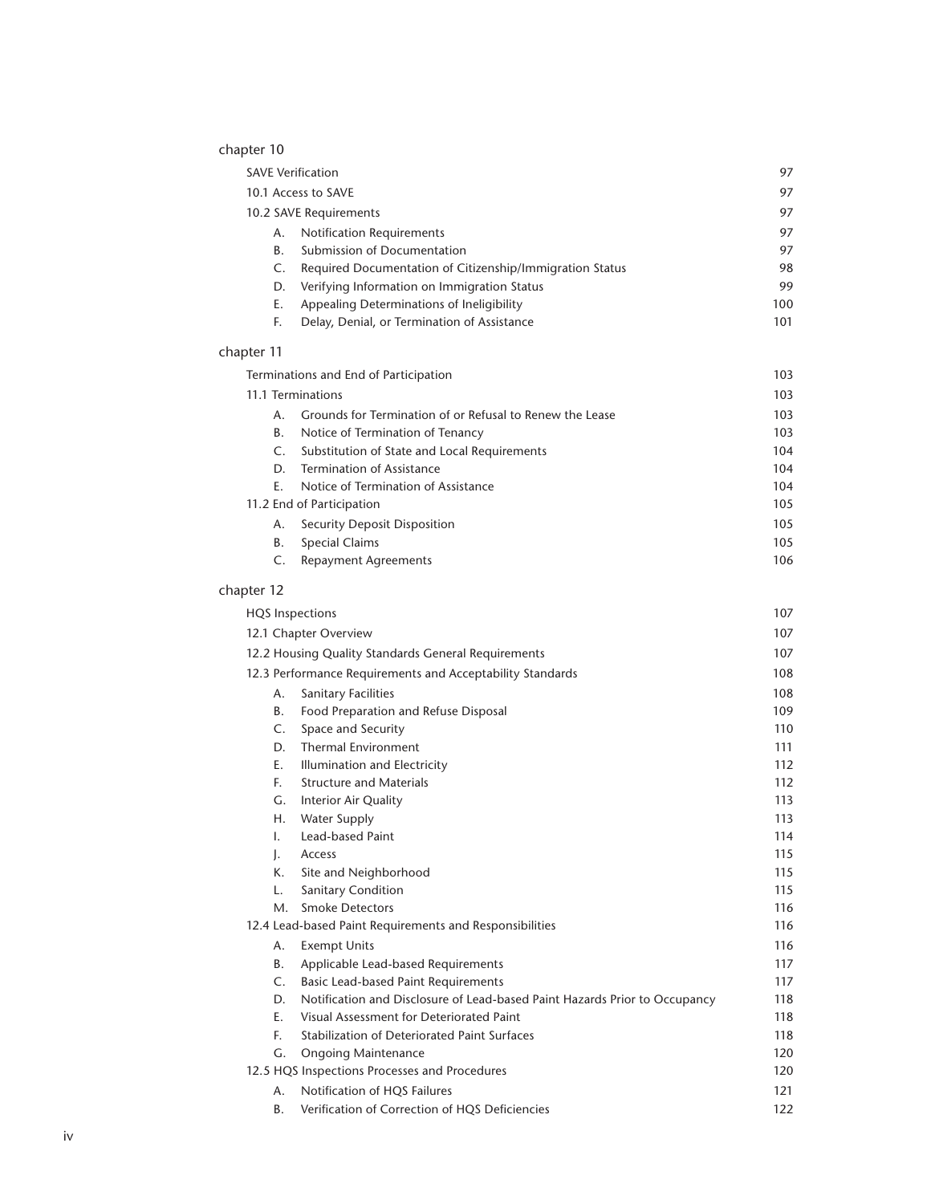chapter 10

| | |
|---|---|
| SAVE Verification | 97 |
| 10.1 Access to SAVE | 97 |
| 10.2 SAVE Requirements | 97 |
| A. Notification Requirements | 97 |
| B. Submission of Documentation | 97 |
| C. Required Documentation of Citizenship/Immigration Status | 98 |
| D. Verifying Information on Immigration Status | 99 |
| E. Appealing Determinations of Ineligibility | 100 |
| F. Delay, Denial, or Termination of Assistance | 101 |

chapter 11

| | |
|---|---|
| Terminations and End of Participation | 103 |
| 11.1 Terminations | 103 |
| A. Grounds for Termination of or Refusal to Renew the Lease | 103 |
| B. Notice of Termination of Tenancy | 103 |
| C. Substitution of State and Local Requirements | 104 |
| D. Termination of Assistance | 104 |
| E. Notice of Termination of Assistance | 104 |
| 11.2 End of Participation | 105 |
| A. Security Deposit Disposition | 105 |
| B. Special Claims | 105 |
| C. Repayment Agreements | 106 |

chapter 12

| | |
|---|---|
| HQS Inspections | 107 |
| 12.1 Chapter Overview | 107 |
| 12.2 Housing Quality Standards General Requirements | 107 |
| 12.3 Performance Requirements and Acceptability Standards | 108 |
| A. Sanitary Facilities | 108 |
| B. Food Preparation and Refuse Disposal | 109 |
| C. Space and Security | 110 |
| D. Thermal Environment | 111 |
| E. Illumination and Electricity | 112 |
| F. Structure and Materials | 112 |
| G. Interior Air Quality | 113 |
| H. Water Supply | 113 |
| I. Lead-based Paint | 114 |
| J. Access | 115 |
| K. Site and Neighborhood | 115 |
| L. Sanitary Condition | 115 |
| M. Smoke Detectors | 116 |
| 12.4 Lead-based Paint Requirements and Responsibilities | 116 |
| A. Exempt Units | 116 |
| B. Applicable Lead-based Requirements | 117 |
| C. Basic Lead-based Paint Requirements | 117 |
| D. Notification and Disclosure of Lead-based Paint Hazards Prior to Occupancy | 118 |
| E. Visual Assessment for Deteriorated Paint | 118 |
| F. Stabilization of Deteriorated Paint Surfaces | 118 |
| G. Ongoing Maintenance | 120 |
| 12.5 HQS Inspections Processes and Procedures | 120 |
| A. Notification of HQS Failures | 121 |
| B. Verification of Correction of HQS Deficiencies | 122 |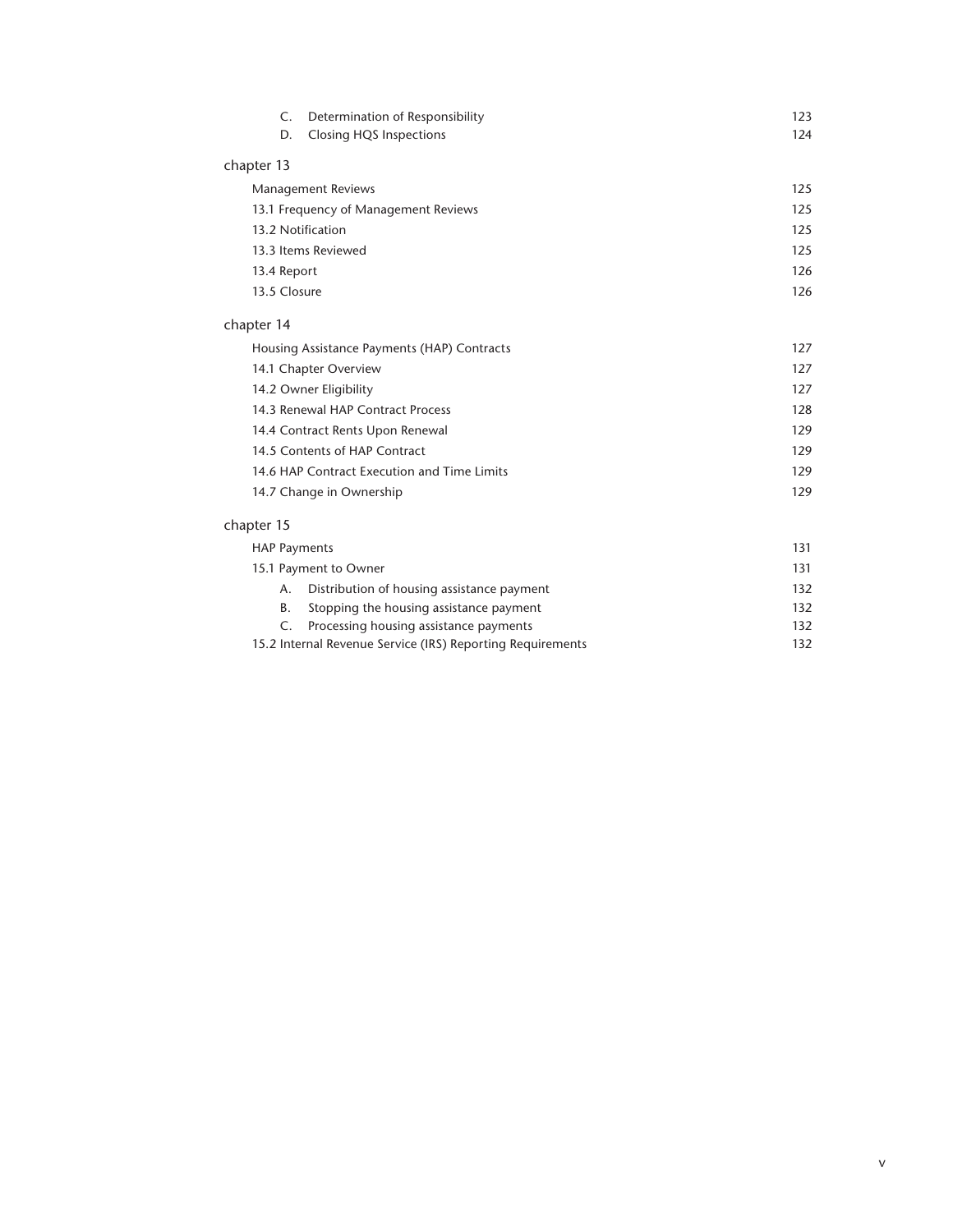| | |
|---|---|
| C. Determination of Responsibility | 123 |
| D. Closing HQS Inspections | 124 |

chapter 13

| | |
|---|---|
| Management Reviews | 125 |
| 13.1 Frequency of Management Reviews | 125 |
| 13.2 Notification | 125 |
| 13.3 Items Reviewed | 125 |
| 13.4 Report | 126 |
| 13.5 Closure | 126 |

chapter 14

| | |
|---|---|
| Housing Assistance Payments (HAP) Contracts | 127 |
| 14.1 Chapter Overview | 127 |
| 14.2 Owner Eligibility | 127 |
| 14.3 Renewal HAP Contract Process | 128 |
| 14.4 Contract Rents Upon Renewal | 129 |
| 14.5 Contents of HAP Contract | 129 |
| 14.6 HAP Contract Execution and Time Limits | 129 |
| 14.7 Change in Ownership | 129 |

chapter 15

| | |
|---|---|
| HAP Payments | 131 |
| 15.1 Payment to Owner | 131 |
| A. Distribution of housing assistance payment | 132 |
| B. Stopping the housing assistance payment | 132 |
| C. Processing housing assistance payments | 132 |
| 15.2 Internal Revenue Service (IRS) Reporting Requirements | 132 |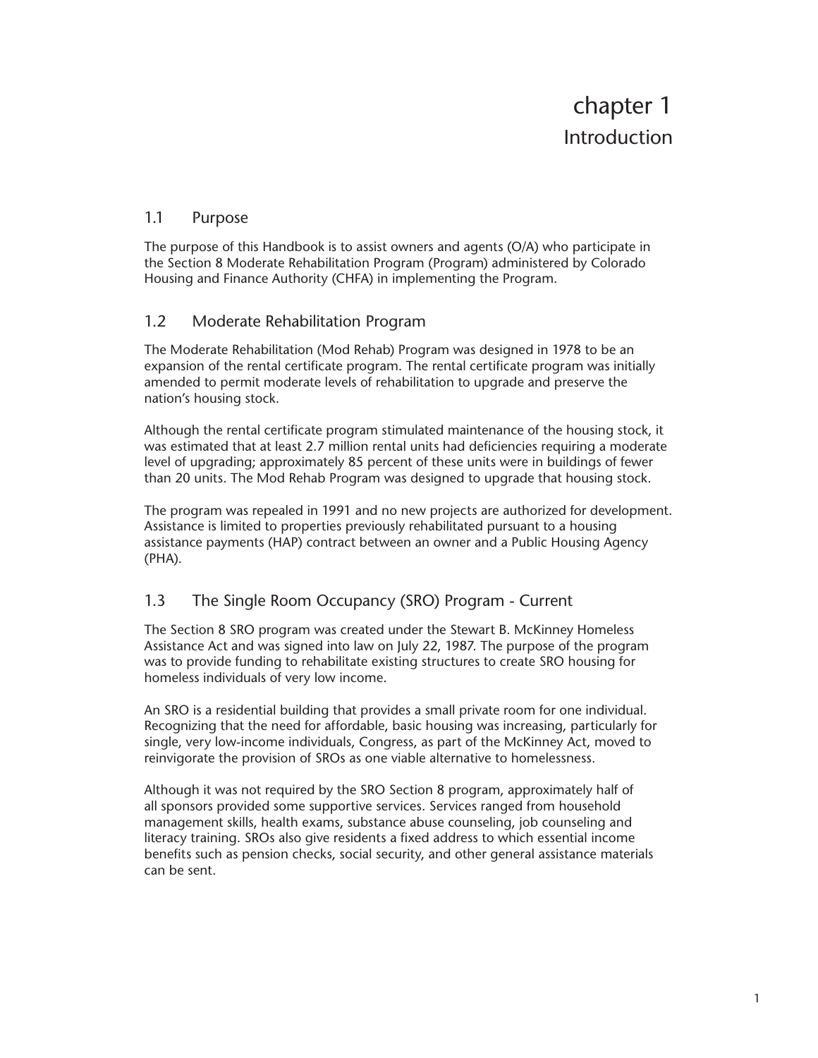# chapter 1
## Introduction

### 1.1 Purpose

The purpose of this Handbook is to assist owners and agents (O/A) who participate in the Section 8 Moderate Rehabilitation Program (Program) administered by Colorado Housing and Finance Authority (CHFA) in implementing the Program.

### 1.2 Moderate Rehabilitation Program

The Moderate Rehabilitation (Mod Rehab) Program was designed in 1978 to be an expansion of the rental certificate program. The rental certificate program was initially amended to permit moderate levels of rehabilitation to upgrade and preserve the nation's housing stock.

Although the rental certificate program stimulated maintenance of the housing stock, it was estimated that at least 2.7 million rental units had deficiencies requiring a moderate level of upgrading; approximately 85 percent of these units were in buildings of fewer than 20 units. The Mod Rehab Program was designed to upgrade that housing stock.

The program was repealed in 1991 and no new projects are authorized for development. Assistance is limited to properties previously rehabilitated pursuant to a housing assistance payments (HAP) contract between an owner and a Public Housing Agency (PHA).

### 1.3 The Single Room Occupancy (SRO) Program - Current

The Section 8 SRO program was created under the Stewart B. McKinney Homeless Assistance Act and was signed into law on July 22, 1987. The purpose of the program was to provide funding to rehabilitate existing structures to create SRO housing for homeless individuals of very low income.

An SRO is a residential building that provides a small private room for one individual. Recognizing that the need for affordable, basic housing was increasing, particularly for single, very low-income individuals, Congress, as part of the McKinney Act, moved to reinvigorate the provision of SROs as one viable alternative to homelessness.

Although it was not required by the SRO Section 8 program, approximately half of all sponsors provided some supportive services. Services ranged from household management skills, health exams, substance abuse counseling, job counseling and literacy training. SROs also give residents a fixed address to which essential income benefits such as pension checks, social security, and other general assistance materials can be sent.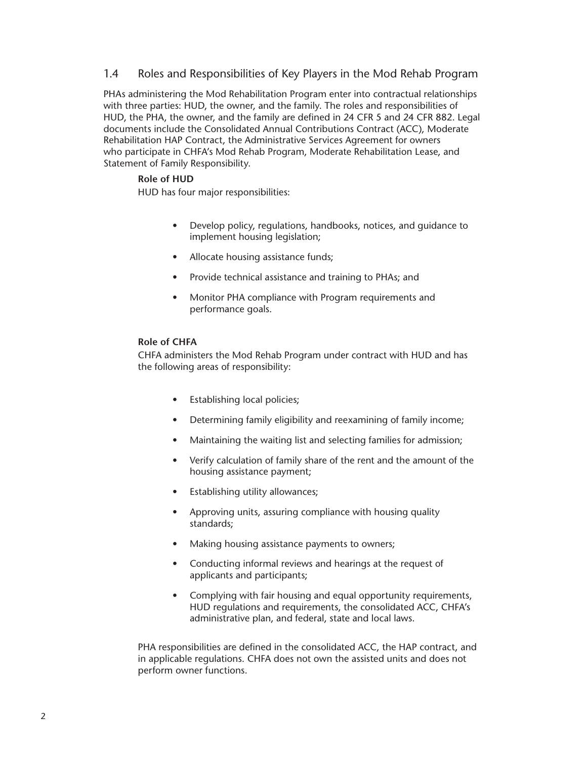## 1.4 Roles and Responsibilities of Key Players in the Mod Rehab Program

PHAs administering the Mod Rehabilitation Program enter into contractual relationships with three parties: HUD, the owner, and the family. The roles and responsibilities of HUD, the PHA, the owner, and the family are defined in 24 CFR 5 and 24 CFR 882. Legal documents include the Consolidated Annual Contributions Contract (ACC), Moderate Rehabilitation HAP Contract, the Administrative Services Agreement for owners who participate in CHFA's Mod Rehab Program, Moderate Rehabilitation Lease, and Statement of Family Responsibility.

**Role of HUD**

HUD has four major responsibilities:

- Develop policy, regulations, handbooks, notices, and guidance to implement housing legislation;
- Allocate housing assistance funds;
- Provide technical assistance and training to PHAs; and
- Monitor PHA compliance with Program requirements and performance goals.

**Role of CHFA**

CHFA administers the Mod Rehab Program under contract with HUD and has the following areas of responsibility:

- Establishing local policies;
- Determining family eligibility and reexamining of family income;
- Maintaining the waiting list and selecting families for admission;
- Verify calculation of family share of the rent and the amount of the housing assistance payment;
- Establishing utility allowances;
- Approving units, assuring compliance with housing quality standards;
- Making housing assistance payments to owners;
- Conducting informal reviews and hearings at the request of applicants and participants;
- Complying with fair housing and equal opportunity requirements, HUD regulations and requirements, the consolidated ACC, CHFA's administrative plan, and federal, state and local laws.

PHA responsibilities are defined in the consolidated ACC, the HAP contract, and in applicable regulations. CHFA does not own the assisted units and does not perform owner functions.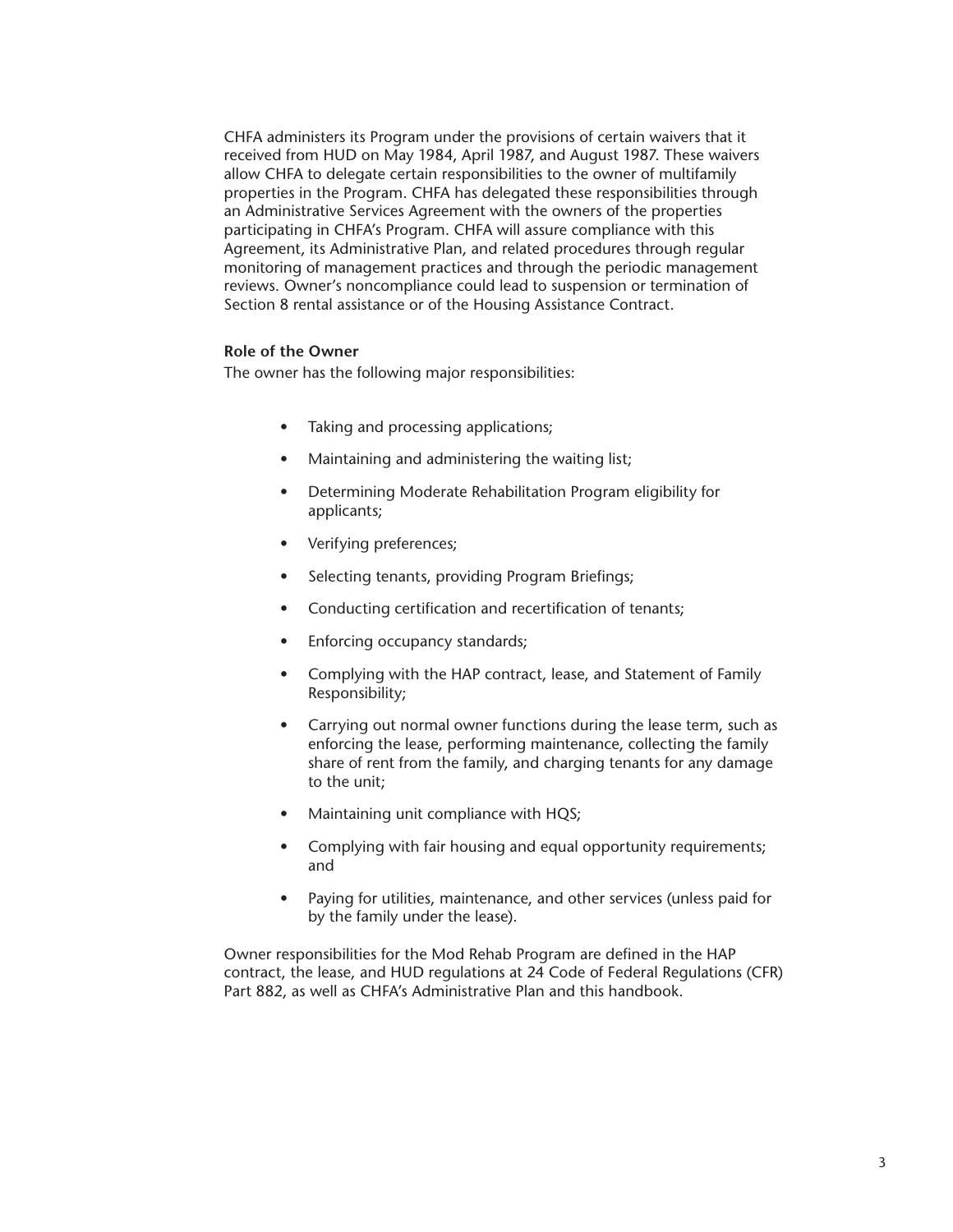CHFA administers its Program under the provisions of certain waivers that it received from HUD on May 1984, April 1987, and August 1987. These waivers allow CHFA to delegate certain responsibilities to the owner of multifamily properties in the Program. CHFA has delegated these responsibilities through an Administrative Services Agreement with the owners of the properties participating in CHFA's Program. CHFA will assure compliance with this Agreement, its Administrative Plan, and related procedures through regular monitoring of management practices and through the periodic management reviews. Owner's noncompliance could lead to suspension or termination of Section 8 rental assistance or of the Housing Assistance Contract.

**Role of the Owner**

The owner has the following major responsibilities:

- Taking and processing applications;
- Maintaining and administering the waiting list;
- Determining Moderate Rehabilitation Program eligibility for applicants;
- Verifying preferences;
- Selecting tenants, providing Program Briefings;
- Conducting certification and recertification of tenants;
- Enforcing occupancy standards;
- Complying with the HAP contract, lease, and Statement of Family Responsibility;
- Carrying out normal owner functions during the lease term, such as enforcing the lease, performing maintenance, collecting the family share of rent from the family, and charging tenants for any damage to the unit;
- Maintaining unit compliance with HQS;
- Complying with fair housing and equal opportunity requirements; and
- Paying for utilities, maintenance, and other services (unless paid for by the family under the lease).

Owner responsibilities for the Mod Rehab Program are defined in the HAP contract, the lease, and HUD regulations at 24 Code of Federal Regulations (CFR) Part 882, as well as CHFA's Administrative Plan and this handbook.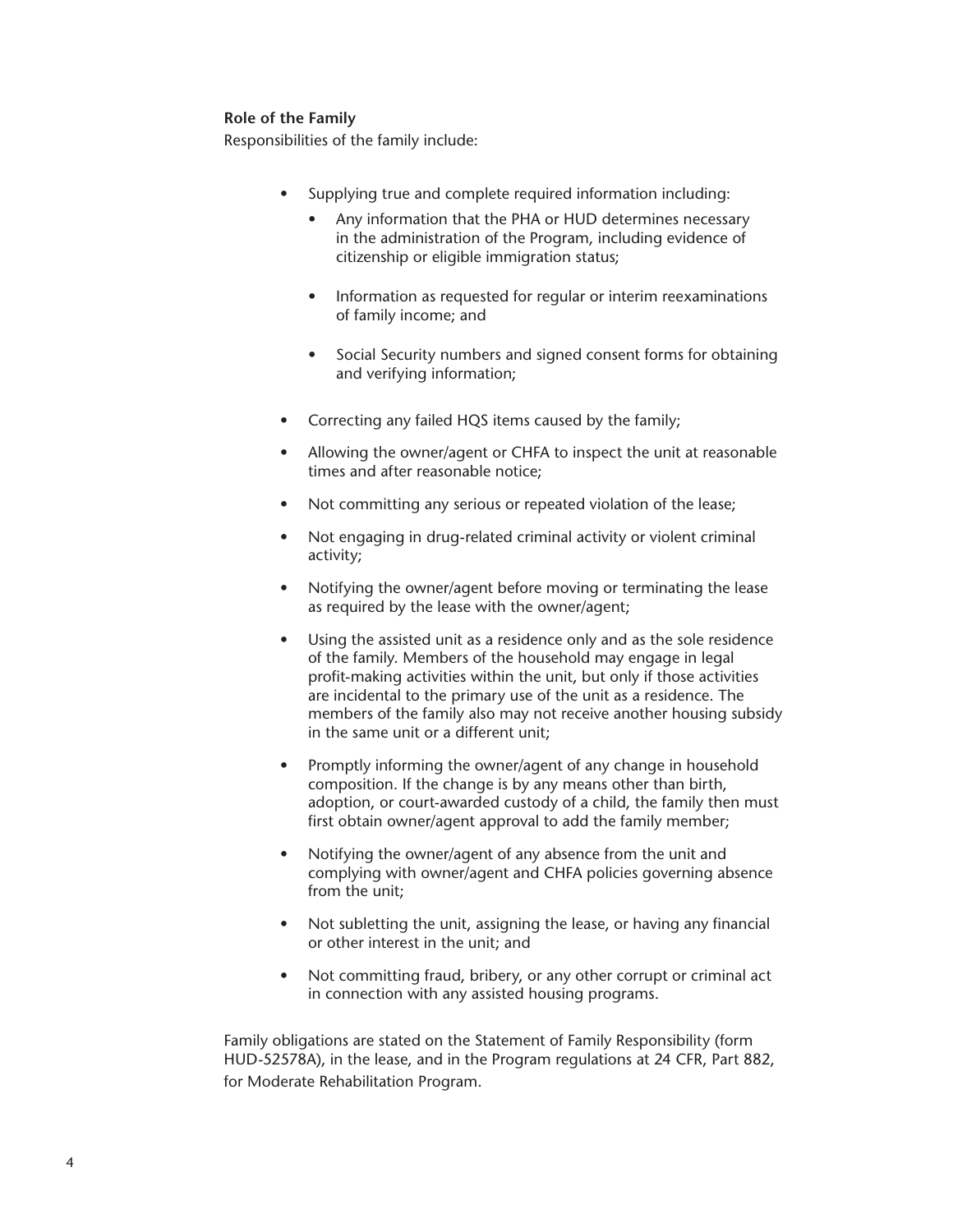**Role of the Family**

Responsibilities of the family include:

- Supplying true and complete required information including:
  - Any information that the PHA or HUD determines necessary in the administration of the Program, including evidence of citizenship or eligible immigration status;
  - Information as requested for regular or interim reexaminations of family income; and
  - Social Security numbers and signed consent forms for obtaining and verifying information;
- Correcting any failed HQS items caused by the family;
- Allowing the owner/agent or CHFA to inspect the unit at reasonable times and after reasonable notice;
- Not committing any serious or repeated violation of the lease;
- Not engaging in drug-related criminal activity or violent criminal activity;
- Notifying the owner/agent before moving or terminating the lease as required by the lease with the owner/agent;
- Using the assisted unit as a residence only and as the sole residence of the family. Members of the household may engage in legal profit-making activities within the unit, but only if those activities are incidental to the primary use of the unit as a residence. The members of the family also may not receive another housing subsidy in the same unit or a different unit;
- Promptly informing the owner/agent of any change in household composition. If the change is by any means other than birth, adoption, or court-awarded custody of a child, the family then must first obtain owner/agent approval to add the family member;
- Notifying the owner/agent of any absence from the unit and complying with owner/agent and CHFA policies governing absence from the unit;
- Not subletting the unit, assigning the lease, or having any financial or other interest in the unit; and
- Not committing fraud, bribery, or any other corrupt or criminal act in connection with any assisted housing programs.

Family obligations are stated on the Statement of Family Responsibility (form HUD-52578A), in the lease, and in the Program regulations at 24 CFR, Part 882, for Moderate Rehabilitation Program.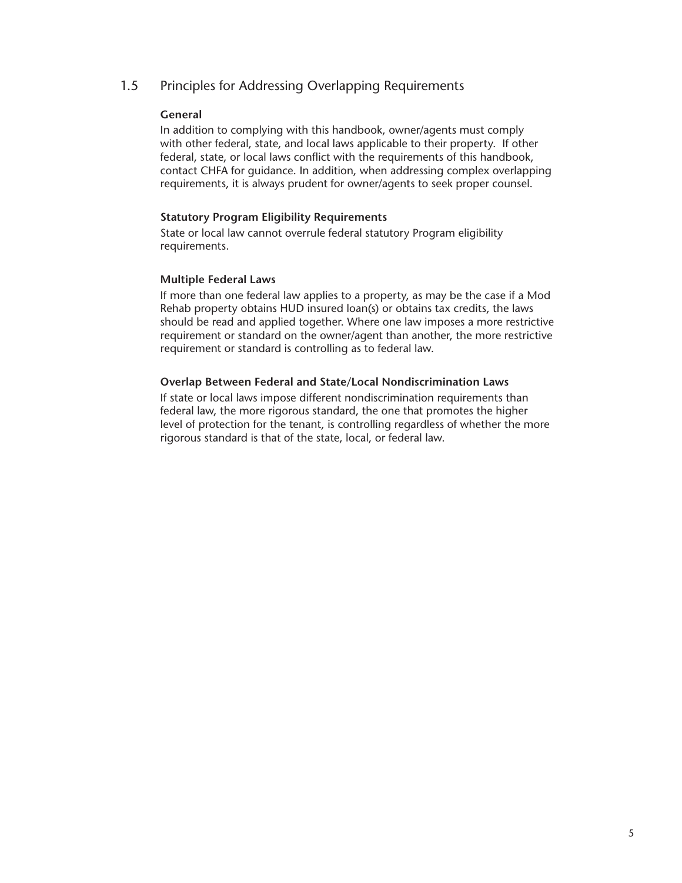## 1.5 Principles for Addressing Overlapping Requirements

### General

In addition to complying with this handbook, owner/agents must comply with other federal, state, and local laws applicable to their property. If other federal, state, or local laws conflict with the requirements of this handbook, contact CHFA for guidance. In addition, when addressing complex overlapping requirements, it is always prudent for owner/agents to seek proper counsel.

### Statutory Program Eligibility Requirements

State or local law cannot overrule federal statutory Program eligibility requirements.

### Multiple Federal Laws

If more than one federal law applies to a property, as may be the case if a Mod Rehab property obtains HUD insured loan(s) or obtains tax credits, the laws should be read and applied together. Where one law imposes a more restrictive requirement or standard on the owner/agent than another, the more restrictive requirement or standard is controlling as to federal law.

### Overlap Between Federal and State/Local Nondiscrimination Laws

If state or local laws impose different nondiscrimination requirements than federal law, the more rigorous standard, the one that promotes the higher level of protection for the tenant, is controlling regardless of whether the more rigorous standard is that of the state, local, or federal law.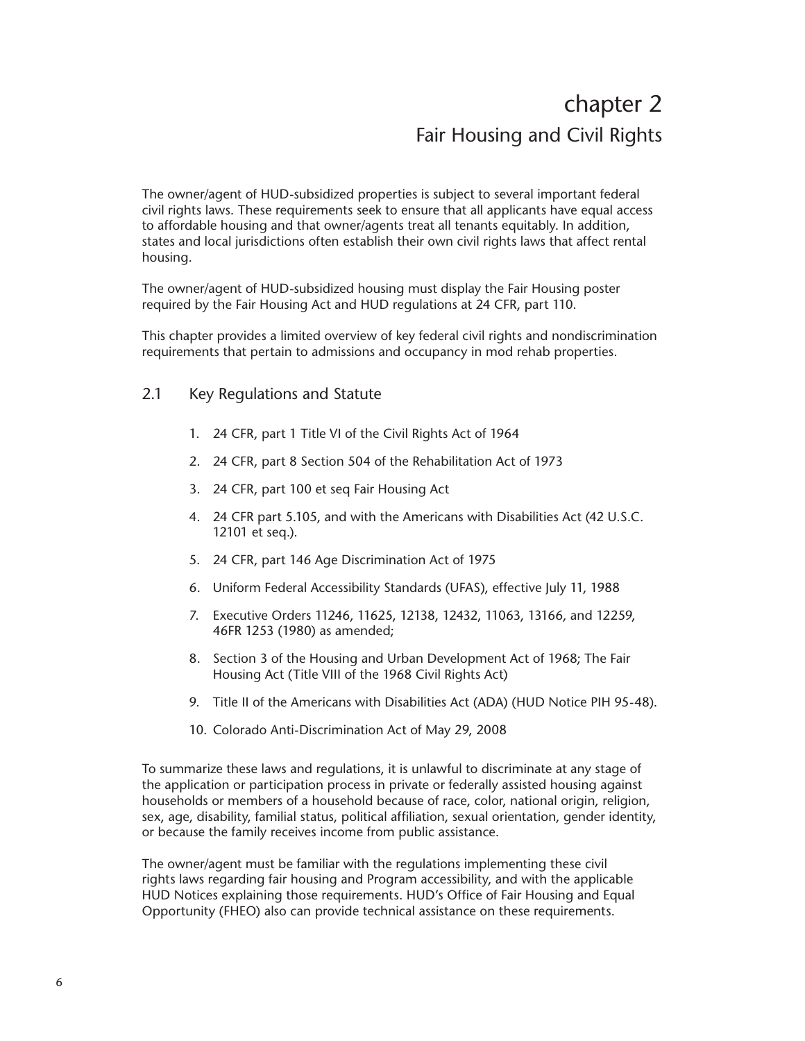# chapter 2
## Fair Housing and Civil Rights

The owner/agent of HUD-subsidized properties is subject to several important federal civil rights laws. These requirements seek to ensure that all applicants have equal access to affordable housing and that owner/agents treat all tenants equitably. In addition, states and local jurisdictions often establish their own civil rights laws that affect rental housing.

The owner/agent of HUD-subsidized housing must display the Fair Housing poster required by the Fair Housing Act and HUD regulations at 24 CFR, part 110.

This chapter provides a limited overview of key federal civil rights and nondiscrimination requirements that pertain to admissions and occupancy in mod rehab properties.

### 2.1 Key Regulations and Statute

1. 24 CFR, part 1 Title VI of the Civil Rights Act of 1964
2. 24 CFR, part 8 Section 504 of the Rehabilitation Act of 1973
3. 24 CFR, part 100 et seq Fair Housing Act
4. 24 CFR part 5.105, and with the Americans with Disabilities Act (42 U.S.C. 12101 et seq.).
5. 24 CFR, part 146 Age Discrimination Act of 1975
6. Uniform Federal Accessibility Standards (UFAS), effective July 11, 1988
7. Executive Orders 11246, 11625, 12138, 12432, 11063, 13166, and 12259, 46FR 1253 (1980) as amended;
8. Section 3 of the Housing and Urban Development Act of 1968; The Fair Housing Act (Title VIII of the 1968 Civil Rights Act)
9. Title II of the Americans with Disabilities Act (ADA) (HUD Notice PIH 95-48).
10. Colorado Anti-Discrimination Act of May 29, 2008

To summarize these laws and regulations, it is unlawful to discriminate at any stage of the application or participation process in private or federally assisted housing against households or members of a household because of race, color, national origin, religion, sex, age, disability, familial status, political affiliation, sexual orientation, gender identity, or because the family receives income from public assistance.

The owner/agent must be familiar with the regulations implementing these civil rights laws regarding fair housing and Program accessibility, and with the applicable HUD Notices explaining those requirements. HUD's Office of Fair Housing and Equal Opportunity (FHEO) also can provide technical assistance on these requirements.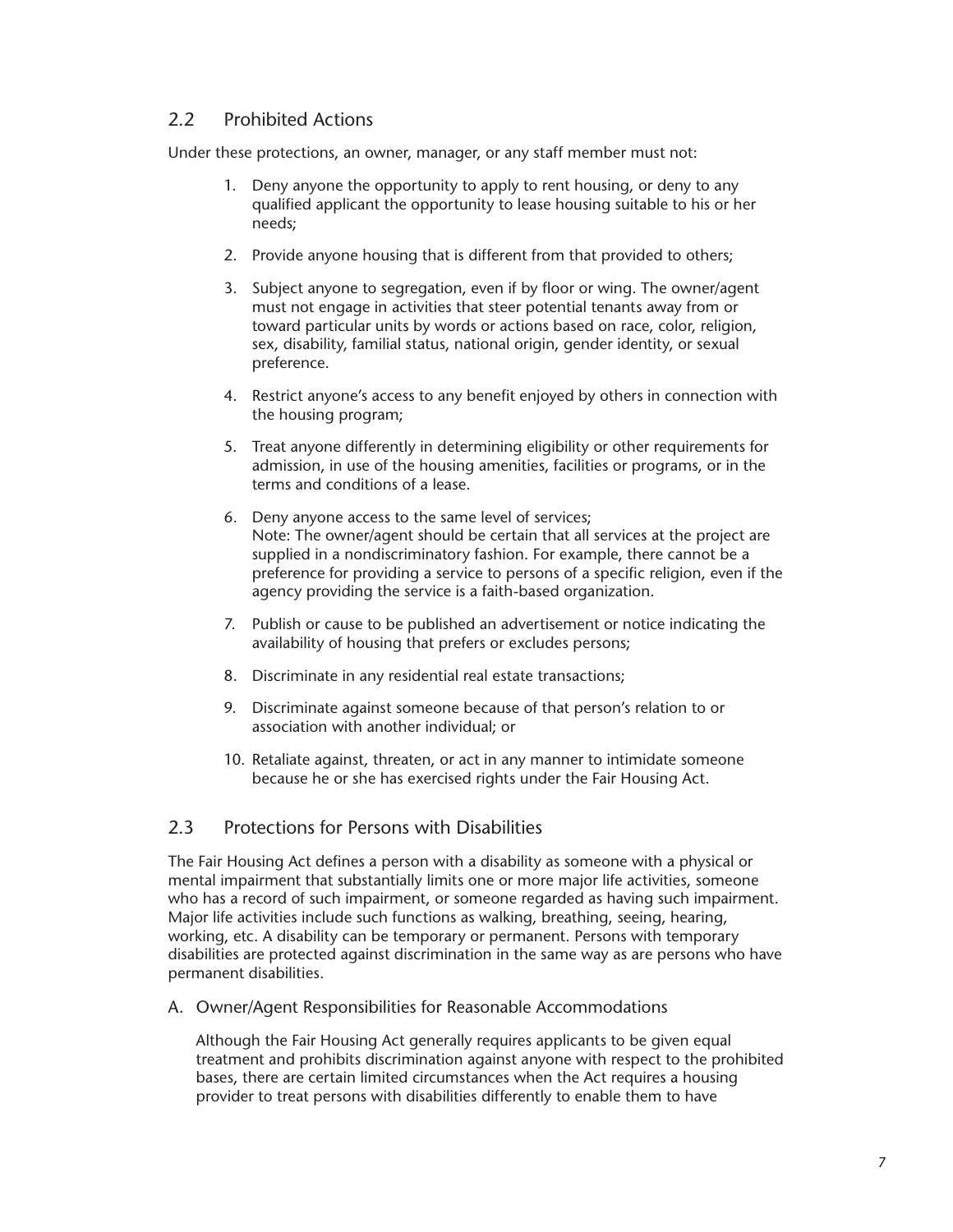## 2.2 Prohibited Actions

Under these protections, an owner, manager, or any staff member must not:

1. Deny anyone the opportunity to apply to rent housing, or deny to any qualified applicant the opportunity to lease housing suitable to his or her needs;
2. Provide anyone housing that is different from that provided to others;
3. Subject anyone to segregation, even if by floor or wing. The owner/agent must not engage in activities that steer potential tenants away from or toward particular units by words or actions based on race, color, religion, sex, disability, familial status, national origin, gender identity, or sexual preference.
4. Restrict anyone's access to any benefit enjoyed by others in connection with the housing program;
5. Treat anyone differently in determining eligibility or other requirements for admission, in use of the housing amenities, facilities or programs, or in the terms and conditions of a lease.
6. Deny anyone access to the same level of services;
   Note: The owner/agent should be certain that all services at the project are supplied in a nondiscriminatory fashion. For example, there cannot be a preference for providing a service to persons of a specific religion, even if the agency providing the service is a faith-based organization.
7. Publish or cause to be published an advertisement or notice indicating the availability of housing that prefers or excludes persons;
8. Discriminate in any residential real estate transactions;
9. Discriminate against someone because of that person's relation to or association with another individual; or
10. Retaliate against, threaten, or act in any manner to intimidate someone because he or she has exercised rights under the Fair Housing Act.

## 2.3 Protections for Persons with Disabilities

The Fair Housing Act defines a person with a disability as someone with a physical or mental impairment that substantially limits one or more major life activities, someone who has a record of such impairment, or someone regarded as having such impairment. Major life activities include such functions as walking, breathing, seeing, hearing, working, etc. A disability can be temporary or permanent. Persons with temporary disabilities are protected against discrimination in the same way as are persons who have permanent disabilities.

### A. Owner/Agent Responsibilities for Reasonable Accommodations

Although the Fair Housing Act generally requires applicants to be given equal treatment and prohibits discrimination against anyone with respect to the prohibited bases, there are certain limited circumstances when the Act requires a housing provider to treat persons with disabilities differently to enable them to have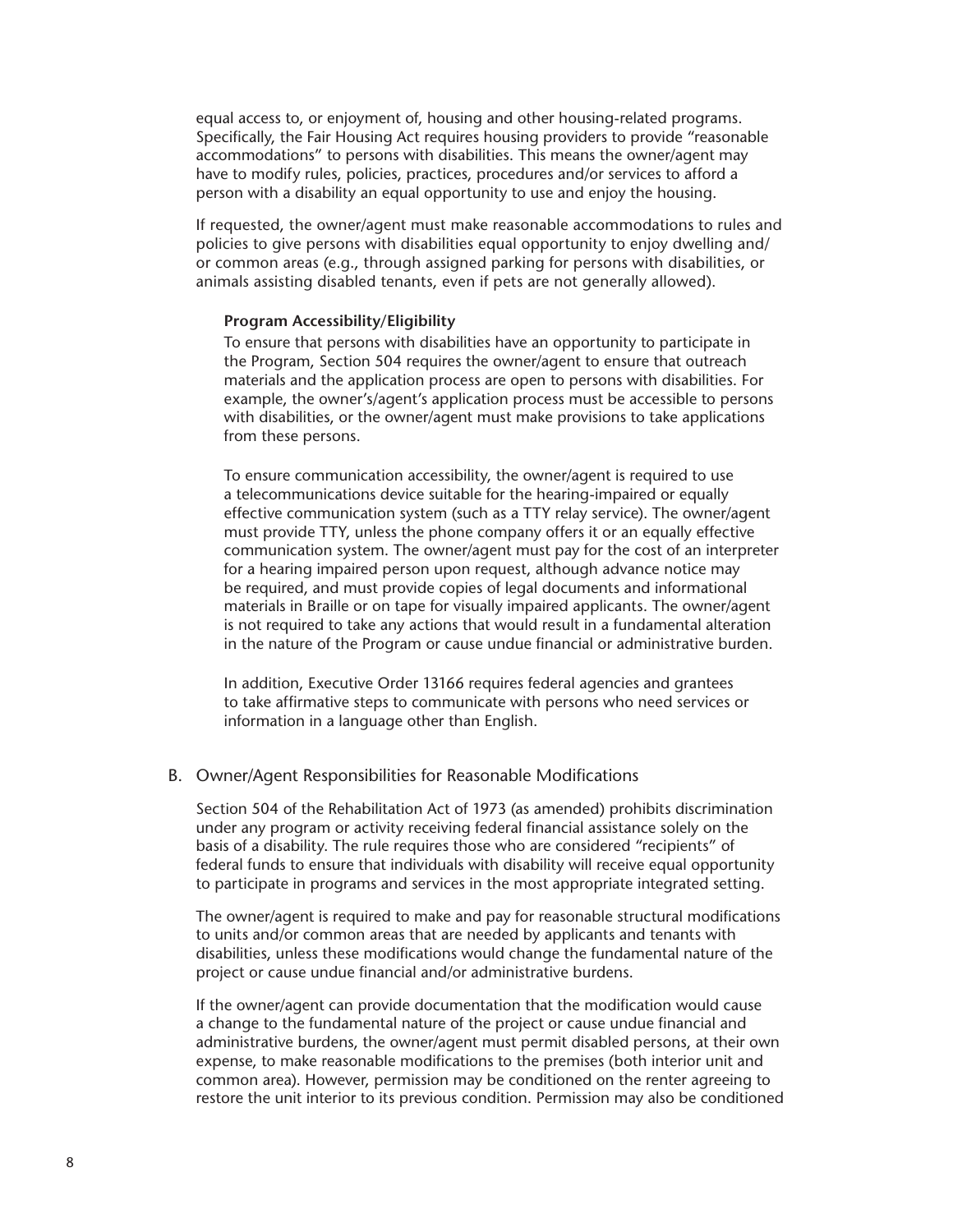equal access to, or enjoyment of, housing and other housing-related programs. Specifically, the Fair Housing Act requires housing providers to provide "reasonable accommodations" to persons with disabilities. This means the owner/agent may have to modify rules, policies, practices, procedures and/or services to afford a person with a disability an equal opportunity to use and enjoy the housing.

If requested, the owner/agent must make reasonable accommodations to rules and policies to give persons with disabilities equal opportunity to enjoy dwelling and/or common areas (e.g., through assigned parking for persons with disabilities, or animals assisting disabled tenants, even if pets are not generally allowed).

**Program Accessibility/Eligibility**

To ensure that persons with disabilities have an opportunity to participate in the Program, Section 504 requires the owner/agent to ensure that outreach materials and the application process are open to persons with disabilities. For example, the owner's/agent's application process must be accessible to persons with disabilities, or the owner/agent must make provisions to take applications from these persons.

To ensure communication accessibility, the owner/agent is required to use a telecommunications device suitable for the hearing-impaired or equally effective communication system (such as a TTY relay service). The owner/agent must provide TTY, unless the phone company offers it or an equally effective communication system. The owner/agent must pay for the cost of an interpreter for a hearing impaired person upon request, although advance notice may be required, and must provide copies of legal documents and informational materials in Braille or on tape for visually impaired applicants. The owner/agent is not required to take any actions that would result in a fundamental alteration in the nature of the Program or cause undue financial or administrative burden.

In addition, Executive Order 13166 requires federal agencies and grantees to take affirmative steps to communicate with persons who need services or information in a language other than English.

## B. Owner/Agent Responsibilities for Reasonable Modifications

Section 504 of the Rehabilitation Act of 1973 (as amended) prohibits discrimination under any program or activity receiving federal financial assistance solely on the basis of a disability. The rule requires those who are considered "recipients" of federal funds to ensure that individuals with disability will receive equal opportunity to participate in programs and services in the most appropriate integrated setting.

The owner/agent is required to make and pay for reasonable structural modifications to units and/or common areas that are needed by applicants and tenants with disabilities, unless these modifications would change the fundamental nature of the project or cause undue financial and/or administrative burdens.

If the owner/agent can provide documentation that the modification would cause a change to the fundamental nature of the project or cause undue financial and administrative burdens, the owner/agent must permit disabled persons, at their own expense, to make reasonable modifications to the premises (both interior unit and common area). However, permission may be conditioned on the renter agreeing to restore the unit interior to its previous condition. Permission may also be conditioned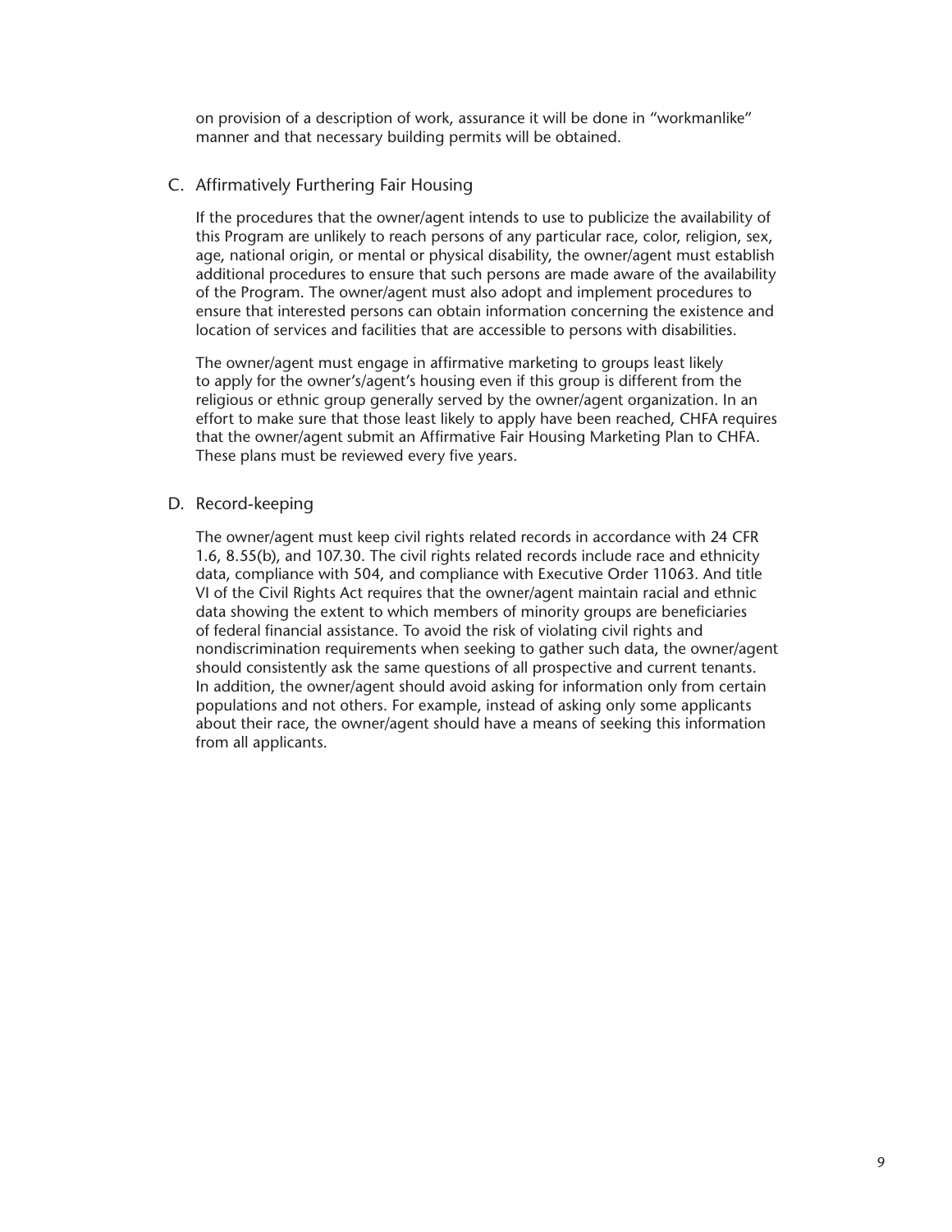on provision of a description of work, assurance it will be done in "workmanlike" manner and that necessary building permits will be obtained.

### C. Affirmatively Furthering Fair Housing

If the procedures that the owner/agent intends to use to publicize the availability of this Program are unlikely to reach persons of any particular race, color, religion, sex, age, national origin, or mental or physical disability, the owner/agent must establish additional procedures to ensure that such persons are made aware of the availability of the Program. The owner/agent must also adopt and implement procedures to ensure that interested persons can obtain information concerning the existence and location of services and facilities that are accessible to persons with disabilities.

The owner/agent must engage in affirmative marketing to groups least likely to apply for the owner's/agent's housing even if this group is different from the religious or ethnic group generally served by the owner/agent organization. In an effort to make sure that those least likely to apply have been reached, CHFA requires that the owner/agent submit an Affirmative Fair Housing Marketing Plan to CHFA. These plans must be reviewed every five years.

### D. Record-keeping

The owner/agent must keep civil rights related records in accordance with 24 CFR 1.6, 8.55(b), and 107.30. The civil rights related records include race and ethnicity data, compliance with 504, and compliance with Executive Order 11063. And title VI of the Civil Rights Act requires that the owner/agent maintain racial and ethnic data showing the extent to which members of minority groups are beneficiaries of federal financial assistance. To avoid the risk of violating civil rights and nondiscrimination requirements when seeking to gather such data, the owner/agent should consistently ask the same questions of all prospective and current tenants. In addition, the owner/agent should avoid asking for information only from certain populations and not others. For example, instead of asking only some applicants about their race, the owner/agent should have a means of seeking this information from all applicants.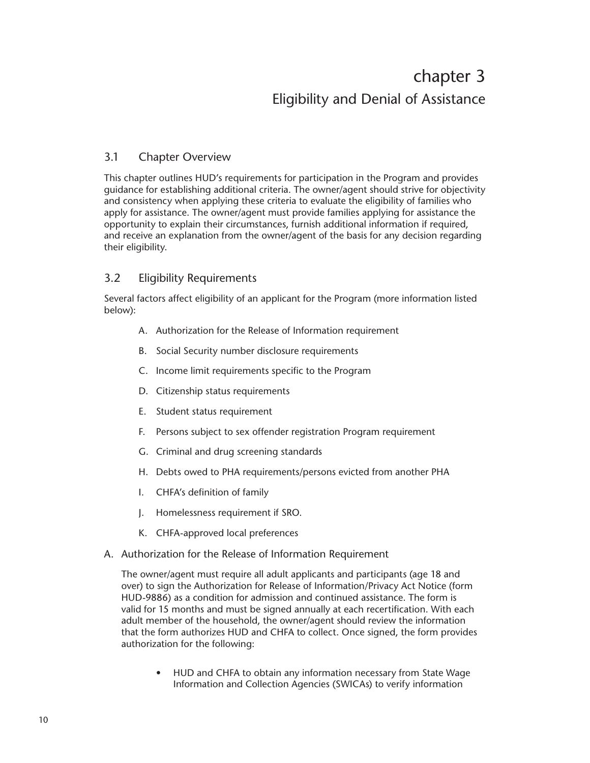# chapter 3
## Eligibility and Denial of Assistance

### 3.1 Chapter Overview

This chapter outlines HUD's requirements for participation in the Program and provides guidance for establishing additional criteria. The owner/agent should strive for objectivity and consistency when applying these criteria to evaluate the eligibility of families who apply for assistance. The owner/agent must provide families applying for assistance the opportunity to explain their circumstances, furnish additional information if required, and receive an explanation from the owner/agent of the basis for any decision regarding their eligibility.

### 3.2 Eligibility Requirements

Several factors affect eligibility of an applicant for the Program (more information listed below):

A. Authorization for the Release of Information requirement

B. Social Security number disclosure requirements

C. Income limit requirements specific to the Program

D. Citizenship status requirements

E. Student status requirement

F. Persons subject to sex offender registration Program requirement

G. Criminal and drug screening standards

H. Debts owed to PHA requirements/persons evicted from another PHA

I. CHFA's definition of family

J. Homelessness requirement if SRO.

K. CHFA-approved local preferences

#### A. Authorization for the Release of Information Requirement

The owner/agent must require all adult applicants and participants (age 18 and over) to sign the Authorization for Release of Information/Privacy Act Notice (form HUD-9886) as a condition for admission and continued assistance. The form is valid for 15 months and must be signed annually at each recertification. With each adult member of the household, the owner/agent should review the information that the form authorizes HUD and CHFA to collect. Once signed, the form provides authorization for the following:

- HUD and CHFA to obtain any information necessary from State Wage Information and Collection Agencies (SWICAs) to verify information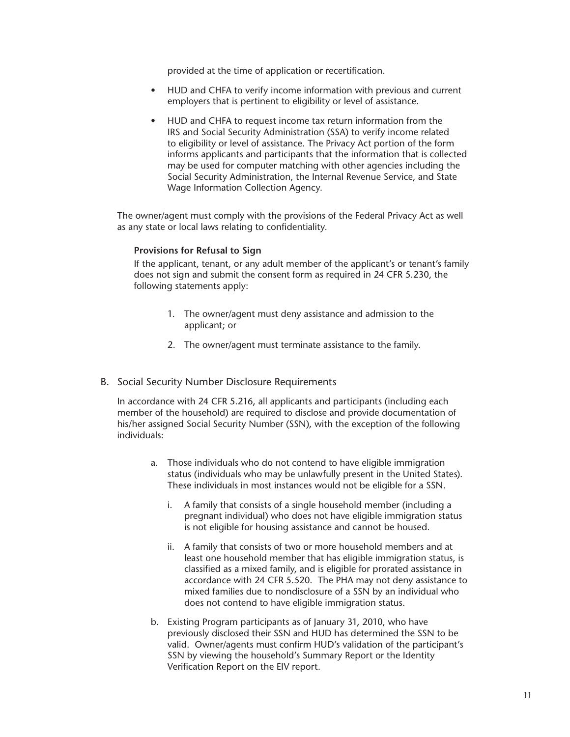provided at the time of application or recertification.

- HUD and CHFA to verify income information with previous and current employers that is pertinent to eligibility or level of assistance.
- HUD and CHFA to request income tax return information from the IRS and Social Security Administration (SSA) to verify income related to eligibility or level of assistance. The Privacy Act portion of the form informs applicants and participants that the information that is collected may be used for computer matching with other agencies including the Social Security Administration, the Internal Revenue Service, and State Wage Information Collection Agency.

The owner/agent must comply with the provisions of the Federal Privacy Act as well as any state or local laws relating to confidentiality.

**Provisions for Refusal to Sign**

If the applicant, tenant, or any adult member of the applicant's or tenant's family does not sign and submit the consent form as required in 24 CFR 5.230, the following statements apply:

1. The owner/agent must deny assistance and admission to the applicant; or
2. The owner/agent must terminate assistance to the family.

B. Social Security Number Disclosure Requirements

In accordance with 24 CFR 5.216, all applicants and participants (including each member of the household) are required to disclose and provide documentation of his/her assigned Social Security Number (SSN), with the exception of the following individuals:

a. Those individuals who do not contend to have eligible immigration status (individuals who may be unlawfully present in the United States). These individuals in most instances would not be eligible for a SSN.

   i. A family that consists of a single household member (including a pregnant individual) who does not have eligible immigration status is not eligible for housing assistance and cannot be housed.

   ii. A family that consists of two or more household members and at least one household member that has eligible immigration status, is classified as a mixed family, and is eligible for prorated assistance in accordance with 24 CFR 5.520. The PHA may not deny assistance to mixed families due to nondisclosure of a SSN by an individual who does not contend to have eligible immigration status.

b. Existing Program participants as of January 31, 2010, who have previously disclosed their SSN and HUD has determined the SSN to be valid. Owner/agents must confirm HUD's validation of the participant's SSN by viewing the household's Summary Report or the Identity Verification Report on the EIV report.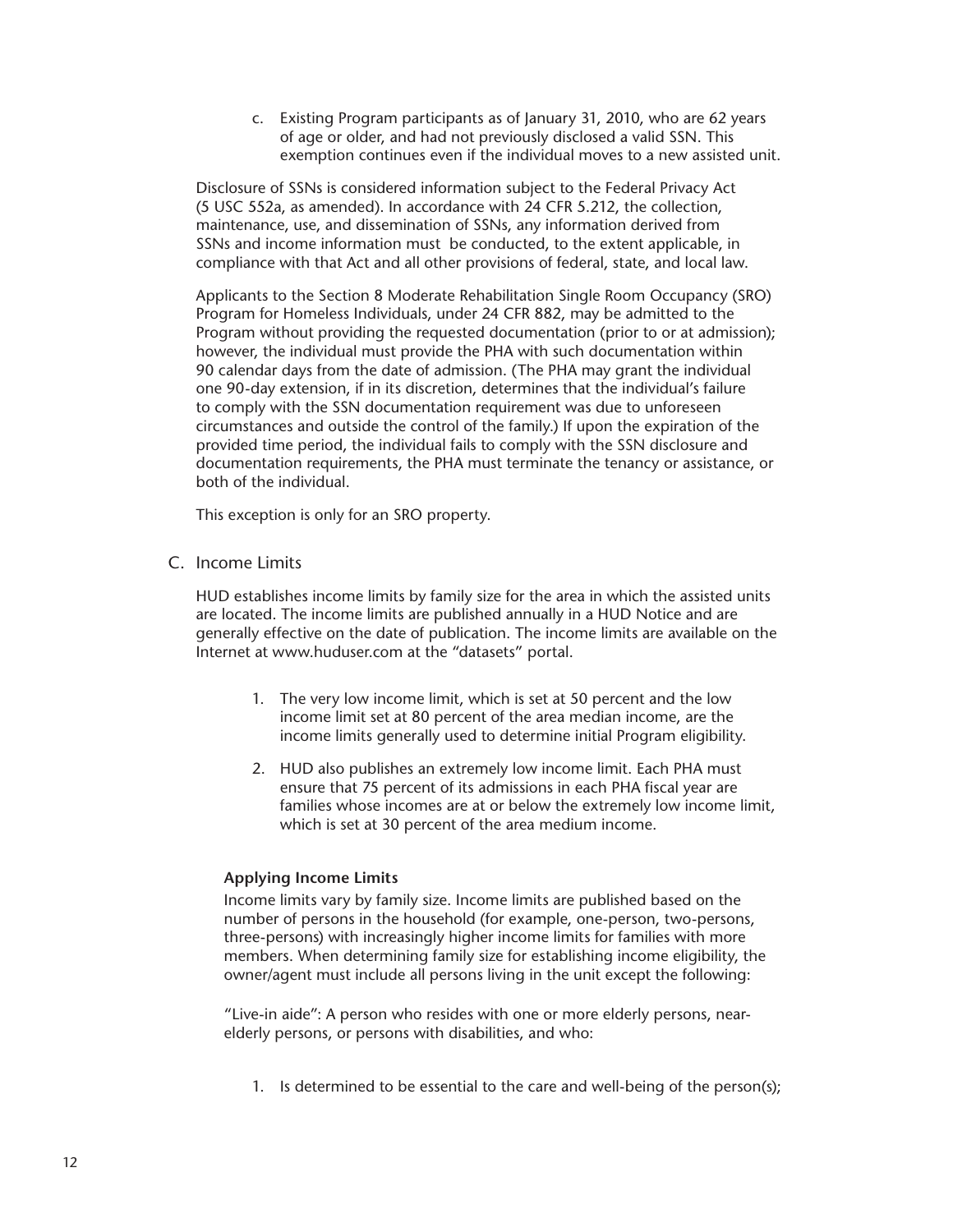c. Existing Program participants as of January 31, 2010, who are 62 years of age or older, and had not previously disclosed a valid SSN. This exemption continues even if the individual moves to a new assisted unit.

Disclosure of SSNs is considered information subject to the Federal Privacy Act (5 USC 552a, as amended). In accordance with 24 CFR 5.212, the collection, maintenance, use, and dissemination of SSNs, any information derived from SSNs and income information must be conducted, to the extent applicable, in compliance with that Act and all other provisions of federal, state, and local law.

Applicants to the Section 8 Moderate Rehabilitation Single Room Occupancy (SRO) Program for Homeless Individuals, under 24 CFR 882, may be admitted to the Program without providing the requested documentation (prior to or at admission); however, the individual must provide the PHA with such documentation within 90 calendar days from the date of admission. (The PHA may grant the individual one 90-day extension, if in its discretion, determines that the individual's failure to comply with the SSN documentation requirement was due to unforeseen circumstances and outside the control of the family.) If upon the expiration of the provided time period, the individual fails to comply with the SSN disclosure and documentation requirements, the PHA must terminate the tenancy or assistance, or both of the individual.

This exception is only for an SRO property.

## C. Income Limits

HUD establishes income limits by family size for the area in which the assisted units are located. The income limits are published annually in a HUD Notice and are generally effective on the date of publication. The income limits are available on the Internet at www.huduser.com at the "datasets" portal.

1. The very low income limit, which is set at 50 percent and the low income limit set at 80 percent of the area median income, are the income limits generally used to determine initial Program eligibility.
2. HUD also publishes an extremely low income limit. Each PHA must ensure that 75 percent of its admissions in each PHA fiscal year are families whose incomes are at or below the extremely low income limit, which is set at 30 percent of the area medium income.

**Applying Income Limits**

Income limits vary by family size. Income limits are published based on the number of persons in the household (for example, one-person, two-persons, three-persons) with increasingly higher income limits for families with more members. When determining family size for establishing income eligibility, the owner/agent must include all persons living in the unit except the following:

"Live-in aide": A person who resides with one or more elderly persons, near-elderly persons, or persons with disabilities, and who:

1. Is determined to be essential to the care and well-being of the person(s);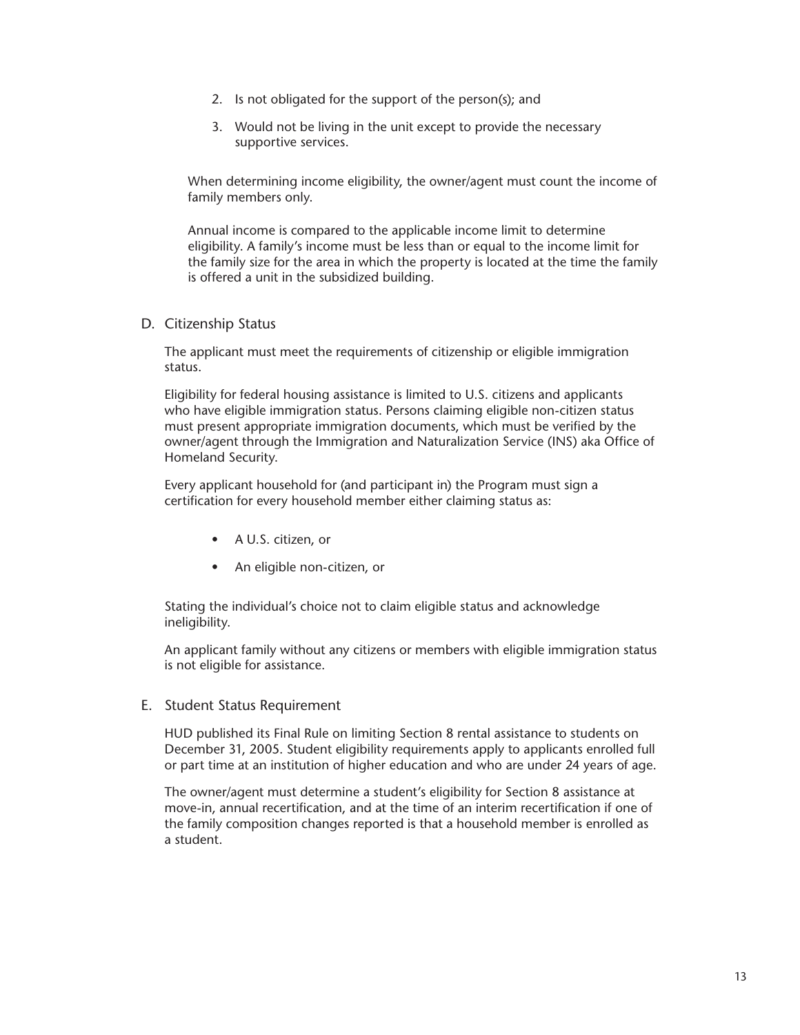2. Is not obligated for the support of the person(s); and
3. Would not be living in the unit except to provide the necessary supportive services.

When determining income eligibility, the owner/agent must count the income of family members only.

Annual income is compared to the applicable income limit to determine eligibility. A family's income must be less than or equal to the income limit for the family size for the area in which the property is located at the time the family is offered a unit in the subsidized building.

D. Citizenship Status

The applicant must meet the requirements of citizenship or eligible immigration status.

Eligibility for federal housing assistance is limited to U.S. citizens and applicants who have eligible immigration status. Persons claiming eligible non-citizen status must present appropriate immigration documents, which must be verified by the owner/agent through the Immigration and Naturalization Service (INS) aka Office of Homeland Security.

Every applicant household for (and participant in) the Program must sign a certification for every household member either claiming status as:

- A U.S. citizen, or
- An eligible non-citizen, or

Stating the individual's choice not to claim eligible status and acknowledge ineligibility.

An applicant family without any citizens or members with eligible immigration status is not eligible for assistance.

E. Student Status Requirement

HUD published its Final Rule on limiting Section 8 rental assistance to students on December 31, 2005. Student eligibility requirements apply to applicants enrolled full or part time at an institution of higher education and who are under 24 years of age.

The owner/agent must determine a student's eligibility for Section 8 assistance at move-in, annual recertification, and at the time of an interim recertification if one of the family composition changes reported is that a household member is enrolled as a student.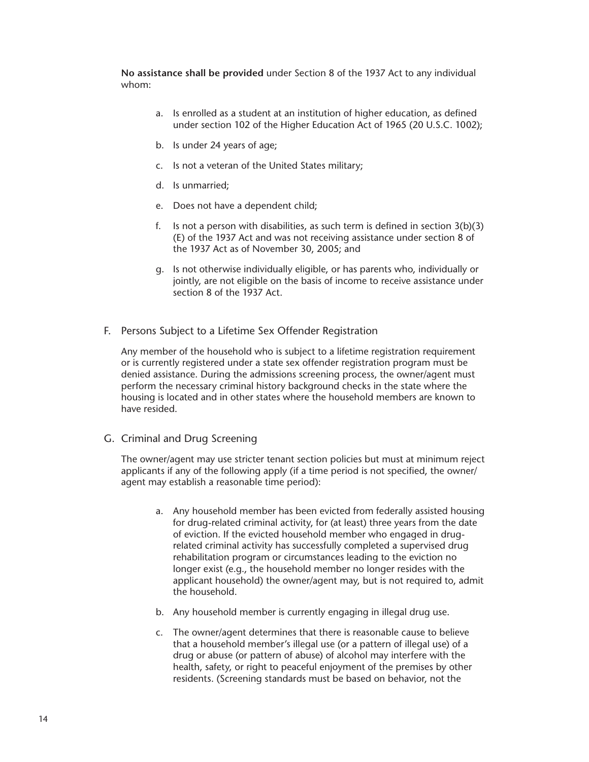**No assistance shall be provided** under Section 8 of the 1937 Act to any individual whom:

a. Is enrolled as a student at an institution of higher education, as defined under section 102 of the Higher Education Act of 1965 (20 U.S.C. 1002);

b. Is under 24 years of age;

c. Is not a veteran of the United States military;

d. Is unmarried;

e. Does not have a dependent child;

f. Is not a person with disabilities, as such term is defined in section 3(b)(3)(E) of the 1937 Act and was not receiving assistance under section 8 of the 1937 Act as of November 30, 2005; and

g. Is not otherwise individually eligible, or has parents who, individually or jointly, are not eligible on the basis of income to receive assistance under section 8 of the 1937 Act.

## F. Persons Subject to a Lifetime Sex Offender Registration

Any member of the household who is subject to a lifetime registration requirement or is currently registered under a state sex offender registration program must be denied assistance. During the admissions screening process, the owner/agent must perform the necessary criminal history background checks in the state where the housing is located and in other states where the household members are known to have resided.

## G. Criminal and Drug Screening

The owner/agent may use stricter tenant section policies but must at minimum reject applicants if any of the following apply (if a time period is not specified, the owner/agent may establish a reasonable time period):

a. Any household member has been evicted from federally assisted housing for drug-related criminal activity, for (at least) three years from the date of eviction. If the evicted household member who engaged in drug-related criminal activity has successfully completed a supervised drug rehabilitation program or circumstances leading to the eviction no longer exist (e.g., the household member no longer resides with the applicant household) the owner/agent may, but is not required to, admit the household.

b. Any household member is currently engaging in illegal drug use.

c. The owner/agent determines that there is reasonable cause to believe that a household member's illegal use (or a pattern of illegal use) of a drug or abuse (or pattern of abuse) of alcohol may interfere with the health, safety, or right to peaceful enjoyment of the premises by other residents. (Screening standards must be based on behavior, not the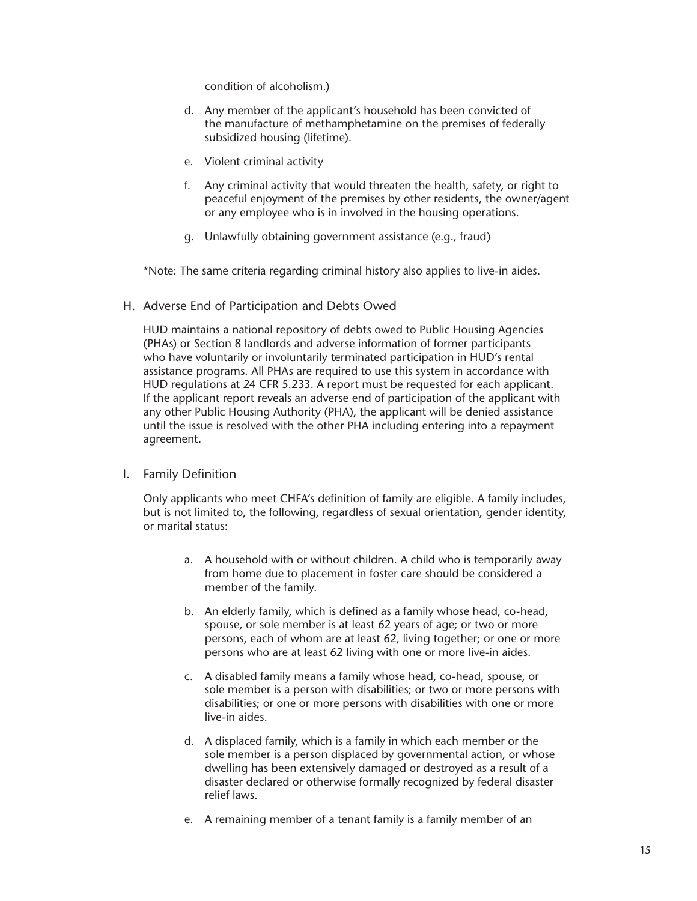condition of alcoholism.)

d. Any member of the applicant's household has been convicted of the manufacture of methamphetamine on the premises of federally subsidized housing (lifetime).

e. Violent criminal activity

f. Any criminal activity that would threaten the health, safety, or right to peaceful enjoyment of the premises by other residents, the owner/agent or any employee who is in involved in the housing operations.

g. Unlawfully obtaining government assistance (e.g., fraud)

*Note: The same criteria regarding criminal history also applies to live-in aides.

## H. Adverse End of Participation and Debts Owed

HUD maintains a national repository of debts owed to Public Housing Agencies (PHAs) or Section 8 landlords and adverse information of former participants who have voluntarily or involuntarily terminated participation in HUD's rental assistance programs. All PHAs are required to use this system in accordance with HUD regulations at 24 CFR 5.233. A report must be requested for each applicant. If the applicant report reveals an adverse end of participation of the applicant with any other Public Housing Authority (PHA), the applicant will be denied assistance until the issue is resolved with the other PHA including entering into a repayment agreement.

## I. Family Definition

Only applicants who meet CHFA's definition of family are eligible. A family includes, but is not limited to, the following, regardless of sexual orientation, gender identity, or marital status:

a. A household with or without children. A child who is temporarily away from home due to placement in foster care should be considered a member of the family.

b. An elderly family, which is defined as a family whose head, co-head, spouse, or sole member is at least 62 years of age; or two or more persons, each of whom are at least 62, living together; or one or more persons who are at least 62 living with one or more live-in aides.

c. A disabled family means a family whose head, co-head, spouse, or sole member is a person with disabilities; or two or more persons with disabilities; or one or more persons with disabilities with one or more live-in aides.

d. A displaced family, which is a family in which each member or the sole member is a person displaced by governmental action, or whose dwelling has been extensively damaged or destroyed as a result of a disaster declared or otherwise formally recognized by federal disaster relief laws.

e. A remaining member of a tenant family is a family member of an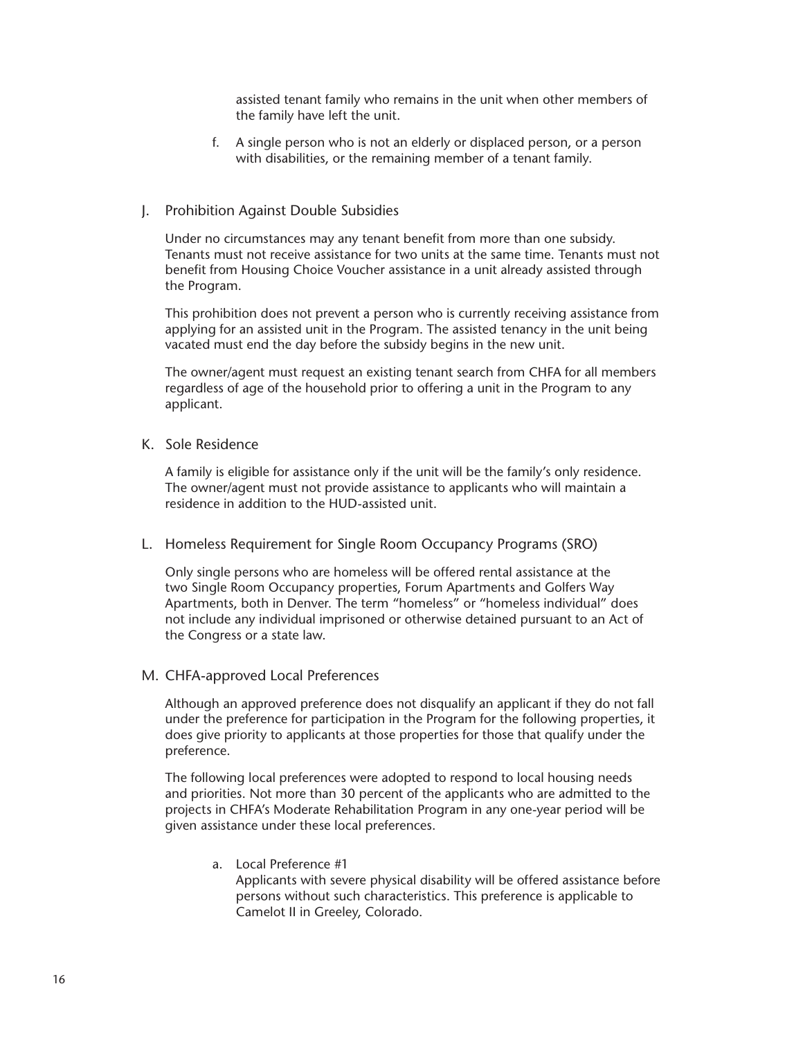assisted tenant family who remains in the unit when other members of the family have left the unit.

f. A single person who is not an elderly or displaced person, or a person with disabilities, or the remaining member of a tenant family.

## J. Prohibition Against Double Subsidies

Under no circumstances may any tenant benefit from more than one subsidy. Tenants must not receive assistance for two units at the same time. Tenants must not benefit from Housing Choice Voucher assistance in a unit already assisted through the Program.

This prohibition does not prevent a person who is currently receiving assistance from applying for an assisted unit in the Program. The assisted tenancy in the unit being vacated must end the day before the subsidy begins in the new unit.

The owner/agent must request an existing tenant search from CHFA for all members regardless of age of the household prior to offering a unit in the Program to any applicant.

## K. Sole Residence

A family is eligible for assistance only if the unit will be the family's only residence. The owner/agent must not provide assistance to applicants who will maintain a residence in addition to the HUD-assisted unit.

## L. Homeless Requirement for Single Room Occupancy Programs (SRO)

Only single persons who are homeless will be offered rental assistance at the two Single Room Occupancy properties, Forum Apartments and Golfers Way Apartments, both in Denver. The term "homeless" or "homeless individual" does not include any individual imprisoned or otherwise detained pursuant to an Act of the Congress or a state law.

## M. CHFA-approved Local Preferences

Although an approved preference does not disqualify an applicant if they do not fall under the preference for participation in the Program for the following properties, it does give priority to applicants at those properties for those that qualify under the preference.

The following local preferences were adopted to respond to local housing needs and priorities. Not more than 30 percent of the applicants who are admitted to the projects in CHFA's Moderate Rehabilitation Program in any one-year period will be given assistance under these local preferences.

a. Local Preference #1
   Applicants with severe physical disability will be offered assistance before persons without such characteristics. This preference is applicable to Camelot II in Greeley, Colorado.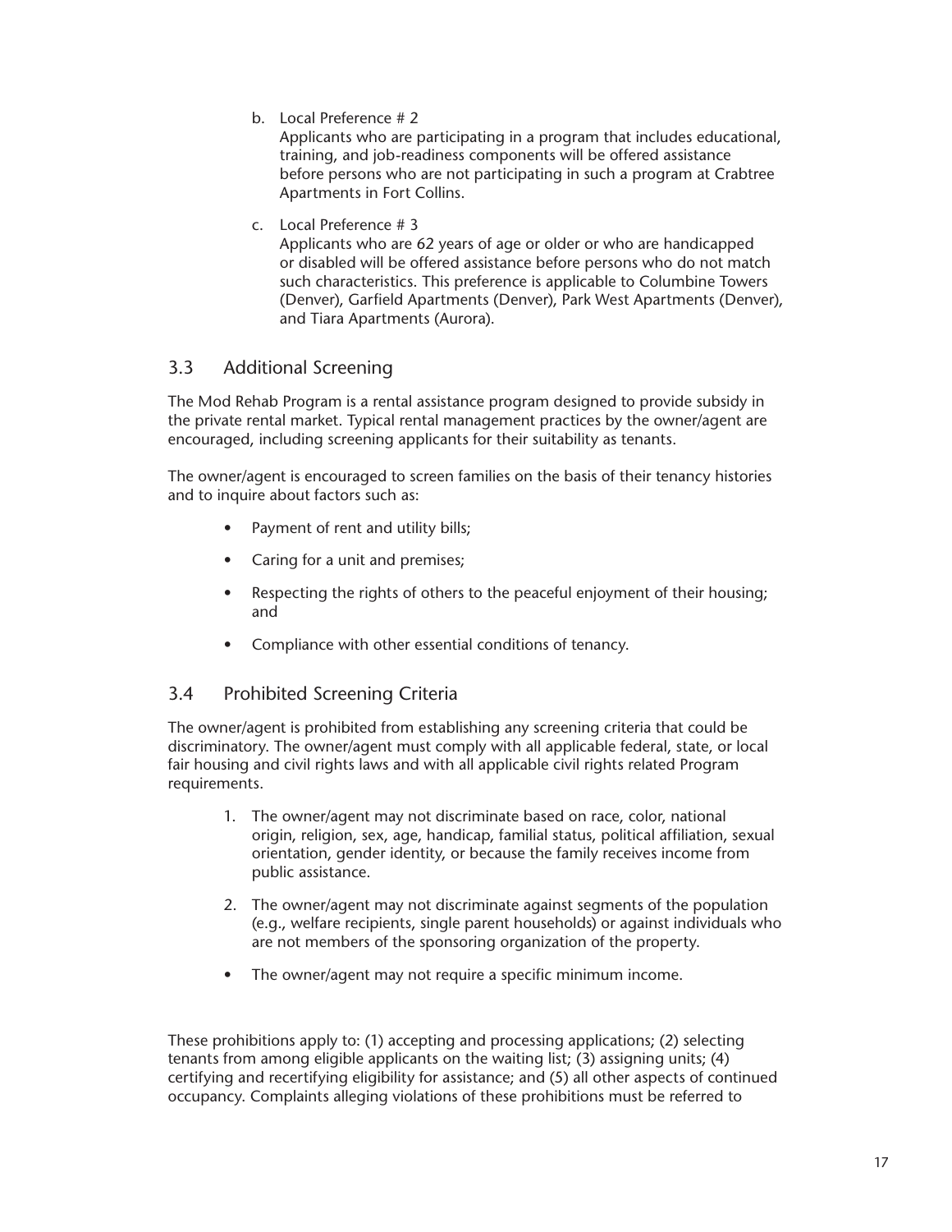b. Local Preference # 2

   Applicants who are participating in a program that includes educational, training, and job-readiness components will be offered assistance before persons who are not participating in such a program at Crabtree Apartments in Fort Collins.

c. Local Preference # 3

   Applicants who are 62 years of age or older or who are handicapped or disabled will be offered assistance before persons who do not match such characteristics. This preference is applicable to Columbine Towers (Denver), Garfield Apartments (Denver), Park West Apartments (Denver), and Tiara Apartments (Aurora).

## 3.3 Additional Screening

The Mod Rehab Program is a rental assistance program designed to provide subsidy in the private rental market. Typical rental management practices by the owner/agent are encouraged, including screening applicants for their suitability as tenants.

The owner/agent is encouraged to screen families on the basis of their tenancy histories and to inquire about factors such as:

- Payment of rent and utility bills;
- Caring for a unit and premises;
- Respecting the rights of others to the peaceful enjoyment of their housing; and
- Compliance with other essential conditions of tenancy.

## 3.4 Prohibited Screening Criteria

The owner/agent is prohibited from establishing any screening criteria that could be discriminatory. The owner/agent must comply with all applicable federal, state, or local fair housing and civil rights laws and with all applicable civil rights related Program requirements.

1. The owner/agent may not discriminate based on race, color, national origin, religion, sex, age, handicap, familial status, political affiliation, sexual orientation, gender identity, or because the family receives income from public assistance.
2. The owner/agent may not discriminate against segments of the population (e.g., welfare recipients, single parent households) or against individuals who are not members of the sponsoring organization of the property.

- The owner/agent may not require a specific minimum income.

These prohibitions apply to: (1) accepting and processing applications; (2) selecting tenants from among eligible applicants on the waiting list; (3) assigning units; (4) certifying and recertifying eligibility for assistance; and (5) all other aspects of continued occupancy. Complaints alleging violations of these prohibitions must be referred to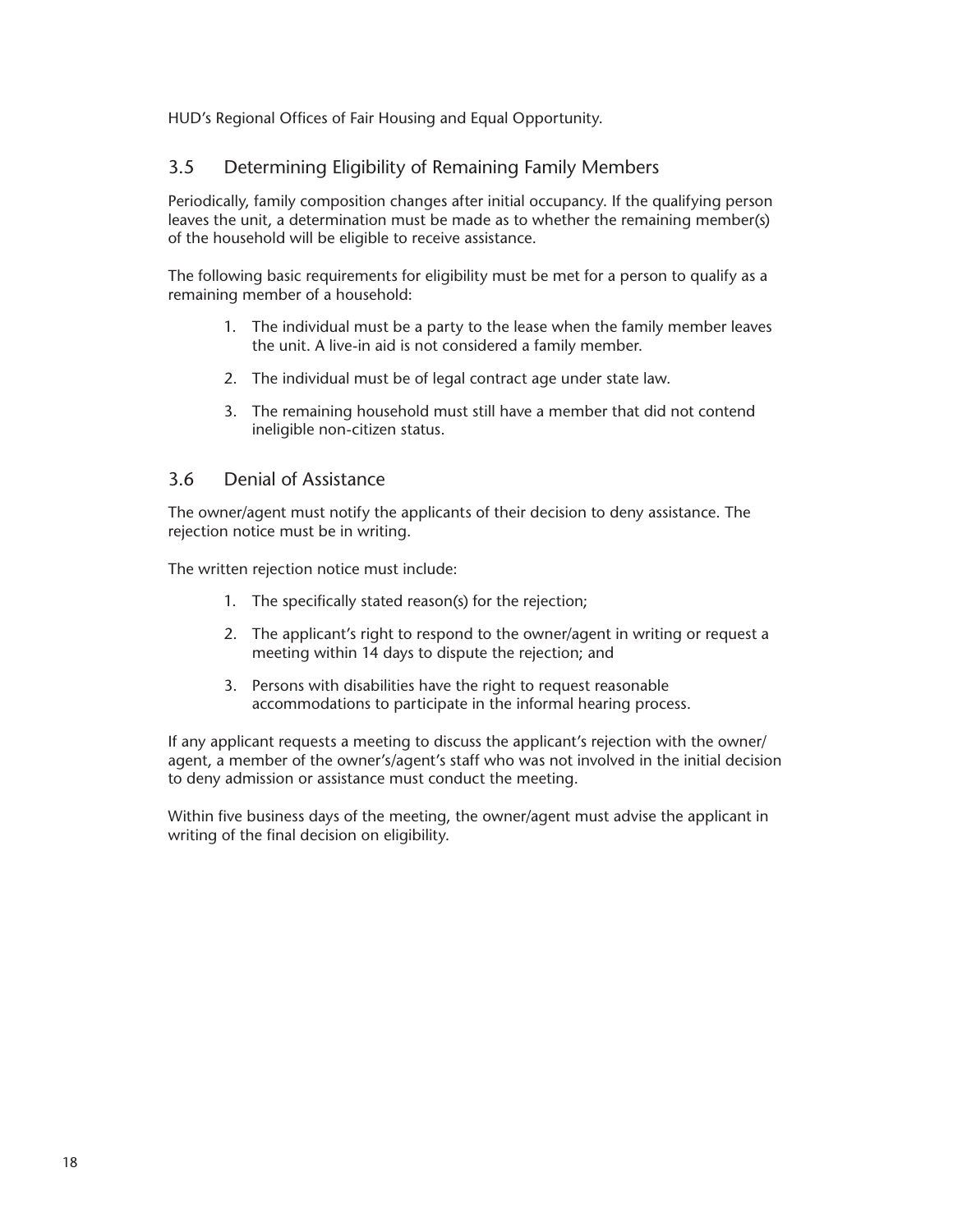HUD's Regional Offices of Fair Housing and Equal Opportunity.

## 3.5 Determining Eligibility of Remaining Family Members

Periodically, family composition changes after initial occupancy. If the qualifying person leaves the unit, a determination must be made as to whether the remaining member(s) of the household will be eligible to receive assistance.

The following basic requirements for eligibility must be met for a person to qualify as a remaining member of a household:

1. The individual must be a party to the lease when the family member leaves the unit. A live-in aid is not considered a family member.
2. The individual must be of legal contract age under state law.
3. The remaining household must still have a member that did not contend ineligible non-citizen status.

## 3.6 Denial of Assistance

The owner/agent must notify the applicants of their decision to deny assistance. The rejection notice must be in writing.

The written rejection notice must include:

1. The specifically stated reason(s) for the rejection;
2. The applicant's right to respond to the owner/agent in writing or request a meeting within 14 days to dispute the rejection; and
3. Persons with disabilities have the right to request reasonable accommodations to participate in the informal hearing process.

If any applicant requests a meeting to discuss the applicant's rejection with the owner/agent, a member of the owner's/agent's staff who was not involved in the initial decision to deny admission or assistance must conduct the meeting.

Within five business days of the meeting, the owner/agent must advise the applicant in writing of the final decision on eligibility.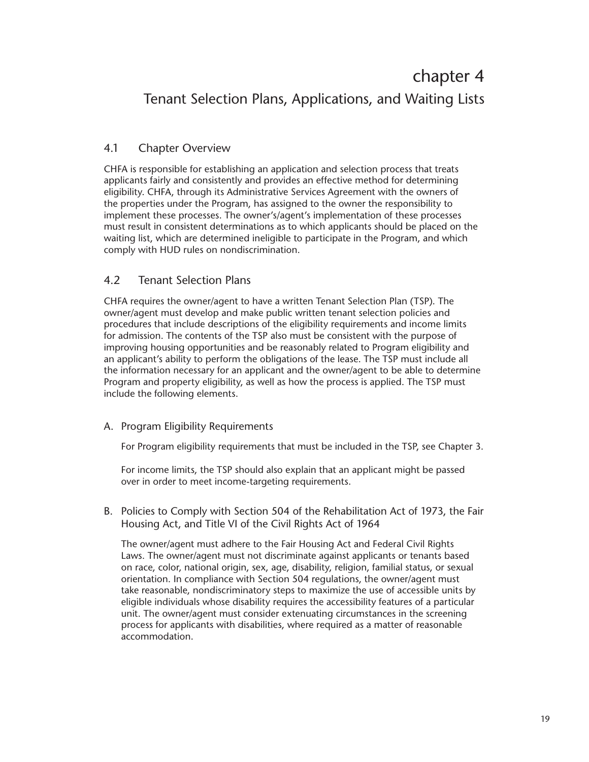# chapter 4

## Tenant Selection Plans, Applications, and Waiting Lists

### 4.1 Chapter Overview

CHFA is responsible for establishing an application and selection process that treats applicants fairly and consistently and provides an effective method for determining eligibility. CHFA, through its Administrative Services Agreement with the owners of the properties under the Program, has assigned to the owner the responsibility to implement these processes. The owner's/agent's implementation of these processes must result in consistent determinations as to which applicants should be placed on the waiting list, which are determined ineligible to participate in the Program, and which comply with HUD rules on nondiscrimination.

### 4.2 Tenant Selection Plans

CHFA requires the owner/agent to have a written Tenant Selection Plan (TSP). The owner/agent must develop and make public written tenant selection policies and procedures that include descriptions of the eligibility requirements and income limits for admission. The contents of the TSP also must be consistent with the purpose of improving housing opportunities and be reasonably related to Program eligibility and an applicant's ability to perform the obligations of the lease. The TSP must include all the information necessary for an applicant and the owner/agent to be able to determine Program and property eligibility, as well as how the process is applied. The TSP must include the following elements.

#### A. Program Eligibility Requirements

For Program eligibility requirements that must be included in the TSP, see Chapter 3.

For income limits, the TSP should also explain that an applicant might be passed over in order to meet income-targeting requirements.

#### B. Policies to Comply with Section 504 of the Rehabilitation Act of 1973, the Fair Housing Act, and Title VI of the Civil Rights Act of 1964

The owner/agent must adhere to the Fair Housing Act and Federal Civil Rights Laws. The owner/agent must not discriminate against applicants or tenants based on race, color, national origin, sex, age, disability, religion, familial status, or sexual orientation. In compliance with Section 504 regulations, the owner/agent must take reasonable, nondiscriminatory steps to maximize the use of accessible units by eligible individuals whose disability requires the accessibility features of a particular unit. The owner/agent must consider extenuating circumstances in the screening process for applicants with disabilities, where required as a matter of reasonable accommodation.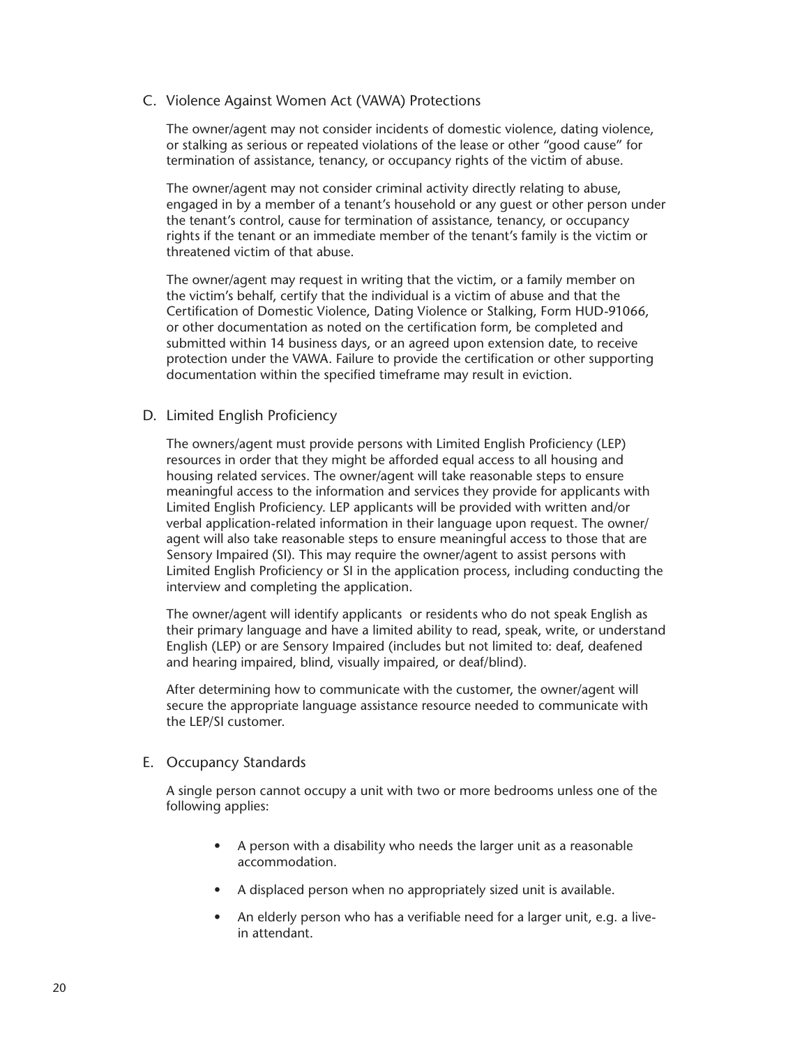## C. Violence Against Women Act (VAWA) Protections

The owner/agent may not consider incidents of domestic violence, dating violence, or stalking as serious or repeated violations of the lease or other "good cause" for termination of assistance, tenancy, or occupancy rights of the victim of abuse.

The owner/agent may not consider criminal activity directly relating to abuse, engaged in by a member of a tenant's household or any guest or other person under the tenant's control, cause for termination of assistance, tenancy, or occupancy rights if the tenant or an immediate member of the tenant's family is the victim or threatened victim of that abuse.

The owner/agent may request in writing that the victim, or a family member on the victim's behalf, certify that the individual is a victim of abuse and that the Certification of Domestic Violence, Dating Violence or Stalking, Form HUD-91066, or other documentation as noted on the certification form, be completed and submitted within 14 business days, or an agreed upon extension date, to receive protection under the VAWA. Failure to provide the certification or other supporting documentation within the specified timeframe may result in eviction.

## D. Limited English Proficiency

The owners/agent must provide persons with Limited English Proficiency (LEP) resources in order that they might be afforded equal access to all housing and housing related services. The owner/agent will take reasonable steps to ensure meaningful access to the information and services they provide for applicants with Limited English Proficiency. LEP applicants will be provided with written and/or verbal application-related information in their language upon request. The owner/agent will also take reasonable steps to ensure meaningful access to those that are Sensory Impaired (SI). This may require the owner/agent to assist persons with Limited English Proficiency or SI in the application process, including conducting the interview and completing the application.

The owner/agent will identify applicants or residents who do not speak English as their primary language and have a limited ability to read, speak, write, or understand English (LEP) or are Sensory Impaired (includes but not limited to: deaf, deafened and hearing impaired, blind, visually impaired, or deaf/blind).

After determining how to communicate with the customer, the owner/agent will secure the appropriate language assistance resource needed to communicate with the LEP/SI customer.

## E. Occupancy Standards

A single person cannot occupy a unit with two or more bedrooms unless one of the following applies:

- A person with a disability who needs the larger unit as a reasonable accommodation.
- A displaced person when no appropriately sized unit is available.
- An elderly person who has a verifiable need for a larger unit, e.g. a live-in attendant.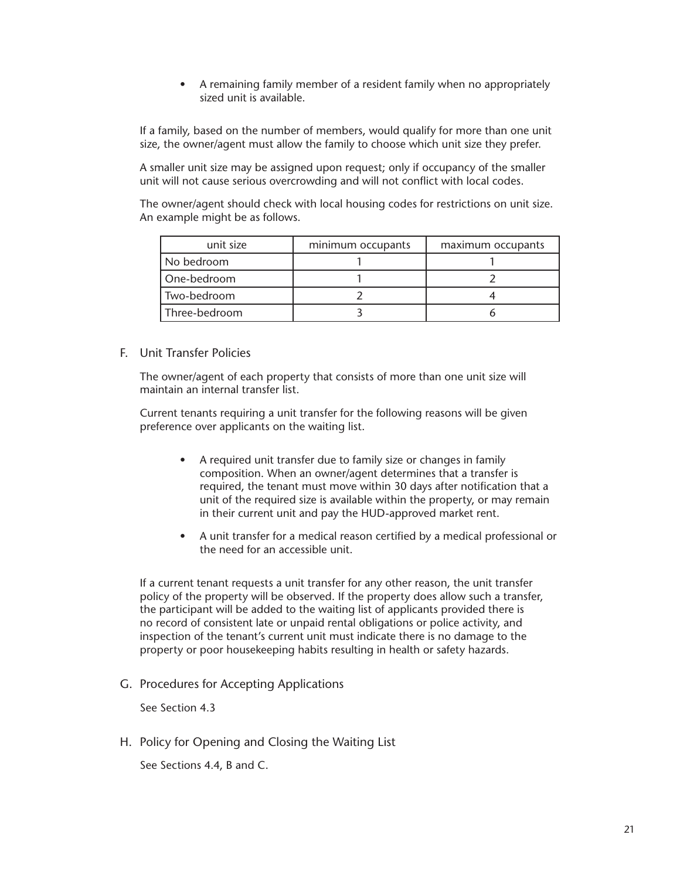- A remaining family member of a resident family when no appropriately sized unit is available.

If a family, based on the number of members, would qualify for more than one unit size, the owner/agent must allow the family to choose which unit size they prefer.

A smaller unit size may be assigned upon request; only if occupancy of the smaller unit will not cause serious overcrowding and will not conflict with local codes.

The owner/agent should check with local housing codes for restrictions on unit size. An example might be as follows.

| unit size | minimum occupants | maximum occupants |
|---|---|---|
| No bedroom | 1 | 1 |
| One-bedroom | 1 | 2 |
| Two-bedroom | 2 | 4 |
| Three-bedroom | 3 | 6 |

F. Unit Transfer Policies

The owner/agent of each property that consists of more than one unit size will maintain an internal transfer list.

Current tenants requiring a unit transfer for the following reasons will be given preference over applicants on the waiting list.

- A required unit transfer due to family size or changes in family composition. When an owner/agent determines that a transfer is required, the tenant must move within 30 days after notification that a unit of the required size is available within the property, or may remain in their current unit and pay the HUD-approved market rent.
- A unit transfer for a medical reason certified by a medical professional or the need for an accessible unit.

If a current tenant requests a unit transfer for any other reason, the unit transfer policy of the property will be observed. If the property does allow such a transfer, the participant will be added to the waiting list of applicants provided there is no record of consistent late or unpaid rental obligations or police activity, and inspection of the tenant's current unit must indicate there is no damage to the property or poor housekeeping habits resulting in health or safety hazards.

G. Procedures for Accepting Applications

See Section 4.3

H. Policy for Opening and Closing the Waiting List

See Sections 4.4, B and C.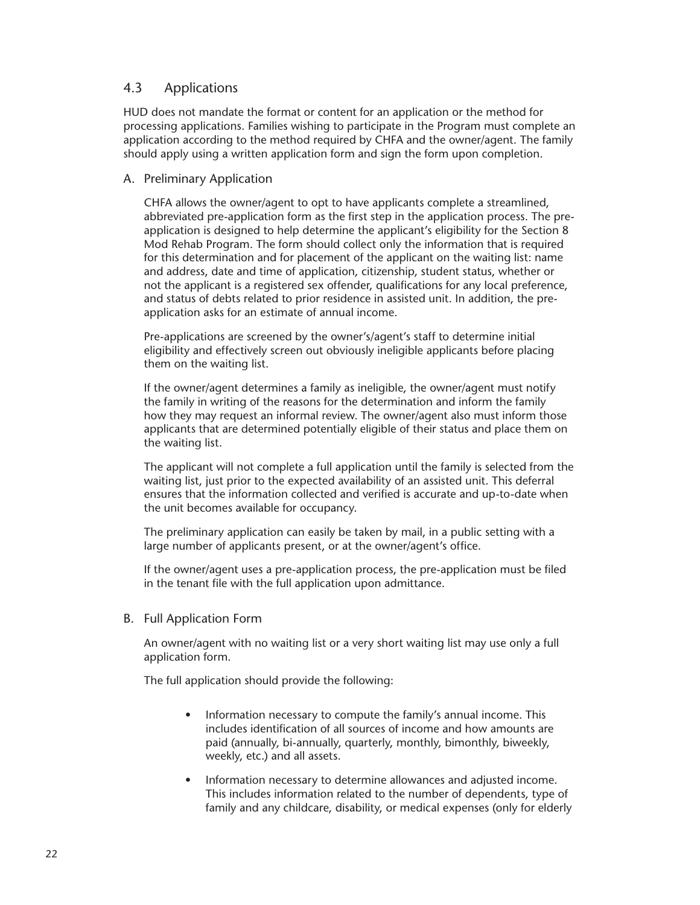## 4.3 Applications

HUD does not mandate the format or content for an application or the method for processing applications. Families wishing to participate in the Program must complete an application according to the method required by CHFA and the owner/agent. The family should apply using a written application form and sign the form upon completion.

### A. Preliminary Application

CHFA allows the owner/agent to opt to have applicants complete a streamlined, abbreviated pre-application form as the first step in the application process. The pre-application is designed to help determine the applicant's eligibility for the Section 8 Mod Rehab Program. The form should collect only the information that is required for this determination and for placement of the applicant on the waiting list: name and address, date and time of application, citizenship, student status, whether or not the applicant is a registered sex offender, qualifications for any local preference, and status of debts related to prior residence in assisted unit. In addition, the pre-application asks for an estimate of annual income.

Pre-applications are screened by the owner's/agent's staff to determine initial eligibility and effectively screen out obviously ineligible applicants before placing them on the waiting list.

If the owner/agent determines a family as ineligible, the owner/agent must notify the family in writing of the reasons for the determination and inform the family how they may request an informal review. The owner/agent also must inform those applicants that are determined potentially eligible of their status and place them on the waiting list.

The applicant will not complete a full application until the family is selected from the waiting list, just prior to the expected availability of an assisted unit. This deferral ensures that the information collected and verified is accurate and up-to-date when the unit becomes available for occupancy.

The preliminary application can easily be taken by mail, in a public setting with a large number of applicants present, or at the owner/agent's office.

If the owner/agent uses a pre-application process, the pre-application must be filed in the tenant file with the full application upon admittance.

### B. Full Application Form

An owner/agent with no waiting list or a very short waiting list may use only a full application form.

The full application should provide the following:

- Information necessary to compute the family's annual income. This includes identification of all sources of income and how amounts are paid (annually, bi-annually, quarterly, monthly, bimonthly, biweekly, weekly, etc.) and all assets.
- Information necessary to determine allowances and adjusted income. This includes information related to the number of dependents, type of family and any childcare, disability, or medical expenses (only for elderly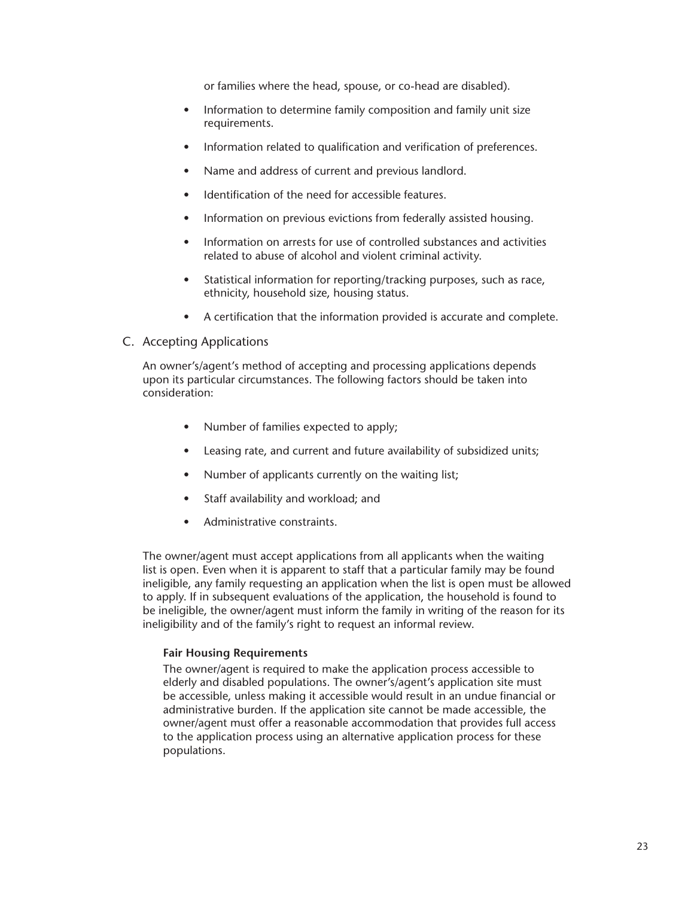or families where the head, spouse, or co-head are disabled).

- Information to determine family composition and family unit size requirements.
- Information related to qualification and verification of preferences.
- Name and address of current and previous landlord.
- Identification of the need for accessible features.
- Information on previous evictions from federally assisted housing.
- Information on arrests for use of controlled substances and activities related to abuse of alcohol and violent criminal activity.
- Statistical information for reporting/tracking purposes, such as race, ethnicity, household size, housing status.
- A certification that the information provided is accurate and complete.

## C. Accepting Applications

An owner's/agent's method of accepting and processing applications depends upon its particular circumstances. The following factors should be taken into consideration:

- Number of families expected to apply;
- Leasing rate, and current and future availability of subsidized units;
- Number of applicants currently on the waiting list;
- Staff availability and workload; and
- Administrative constraints.

The owner/agent must accept applications from all applicants when the waiting list is open. Even when it is apparent to staff that a particular family may be found ineligible, any family requesting an application when the list is open must be allowed to apply. If in subsequent evaluations of the application, the household is found to be ineligible, the owner/agent must inform the family in writing of the reason for its ineligibility and of the family's right to request an informal review.

**Fair Housing Requirements**

The owner/agent is required to make the application process accessible to elderly and disabled populations. The owner's/agent's application site must be accessible, unless making it accessible would result in an undue financial or administrative burden. If the application site cannot be made accessible, the owner/agent must offer a reasonable accommodation that provides full access to the application process using an alternative application process for these populations.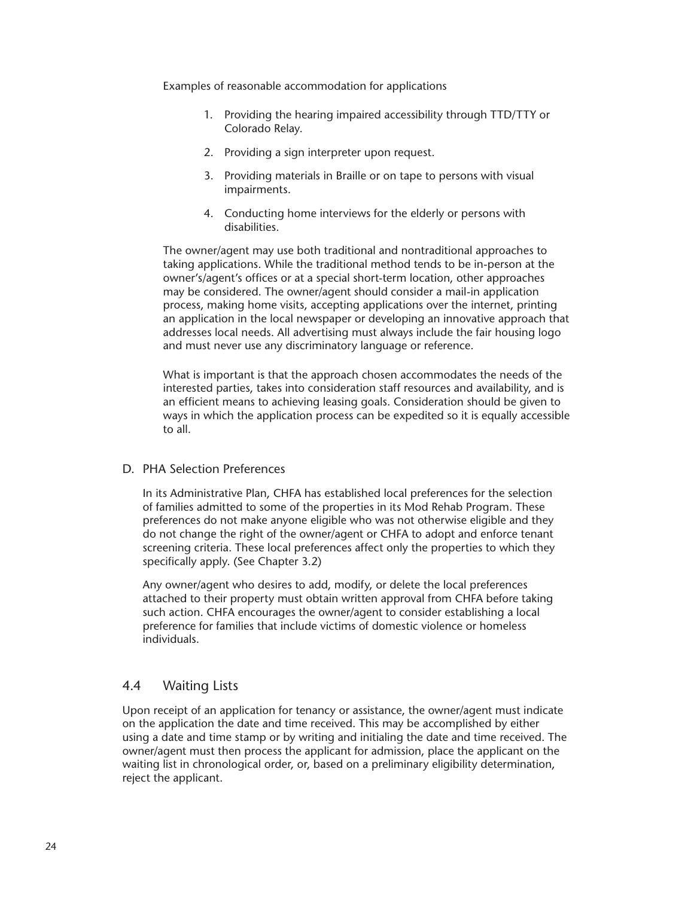Examples of reasonable accommodation for applications

1. Providing the hearing impaired accessibility through TTD/TTY or Colorado Relay.
2. Providing a sign interpreter upon request.
3. Providing materials in Braille or on tape to persons with visual impairments.
4. Conducting home interviews for the elderly or persons with disabilities.

The owner/agent may use both traditional and nontraditional approaches to taking applications. While the traditional method tends to be in-person at the owner's/agent's offices or at a special short-term location, other approaches may be considered. The owner/agent should consider a mail-in application process, making home visits, accepting applications over the internet, printing an application in the local newspaper or developing an innovative approach that addresses local needs. All advertising must always include the fair housing logo and must never use any discriminatory language or reference.

What is important is that the approach chosen accommodates the needs of the interested parties, takes into consideration staff resources and availability, and is an efficient means to achieving leasing goals. Consideration should be given to ways in which the application process can be expedited so it is equally accessible to all.

D. PHA Selection Preferences

In its Administrative Plan, CHFA has established local preferences for the selection of families admitted to some of the properties in its Mod Rehab Program. These preferences do not make anyone eligible who was not otherwise eligible and they do not change the right of the owner/agent or CHFA to adopt and enforce tenant screening criteria. These local preferences affect only the properties to which they specifically apply. (See Chapter 3.2)

Any owner/agent who desires to add, modify, or delete the local preferences attached to their property must obtain written approval from CHFA before taking such action. CHFA encourages the owner/agent to consider establishing a local preference for families that include victims of domestic violence or homeless individuals.

## 4.4 Waiting Lists

Upon receipt of an application for tenancy or assistance, the owner/agent must indicate on the application the date and time received. This may be accomplished by either using a date and time stamp or by writing and initialing the date and time received. The owner/agent must then process the applicant for admission, place the applicant on the waiting list in chronological order, or, based on a preliminary eligibility determination, reject the applicant.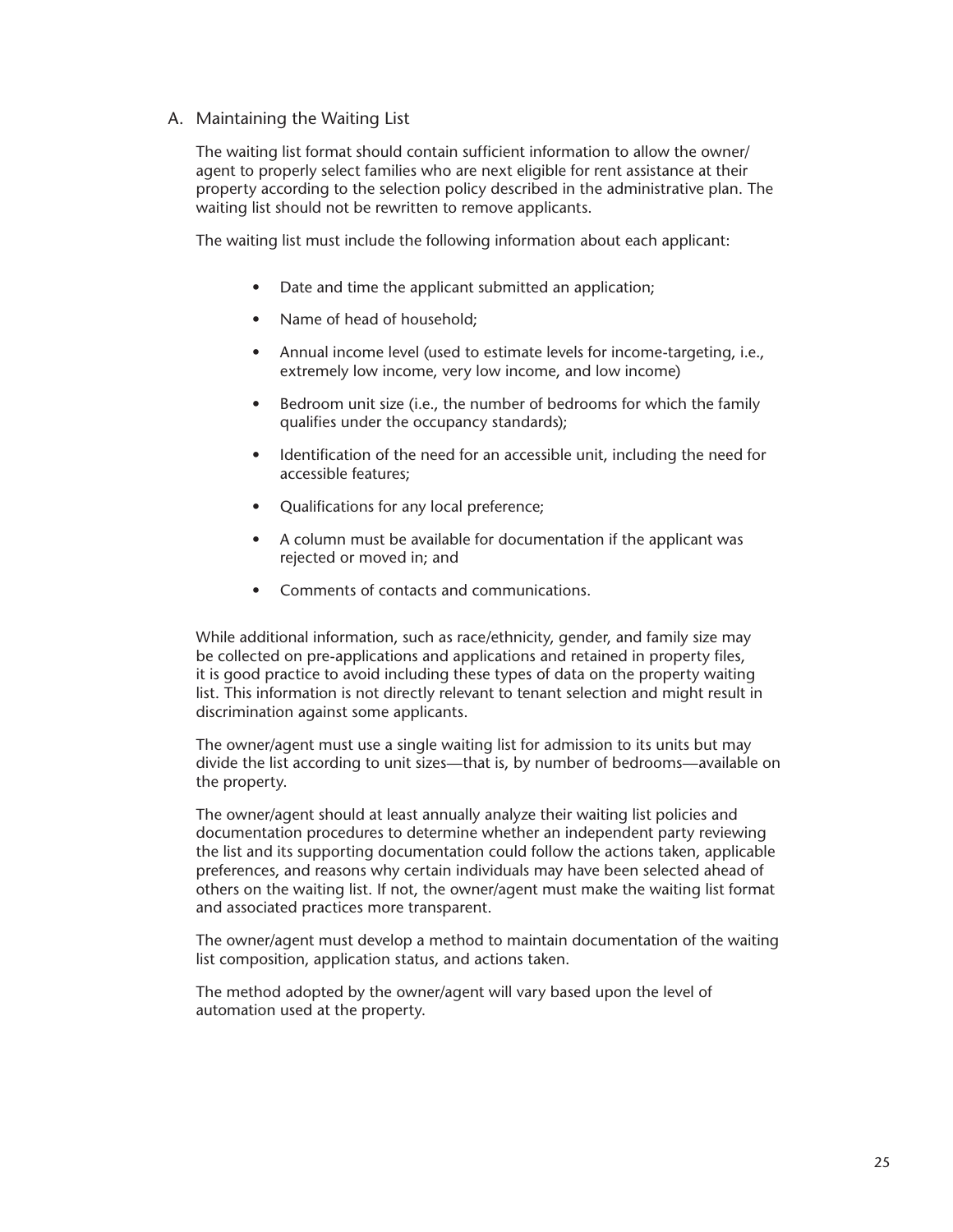## A. Maintaining the Waiting List

The waiting list format should contain sufficient information to allow the owner/agent to properly select families who are next eligible for rent assistance at their property according to the selection policy described in the administrative plan. The waiting list should not be rewritten to remove applicants.

The waiting list must include the following information about each applicant:

- Date and time the applicant submitted an application;
- Name of head of household;
- Annual income level (used to estimate levels for income-targeting, i.e., extremely low income, very low income, and low income)
- Bedroom unit size (i.e., the number of bedrooms for which the family qualifies under the occupancy standards);
- Identification of the need for an accessible unit, including the need for accessible features;
- Qualifications for any local preference;
- A column must be available for documentation if the applicant was rejected or moved in; and
- Comments of contacts and communications.

While additional information, such as race/ethnicity, gender, and family size may be collected on pre-applications and applications and retained in property files, it is good practice to avoid including these types of data on the property waiting list. This information is not directly relevant to tenant selection and might result in discrimination against some applicants.

The owner/agent must use a single waiting list for admission to its units but may divide the list according to unit sizes—that is, by number of bedrooms—available on the property.

The owner/agent should at least annually analyze their waiting list policies and documentation procedures to determine whether an independent party reviewing the list and its supporting documentation could follow the actions taken, applicable preferences, and reasons why certain individuals may have been selected ahead of others on the waiting list. If not, the owner/agent must make the waiting list format and associated practices more transparent.

The owner/agent must develop a method to maintain documentation of the waiting list composition, application status, and actions taken.

The method adopted by the owner/agent will vary based upon the level of automation used at the property.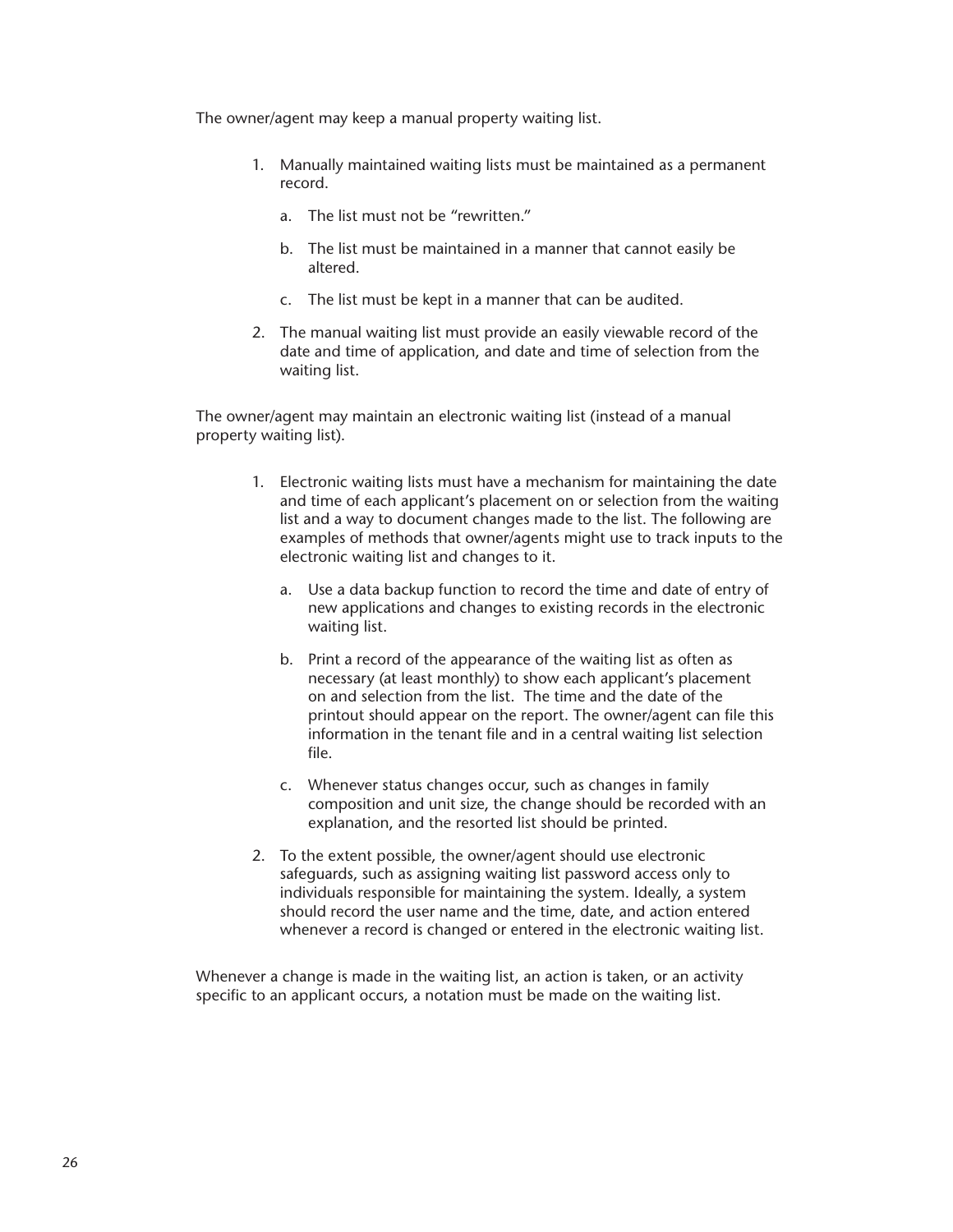The owner/agent may keep a manual property waiting list.

1. Manually maintained waiting lists must be maintained as a permanent record.

   a. The list must not be "rewritten."

   b. The list must be maintained in a manner that cannot easily be altered.

   c. The list must be kept in a manner that can be audited.

2. The manual waiting list must provide an easily viewable record of the date and time of application, and date and time of selection from the waiting list.

The owner/agent may maintain an electronic waiting list (instead of a manual property waiting list).

1. Electronic waiting lists must have a mechanism for maintaining the date and time of each applicant's placement on or selection from the waiting list and a way to document changes made to the list. The following are examples of methods that owner/agents might use to track inputs to the electronic waiting list and changes to it.

   a. Use a data backup function to record the time and date of entry of new applications and changes to existing records in the electronic waiting list.

   b. Print a record of the appearance of the waiting list as often as necessary (at least monthly) to show each applicant's placement on and selection from the list. The time and the date of the printout should appear on the report. The owner/agent can file this information in the tenant file and in a central waiting list selection file.

   c. Whenever status changes occur, such as changes in family composition and unit size, the change should be recorded with an explanation, and the resorted list should be printed.

2. To the extent possible, the owner/agent should use electronic safeguards, such as assigning waiting list password access only to individuals responsible for maintaining the system. Ideally, a system should record the user name and the time, date, and action entered whenever a record is changed or entered in the electronic waiting list.

Whenever a change is made in the waiting list, an action is taken, or an activity specific to an applicant occurs, a notation must be made on the waiting list.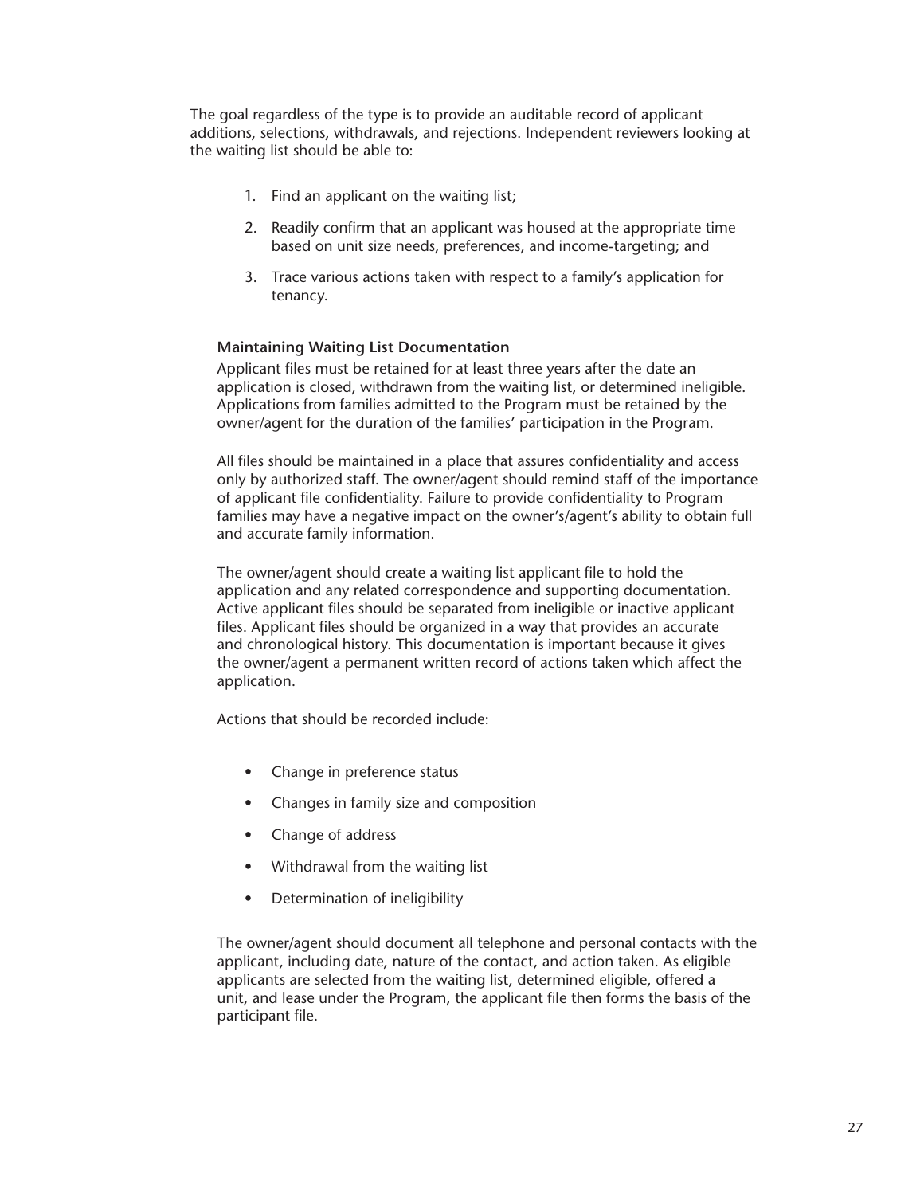The goal regardless of the type is to provide an auditable record of applicant additions, selections, withdrawals, and rejections. Independent reviewers looking at the waiting list should be able to:

1. Find an applicant on the waiting list;
2. Readily confirm that an applicant was housed at the appropriate time based on unit size needs, preferences, and income-targeting; and
3. Trace various actions taken with respect to a family's application for tenancy.

**Maintaining Waiting List Documentation**

Applicant files must be retained for at least three years after the date an application is closed, withdrawn from the waiting list, or determined ineligible. Applications from families admitted to the Program must be retained by the owner/agent for the duration of the families' participation in the Program.

All files should be maintained in a place that assures confidentiality and access only by authorized staff. The owner/agent should remind staff of the importance of applicant file confidentiality. Failure to provide confidentiality to Program families may have a negative impact on the owner's/agent's ability to obtain full and accurate family information.

The owner/agent should create a waiting list applicant file to hold the application and any related correspondence and supporting documentation. Active applicant files should be separated from ineligible or inactive applicant files. Applicant files should be organized in a way that provides an accurate and chronological history. This documentation is important because it gives the owner/agent a permanent written record of actions taken which affect the application.

Actions that should be recorded include:

- Change in preference status
- Changes in family size and composition
- Change of address
- Withdrawal from the waiting list
- Determination of ineligibility

The owner/agent should document all telephone and personal contacts with the applicant, including date, nature of the contact, and action taken. As eligible applicants are selected from the waiting list, determined eligible, offered a unit, and lease under the Program, the applicant file then forms the basis of the participant file.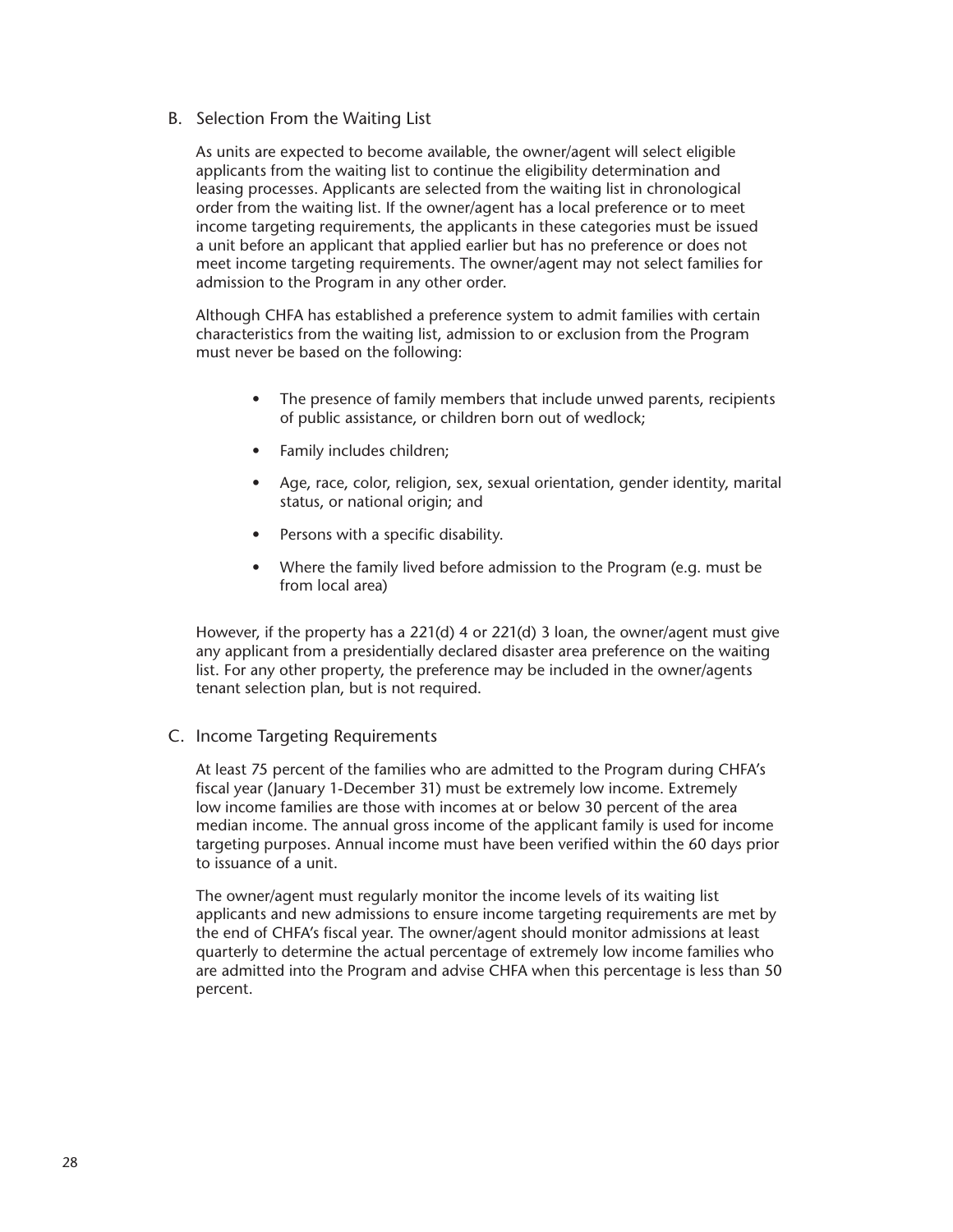## B. Selection From the Waiting List

As units are expected to become available, the owner/agent will select eligible applicants from the waiting list to continue the eligibility determination and leasing processes. Applicants are selected from the waiting list in chronological order from the waiting list. If the owner/agent has a local preference or to meet income targeting requirements, the applicants in these categories must be issued a unit before an applicant that applied earlier but has no preference or does not meet income targeting requirements. The owner/agent may not select families for admission to the Program in any other order.

Although CHFA has established a preference system to admit families with certain characteristics from the waiting list, admission to or exclusion from the Program must never be based on the following:

- The presence of family members that include unwed parents, recipients of public assistance, or children born out of wedlock;
- Family includes children;
- Age, race, color, religion, sex, sexual orientation, gender identity, marital status, or national origin; and
- Persons with a specific disability.
- Where the family lived before admission to the Program (e.g. must be from local area)

However, if the property has a 221(d) 4 or 221(d) 3 loan, the owner/agent must give any applicant from a presidentially declared disaster area preference on the waiting list. For any other property, the preference may be included in the owner/agents tenant selection plan, but is not required.

## C. Income Targeting Requirements

At least 75 percent of the families who are admitted to the Program during CHFA's fiscal year (January 1-December 31) must be extremely low income. Extremely low income families are those with incomes at or below 30 percent of the area median income. The annual gross income of the applicant family is used for income targeting purposes. Annual income must have been verified within the 60 days prior to issuance of a unit.

The owner/agent must regularly monitor the income levels of its waiting list applicants and new admissions to ensure income targeting requirements are met by the end of CHFA's fiscal year. The owner/agent should monitor admissions at least quarterly to determine the actual percentage of extremely low income families who are admitted into the Program and advise CHFA when this percentage is less than 50 percent.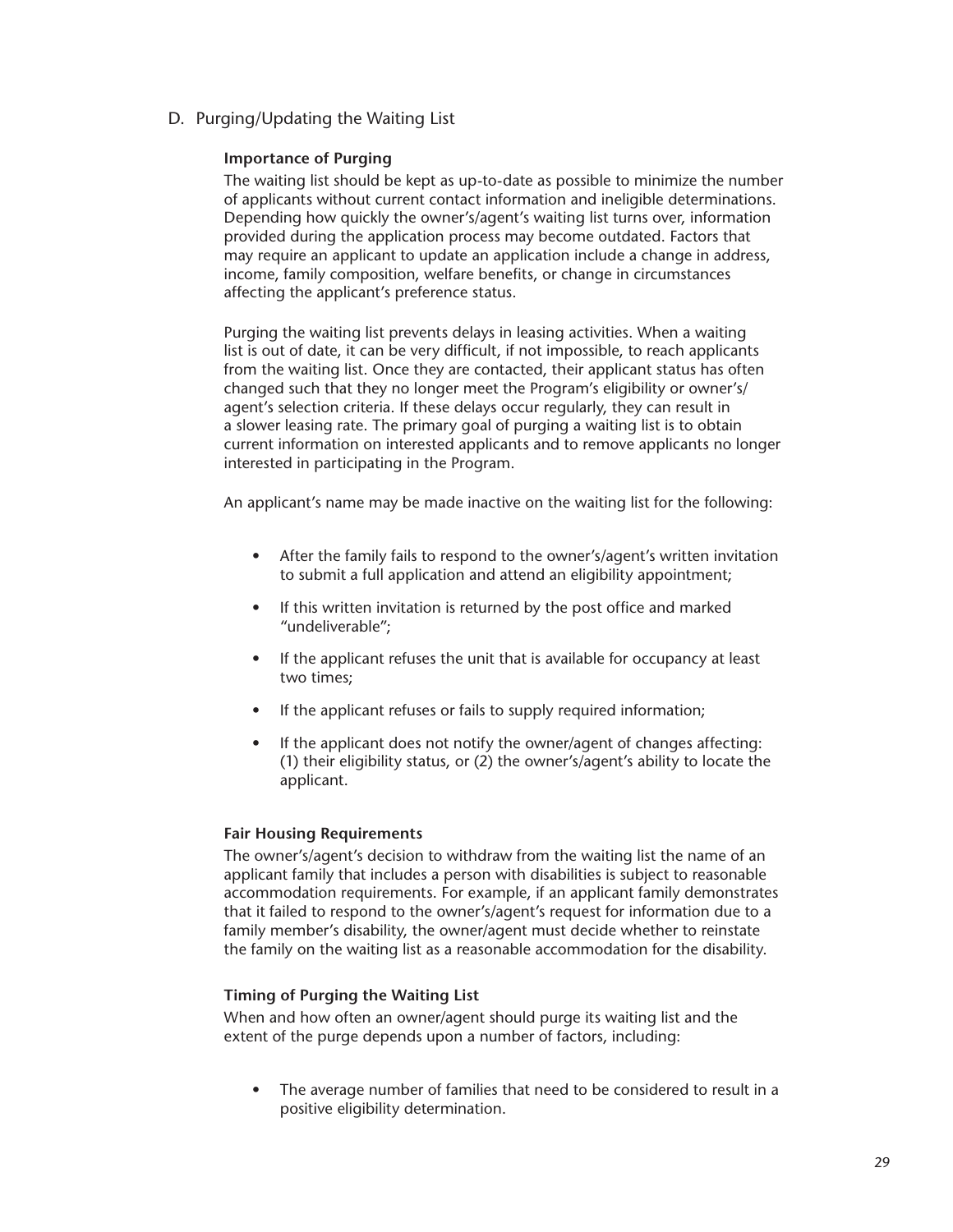## D. Purging/Updating the Waiting List

### Importance of Purging

The waiting list should be kept as up-to-date as possible to minimize the number of applicants without current contact information and ineligible determinations. Depending how quickly the owner's/agent's waiting list turns over, information provided during the application process may become outdated. Factors that may require an applicant to update an application include a change in address, income, family composition, welfare benefits, or change in circumstances affecting the applicant's preference status.

Purging the waiting list prevents delays in leasing activities. When a waiting list is out of date, it can be very difficult, if not impossible, to reach applicants from the waiting list. Once they are contacted, their applicant status has often changed such that they no longer meet the Program's eligibility or owner's/agent's selection criteria. If these delays occur regularly, they can result in a slower leasing rate. The primary goal of purging a waiting list is to obtain current information on interested applicants and to remove applicants no longer interested in participating in the Program.

An applicant's name may be made inactive on the waiting list for the following:

- After the family fails to respond to the owner's/agent's written invitation to submit a full application and attend an eligibility appointment;
- If this written invitation is returned by the post office and marked "undeliverable";
- If the applicant refuses the unit that is available for occupancy at least two times;
- If the applicant refuses or fails to supply required information;
- If the applicant does not notify the owner/agent of changes affecting: (1) their eligibility status, or (2) the owner's/agent's ability to locate the applicant.

### Fair Housing Requirements

The owner's/agent's decision to withdraw from the waiting list the name of an applicant family that includes a person with disabilities is subject to reasonable accommodation requirements. For example, if an applicant family demonstrates that it failed to respond to the owner's/agent's request for information due to a family member's disability, the owner/agent must decide whether to reinstate the family on the waiting list as a reasonable accommodation for the disability.

### Timing of Purging the Waiting List

When and how often an owner/agent should purge its waiting list and the extent of the purge depends upon a number of factors, including:

- The average number of families that need to be considered to result in a positive eligibility determination.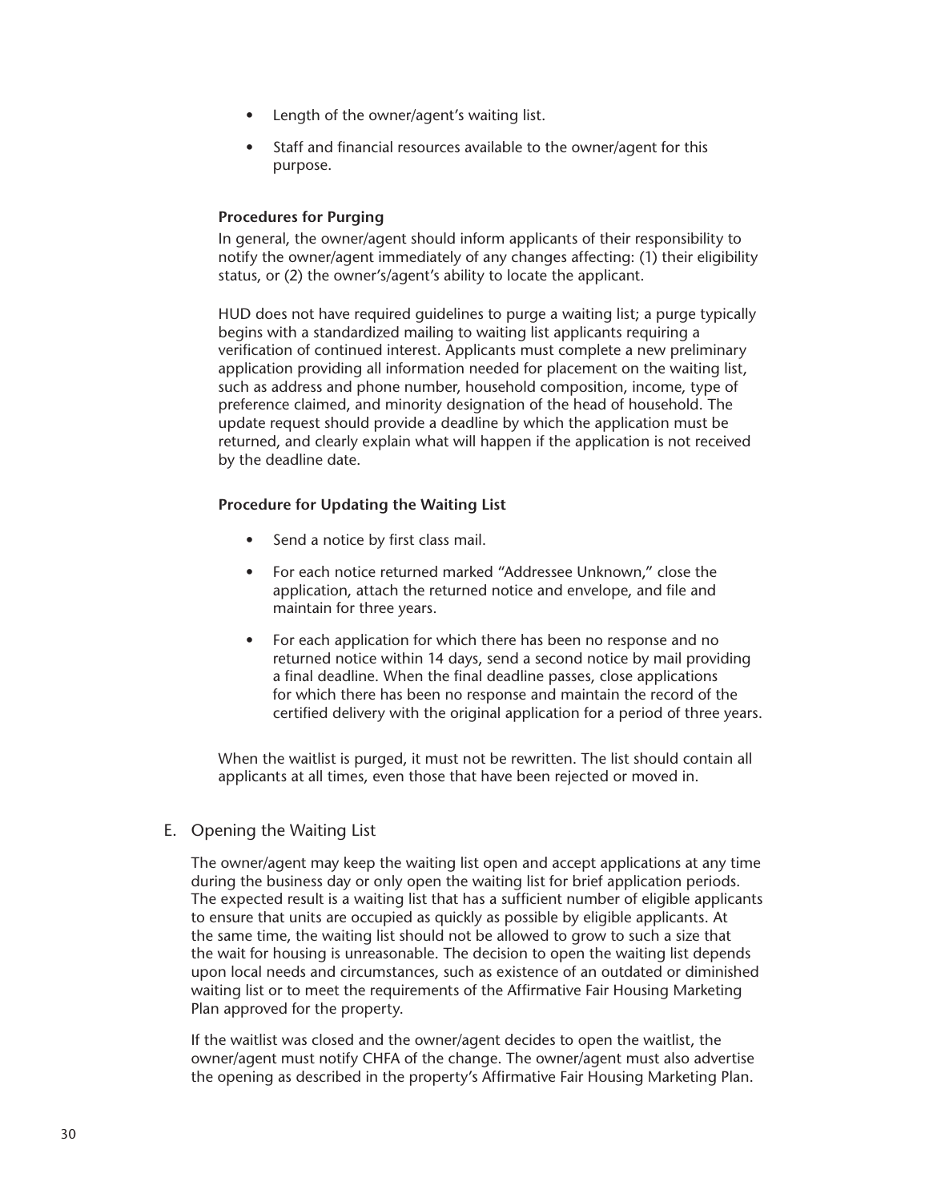- Length of the owner/agent's waiting list.
- Staff and financial resources available to the owner/agent for this purpose.

**Procedures for Purging**

In general, the owner/agent should inform applicants of their responsibility to notify the owner/agent immediately of any changes affecting: (1) their eligibility status, or (2) the owner's/agent's ability to locate the applicant.

HUD does not have required guidelines to purge a waiting list; a purge typically begins with a standardized mailing to waiting list applicants requiring a verification of continued interest. Applicants must complete a new preliminary application providing all information needed for placement on the waiting list, such as address and phone number, household composition, income, type of preference claimed, and minority designation of the head of household. The update request should provide a deadline by which the application must be returned, and clearly explain what will happen if the application is not received by the deadline date.

**Procedure for Updating the Waiting List**

- Send a notice by first class mail.
- For each notice returned marked "Addressee Unknown," close the application, attach the returned notice and envelope, and file and maintain for three years.
- For each application for which there has been no response and no returned notice within 14 days, send a second notice by mail providing a final deadline. When the final deadline passes, close applications for which there has been no response and maintain the record of the certified delivery with the original application for a period of three years.

When the waitlist is purged, it must not be rewritten. The list should contain all applicants at all times, even those that have been rejected or moved in.

## E. Opening the Waiting List

The owner/agent may keep the waiting list open and accept applications at any time during the business day or only open the waiting list for brief application periods. The expected result is a waiting list that has a sufficient number of eligible applicants to ensure that units are occupied as quickly as possible by eligible applicants. At the same time, the waiting list should not be allowed to grow to such a size that the wait for housing is unreasonable. The decision to open the waiting list depends upon local needs and circumstances, such as existence of an outdated or diminished waiting list or to meet the requirements of the Affirmative Fair Housing Marketing Plan approved for the property.

If the waitlist was closed and the owner/agent decides to open the waitlist, the owner/agent must notify CHFA of the change. The owner/agent must also advertise the opening as described in the property's Affirmative Fair Housing Marketing Plan.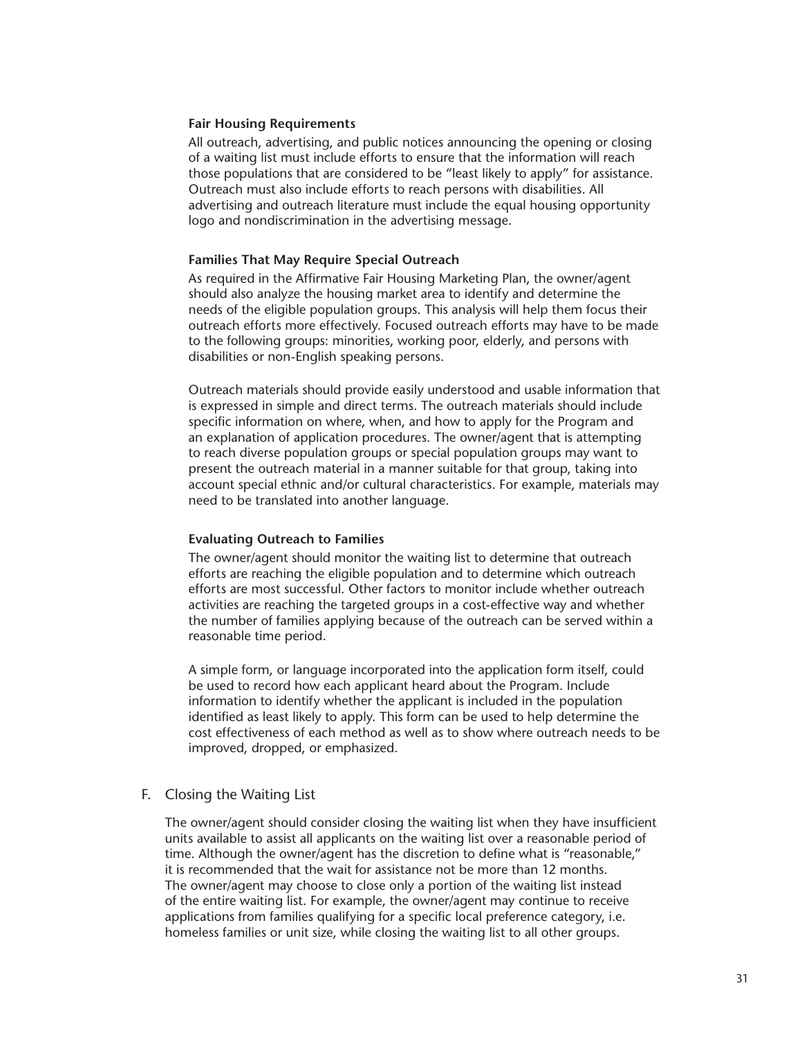#### Fair Housing Requirements

All outreach, advertising, and public notices announcing the opening or closing of a waiting list must include efforts to ensure that the information will reach those populations that are considered to be "least likely to apply" for assistance. Outreach must also include efforts to reach persons with disabilities. All advertising and outreach literature must include the equal housing opportunity logo and nondiscrimination in the advertising message.

#### Families That May Require Special Outreach

As required in the Affirmative Fair Housing Marketing Plan, the owner/agent should also analyze the housing market area to identify and determine the needs of the eligible population groups. This analysis will help them focus their outreach efforts more effectively. Focused outreach efforts may have to be made to the following groups: minorities, working poor, elderly, and persons with disabilities or non-English speaking persons.

Outreach materials should provide easily understood and usable information that is expressed in simple and direct terms. The outreach materials should include specific information on where, when, and how to apply for the Program and an explanation of application procedures. The owner/agent that is attempting to reach diverse population groups or special population groups may want to present the outreach material in a manner suitable for that group, taking into account special ethnic and/or cultural characteristics. For example, materials may need to be translated into another language.

#### Evaluating Outreach to Families

The owner/agent should monitor the waiting list to determine that outreach efforts are reaching the eligible population and to determine which outreach efforts are most successful. Other factors to monitor include whether outreach activities are reaching the targeted groups in a cost-effective way and whether the number of families applying because of the outreach can be served within a reasonable time period.

A simple form, or language incorporated into the application form itself, could be used to record how each applicant heard about the Program. Include information to identify whether the applicant is included in the population identified as least likely to apply. This form can be used to help determine the cost effectiveness of each method as well as to show where outreach needs to be improved, dropped, or emphasized.

### F. Closing the Waiting List

The owner/agent should consider closing the waiting list when they have insufficient units available to assist all applicants on the waiting list over a reasonable period of time. Although the owner/agent has the discretion to define what is "reasonable," it is recommended that the wait for assistance not be more than 12 months. The owner/agent may choose to close only a portion of the waiting list instead of the entire waiting list. For example, the owner/agent may continue to receive applications from families qualifying for a specific local preference category, i.e. homeless families or unit size, while closing the waiting list to all other groups.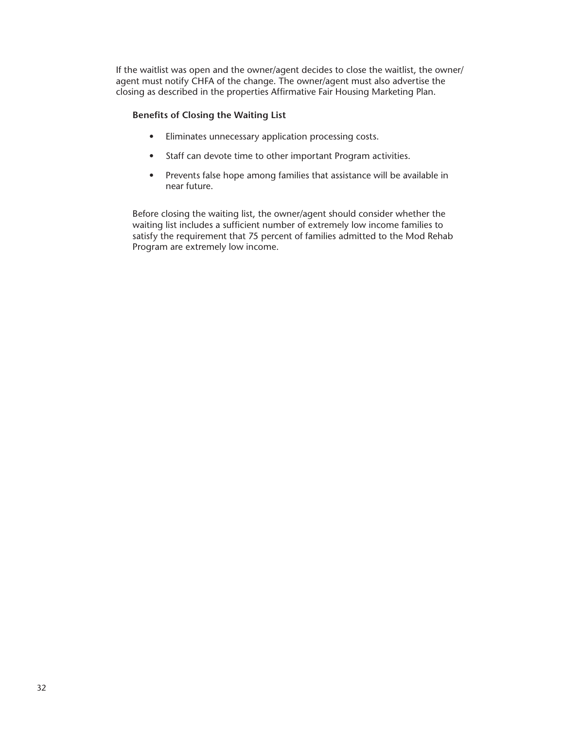If the waitlist was open and the owner/agent decides to close the waitlist, the owner/agent must notify CHFA of the change. The owner/agent must also advertise the closing as described in the properties Affirmative Fair Housing Marketing Plan.

**Benefits of Closing the Waiting List**

- Eliminates unnecessary application processing costs.
- Staff can devote time to other important Program activities.
- Prevents false hope among families that assistance will be available in near future.

Before closing the waiting list, the owner/agent should consider whether the waiting list includes a sufficient number of extremely low income families to satisfy the requirement that 75 percent of families admitted to the Mod Rehab Program are extremely low income.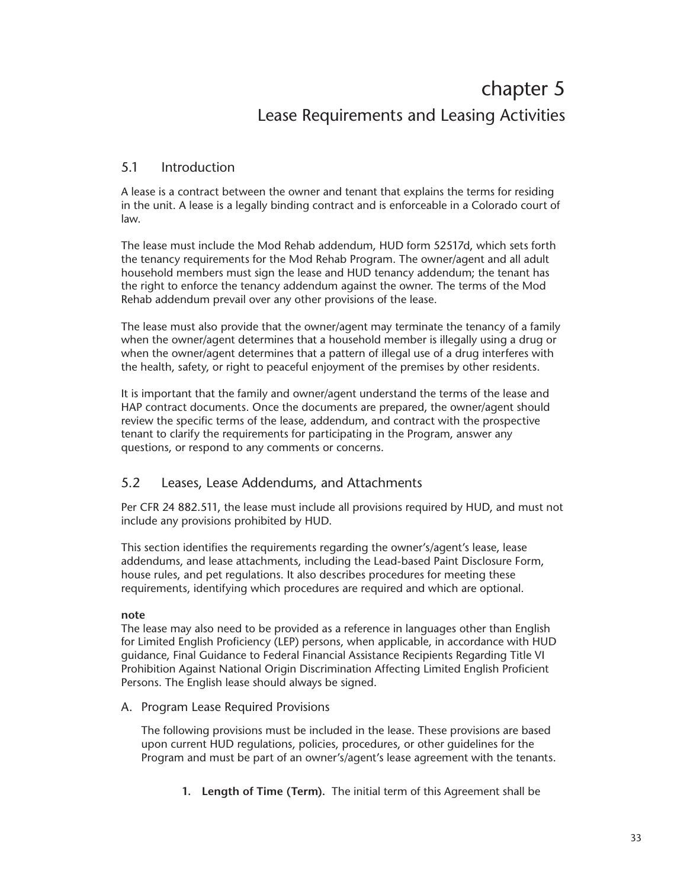# chapter 5

## Lease Requirements and Leasing Activities

### 5.1 Introduction

A lease is a contract between the owner and tenant that explains the terms for residing in the unit. A lease is a legally binding contract and is enforceable in a Colorado court of law.

The lease must include the Mod Rehab addendum, HUD form 52517d, which sets forth the tenancy requirements for the Mod Rehab Program. The owner/agent and all adult household members must sign the lease and HUD tenancy addendum; the tenant has the right to enforce the tenancy addendum against the owner. The terms of the Mod Rehab addendum prevail over any other provisions of the lease.

The lease must also provide that the owner/agent may terminate the tenancy of a family when the owner/agent determines that a household member is illegally using a drug or when the owner/agent determines that a pattern of illegal use of a drug interferes with the health, safety, or right to peaceful enjoyment of the premises by other residents.

It is important that the family and owner/agent understand the terms of the lease and HAP contract documents. Once the documents are prepared, the owner/agent should review the specific terms of the lease, addendum, and contract with the prospective tenant to clarify the requirements for participating in the Program, answer any questions, or respond to any comments or concerns.

### 5.2 Leases, Lease Addendums, and Attachments

Per CFR 24 882.511, the lease must include all provisions required by HUD, and must not include any provisions prohibited by HUD.

This section identifies the requirements regarding the owner's/agent's lease, lease addendums, and lease attachments, including the Lead-based Paint Disclosure Form, house rules, and pet regulations. It also describes procedures for meeting these requirements, identifying which procedures are required and which are optional.

**note**
The lease may also need to be provided as a reference in languages other than English for Limited English Proficiency (LEP) persons, when applicable, in accordance with HUD guidance, Final Guidance to Federal Financial Assistance Recipients Regarding Title VI Prohibition Against National Origin Discrimination Affecting Limited English Proficient Persons. The English lease should always be signed.

A. Program Lease Required Provisions

The following provisions must be included in the lease. These provisions are based upon current HUD regulations, policies, procedures, or other guidelines for the Program and must be part of an owner's/agent's lease agreement with the tenants.

1. **Length of Time (Term).** The initial term of this Agreement shall be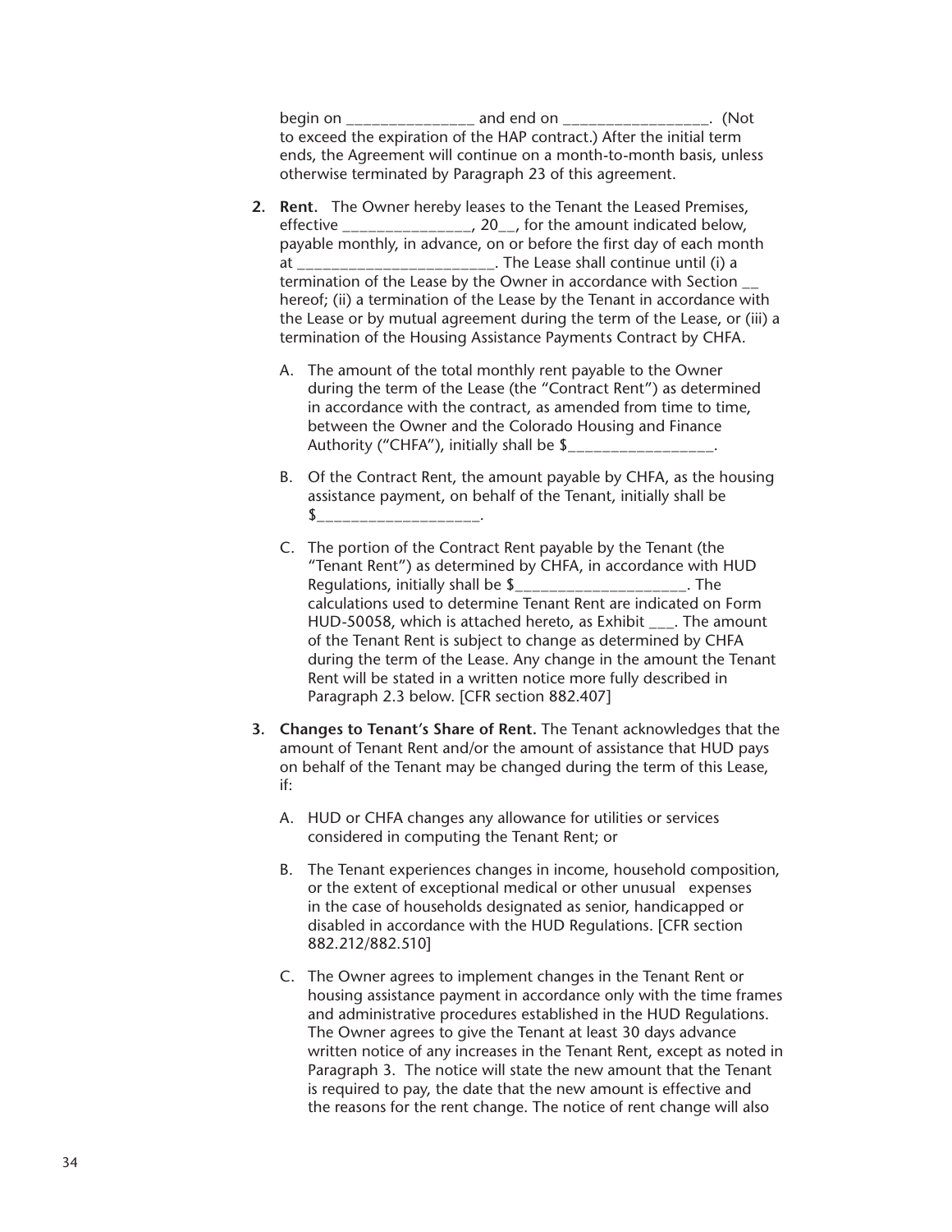begin on ________________ and end on __________________. (Not to exceed the expiration of the HAP contract.) After the initial term ends, the Agreement will continue on a month-to-month basis, unless otherwise terminated by Paragraph 23 of this agreement.

2. **Rent.** The Owner hereby leases to the Tenant the Leased Premises, effective ________________, 20__, for the amount indicated below, payable monthly, in advance, on or before the first day of each month at ________________________. The Lease shall continue until (i) a termination of the Lease by the Owner in accordance with Section __ hereof; (ii) a termination of the Lease by the Tenant in accordance with the Lease or by mutual agreement during the term of the Lease, or (iii) a termination of the Housing Assistance Payments Contract by CHFA.

   A. The amount of the total monthly rent payable to the Owner during the term of the Lease (the "Contract Rent") as determined in accordance with the contract, as amended from time to time, between the Owner and the Colorado Housing and Finance Authority ("CHFA"), initially shall be $__________________.

   B. Of the Contract Rent, the amount payable by CHFA, as the housing assistance payment, on behalf of the Tenant, initially shall be $____________________.

   C. The portion of the Contract Rent payable by the Tenant (the "Tenant Rent") as determined by CHFA, in accordance with HUD Regulations, initially shall be $_____________________. The calculations used to determine Tenant Rent are indicated on Form HUD-50058, which is attached hereto, as Exhibit ___. The amount of the Tenant Rent is subject to change as determined by CHFA during the term of the Lease. Any change in the amount the Tenant Rent will be stated in a written notice more fully described in Paragraph 2.3 below. [CFR section 882.407]

3. **Changes to Tenant's Share of Rent.** The Tenant acknowledges that the amount of Tenant Rent and/or the amount of assistance that HUD pays on behalf of the Tenant may be changed during the term of this Lease, if:

   A. HUD or CHFA changes any allowance for utilities or services considered in computing the Tenant Rent; or

   B. The Tenant experiences changes in income, household composition, or the extent of exceptional medical or other unusual expenses in the case of households designated as senior, handicapped or disabled in accordance with the HUD Regulations. [CFR section 882.212/882.510]

   C. The Owner agrees to implement changes in the Tenant Rent or housing assistance payment in accordance only with the time frames and administrative procedures established in the HUD Regulations. The Owner agrees to give the Tenant at least 30 days advance written notice of any increases in the Tenant Rent, except as noted in Paragraph 3. The notice will state the new amount that the Tenant is required to pay, the date that the new amount is effective and the reasons for the rent change. The notice of rent change will also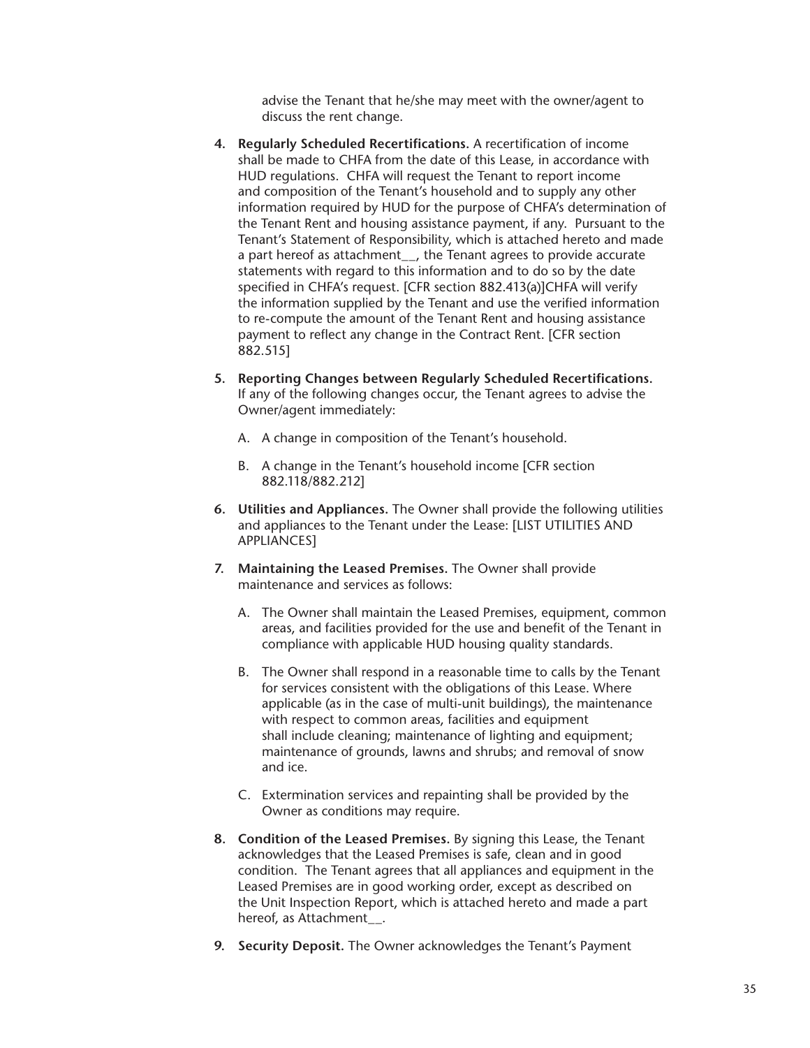advise the Tenant that he/she may meet with the owner/agent to discuss the rent change.

4. **Regularly Scheduled Recertifications.** A recertification of income shall be made to CHFA from the date of this Lease, in accordance with HUD regulations. CHFA will request the Tenant to report income and composition of the Tenant's household and to supply any other information required by HUD for the purpose of CHFA's determination of the Tenant Rent and housing assistance payment, if any. Pursuant to the Tenant's Statement of Responsibility, which is attached hereto and made a part hereof as attachment__, the Tenant agrees to provide accurate statements with regard to this information and to do so by the date specified in CHFA's request. [CFR section 882.413(a)]CHFA will verify the information supplied by the Tenant and use the verified information to re-compute the amount of the Tenant Rent and housing assistance payment to reflect any change in the Contract Rent. [CFR section 882.515]

5. **Reporting Changes between Regularly Scheduled Recertifications.** If any of the following changes occur, the Tenant agrees to advise the Owner/agent immediately:

   A. A change in composition of the Tenant's household.

   B. A change in the Tenant's household income [CFR section 882.118/882.212]

6. **Utilities and Appliances.** The Owner shall provide the following utilities and appliances to the Tenant under the Lease: [LIST UTILITIES AND APPLIANCES]

7. **Maintaining the Leased Premises.** The Owner shall provide maintenance and services as follows:

   A. The Owner shall maintain the Leased Premises, equipment, common areas, and facilities provided for the use and benefit of the Tenant in compliance with applicable HUD housing quality standards.

   B. The Owner shall respond in a reasonable time to calls by the Tenant for services consistent with the obligations of this Lease. Where applicable (as in the case of multi-unit buildings), the maintenance with respect to common areas, facilities and equipment shall include cleaning; maintenance of lighting and equipment; maintenance of grounds, lawns and shrubs; and removal of snow and ice.

   C. Extermination services and repainting shall be provided by the Owner as conditions may require.

8. **Condition of the Leased Premises.** By signing this Lease, the Tenant acknowledges that the Leased Premises is safe, clean and in good condition. The Tenant agrees that all appliances and equipment in the Leased Premises are in good working order, except as described on the Unit Inspection Report, which is attached hereto and made a part hereof, as Attachment__.

9. **Security Deposit.** The Owner acknowledges the Tenant's Payment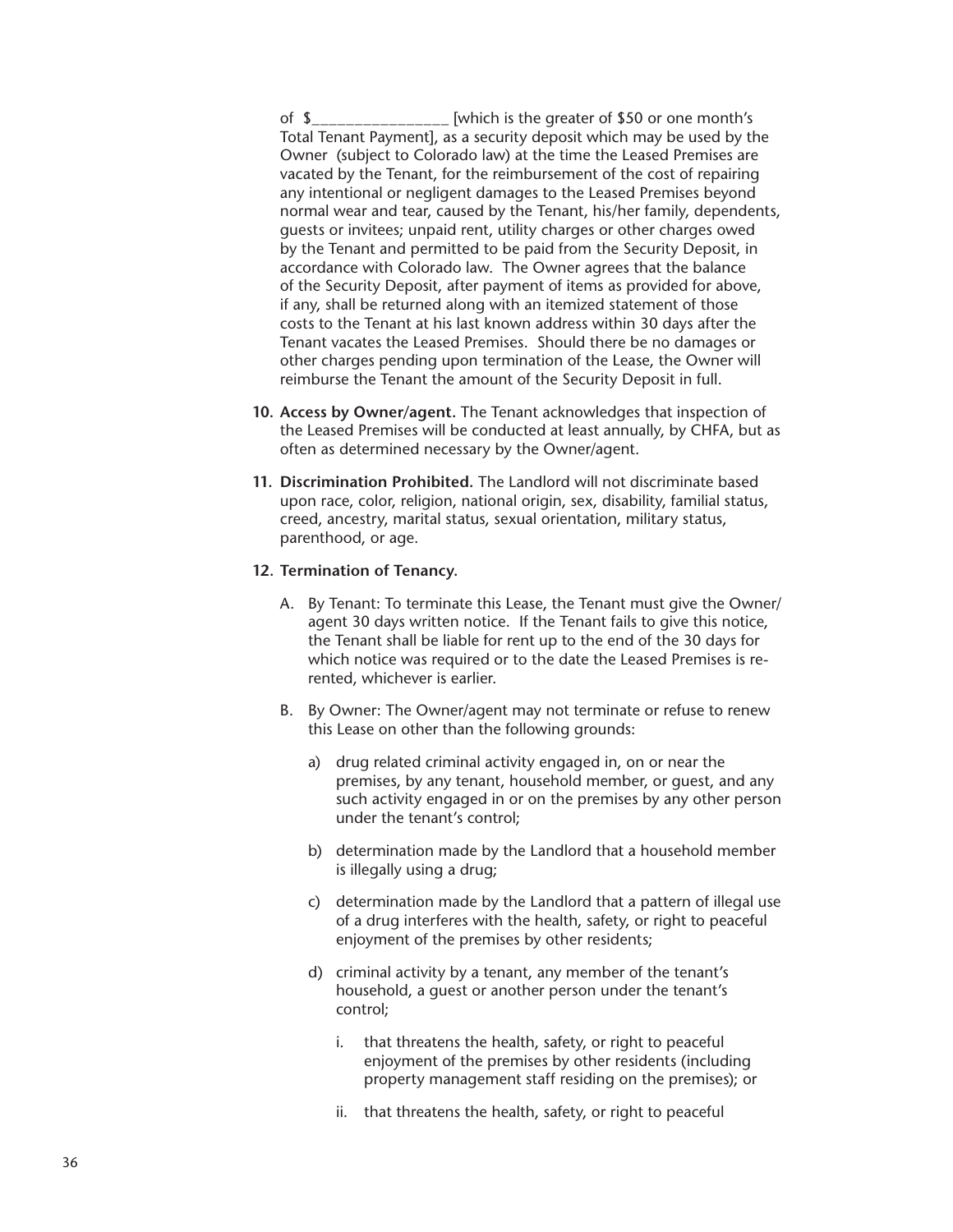of $________________ [which is the greater of $50 or one month's Total Tenant Payment], as a security deposit which may be used by the Owner (subject to Colorado law) at the time the Leased Premises are vacated by the Tenant, for the reimbursement of the cost of repairing any intentional or negligent damages to the Leased Premises beyond normal wear and tear, caused by the Tenant, his/her family, dependents, guests or invitees; unpaid rent, utility charges or other charges owed by the Tenant and permitted to be paid from the Security Deposit, in accordance with Colorado law. The Owner agrees that the balance of the Security Deposit, after payment of items as provided for above, if any, shall be returned along with an itemized statement of those costs to the Tenant at his last known address within 30 days after the Tenant vacates the Leased Premises. Should there be no damages or other charges pending upon termination of the Lease, the Owner will reimburse the Tenant the amount of the Security Deposit in full.

10. **Access by Owner/agent.** The Tenant acknowledges that inspection of the Leased Premises will be conducted at least annually, by CHFA, but as often as determined necessary by the Owner/agent.

11. **Discrimination Prohibited.** The Landlord will not discriminate based upon race, color, religion, national origin, sex, disability, familial status, creed, ancestry, marital status, sexual orientation, military status, parenthood, or age.

12. **Termination of Tenancy.**

    A. By Tenant: To terminate this Lease, the Tenant must give the Owner/agent 30 days written notice. If the Tenant fails to give this notice, the Tenant shall be liable for rent up to the end of the 30 days for which notice was required or to the date the Leased Premises is re-rented, whichever is earlier.

    B. By Owner: The Owner/agent may not terminate or refuse to renew this Lease on other than the following grounds:

       a) drug related criminal activity engaged in, on or near the premises, by any tenant, household member, or guest, and any such activity engaged in or on the premises by any other person under the tenant's control;

       b) determination made by the Landlord that a household member is illegally using a drug;

       c) determination made by the Landlord that a pattern of illegal use of a drug interferes with the health, safety, or right to peaceful enjoyment of the premises by other residents;

       d) criminal activity by a tenant, any member of the tenant's household, a guest or another person under the tenant's control;

          i. that threatens the health, safety, or right to peaceful enjoyment of the premises by other residents (including property management staff residing on the premises); or

          ii. that threatens the health, safety, or right to peaceful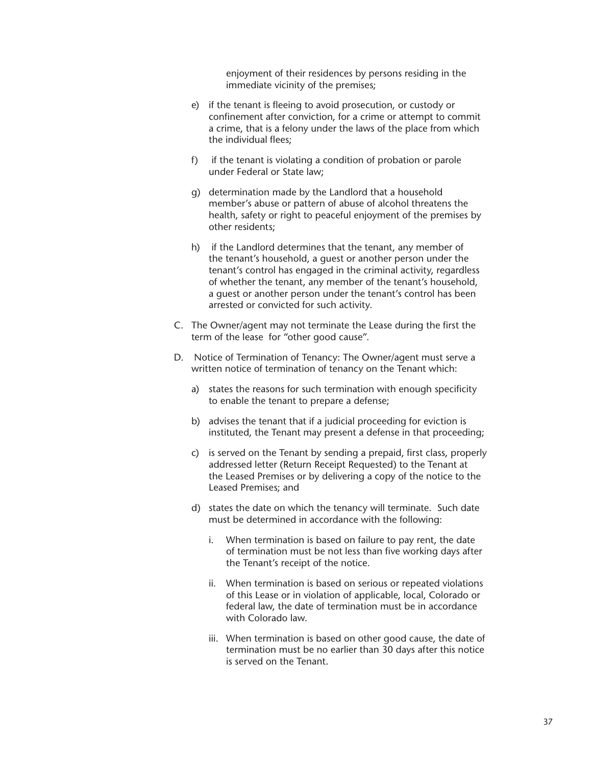enjoyment of their residences by persons residing in the immediate vicinity of the premises;

e) if the tenant is fleeing to avoid prosecution, or custody or confinement after conviction, for a crime or attempt to commit a crime, that is a felony under the laws of the place from which the individual flees;

f) if the tenant is violating a condition of probation or parole under Federal or State law;

g) determination made by the Landlord that a household member's abuse or pattern of abuse of alcohol threatens the health, safety or right to peaceful enjoyment of the premises by other residents;

h) if the Landlord determines that the tenant, any member of the tenant's household, a guest or another person under the tenant's control has engaged in the criminal activity, regardless of whether the tenant, any member of the tenant's household, a guest or another person under the tenant's control has been arrested or convicted for such activity.

C. The Owner/agent may not terminate the Lease during the first the term of the lease for "other good cause".

D. Notice of Termination of Tenancy: The Owner/agent must serve a written notice of termination of tenancy on the Tenant which:

a) states the reasons for such termination with enough specificity to enable the tenant to prepare a defense;

b) advises the tenant that if a judicial proceeding for eviction is instituted, the Tenant may present a defense in that proceeding;

c) is served on the Tenant by sending a prepaid, first class, properly addressed letter (Return Receipt Requested) to the Tenant at the Leased Premises or by delivering a copy of the notice to the Leased Premises; and

d) states the date on which the tenancy will terminate. Such date must be determined in accordance with the following:

   i. When termination is based on failure to pay rent, the date of termination must be not less than five working days after the Tenant's receipt of the notice.

   ii. When termination is based on serious or repeated violations of this Lease or in violation of applicable, local, Colorado or federal law, the date of termination must be in accordance with Colorado law.

   iii. When termination is based on other good cause, the date of termination must be no earlier than 30 days after this notice is served on the Tenant.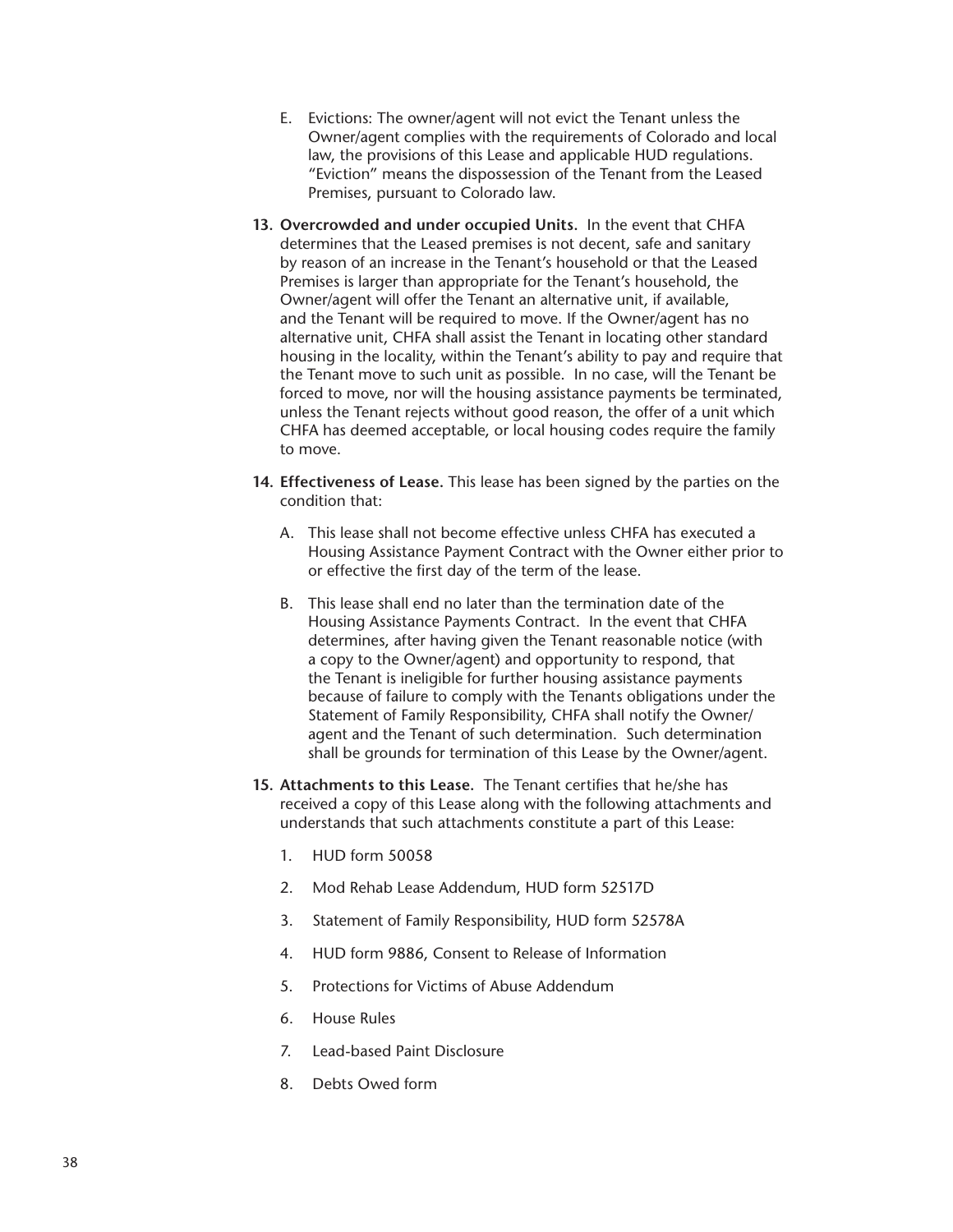E. Evictions: The owner/agent will not evict the Tenant unless the Owner/agent complies with the requirements of Colorado and local law, the provisions of this Lease and applicable HUD regulations. "Eviction" means the dispossession of the Tenant from the Leased Premises, pursuant to Colorado law.

13. **Overcrowded and under occupied Units.** In the event that CHFA determines that the Leased premises is not decent, safe and sanitary by reason of an increase in the Tenant's household or that the Leased Premises is larger than appropriate for the Tenant's household, the Owner/agent will offer the Tenant an alternative unit, if available, and the Tenant will be required to move. If the Owner/agent has no alternative unit, CHFA shall assist the Tenant in locating other standard housing in the locality, within the Tenant's ability to pay and require that the Tenant move to such unit as possible. In no case, will the Tenant be forced to move, nor will the housing assistance payments be terminated, unless the Tenant rejects without good reason, the offer of a unit which CHFA has deemed acceptable, or local housing codes require the family to move.

14. **Effectiveness of Lease.** This lease has been signed by the parties on the condition that:

    A. This lease shall not become effective unless CHFA has executed a Housing Assistance Payment Contract with the Owner either prior to or effective the first day of the term of the lease.

    B. This lease shall end no later than the termination date of the Housing Assistance Payments Contract. In the event that CHFA determines, after having given the Tenant reasonable notice (with a copy to the Owner/agent) and opportunity to respond, that the Tenant is ineligible for further housing assistance payments because of failure to comply with the Tenants obligations under the Statement of Family Responsibility, CHFA shall notify the Owner/agent and the Tenant of such determination. Such determination shall be grounds for termination of this Lease by the Owner/agent.

15. **Attachments to this Lease.** The Tenant certifies that he/she has received a copy of this Lease along with the following attachments and understands that such attachments constitute a part of this Lease:

    1. HUD form 50058
    2. Mod Rehab Lease Addendum, HUD form 52517D
    3. Statement of Family Responsibility, HUD form 52578A
    4. HUD form 9886, Consent to Release of Information
    5. Protections for Victims of Abuse Addendum
    6. House Rules
    7. Lead-based Paint Disclosure
    8. Debts Owed form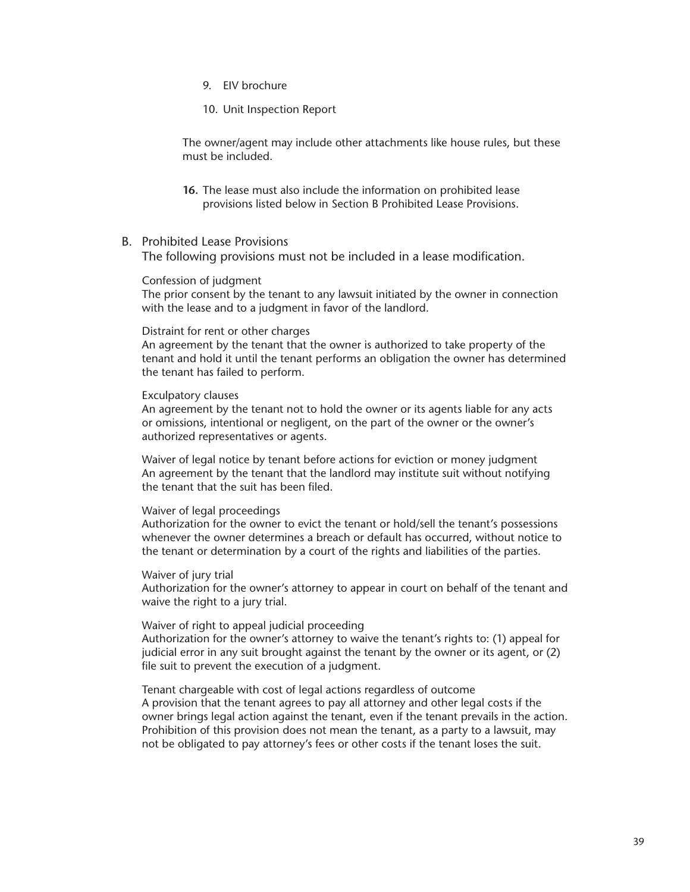9. EIV brochure

10. Unit Inspection Report

The owner/agent may include other attachments like house rules, but these must be included.

**16.** The lease must also include the information on prohibited lease provisions listed below in Section B Prohibited Lease Provisions.

B. Prohibited Lease Provisions

The following provisions must not be included in a lease modification.

Confession of judgment

The prior consent by the tenant to any lawsuit initiated by the owner in connection with the lease and to a judgment in favor of the landlord.

Distraint for rent or other charges

An agreement by the tenant that the owner is authorized to take property of the tenant and hold it until the tenant performs an obligation the owner has determined the tenant has failed to perform.

Exculpatory clauses

An agreement by the tenant not to hold the owner or its agents liable for any acts or omissions, intentional or negligent, on the part of the owner or the owner's authorized representatives or agents.

Waiver of legal notice by tenant before actions for eviction or money judgment

An agreement by the tenant that the landlord may institute suit without notifying the tenant that the suit has been filed.

Waiver of legal proceedings

Authorization for the owner to evict the tenant or hold/sell the tenant's possessions whenever the owner determines a breach or default has occurred, without notice to the tenant or determination by a court of the rights and liabilities of the parties.

Waiver of jury trial

Authorization for the owner's attorney to appear in court on behalf of the tenant and waive the right to a jury trial.

Waiver of right to appeal judicial proceeding

Authorization for the owner's attorney to waive the tenant's rights to: (1) appeal for judicial error in any suit brought against the tenant by the owner or its agent, or (2) file suit to prevent the execution of a judgment.

Tenant chargeable with cost of legal actions regardless of outcome

A provision that the tenant agrees to pay all attorney and other legal costs if the owner brings legal action against the tenant, even if the tenant prevails in the action. Prohibition of this provision does not mean the tenant, as a party to a lawsuit, may not be obligated to pay attorney's fees or other costs if the tenant loses the suit.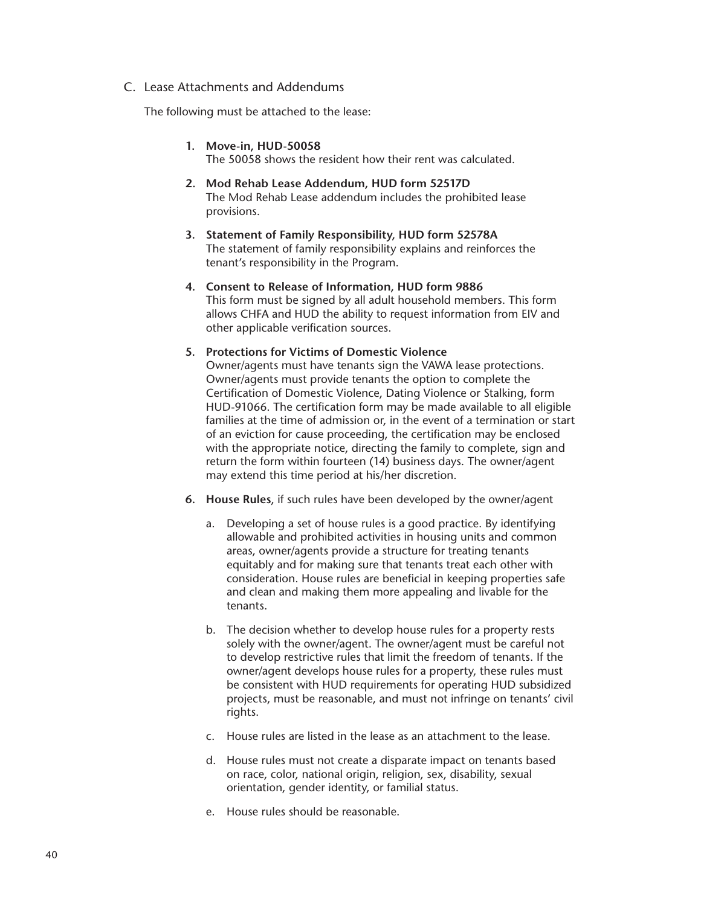C. Lease Attachments and Addendums

The following must be attached to the lease:

1. **Move-in, HUD-50058**
   The 50058 shows the resident how their rent was calculated.

2. **Mod Rehab Lease Addendum, HUD form 52517D**
   The Mod Rehab Lease addendum includes the prohibited lease provisions.

3. **Statement of Family Responsibility, HUD form 52578A**
   The statement of family responsibility explains and reinforces the tenant's responsibility in the Program.

4. **Consent to Release of Information, HUD form 9886**
   This form must be signed by all adult household members. This form allows CHFA and HUD the ability to request information from EIV and other applicable verification sources.

5. **Protections for Victims of Domestic Violence**
   Owner/agents must have tenants sign the VAWA lease protections. Owner/agents must provide tenants the option to complete the Certification of Domestic Violence, Dating Violence or Stalking, form HUD-91066. The certification form may be made available to all eligible families at the time of admission or, in the event of a termination or start of an eviction for cause proceeding, the certification may be enclosed with the appropriate notice, directing the family to complete, sign and return the form within fourteen (14) business days. The owner/agent may extend this time period at his/her discretion.

6. **House Rules**, if such rules have been developed by the owner/agent

   a. Developing a set of house rules is a good practice. By identifying allowable and prohibited activities in housing units and common areas, owner/agents provide a structure for treating tenants equitably and for making sure that tenants treat each other with consideration. House rules are beneficial in keeping properties safe and clean and making them more appealing and livable for the tenants.

   b. The decision whether to develop house rules for a property rests solely with the owner/agent. The owner/agent must be careful not to develop restrictive rules that limit the freedom of tenants. If the owner/agent develops house rules for a property, these rules must be consistent with HUD requirements for operating HUD subsidized projects, must be reasonable, and must not infringe on tenants' civil rights.

   c. House rules are listed in the lease as an attachment to the lease.

   d. House rules must not create a disparate impact on tenants based on race, color, national origin, religion, sex, disability, sexual orientation, gender identity, or familial status.

   e. House rules should be reasonable.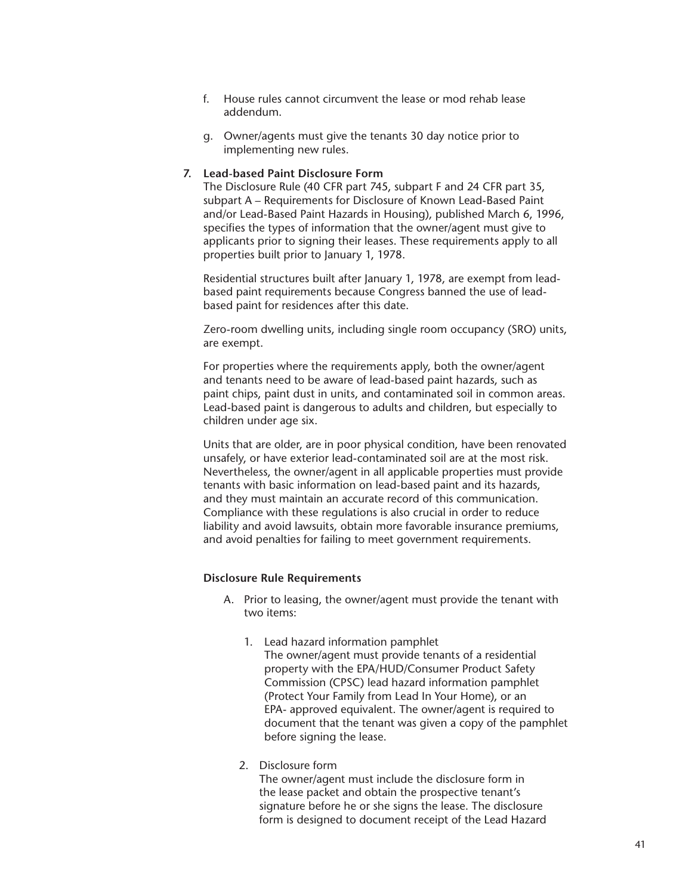f. House rules cannot circumvent the lease or mod rehab lease addendum.

g. Owner/agents must give the tenants 30 day notice prior to implementing new rules.

**7. Lead-based Paint Disclosure Form**

The Disclosure Rule (40 CFR part 745, subpart F and 24 CFR part 35, subpart A – Requirements for Disclosure of Known Lead-Based Paint and/or Lead-Based Paint Hazards in Housing), published March 6, 1996, specifies the types of information that the owner/agent must give to applicants prior to signing their leases. These requirements apply to all properties built prior to January 1, 1978.

Residential structures built after January 1, 1978, are exempt from lead-based paint requirements because Congress banned the use of lead-based paint for residences after this date.

Zero-room dwelling units, including single room occupancy (SRO) units, are exempt.

For properties where the requirements apply, both the owner/agent and tenants need to be aware of lead-based paint hazards, such as paint chips, paint dust in units, and contaminated soil in common areas. Lead-based paint is dangerous to adults and children, but especially to children under age six.

Units that are older, are in poor physical condition, have been renovated unsafely, or have exterior lead-contaminated soil are at the most risk. Nevertheless, the owner/agent in all applicable properties must provide tenants with basic information on lead-based paint and its hazards, and they must maintain an accurate record of this communication. Compliance with these regulations is also crucial in order to reduce liability and avoid lawsuits, obtain more favorable insurance premiums, and avoid penalties for failing to meet government requirements.

**Disclosure Rule Requirements**

A. Prior to leasing, the owner/agent must provide the tenant with two items:

1. Lead hazard information pamphlet
   The owner/agent must provide tenants of a residential property with the EPA/HUD/Consumer Product Safety Commission (CPSC) lead hazard information pamphlet (Protect Your Family from Lead In Your Home), or an EPA- approved equivalent. The owner/agent is required to document that the tenant was given a copy of the pamphlet before signing the lease.

2. Disclosure form
   The owner/agent must include the disclosure form in the lease packet and obtain the prospective tenant's signature before he or she signs the lease. The disclosure form is designed to document receipt of the Lead Hazard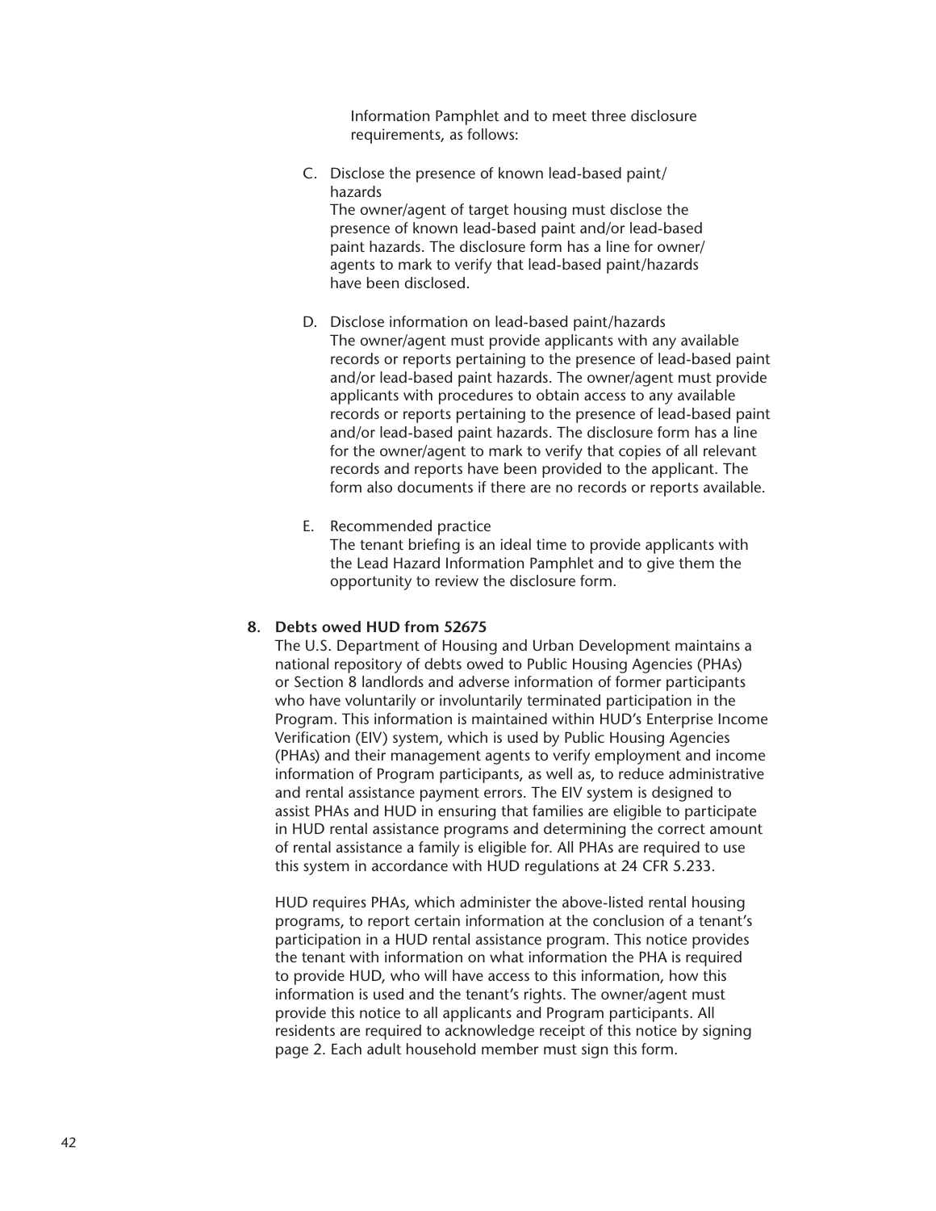Information Pamphlet and to meet three disclosure requirements, as follows:

C. Disclose the presence of known lead-based paint/ hazards
   The owner/agent of target housing must disclose the presence of known lead-based paint and/or lead-based paint hazards. The disclosure form has a line for owner/ agents to mark to verify that lead-based paint/hazards have been disclosed.

D. Disclose information on lead-based paint/hazards
   The owner/agent must provide applicants with any available records or reports pertaining to the presence of lead-based paint and/or lead-based paint hazards. The owner/agent must provide applicants with procedures to obtain access to any available records or reports pertaining to the presence of lead-based paint and/or lead-based paint hazards. The disclosure form has a line for the owner/agent to mark to verify that copies of all relevant records and reports have been provided to the applicant. The form also documents if there are no records or reports available.

E. Recommended practice
   The tenant briefing is an ideal time to provide applicants with the Lead Hazard Information Pamphlet and to give them the opportunity to review the disclosure form.

**8. Debts owed HUD from 52675**

The U.S. Department of Housing and Urban Development maintains a national repository of debts owed to Public Housing Agencies (PHAs) or Section 8 landlords and adverse information of former participants who have voluntarily or involuntarily terminated participation in the Program. This information is maintained within HUD's Enterprise Income Verification (EIV) system, which is used by Public Housing Agencies (PHAs) and their management agents to verify employment and income information of Program participants, as well as, to reduce administrative and rental assistance payment errors. The EIV system is designed to assist PHAs and HUD in ensuring that families are eligible to participate in HUD rental assistance programs and determining the correct amount of rental assistance a family is eligible for. All PHAs are required to use this system in accordance with HUD regulations at 24 CFR 5.233.

HUD requires PHAs, which administer the above-listed rental housing programs, to report certain information at the conclusion of a tenant's participation in a HUD rental assistance program. This notice provides the tenant with information on what information the PHA is required to provide HUD, who will have access to this information, how this information is used and the tenant's rights. The owner/agent must provide this notice to all applicants and Program participants. All residents are required to acknowledge receipt of this notice by signing page 2. Each adult household member must sign this form.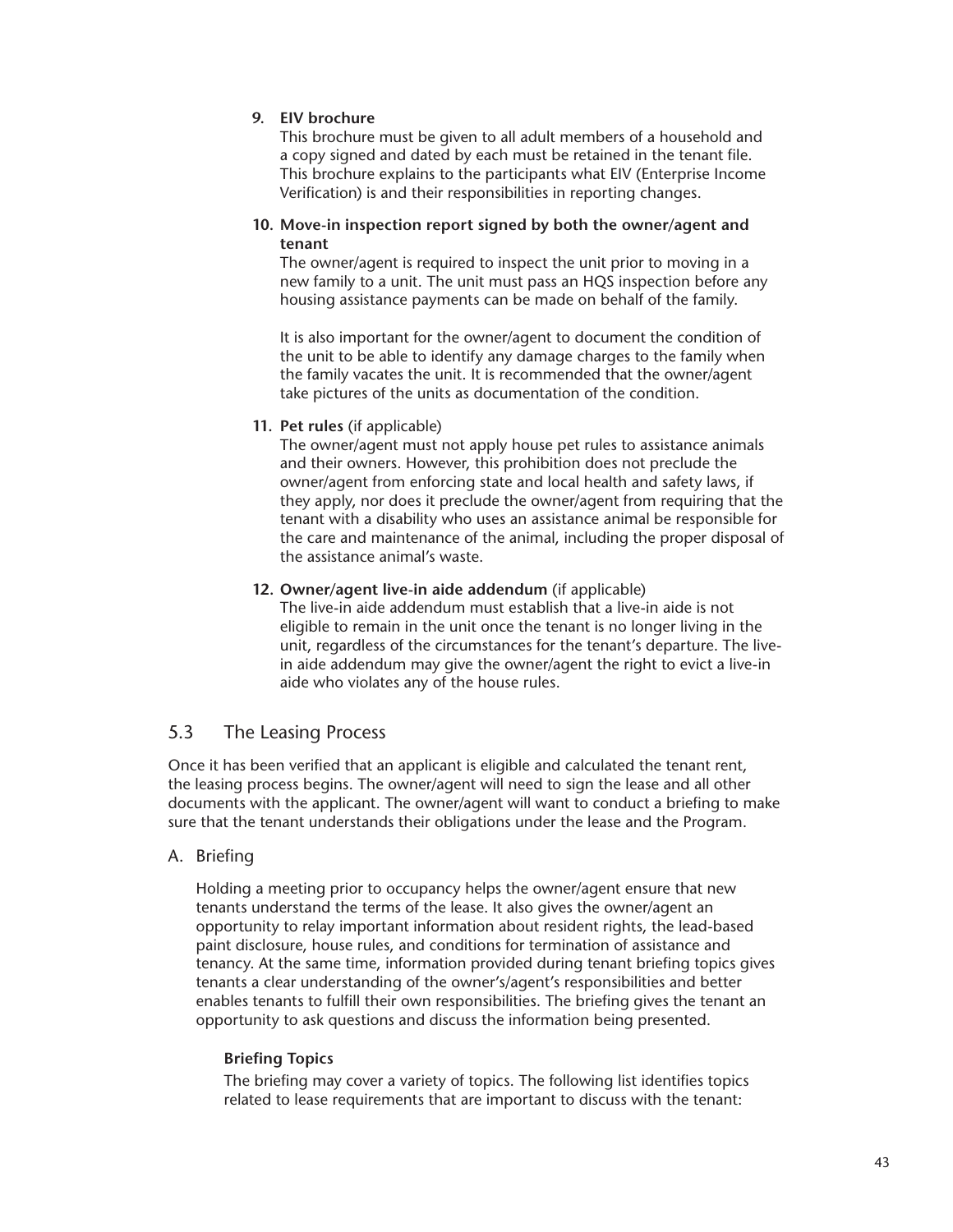9. **EIV brochure**
   This brochure must be given to all adult members of a household and a copy signed and dated by each must be retained in the tenant file. This brochure explains to the participants what EIV (Enterprise Income Verification) is and their responsibilities in reporting changes.

10. **Move-in inspection report signed by both the owner/agent and tenant**
    The owner/agent is required to inspect the unit prior to moving in a new family to a unit. The unit must pass an HQS inspection before any housing assistance payments can be made on behalf of the family.

    It is also important for the owner/agent to document the condition of the unit to be able to identify any damage charges to the family when the family vacates the unit. It is recommended that the owner/agent take pictures of the units as documentation of the condition.

11. **Pet rules** (if applicable)
    The owner/agent must not apply house pet rules to assistance animals and their owners. However, this prohibition does not preclude the owner/agent from enforcing state and local health and safety laws, if they apply, nor does it preclude the owner/agent from requiring that the tenant with a disability who uses an assistance animal be responsible for the care and maintenance of the animal, including the proper disposal of the assistance animal's waste.

12. **Owner/agent live-in aide addendum** (if applicable)
    The live-in aide addendum must establish that a live-in aide is not eligible to remain in the unit once the tenant is no longer living in the unit, regardless of the circumstances for the tenant's departure. The live-in aide addendum may give the owner/agent the right to evict a live-in aide who violates any of the house rules.

## 5.3 The Leasing Process

Once it has been verified that an applicant is eligible and calculated the tenant rent, the leasing process begins. The owner/agent will need to sign the lease and all other documents with the applicant. The owner/agent will want to conduct a briefing to make sure that the tenant understands their obligations under the lease and the Program.

### A. Briefing

Holding a meeting prior to occupancy helps the owner/agent ensure that new tenants understand the terms of the lease. It also gives the owner/agent an opportunity to relay important information about resident rights, the lead-based paint disclosure, house rules, and conditions for termination of assistance and tenancy. At the same time, information provided during tenant briefing topics gives tenants a clear understanding of the owner's/agent's responsibilities and better enables tenants to fulfill their own responsibilities. The briefing gives the tenant an opportunity to ask questions and discuss the information being presented.

#### Briefing Topics

The briefing may cover a variety of topics. The following list identifies topics related to lease requirements that are important to discuss with the tenant: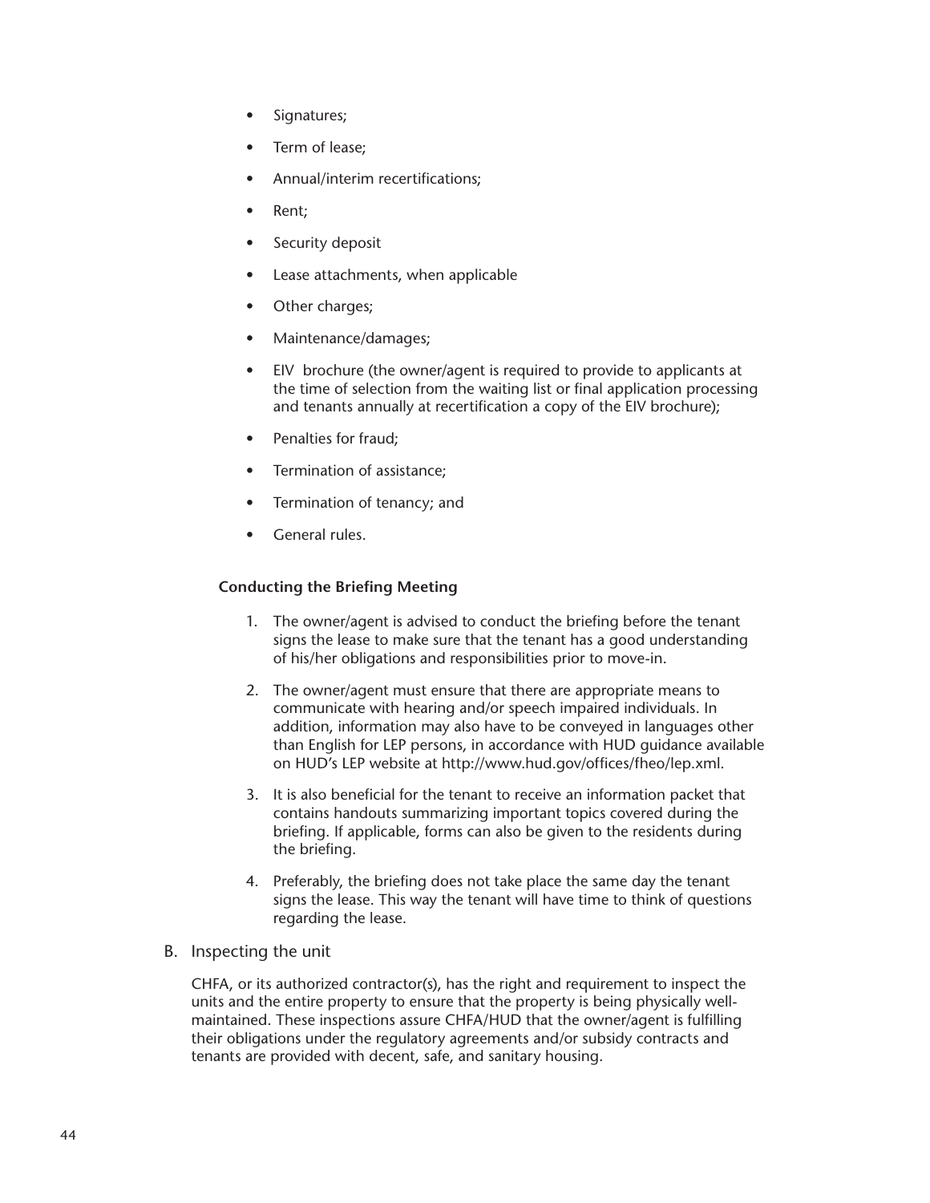- Signatures;
- Term of lease;
- Annual/interim recertifications;
- Rent;
- Security deposit
- Lease attachments, when applicable
- Other charges;
- Maintenance/damages;
- EIV brochure (the owner/agent is required to provide to applicants at the time of selection from the waiting list or final application processing and tenants annually at recertification a copy of the EIV brochure);
- Penalties for fraud;
- Termination of assistance;
- Termination of tenancy; and
- General rules.

**Conducting the Briefing Meeting**

1. The owner/agent is advised to conduct the briefing before the tenant signs the lease to make sure that the tenant has a good understanding of his/her obligations and responsibilities prior to move-in.
2. The owner/agent must ensure that there are appropriate means to communicate with hearing and/or speech impaired individuals. In addition, information may also have to be conveyed in languages other than English for LEP persons, in accordance with HUD guidance available on HUD's LEP website at http://www.hud.gov/offices/fheo/lep.xml.
3. It is also beneficial for the tenant to receive an information packet that contains handouts summarizing important topics covered during the briefing. If applicable, forms can also be given to the residents during the briefing.
4. Preferably, the briefing does not take place the same day the tenant signs the lease. This way the tenant will have time to think of questions regarding the lease.

B. Inspecting the unit

CHFA, or its authorized contractor(s), has the right and requirement to inspect the units and the entire property to ensure that the property is being physically well-maintained. These inspections assure CHFA/HUD that the owner/agent is fulfilling their obligations under the regulatory agreements and/or subsidy contracts and tenants are provided with decent, safe, and sanitary housing.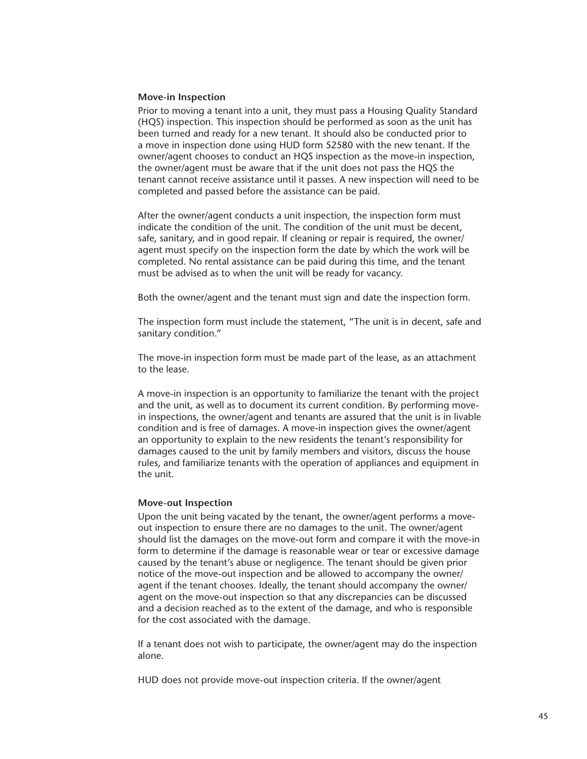### Move-in Inspection

Prior to moving a tenant into a unit, they must pass a Housing Quality Standard (HQS) inspection. This inspection should be performed as soon as the unit has been turned and ready for a new tenant. It should also be conducted prior to a move in inspection done using HUD form 52580 with the new tenant. If the owner/agent chooses to conduct an HQS inspection as the move-in inspection, the owner/agent must be aware that if the unit does not pass the HQS the tenant cannot receive assistance until it passes. A new inspection will need to be completed and passed before the assistance can be paid.

After the owner/agent conducts a unit inspection, the inspection form must indicate the condition of the unit. The condition of the unit must be decent, safe, sanitary, and in good repair. If cleaning or repair is required, the owner/agent must specify on the inspection form the date by which the work will be completed. No rental assistance can be paid during this time, and the tenant must be advised as to when the unit will be ready for vacancy.

Both the owner/agent and the tenant must sign and date the inspection form.

The inspection form must include the statement, "The unit is in decent, safe and sanitary condition."

The move-in inspection form must be made part of the lease, as an attachment to the lease.

A move-in inspection is an opportunity to familiarize the tenant with the project and the unit, as well as to document its current condition. By performing move-in inspections, the owner/agent and tenants are assured that the unit is in livable condition and is free of damages. A move-in inspection gives the owner/agent an opportunity to explain to the new residents the tenant's responsibility for damages caused to the unit by family members and visitors, discuss the house rules, and familiarize tenants with the operation of appliances and equipment in the unit.

### Move-out Inspection

Upon the unit being vacated by the tenant, the owner/agent performs a move-out inspection to ensure there are no damages to the unit. The owner/agent should list the damages on the move-out form and compare it with the move-in form to determine if the damage is reasonable wear or tear or excessive damage caused by the tenant's abuse or negligence. The tenant should be given prior notice of the move-out inspection and be allowed to accompany the owner/agent if the tenant chooses. Ideally, the tenant should accompany the owner/agent on the move-out inspection so that any discrepancies can be discussed and a decision reached as to the extent of the damage, and who is responsible for the cost associated with the damage.

If a tenant does not wish to participate, the owner/agent may do the inspection alone.

HUD does not provide move-out inspection criteria. If the owner/agent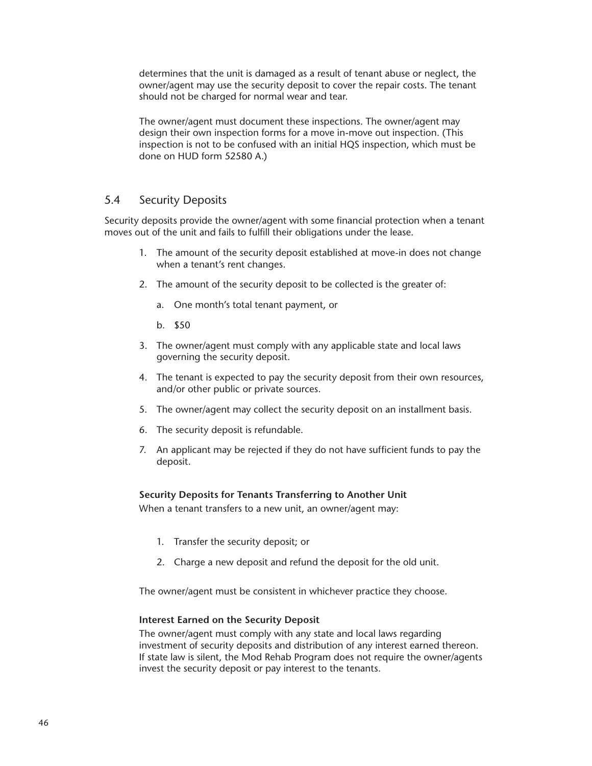determines that the unit is damaged as a result of tenant abuse or neglect, the owner/agent may use the security deposit to cover the repair costs. The tenant should not be charged for normal wear and tear.

The owner/agent must document these inspections. The owner/agent may design their own inspection forms for a move in-move out inspection. (This inspection is not to be confused with an initial HQS inspection, which must be done on HUD form 52580 A.)

## 5.4 Security Deposits

Security deposits provide the owner/agent with some financial protection when a tenant moves out of the unit and fails to fulfill their obligations under the lease.

1. The amount of the security deposit established at move-in does not change when a tenant's rent changes.
2. The amount of the security deposit to be collected is the greater of:
   a. One month's total tenant payment, or
   b. $50
3. The owner/agent must comply with any applicable state and local laws governing the security deposit.
4. The tenant is expected to pay the security deposit from their own resources, and/or other public or private sources.
5. The owner/agent may collect the security deposit on an installment basis.
6. The security deposit is refundable.
7. An applicant may be rejected if they do not have sufficient funds to pay the deposit.

**Security Deposits for Tenants Transferring to Another Unit**

When a tenant transfers to a new unit, an owner/agent may:

1. Transfer the security deposit; or
2. Charge a new deposit and refund the deposit for the old unit.

The owner/agent must be consistent in whichever practice they choose.

**Interest Earned on the Security Deposit**

The owner/agent must comply with any state and local laws regarding investment of security deposits and distribution of any interest earned thereon. If state law is silent, the Mod Rehab Program does not require the owner/agents invest the security deposit or pay interest to the tenants.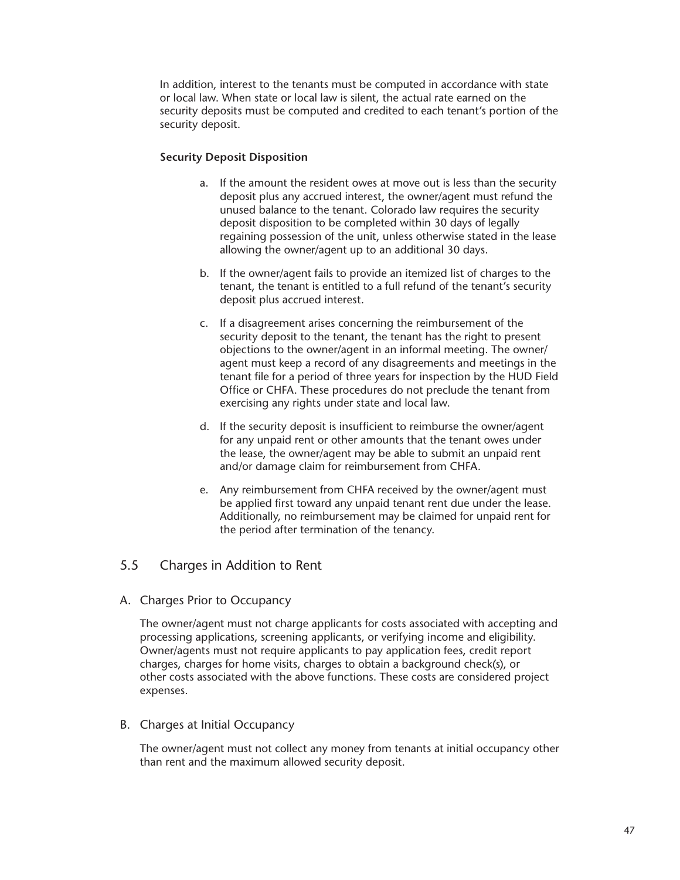In addition, interest to the tenants must be computed in accordance with state or local law. When state or local law is silent, the actual rate earned on the security deposits must be computed and credited to each tenant's portion of the security deposit.

**Security Deposit Disposition**

a. If the amount the resident owes at move out is less than the security deposit plus any accrued interest, the owner/agent must refund the unused balance to the tenant. Colorado law requires the security deposit disposition to be completed within 30 days of legally regaining possession of the unit, unless otherwise stated in the lease allowing the owner/agent up to an additional 30 days.

b. If the owner/agent fails to provide an itemized list of charges to the tenant, the tenant is entitled to a full refund of the tenant's security deposit plus accrued interest.

c. If a disagreement arises concerning the reimbursement of the security deposit to the tenant, the tenant has the right to present objections to the owner/agent in an informal meeting. The owner/agent must keep a record of any disagreements and meetings in the tenant file for a period of three years for inspection by the HUD Field Office or CHFA. These procedures do not preclude the tenant from exercising any rights under state and local law.

d. If the security deposit is insufficient to reimburse the owner/agent for any unpaid rent or other amounts that the tenant owes under the lease, the owner/agent may be able to submit an unpaid rent and/or damage claim for reimbursement from CHFA.

e. Any reimbursement from CHFA received by the owner/agent must be applied first toward any unpaid tenant rent due under the lease. Additionally, no reimbursement may be claimed for unpaid rent for the period after termination of the tenancy.

## 5.5 Charges in Addition to Rent

### A. Charges Prior to Occupancy

The owner/agent must not charge applicants for costs associated with accepting and processing applications, screening applicants, or verifying income and eligibility. Owner/agents must not require applicants to pay application fees, credit report charges, charges for home visits, charges to obtain a background check(s), or other costs associated with the above functions. These costs are considered project expenses.

### B. Charges at Initial Occupancy

The owner/agent must not collect any money from tenants at initial occupancy other than rent and the maximum allowed security deposit.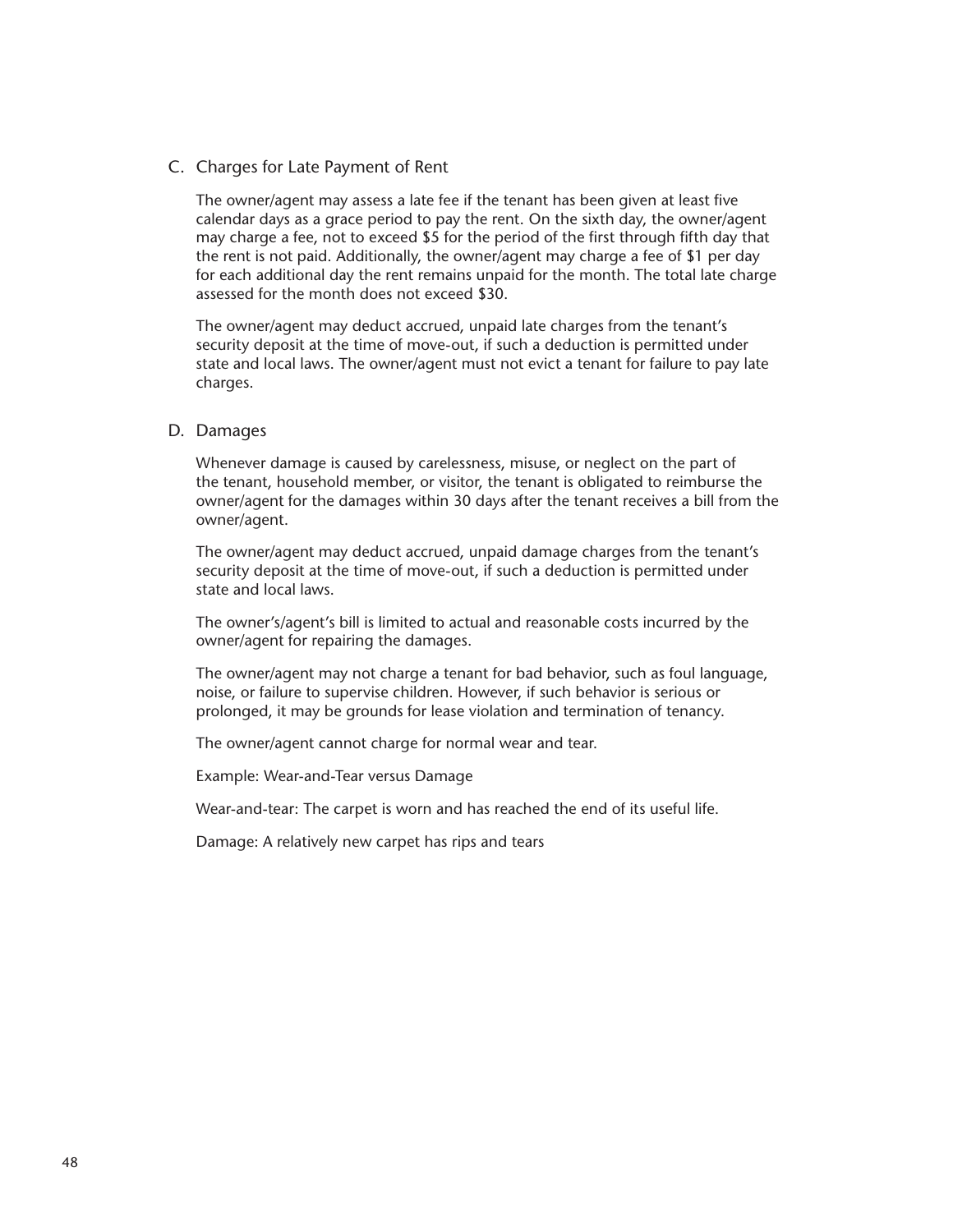### C. Charges for Late Payment of Rent

The owner/agent may assess a late fee if the tenant has been given at least five calendar days as a grace period to pay the rent. On the sixth day, the owner/agent may charge a fee, not to exceed $5 for the period of the first through fifth day that the rent is not paid. Additionally, the owner/agent may charge a fee of $1 per day for each additional day the rent remains unpaid for the month. The total late charge assessed for the month does not exceed $30.

The owner/agent may deduct accrued, unpaid late charges from the tenant's security deposit at the time of move-out, if such a deduction is permitted under state and local laws. The owner/agent must not evict a tenant for failure to pay late charges.

### D. Damages

Whenever damage is caused by carelessness, misuse, or neglect on the part of the tenant, household member, or visitor, the tenant is obligated to reimburse the owner/agent for the damages within 30 days after the tenant receives a bill from the owner/agent.

The owner/agent may deduct accrued, unpaid damage charges from the tenant's security deposit at the time of move-out, if such a deduction is permitted under state and local laws.

The owner's/agent's bill is limited to actual and reasonable costs incurred by the owner/agent for repairing the damages.

The owner/agent may not charge a tenant for bad behavior, such as foul language, noise, or failure to supervise children. However, if such behavior is serious or prolonged, it may be grounds for lease violation and termination of tenancy.

The owner/agent cannot charge for normal wear and tear.

Example: Wear-and-Tear versus Damage

Wear-and-tear: The carpet is worn and has reached the end of its useful life.

Damage: A relatively new carpet has rips and tears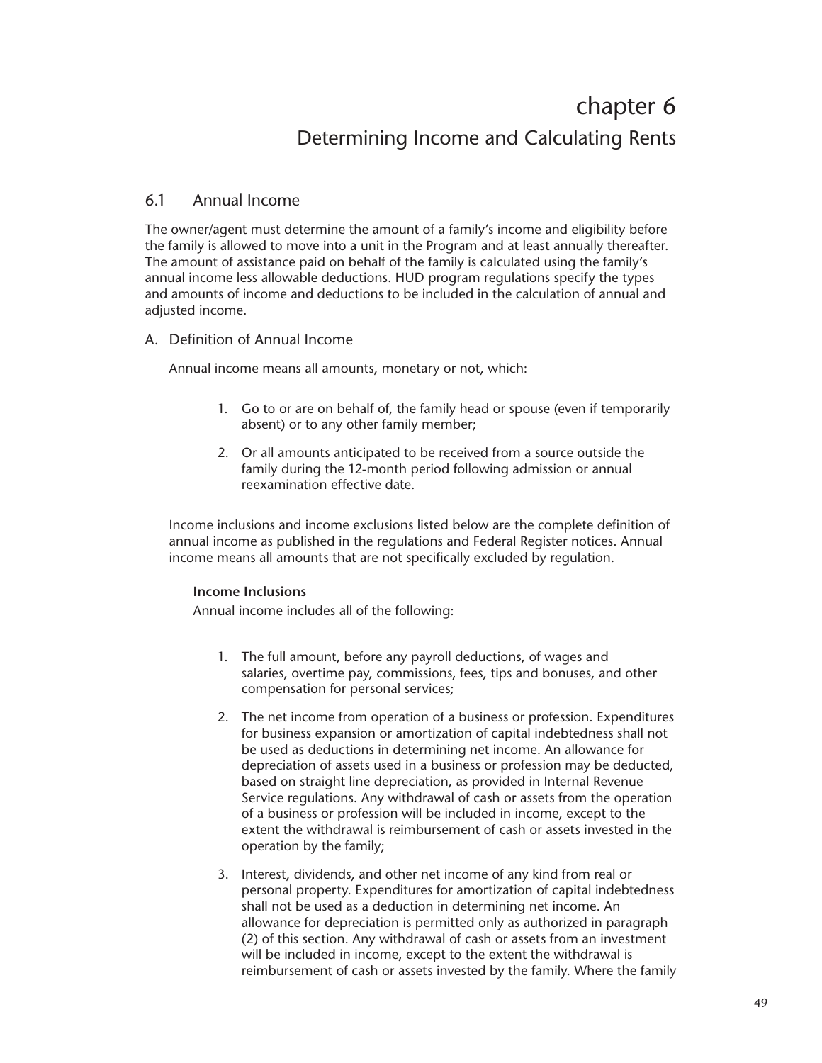# chapter 6

## Determining Income and Calculating Rents

### 6.1 Annual Income

The owner/agent must determine the amount of a family's income and eligibility before the family is allowed to move into a unit in the Program and at least annually thereafter. The amount of assistance paid on behalf of the family is calculated using the family's annual income less allowable deductions. HUD program regulations specify the types and amounts of income and deductions to be included in the calculation of annual and adjusted income.

#### A. Definition of Annual Income

Annual income means all amounts, monetary or not, which:

1. Go to or are on behalf of, the family head or spouse (even if temporarily absent) or to any other family member;
2. Or all amounts anticipated to be received from a source outside the family during the 12-month period following admission or annual reexamination effective date.

Income inclusions and income exclusions listed below are the complete definition of annual income as published in the regulations and Federal Register notices. Annual income means all amounts that are not specifically excluded by regulation.

**Income Inclusions**

Annual income includes all of the following:

1. The full amount, before any payroll deductions, of wages and salaries, overtime pay, commissions, fees, tips and bonuses, and other compensation for personal services;
2. The net income from operation of a business or profession. Expenditures for business expansion or amortization of capital indebtedness shall not be used as deductions in determining net income. An allowance for depreciation of assets used in a business or profession may be deducted, based on straight line depreciation, as provided in Internal Revenue Service regulations. Any withdrawal of cash or assets from the operation of a business or profession will be included in income, except to the extent the withdrawal is reimbursement of cash or assets invested in the operation by the family;
3. Interest, dividends, and other net income of any kind from real or personal property. Expenditures for amortization of capital indebtedness shall not be used as a deduction in determining net income. An allowance for depreciation is permitted only as authorized in paragraph (2) of this section. Any withdrawal of cash or assets from an investment will be included in income, except to the extent the withdrawal is reimbursement of cash or assets invested by the family. Where the family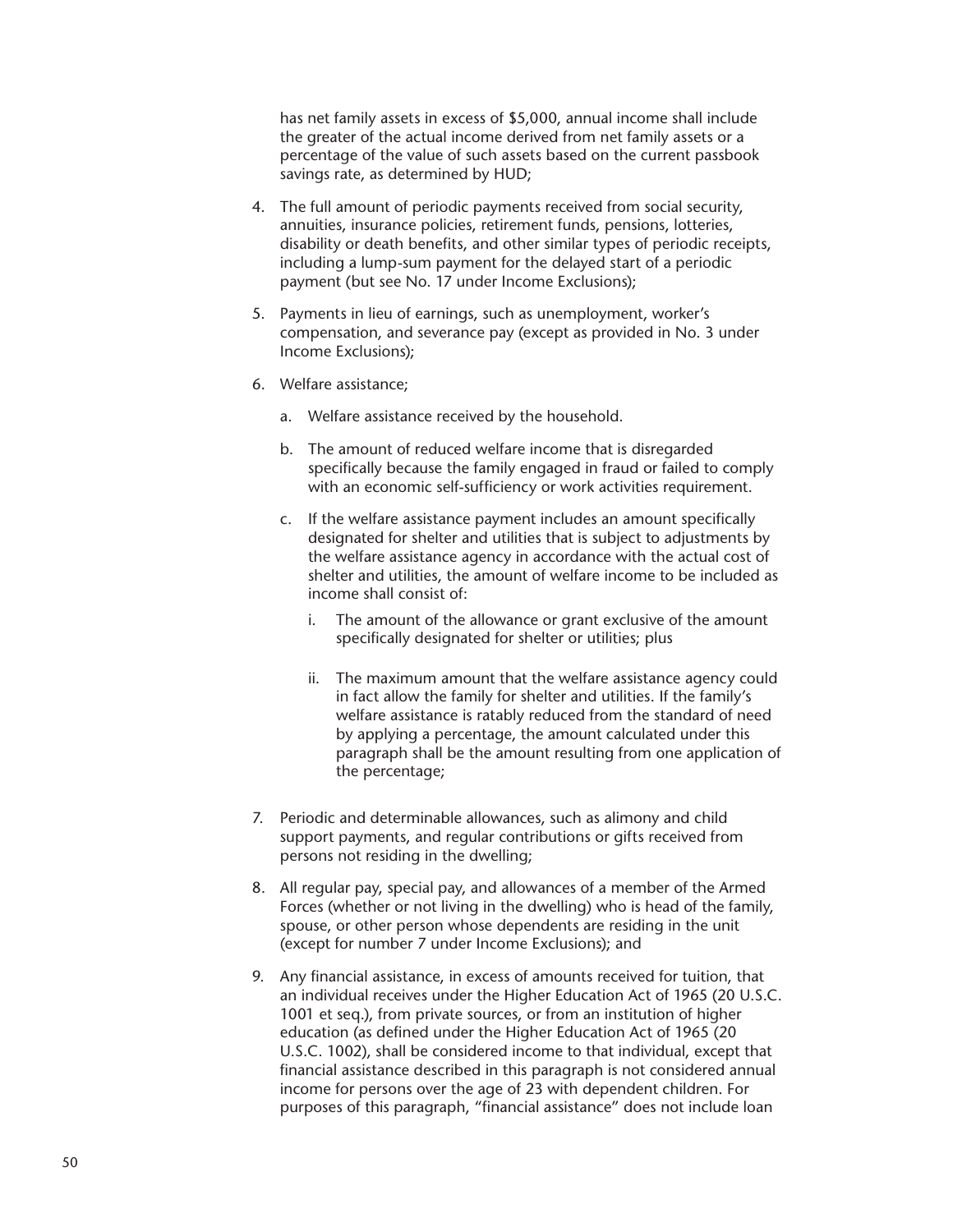has net family assets in excess of $5,000, annual income shall include the greater of the actual income derived from net family assets or a percentage of the value of such assets based on the current passbook savings rate, as determined by HUD;

4. The full amount of periodic payments received from social security, annuities, insurance policies, retirement funds, pensions, lotteries, disability or death benefits, and other similar types of periodic receipts, including a lump-sum payment for the delayed start of a periodic payment (but see No. 17 under Income Exclusions);

5. Payments in lieu of earnings, such as unemployment, worker's compensation, and severance pay (except as provided in No. 3 under Income Exclusions);

6. Welfare assistance;

   a. Welfare assistance received by the household.

   b. The amount of reduced welfare income that is disregarded specifically because the family engaged in fraud or failed to comply with an economic self-sufficiency or work activities requirement.

   c. If the welfare assistance payment includes an amount specifically designated for shelter and utilities that is subject to adjustments by the welfare assistance agency in accordance with the actual cost of shelter and utilities, the amount of welfare income to be included as income shall consist of:

      i. The amount of the allowance or grant exclusive of the amount specifically designated for shelter or utilities; plus

      ii. The maximum amount that the welfare assistance agency could in fact allow the family for shelter and utilities. If the family's welfare assistance is ratably reduced from the standard of need by applying a percentage, the amount calculated under this paragraph shall be the amount resulting from one application of the percentage;

7. Periodic and determinable allowances, such as alimony and child support payments, and regular contributions or gifts received from persons not residing in the dwelling;

8. All regular pay, special pay, and allowances of a member of the Armed Forces (whether or not living in the dwelling) who is head of the family, spouse, or other person whose dependents are residing in the unit (except for number 7 under Income Exclusions); and

9. Any financial assistance, in excess of amounts received for tuition, that an individual receives under the Higher Education Act of 1965 (20 U.S.C. 1001 et seq.), from private sources, or from an institution of higher education (as defined under the Higher Education Act of 1965 (20 U.S.C. 1002), shall be considered income to that individual, except that financial assistance described in this paragraph is not considered annual income for persons over the age of 23 with dependent children. For purposes of this paragraph, "financial assistance" does not include loan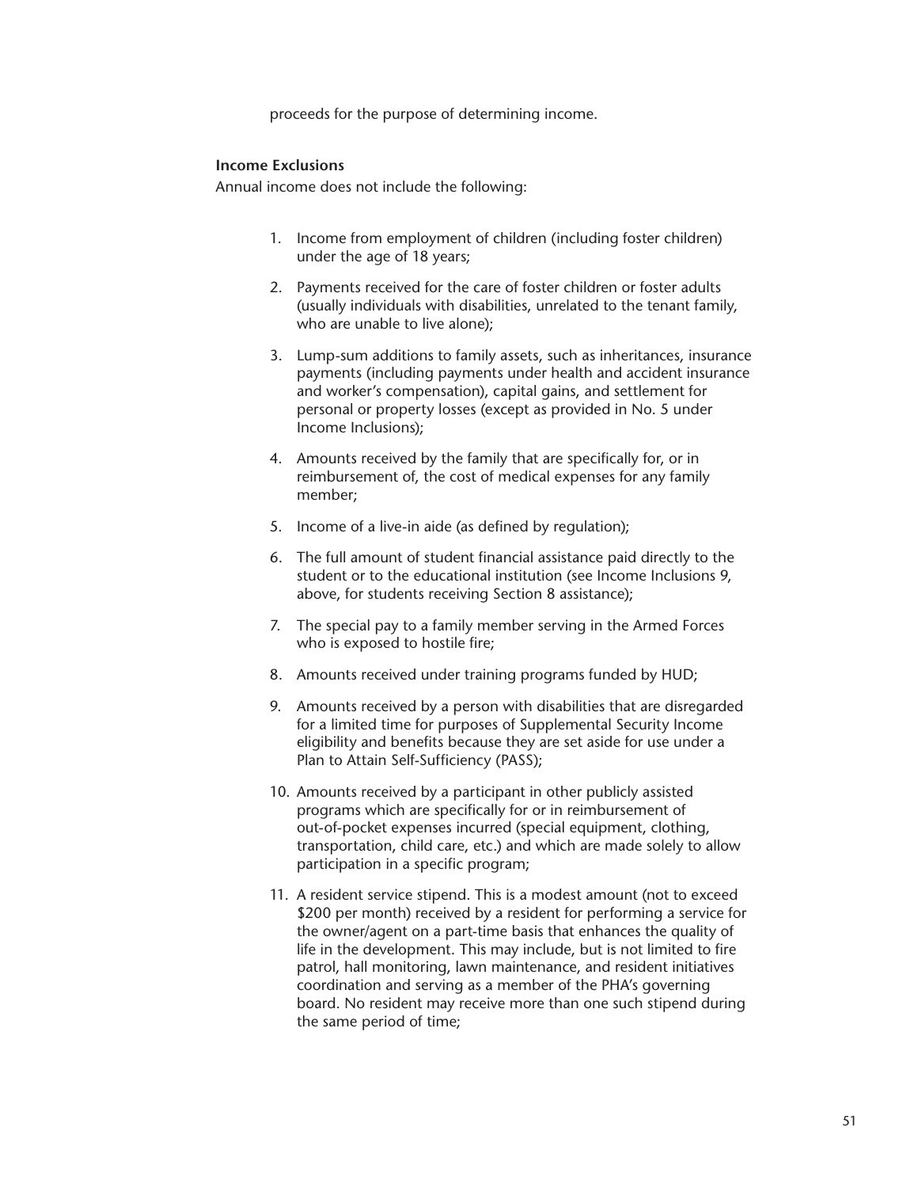proceeds for the purpose of determining income.

**Income Exclusions**

Annual income does not include the following:

1. Income from employment of children (including foster children) under the age of 18 years;

2. Payments received for the care of foster children or foster adults (usually individuals with disabilities, unrelated to the tenant family, who are unable to live alone);

3. Lump-sum additions to family assets, such as inheritances, insurance payments (including payments under health and accident insurance and worker's compensation), capital gains, and settlement for personal or property losses (except as provided in No. 5 under Income Inclusions);

4. Amounts received by the family that are specifically for, or in reimbursement of, the cost of medical expenses for any family member;

5. Income of a live-in aide (as defined by regulation);

6. The full amount of student financial assistance paid directly to the student or to the educational institution (see Income Inclusions 9, above, for students receiving Section 8 assistance);

7. The special pay to a family member serving in the Armed Forces who is exposed to hostile fire;

8. Amounts received under training programs funded by HUD;

9. Amounts received by a person with disabilities that are disregarded for a limited time for purposes of Supplemental Security Income eligibility and benefits because they are set aside for use under a Plan to Attain Self-Sufficiency (PASS);

10. Amounts received by a participant in other publicly assisted programs which are specifically for or in reimbursement of out-of-pocket expenses incurred (special equipment, clothing, transportation, child care, etc.) and which are made solely to allow participation in a specific program;

11. A resident service stipend. This is a modest amount (not to exceed $200 per month) received by a resident for performing a service for the owner/agent on a part-time basis that enhances the quality of life in the development. This may include, but is not limited to fire patrol, hall monitoring, lawn maintenance, and resident initiatives coordination and serving as a member of the PHA's governing board. No resident may receive more than one such stipend during the same period of time;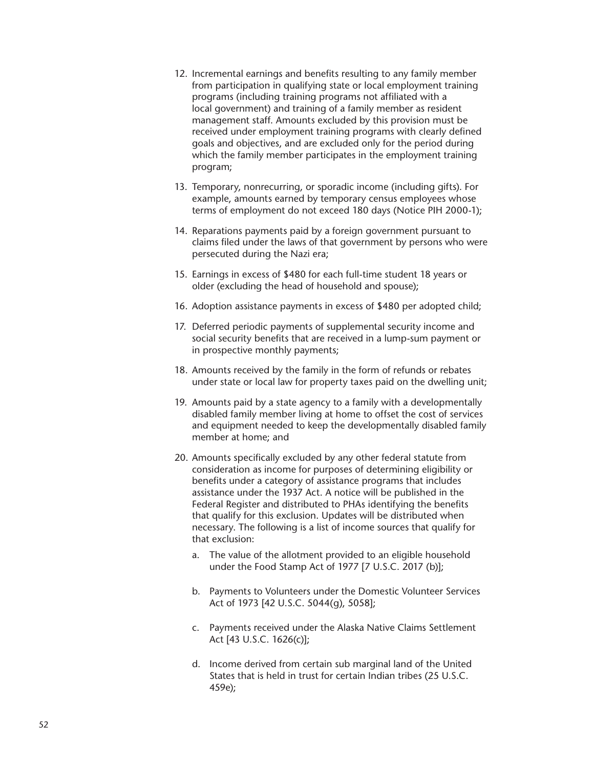12. Incremental earnings and benefits resulting to any family member from participation in qualifying state or local employment training programs (including training programs not affiliated with a local government) and training of a family member as resident management staff. Amounts excluded by this provision must be received under employment training programs with clearly defined goals and objectives, and are excluded only for the period during which the family member participates in the employment training program;

13. Temporary, nonrecurring, or sporadic income (including gifts). For example, amounts earned by temporary census employees whose terms of employment do not exceed 180 days (Notice PIH 2000-1);

14. Reparations payments paid by a foreign government pursuant to claims filed under the laws of that government by persons who were persecuted during the Nazi era;

15. Earnings in excess of $480 for each full-time student 18 years or older (excluding the head of household and spouse);

16. Adoption assistance payments in excess of $480 per adopted child;

17. Deferred periodic payments of supplemental security income and social security benefits that are received in a lump-sum payment or in prospective monthly payments;

18. Amounts received by the family in the form of refunds or rebates under state or local law for property taxes paid on the dwelling unit;

19. Amounts paid by a state agency to a family with a developmentally disabled family member living at home to offset the cost of services and equipment needed to keep the developmentally disabled family member at home; and

20. Amounts specifically excluded by any other federal statute from consideration as income for purposes of determining eligibility or benefits under a category of assistance programs that includes assistance under the 1937 Act. A notice will be published in the Federal Register and distributed to PHAs identifying the benefits that qualify for this exclusion. Updates will be distributed when necessary. The following is a list of income sources that qualify for that exclusion:

    a. The value of the allotment provided to an eligible household under the Food Stamp Act of 1977 [7 U.S.C. 2017 (b)];

    b. Payments to Volunteers under the Domestic Volunteer Services Act of 1973 [42 U.S.C. 5044(g), 5058];

    c. Payments received under the Alaska Native Claims Settlement Act [43 U.S.C. 1626(c)];

    d. Income derived from certain sub marginal land of the United States that is held in trust for certain Indian tribes (25 U.S.C. 459e);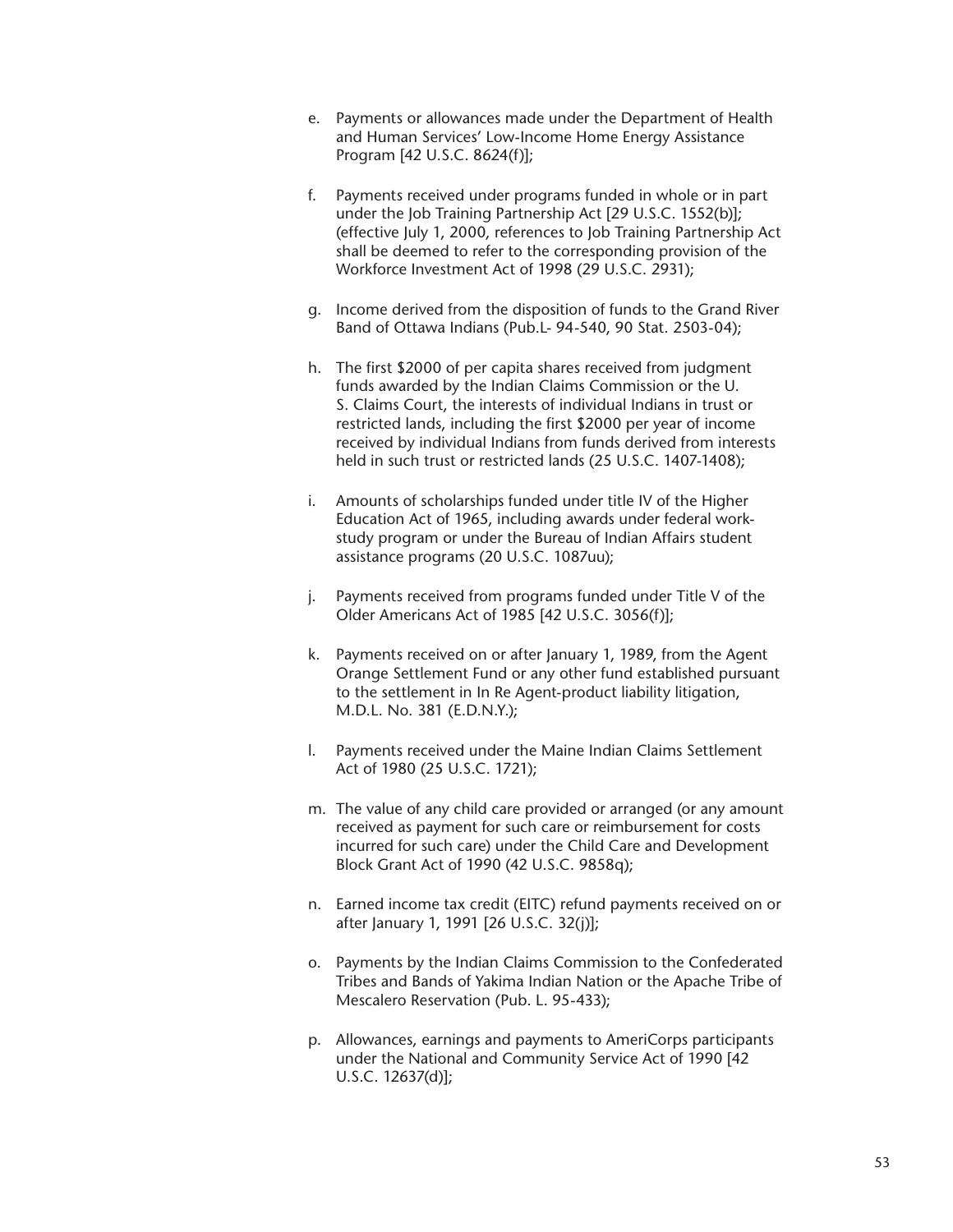e. Payments or allowances made under the Department of Health and Human Services' Low-Income Home Energy Assistance Program [42 U.S.C. 8624(f)];

f. Payments received under programs funded in whole or in part under the Job Training Partnership Act [29 U.S.C. 1552(b)]; (effective July 1, 2000, references to Job Training Partnership Act shall be deemed to refer to the corresponding provision of the Workforce Investment Act of 1998 (29 U.S.C. 2931);

g. Income derived from the disposition of funds to the Grand River Band of Ottawa Indians (Pub.L- 94-540, 90 Stat. 2503-04);

h. The first $2000 of per capita shares received from judgment funds awarded by the Indian Claims Commission or the U. S. Claims Court, the interests of individual Indians in trust or restricted lands, including the first $2000 per year of income received by individual Indians from funds derived from interests held in such trust or restricted lands (25 U.S.C. 1407-1408);

i. Amounts of scholarships funded under title IV of the Higher Education Act of 1965, including awards under federal work-study program or under the Bureau of Indian Affairs student assistance programs (20 U.S.C. 1087uu);

j. Payments received from programs funded under Title V of the Older Americans Act of 1985 [42 U.S.C. 3056(f)];

k. Payments received on or after January 1, 1989, from the Agent Orange Settlement Fund or any other fund established pursuant to the settlement in In Re Agent-product liability litigation, M.D.L. No. 381 (E.D.N.Y.);

l. Payments received under the Maine Indian Claims Settlement Act of 1980 (25 U.S.C. 1721);

m. The value of any child care provided or arranged (or any amount received as payment for such care or reimbursement for costs incurred for such care) under the Child Care and Development Block Grant Act of 1990 (42 U.S.C. 9858q);

n. Earned income tax credit (EITC) refund payments received on or after January 1, 1991 [26 U.S.C. 32(j)];

o. Payments by the Indian Claims Commission to the Confederated Tribes and Bands of Yakima Indian Nation or the Apache Tribe of Mescalero Reservation (Pub. L. 95-433);

p. Allowances, earnings and payments to AmeriCorps participants under the National and Community Service Act of 1990 [42 U.S.C. 12637(d)];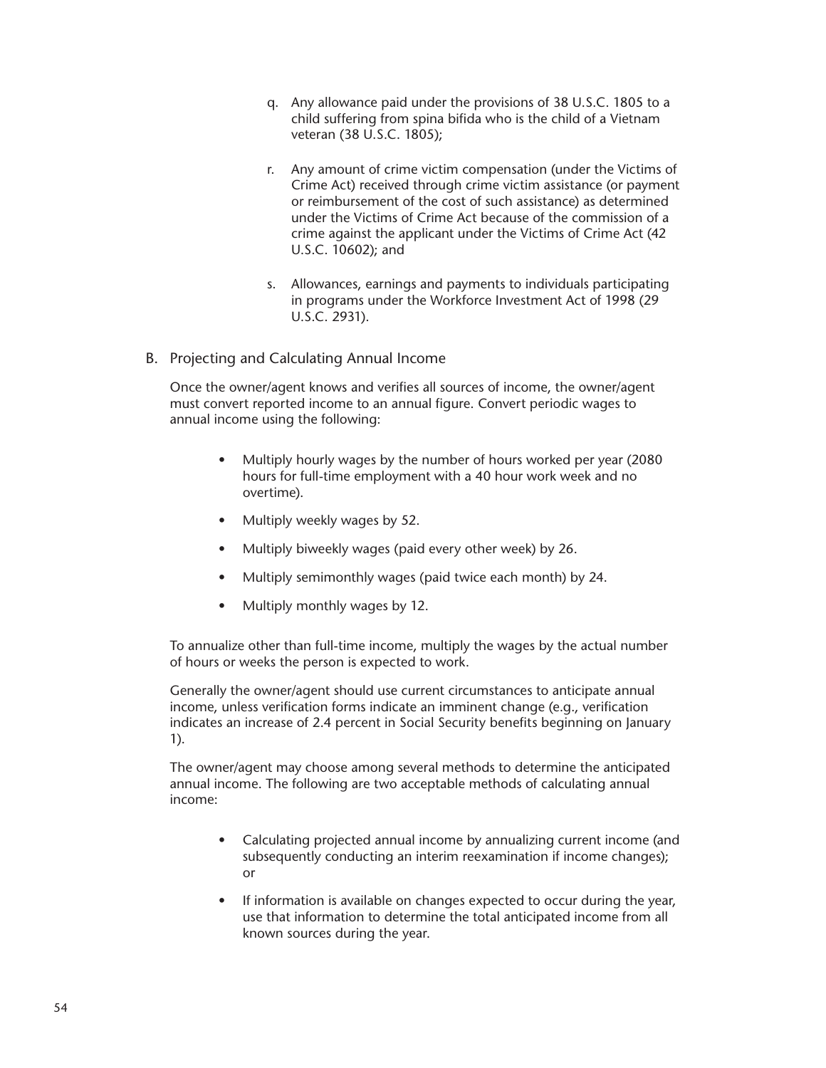q. Any allowance paid under the provisions of 38 U.S.C. 1805 to a child suffering from spina bifida who is the child of a Vietnam veteran (38 U.S.C. 1805);

r. Any amount of crime victim compensation (under the Victims of Crime Act) received through crime victim assistance (or payment or reimbursement of the cost of such assistance) as determined under the Victims of Crime Act because of the commission of a crime against the applicant under the Victims of Crime Act (42 U.S.C. 10602); and

s. Allowances, earnings and payments to individuals participating in programs under the Workforce Investment Act of 1998 (29 U.S.C. 2931).

## B. Projecting and Calculating Annual Income

Once the owner/agent knows and verifies all sources of income, the owner/agent must convert reported income to an annual figure. Convert periodic wages to annual income using the following:

- Multiply hourly wages by the number of hours worked per year (2080 hours for full-time employment with a 40 hour work week and no overtime).
- Multiply weekly wages by 52.
- Multiply biweekly wages (paid every other week) by 26.
- Multiply semimonthly wages (paid twice each month) by 24.
- Multiply monthly wages by 12.

To annualize other than full-time income, multiply the wages by the actual number of hours or weeks the person is expected to work.

Generally the owner/agent should use current circumstances to anticipate annual income, unless verification forms indicate an imminent change (e.g., verification indicates an increase of 2.4 percent in Social Security benefits beginning on January 1).

The owner/agent may choose among several methods to determine the anticipated annual income. The following are two acceptable methods of calculating annual income:

- Calculating projected annual income by annualizing current income (and subsequently conducting an interim reexamination if income changes); or
- If information is available on changes expected to occur during the year, use that information to determine the total anticipated income from all known sources during the year.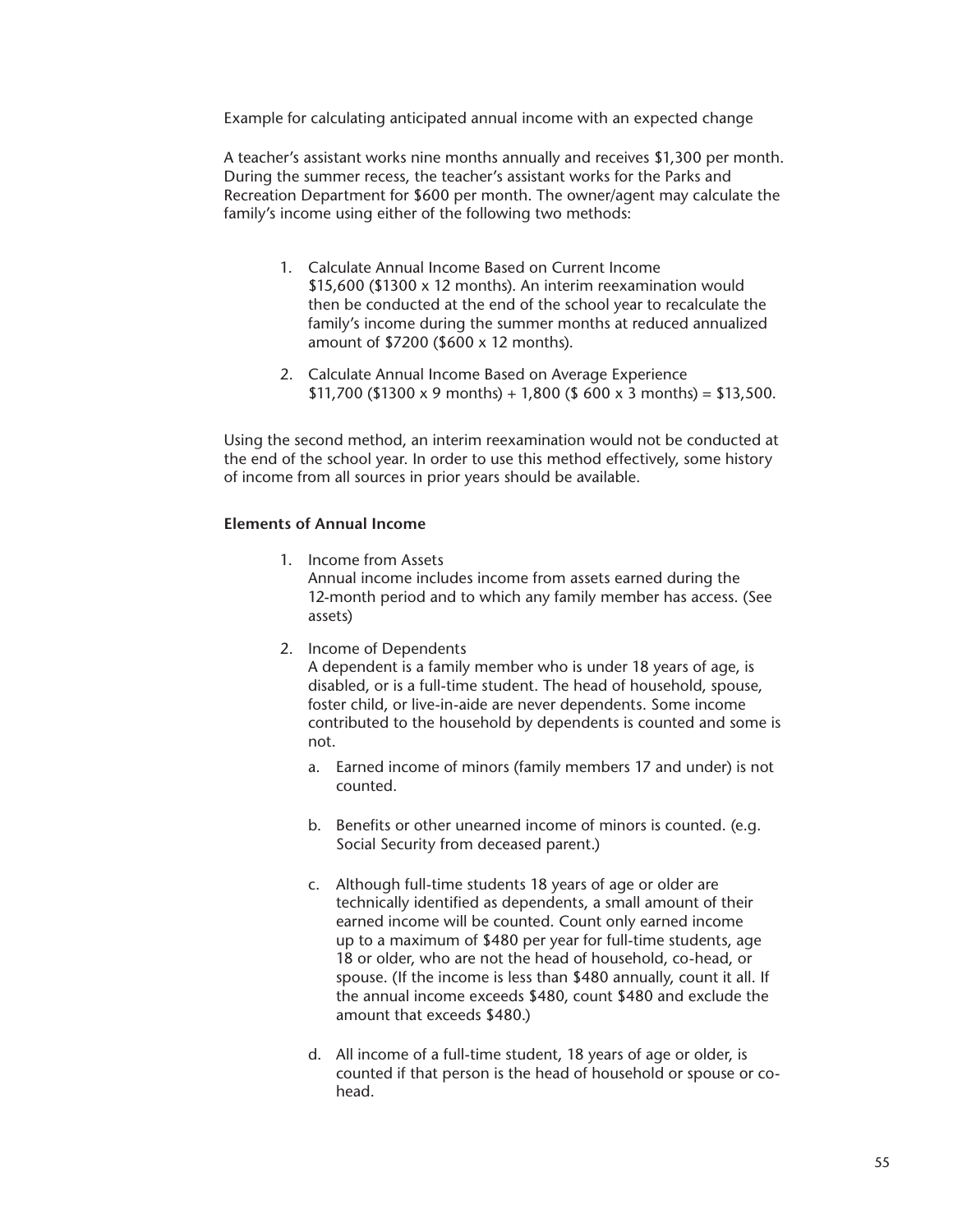Example for calculating anticipated annual income with an expected change

A teacher's assistant works nine months annually and receives $1,300 per month. During the summer recess, the teacher's assistant works for the Parks and Recreation Department for $600 per month. The owner/agent may calculate the family's income using either of the following two methods:

1. Calculate Annual Income Based on Current Income
   $15,600 ($1300 x 12 months). An interim reexamination would then be conducted at the end of the school year to recalculate the family's income during the summer months at reduced annualized amount of $7200 ($600 x 12 months).

2. Calculate Annual Income Based on Average Experience
   $11,700 ($1300 x 9 months) + 1,800 ($ 600 x 3 months) = $13,500.

Using the second method, an interim reexamination would not be conducted at the end of the school year. In order to use this method effectively, some history of income from all sources in prior years should be available.

**Elements of Annual Income**

1. Income from Assets
   Annual income includes income from assets earned during the 12-month period and to which any family member has access. (See assets)

2. Income of Dependents
   A dependent is a family member who is under 18 years of age, is disabled, or is a full-time student. The head of household, spouse, foster child, or live-in-aide are never dependents. Some income contributed to the household by dependents is counted and some is not.

   a. Earned income of minors (family members 17 and under) is not counted.

   b. Benefits or other unearned income of minors is counted. (e.g. Social Security from deceased parent.)

   c. Although full-time students 18 years of age or older are technically identified as dependents, a small amount of their earned income will be counted. Count only earned income up to a maximum of $480 per year for full-time students, age 18 or older, who are not the head of household, co-head, or spouse. (If the income is less than $480 annually, count it all. If the annual income exceeds $480, count $480 and exclude the amount that exceeds $480.)

   d. All income of a full-time student, 18 years of age or older, is counted if that person is the head of household or spouse or co-head.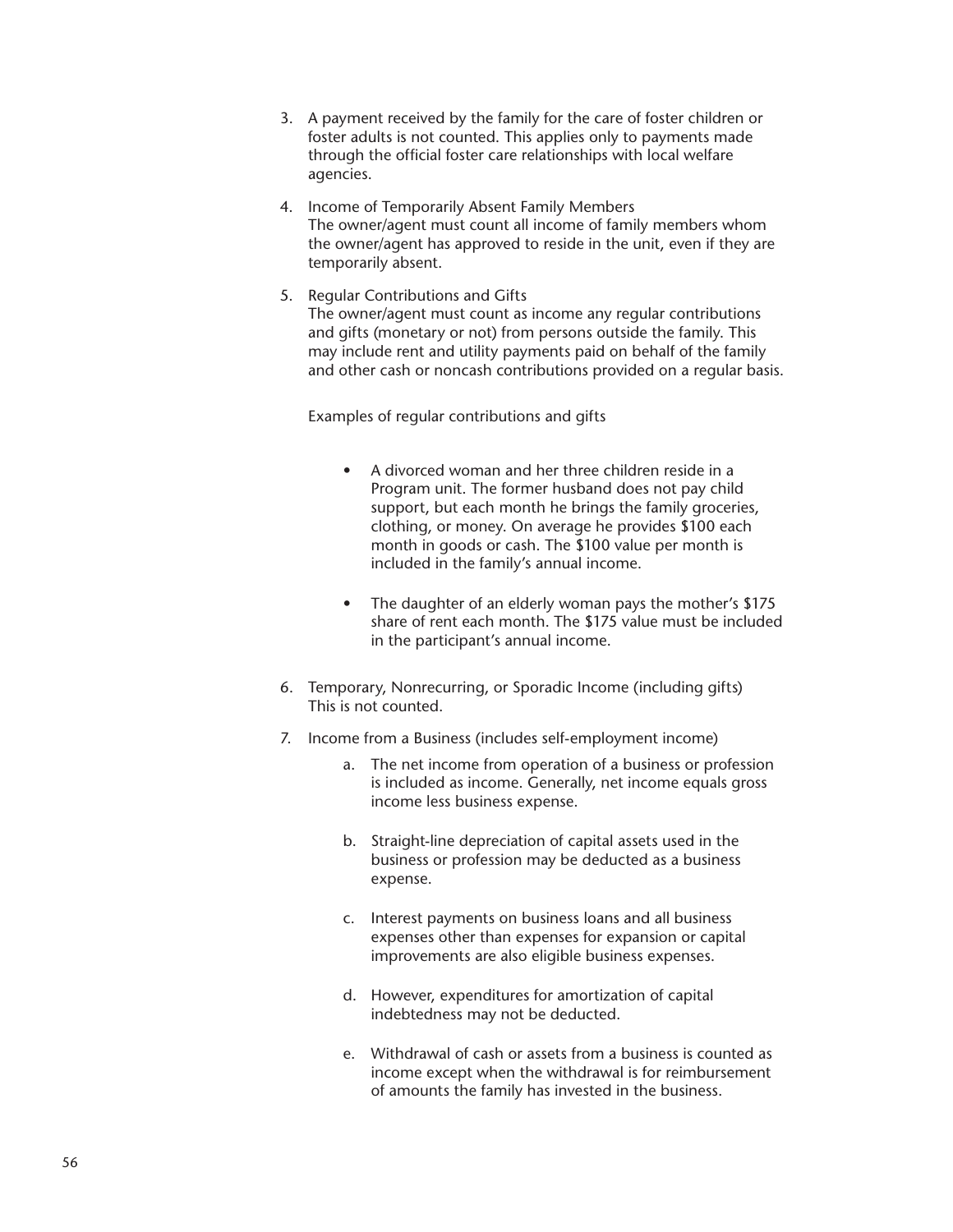3. A payment received by the family for the care of foster children or foster adults is not counted. This applies only to payments made through the official foster care relationships with local welfare agencies.

4. Income of Temporarily Absent Family Members
   The owner/agent must count all income of family members whom the owner/agent has approved to reside in the unit, even if they are temporarily absent.

5. Regular Contributions and Gifts
   The owner/agent must count as income any regular contributions and gifts (monetary or not) from persons outside the family. This may include rent and utility payments paid on behalf of the family and other cash or noncash contributions provided on a regular basis.

   Examples of regular contributions and gifts

   - A divorced woman and her three children reside in a Program unit. The former husband does not pay child support, but each month he brings the family groceries, clothing, or money. On average he provides $100 each month in goods or cash. The $100 value per month is included in the family's annual income.

   - The daughter of an elderly woman pays the mother's $175 share of rent each month. The $175 value must be included in the participant's annual income.

6. Temporary, Nonrecurring, or Sporadic Income (including gifts)
   This is not counted.

7. Income from a Business (includes self-employment income)

   a. The net income from operation of a business or profession is included as income. Generally, net income equals gross income less business expense.

   b. Straight-line depreciation of capital assets used in the business or profession may be deducted as a business expense.

   c. Interest payments on business loans and all business expenses other than expenses for expansion or capital improvements are also eligible business expenses.

   d. However, expenditures for amortization of capital indebtedness may not be deducted.

   e. Withdrawal of cash or assets from a business is counted as income except when the withdrawal is for reimbursement of amounts the family has invested in the business.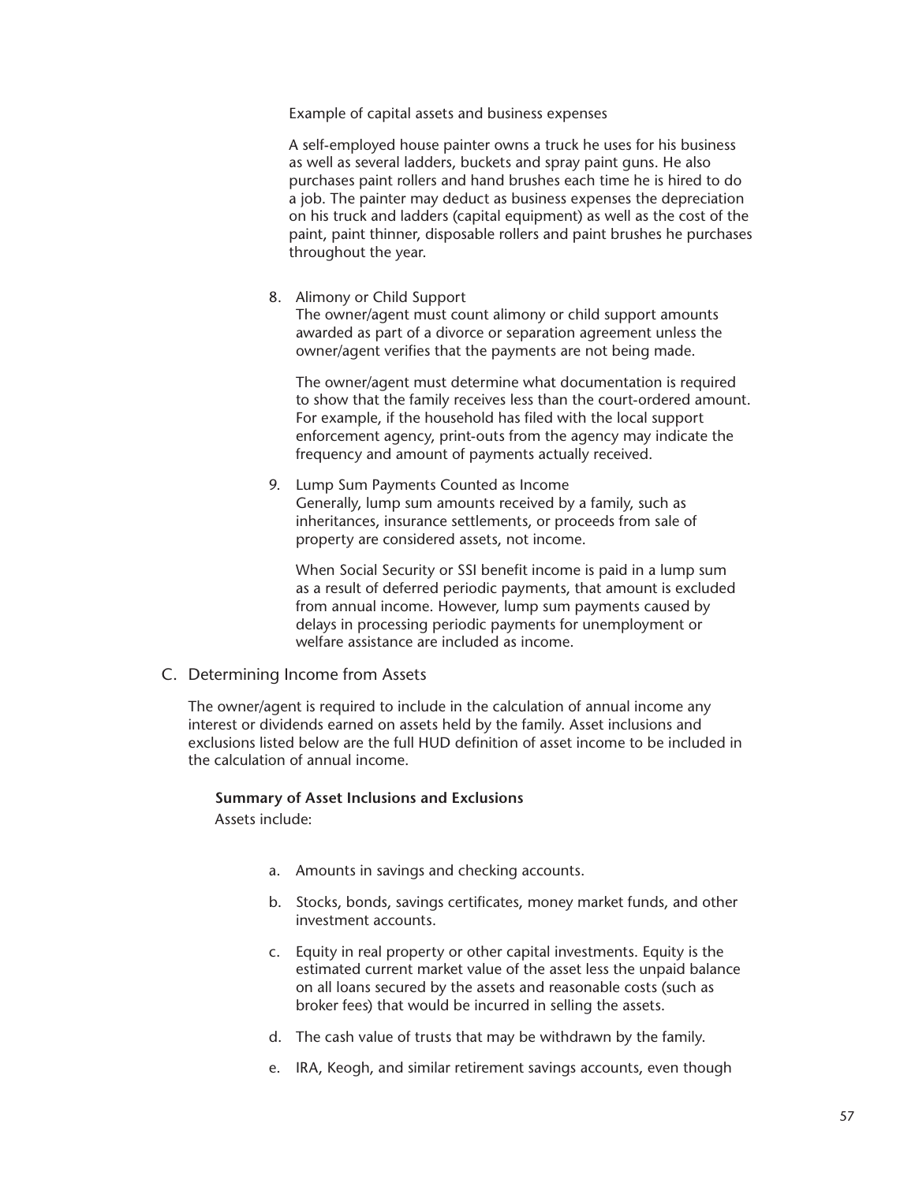Example of capital assets and business expenses

A self-employed house painter owns a truck he uses for his business as well as several ladders, buckets and spray paint guns. He also purchases paint rollers and hand brushes each time he is hired to do a job. The painter may deduct as business expenses the depreciation on his truck and ladders (capital equipment) as well as the cost of the paint, paint thinner, disposable rollers and paint brushes he purchases throughout the year.

8. Alimony or Child Support
   The owner/agent must count alimony or child support amounts awarded as part of a divorce or separation agreement unless the owner/agent verifies that the payments are not being made.

   The owner/agent must determine what documentation is required to show that the family receives less than the court-ordered amount. For example, if the household has filed with the local support enforcement agency, print-outs from the agency may indicate the frequency and amount of payments actually received.

9. Lump Sum Payments Counted as Income
   Generally, lump sum amounts received by a family, such as inheritances, insurance settlements, or proceeds from sale of property are considered assets, not income.

   When Social Security or SSI benefit income is paid in a lump sum as a result of deferred periodic payments, that amount is excluded from annual income. However, lump sum payments caused by delays in processing periodic payments for unemployment or welfare assistance are included as income.

## C. Determining Income from Assets

The owner/agent is required to include in the calculation of annual income any interest or dividends earned on assets held by the family. Asset inclusions and exclusions listed below are the full HUD definition of asset income to be included in the calculation of annual income.

**Summary of Asset Inclusions and Exclusions**

Assets include:

a. Amounts in savings and checking accounts.

b. Stocks, bonds, savings certificates, money market funds, and other investment accounts.

c. Equity in real property or other capital investments. Equity is the estimated current market value of the asset less the unpaid balance on all loans secured by the assets and reasonable costs (such as broker fees) that would be incurred in selling the assets.

d. The cash value of trusts that may be withdrawn by the family.

e. IRA, Keogh, and similar retirement savings accounts, even though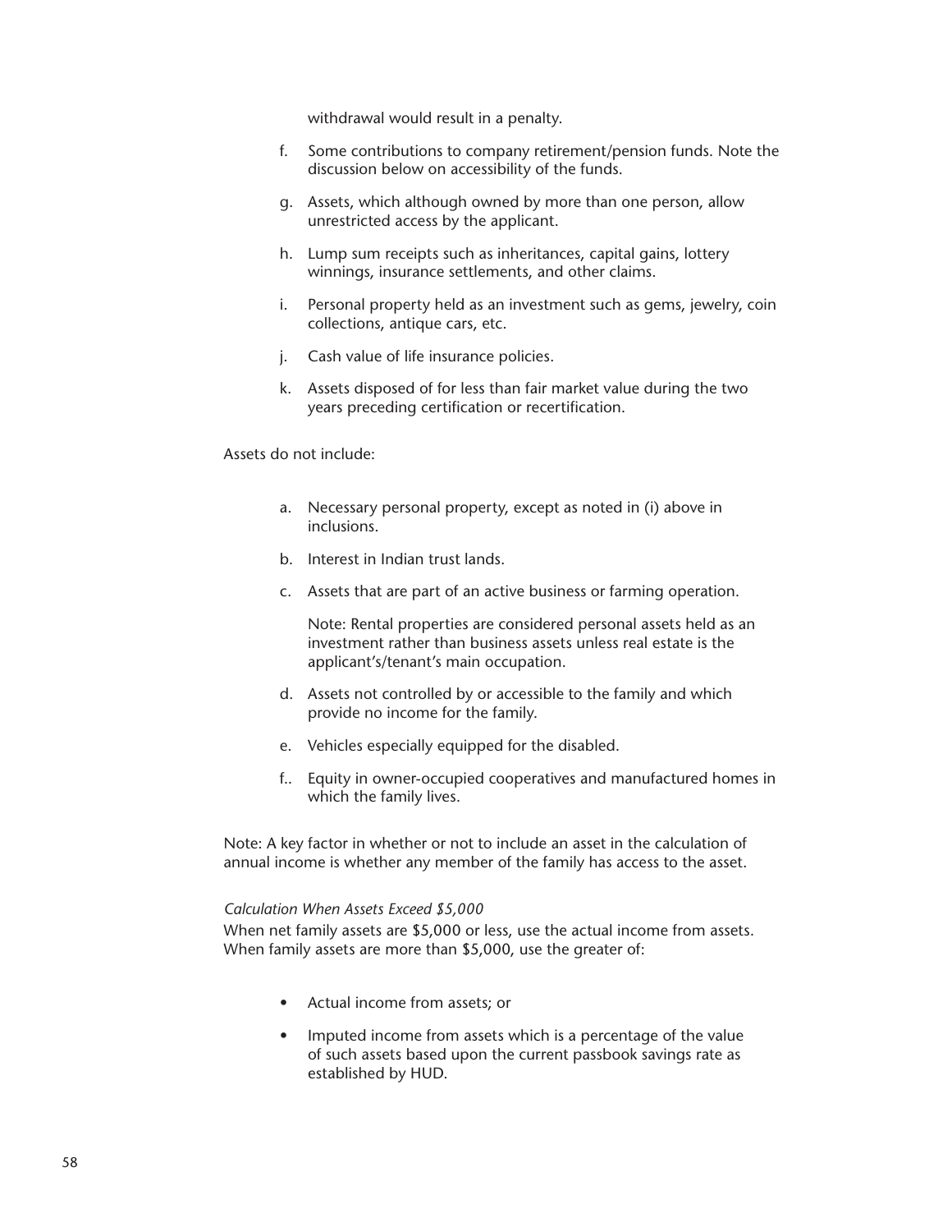withdrawal would result in a penalty.

f. Some contributions to company retirement/pension funds. Note the discussion below on accessibility of the funds.

g. Assets, which although owned by more than one person, allow unrestricted access by the applicant.

h. Lump sum receipts such as inheritances, capital gains, lottery winnings, insurance settlements, and other claims.

i. Personal property held as an investment such as gems, jewelry, coin collections, antique cars, etc.

j. Cash value of life insurance policies.

k. Assets disposed of for less than fair market value during the two years preceding certification or recertification.

Assets do not include:

a. Necessary personal property, except as noted in (i) above in inclusions.

b. Interest in Indian trust lands.

c. Assets that are part of an active business or farming operation.

   Note: Rental properties are considered personal assets held as an investment rather than business assets unless real estate is the applicant's/tenant's main occupation.

d. Assets not controlled by or accessible to the family and which provide no income for the family.

e. Vehicles especially equipped for the disabled.

f.. Equity in owner-occupied cooperatives and manufactured homes in which the family lives.

Note: A key factor in whether or not to include an asset in the calculation of annual income is whether any member of the family has access to the asset.

*Calculation When Assets Exceed $5,000*

When net family assets are $5,000 or less, use the actual income from assets. When family assets are more than $5,000, use the greater of:

- Actual income from assets; or
- Imputed income from assets which is a percentage of the value of such assets based upon the current passbook savings rate as established by HUD.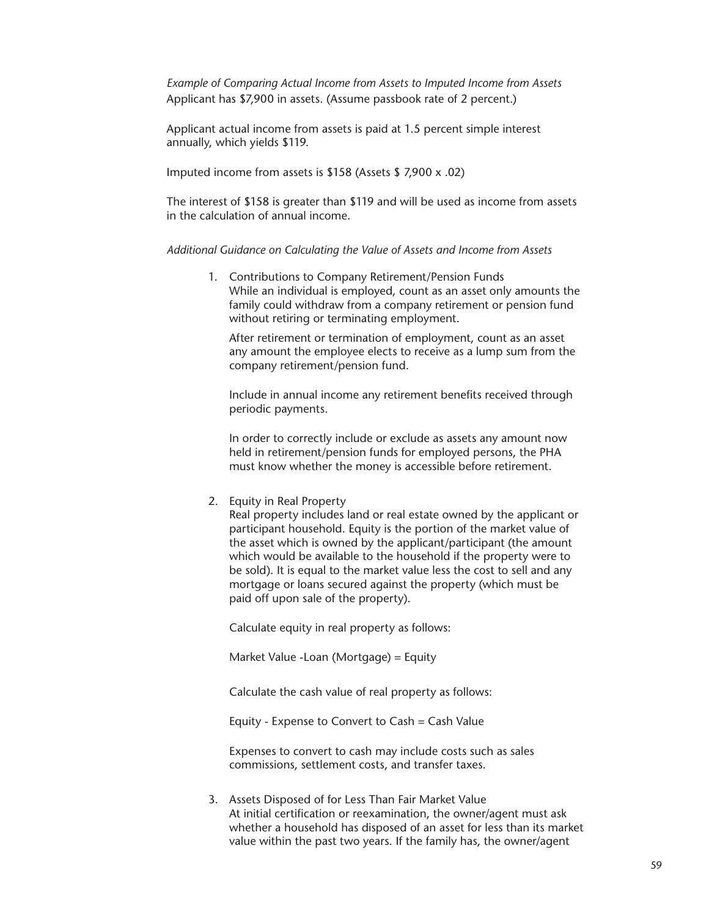*Example of Comparing Actual Income from Assets to Imputed Income from Assets*
Applicant has $7,900 in assets. (Assume passbook rate of 2 percent.)

Applicant actual income from assets is paid at 1.5 percent simple interest annually, which yields $119.

Imputed income from assets is $158 (Assets $ 7,900 x .02)

The interest of $158 is greater than $119 and will be used as income from assets in the calculation of annual income.

*Additional Guidance on Calculating the Value of Assets and Income from Assets*

1. Contributions to Company Retirement/Pension Funds
   While an individual is employed, count as an asset only amounts the family could withdraw from a company retirement or pension fund without retiring or terminating employment.

   After retirement or termination of employment, count as an asset any amount the employee elects to receive as a lump sum from the company retirement/pension fund.

   Include in annual income any retirement benefits received through periodic payments.

   In order to correctly include or exclude as assets any amount now held in retirement/pension funds for employed persons, the PHA must know whether the money is accessible before retirement.

2. Equity in Real Property
   Real property includes land or real estate owned by the applicant or participant household. Equity is the portion of the market value of the asset which is owned by the applicant/participant (the amount which would be available to the household if the property were to be sold). It is equal to the market value less the cost to sell and any mortgage or loans secured against the property (which must be paid off upon sale of the property).

   Calculate equity in real property as follows:

   Market Value -Loan (Mortgage) = Equity

   Calculate the cash value of real property as follows:

   Equity - Expense to Convert to Cash = Cash Value

   Expenses to convert to cash may include costs such as sales commissions, settlement costs, and transfer taxes.

3. Assets Disposed of for Less Than Fair Market Value
   At initial certification or reexamination, the owner/agent must ask whether a household has disposed of an asset for less than its market value within the past two years. If the family has, the owner/agent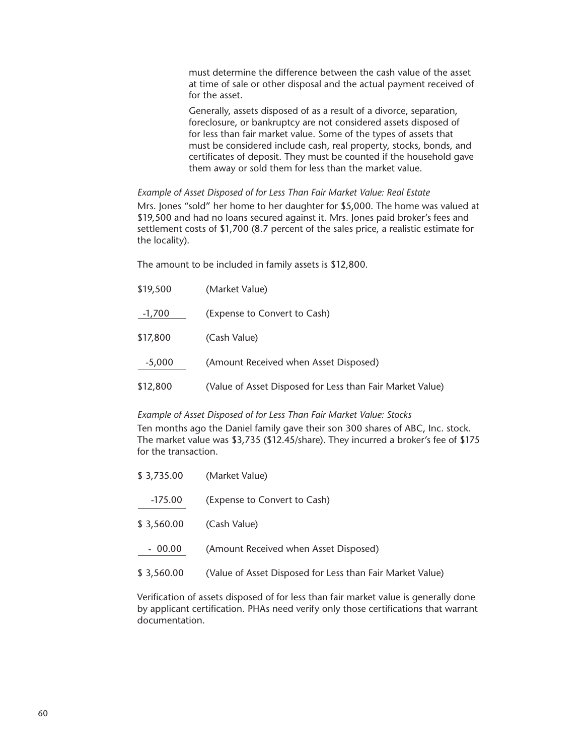must determine the difference between the cash value of the asset at time of sale or other disposal and the actual payment received of for the asset.

Generally, assets disposed of as a result of a divorce, separation, foreclosure, or bankruptcy are not considered assets disposed of for less than fair market value. Some of the types of assets that must be considered include cash, real property, stocks, bonds, and certificates of deposit. They must be counted if the household gave them away or sold them for less than the market value.

*Example of Asset Disposed of for Less Than Fair Market Value: Real Estate*

Mrs. Jones "sold" her home to her daughter for $5,000. The home was valued at $19,500 and had no loans secured against it. Mrs. Jones paid broker's fees and settlement costs of $1,700 (8.7 percent of the sales price, a realistic estimate for the locality).

The amount to be included in family assets is $12,800.

| | |
|---|---|
| $19,500 | (Market Value) |
| -1,700 | (Expense to Convert to Cash) |
| $17,800 | (Cash Value) |
| -5,000 | (Amount Received when Asset Disposed) |
| $12,800 | (Value of Asset Disposed for Less than Fair Market Value) |

*Example of Asset Disposed of for Less Than Fair Market Value: Stocks*

Ten months ago the Daniel family gave their son 300 shares of ABC, Inc. stock. The market value was $3,735 ($12.45/share). They incurred a broker's fee of $175 for the transaction.

| | |
|---|---|
| $ 3,735.00 | (Market Value) |
| -175.00 | (Expense to Convert to Cash) |
| $ 3,560.00 | (Cash Value) |
| - 00.00 | (Amount Received when Asset Disposed) |
| $ 3,560.00 | (Value of Asset Disposed for Less than Fair Market Value) |

Verification of assets disposed of for less than fair market value is generally done by applicant certification. PHAs need verify only those certifications that warrant documentation.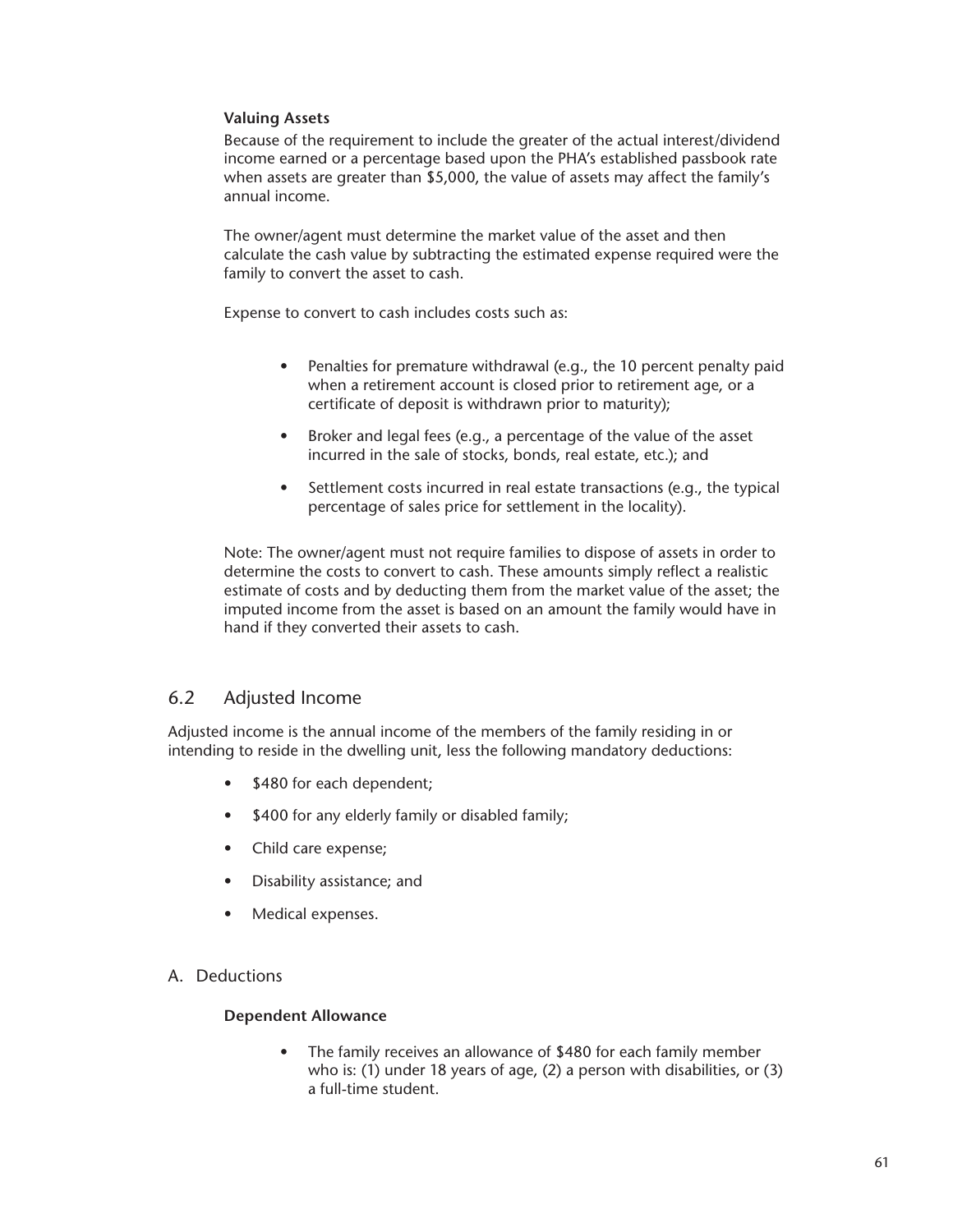#### Valuing Assets

Because of the requirement to include the greater of the actual interest/dividend income earned or a percentage based upon the PHA's established passbook rate when assets are greater than $5,000, the value of assets may affect the family's annual income.

The owner/agent must determine the market value of the asset and then calculate the cash value by subtracting the estimated expense required were the family to convert the asset to cash.

Expense to convert to cash includes costs such as:

- Penalties for premature withdrawal (e.g., the 10 percent penalty paid when a retirement account is closed prior to retirement age, or a certificate of deposit is withdrawn prior to maturity);
- Broker and legal fees (e.g., a percentage of the value of the asset incurred in the sale of stocks, bonds, real estate, etc.); and
- Settlement costs incurred in real estate transactions (e.g., the typical percentage of sales price for settlement in the locality).

Note: The owner/agent must not require families to dispose of assets in order to determine the costs to convert to cash. These amounts simply reflect a realistic estimate of costs and by deducting them from the market value of the asset; the imputed income from the asset is based on an amount the family would have in hand if they converted their assets to cash.

## 6.2 Adjusted Income

Adjusted income is the annual income of the members of the family residing in or intending to reside in the dwelling unit, less the following mandatory deductions:

- $480 for each dependent;
- $400 for any elderly family or disabled family;
- Child care expense;
- Disability assistance; and
- Medical expenses.

### A. Deductions

#### Dependent Allowance

- The family receives an allowance of $480 for each family member who is: (1) under 18 years of age, (2) a person with disabilities, or (3) a full-time student.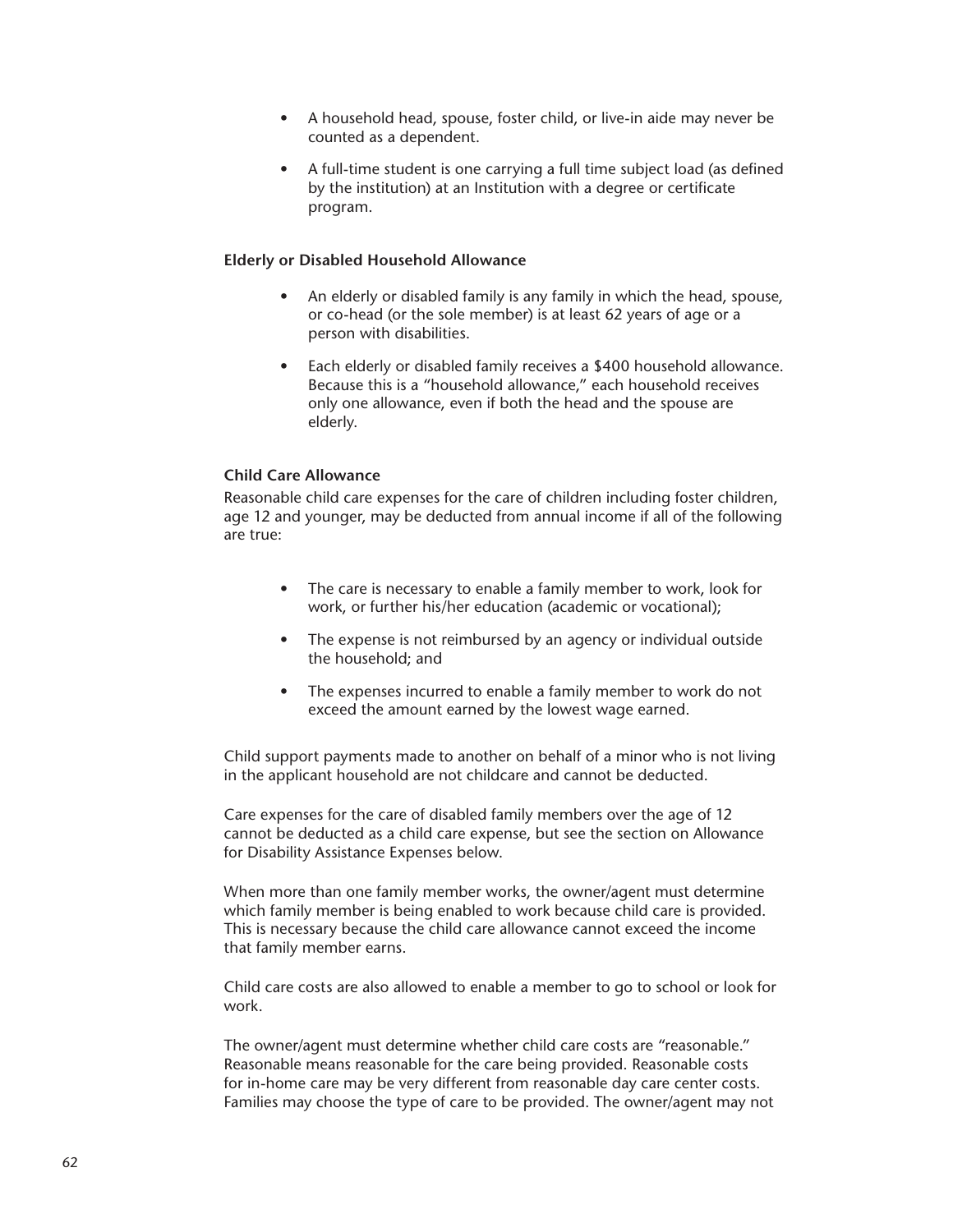- A household head, spouse, foster child, or live-in aide may never be counted as a dependent.
- A full-time student is one carrying a full time subject load (as defined by the institution) at an Institution with a degree or certificate program.

**Elderly or Disabled Household Allowance**

- An elderly or disabled family is any family in which the head, spouse, or co-head (or the sole member) is at least 62 years of age or a person with disabilities.
- Each elderly or disabled family receives a $400 household allowance. Because this is a "household allowance," each household receives only one allowance, even if both the head and the spouse are elderly.

**Child Care Allowance**

Reasonable child care expenses for the care of children including foster children, age 12 and younger, may be deducted from annual income if all of the following are true:

- The care is necessary to enable a family member to work, look for work, or further his/her education (academic or vocational);
- The expense is not reimbursed by an agency or individual outside the household; and
- The expenses incurred to enable a family member to work do not exceed the amount earned by the lowest wage earned.

Child support payments made to another on behalf of a minor who is not living in the applicant household are not childcare and cannot be deducted.

Care expenses for the care of disabled family members over the age of 12 cannot be deducted as a child care expense, but see the section on Allowance for Disability Assistance Expenses below.

When more than one family member works, the owner/agent must determine which family member is being enabled to work because child care is provided. This is necessary because the child care allowance cannot exceed the income that family member earns.

Child care costs are also allowed to enable a member to go to school or look for work.

The owner/agent must determine whether child care costs are "reasonable." Reasonable means reasonable for the care being provided. Reasonable costs for in-home care may be very different from reasonable day care center costs. Families may choose the type of care to be provided. The owner/agent may not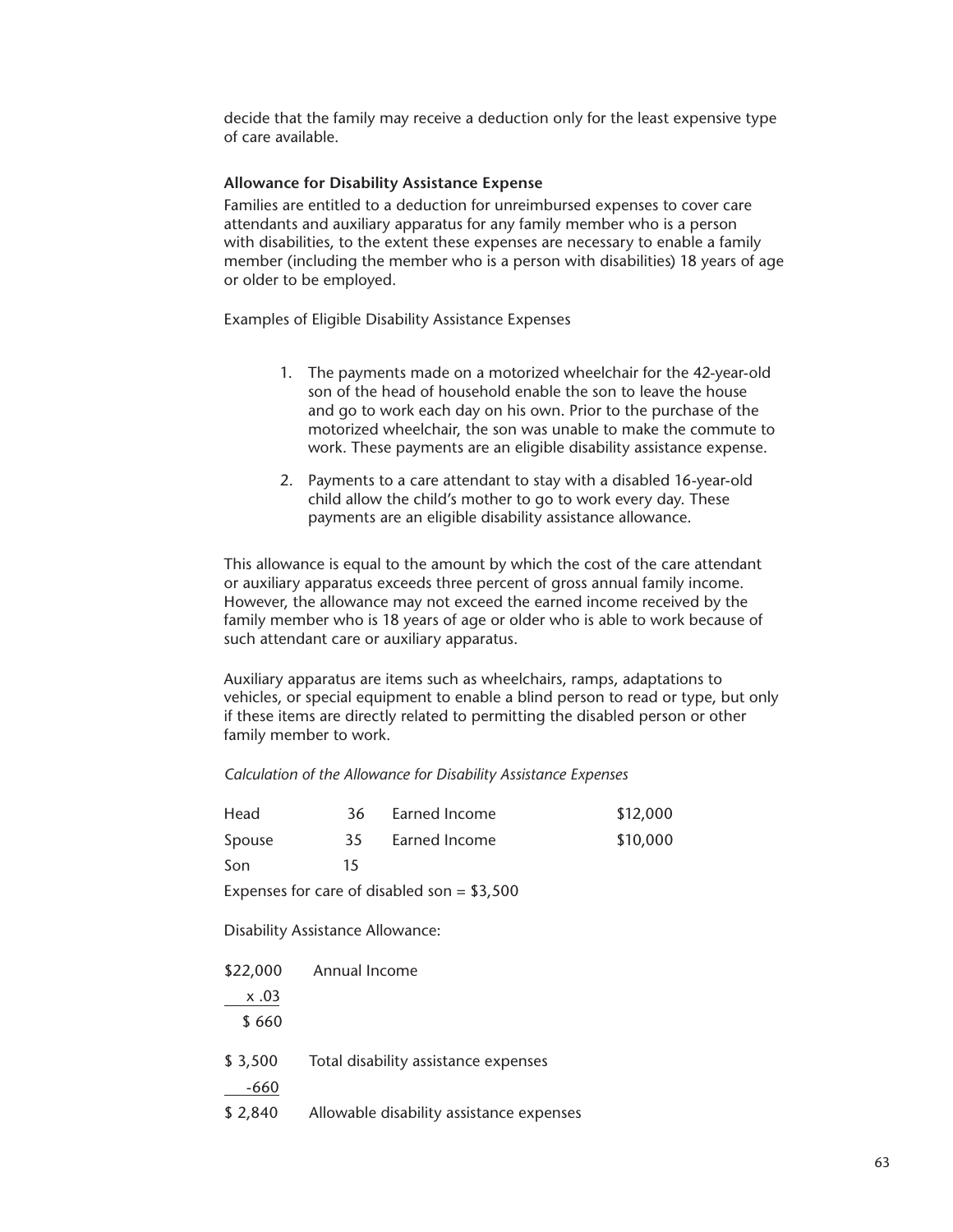decide that the family may receive a deduction only for the least expensive type of care available.

### Allowance for Disability Assistance Expense

Families are entitled to a deduction for unreimbursed expenses to cover care attendants and auxiliary apparatus for any family member who is a person with disabilities, to the extent these expenses are necessary to enable a family member (including the member who is a person with disabilities) 18 years of age or older to be employed.

Examples of Eligible Disability Assistance Expenses

1. The payments made on a motorized wheelchair for the 42-year-old son of the head of household enable the son to leave the house and go to work each day on his own. Prior to the purchase of the motorized wheelchair, the son was unable to make the commute to work. These payments are an eligible disability assistance expense.
2. Payments to a care attendant to stay with a disabled 16-year-old child allow the child's mother to go to work every day. These payments are an eligible disability assistance allowance.

This allowance is equal to the amount by which the cost of the care attendant or auxiliary apparatus exceeds three percent of gross annual family income. However, the allowance may not exceed the earned income received by the family member who is 18 years of age or older who is able to work because of such attendant care or auxiliary apparatus.

Auxiliary apparatus are items such as wheelchairs, ramps, adaptations to vehicles, or special equipment to enable a blind person to read or type, but only if these items are directly related to permitting the disabled person or other family member to work.

*Calculation of the Allowance for Disability Assistance Expenses*

| | | | |
|---|---|---|---|
| Head | 36 | Earned Income | $12,000 |
| Spouse | 35 | Earned Income | $10,000 |
| Son | 15 | | |

Expenses for care of disabled son = $3,500

Disability Assistance Allowance:

$22,000 Annual Income
x .03
$ 660

$ 3,500 Total disability assistance expenses
-660
$ 2,840 Allowable disability assistance expenses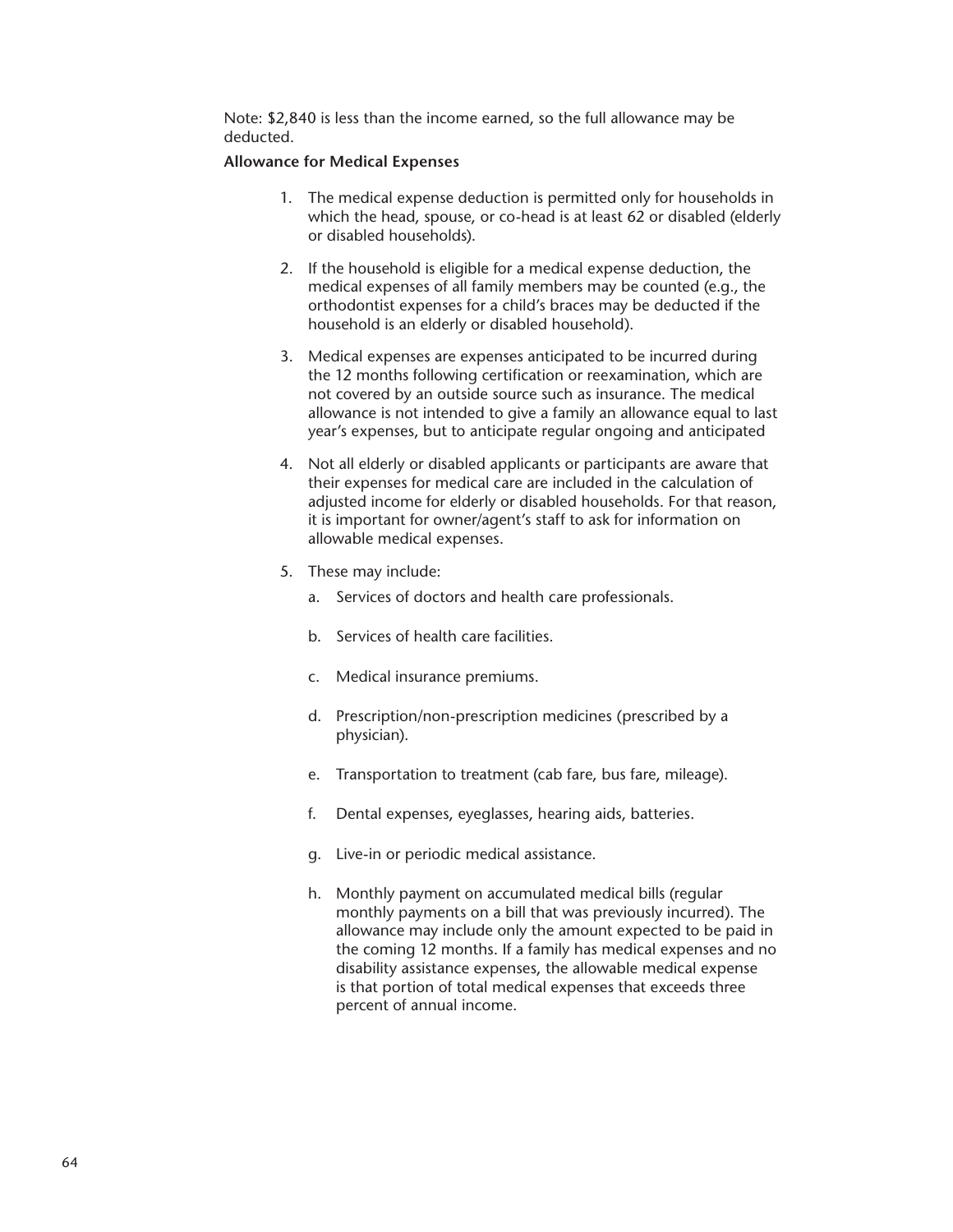Note: $2,840 is less than the income earned, so the full allowance may be deducted.

**Allowance for Medical Expenses**

1. The medical expense deduction is permitted only for households in which the head, spouse, or co-head is at least 62 or disabled (elderly or disabled households).

2. If the household is eligible for a medical expense deduction, the medical expenses of all family members may be counted (e.g., the orthodontist expenses for a child's braces may be deducted if the household is an elderly or disabled household).

3. Medical expenses are expenses anticipated to be incurred during the 12 months following certification or reexamination, which are not covered by an outside source such as insurance. The medical allowance is not intended to give a family an allowance equal to last year's expenses, but to anticipate regular ongoing and anticipated

4. Not all elderly or disabled applicants or participants are aware that their expenses for medical care are included in the calculation of adjusted income for elderly or disabled households. For that reason, it is important for owner/agent's staff to ask for information on allowable medical expenses.

5. These may include:

   a. Services of doctors and health care professionals.

   b. Services of health care facilities.

   c. Medical insurance premiums.

   d. Prescription/non-prescription medicines (prescribed by a physician).

   e. Transportation to treatment (cab fare, bus fare, mileage).

   f. Dental expenses, eyeglasses, hearing aids, batteries.

   g. Live-in or periodic medical assistance.

   h. Monthly payment on accumulated medical bills (regular monthly payments on a bill that was previously incurred). The allowance may include only the amount expected to be paid in the coming 12 months. If a family has medical expenses and no disability assistance expenses, the allowable medical expense is that portion of total medical expenses that exceeds three percent of annual income.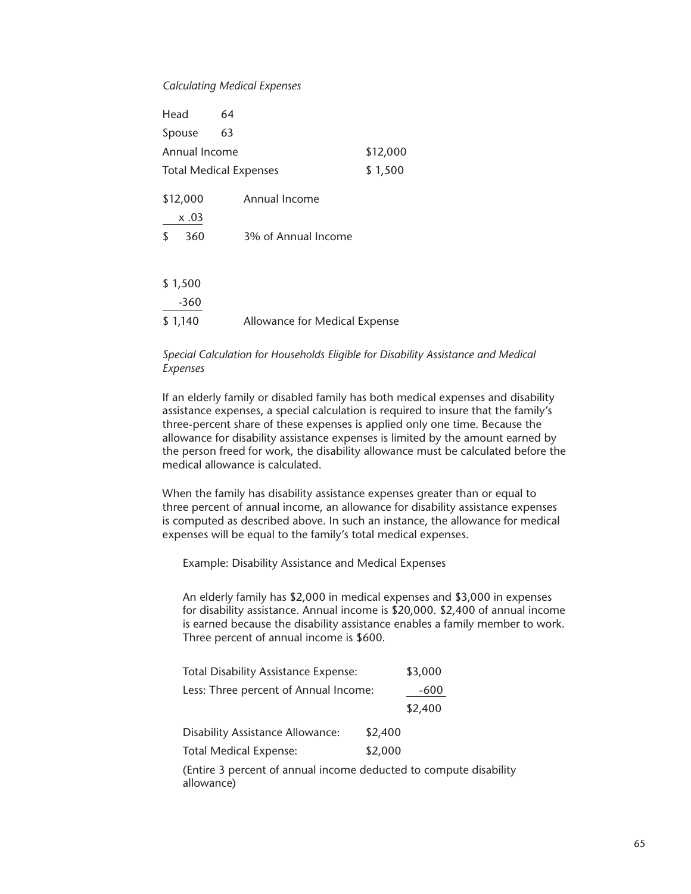*Calculating Medical Expenses*

| | | |
|---|---|---|
| Head | 64 | |
| Spouse | 63 | |
| Annual Income | | $12,000 |
| Total Medical Expenses | | $ 1,500 |

| | |
|---|---|
| $12,000 | Annual Income |
| x .03 | |
| $ 360 | 3% of Annual Income |

| | |
|---|---|
| $ 1,500 | |
| -360 | |
| $ 1,140 | Allowance for Medical Expense |

*Special Calculation for Households Eligible for Disability Assistance and Medical Expenses*

If an elderly family or disabled family has both medical expenses and disability assistance expenses, a special calculation is required to insure that the family's three-percent share of these expenses is applied only one time. Because the allowance for disability assistance expenses is limited by the amount earned by the person freed for work, the disability allowance must be calculated before the medical allowance is calculated.

When the family has disability assistance expenses greater than or equal to three percent of annual income, an allowance for disability assistance expenses is computed as described above. In such an instance, the allowance for medical expenses will be equal to the family's total medical expenses.

Example: Disability Assistance and Medical Expenses

An elderly family has $2,000 in medical expenses and $3,000 in expenses for disability assistance. Annual income is $20,000. $2,400 of annual income is earned because the disability assistance enables a family member to work. Three percent of annual income is $600.

| | | |
|---|---|---|
| Total Disability Assistance Expense: | | $3,000 |
| Less: Three percent of Annual Income: | | -600 |
| | | $2,400 |
| Disability Assistance Allowance: | $2,400 | |
| Total Medical Expense: | $2,000 | |

(Entire 3 percent of annual income deducted to compute disability allowance)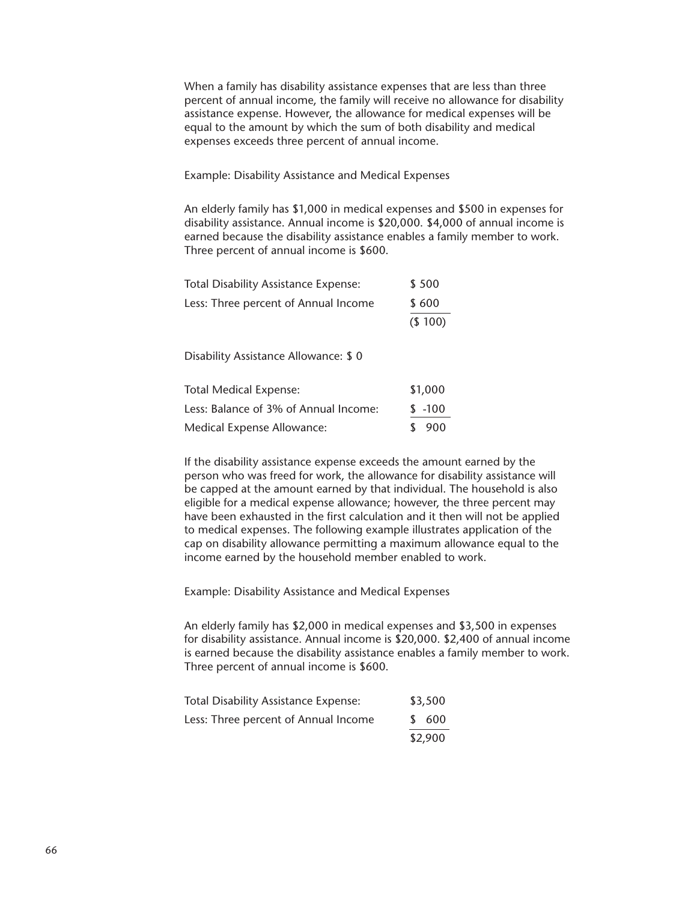When a family has disability assistance expenses that are less than three percent of annual income, the family will receive no allowance for disability assistance expense. However, the allowance for medical expenses will be equal to the amount by which the sum of both disability and medical expenses exceeds three percent of annual income.

Example: Disability Assistance and Medical Expenses

An elderly family has $1,000 in medical expenses and $500 in expenses for disability assistance. Annual income is $20,000. $4,000 of annual income is earned because the disability assistance enables a family member to work. Three percent of annual income is $600.

| | |
|---|---|
| Total Disability Assistance Expense: | $ 500 |
| Less: Three percent of Annual Income | $ 600 |
| | ($ 100) |

Disability Assistance Allowance: $ 0

| | |
|---|---|
| Total Medical Expense: | $1,000 |
| Less: Balance of 3% of Annual Income: | $ -100 |
| Medical Expense Allowance: | $ 900 |

If the disability assistance expense exceeds the amount earned by the person who was freed for work, the allowance for disability assistance will be capped at the amount earned by that individual. The household is also eligible for a medical expense allowance; however, the three percent may have been exhausted in the first calculation and it then will not be applied to medical expenses. The following example illustrates application of the cap on disability allowance permitting a maximum allowance equal to the income earned by the household member enabled to work.

Example: Disability Assistance and Medical Expenses

An elderly family has $2,000 in medical expenses and $3,500 in expenses for disability assistance. Annual income is $20,000. $2,400 of annual income is earned because the disability assistance enables a family member to work. Three percent of annual income is $600.

| | |
|---|---|
| Total Disability Assistance Expense: | $3,500 |
| Less: Three percent of Annual Income | $ 600 |
| | $2,900 |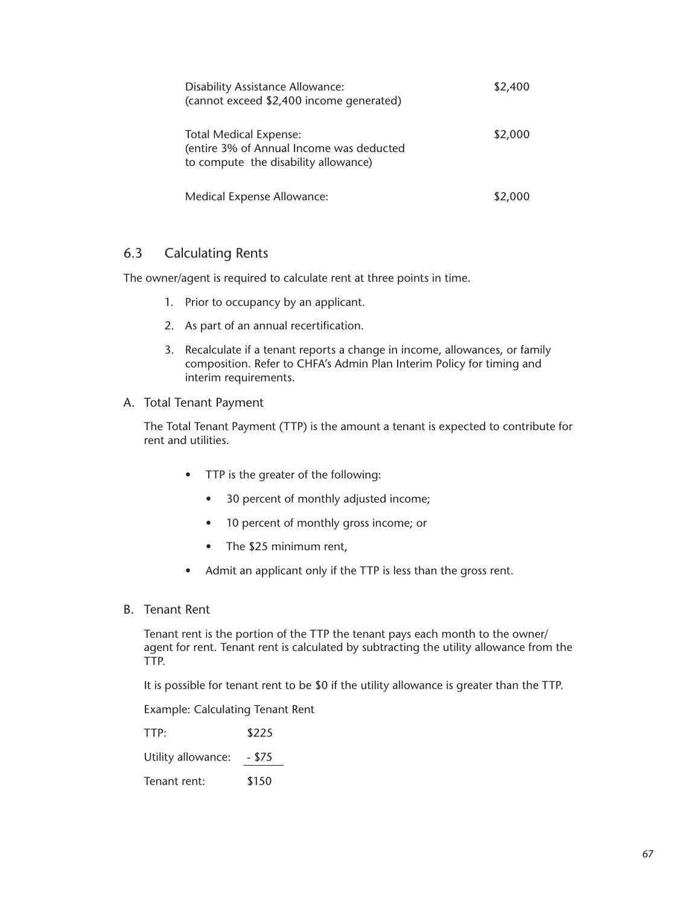| | |
|---|---|
| Disability Assistance Allowance:<br>(cannot exceed $2,400 income generated) | $2,400 |
| Total Medical Expense:<br>(entire 3% of Annual Income was deducted to compute the disability allowance) | $2,000 |
| Medical Expense Allowance: | $2,000 |

## 6.3 Calculating Rents

The owner/agent is required to calculate rent at three points in time.

1. Prior to occupancy by an applicant.
2. As part of an annual recertification.
3. Recalculate if a tenant reports a change in income, allowances, or family composition. Refer to CHFA's Admin Plan Interim Policy for timing and interim requirements.

### A. Total Tenant Payment

The Total Tenant Payment (TTP) is the amount a tenant is expected to contribute for rent and utilities.

- TTP is the greater of the following:
  - 30 percent of monthly adjusted income;
  - 10 percent of monthly gross income; or
  - The $25 minimum rent,
- Admit an applicant only if the TTP is less than the gross rent.

### B. Tenant Rent

Tenant rent is the portion of the TTP the tenant pays each month to the owner/agent for rent. Tenant rent is calculated by subtracting the utility allowance from the TTP.

It is possible for tenant rent to be $0 if the utility allowance is greater than the TTP.

Example: Calculating Tenant Rent

| | |
|---|---|
| TTP: | $225 |
| Utility allowance: | - $75 |
| Tenant rent: | $150 |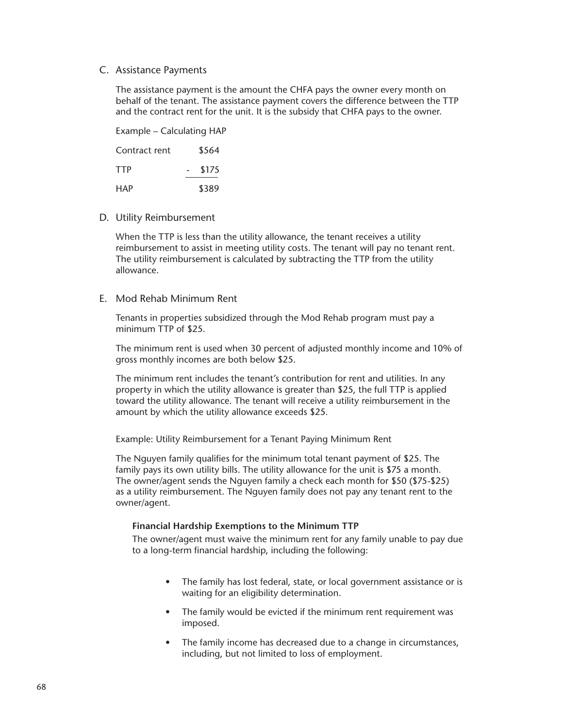## C. Assistance Payments

The assistance payment is the amount the CHFA pays the owner every month on behalf of the tenant. The assistance payment covers the difference between the TTP and the contract rent for the unit. It is the subsidy that CHFA pays to the owner.

Example – Calculating HAP

| | |
|---|---|
| Contract rent | $564 |
| TTP | - $175 |
| HAP | $389 |

## D. Utility Reimbursement

When the TTP is less than the utility allowance, the tenant receives a utility reimbursement to assist in meeting utility costs. The tenant will pay no tenant rent. The utility reimbursement is calculated by subtracting the TTP from the utility allowance.

## E. Mod Rehab Minimum Rent

Tenants in properties subsidized through the Mod Rehab program must pay a minimum TTP of $25.

The minimum rent is used when 30 percent of adjusted monthly income and 10% of gross monthly incomes are both below $25.

The minimum rent includes the tenant's contribution for rent and utilities. In any property in which the utility allowance is greater than $25, the full TTP is applied toward the utility allowance. The tenant will receive a utility reimbursement in the amount by which the utility allowance exceeds $25.

Example: Utility Reimbursement for a Tenant Paying Minimum Rent

The Nguyen family qualifies for the minimum total tenant payment of $25. The family pays its own utility bills. The utility allowance for the unit is $75 a month. The owner/agent sends the Nguyen family a check each month for $50 ($75-$25) as a utility reimbursement. The Nguyen family does not pay any tenant rent to the owner/agent.

**Financial Hardship Exemptions to the Minimum TTP**

The owner/agent must waive the minimum rent for any family unable to pay due to a long-term financial hardship, including the following:

- The family has lost federal, state, or local government assistance or is waiting for an eligibility determination.
- The family would be evicted if the minimum rent requirement was imposed.
- The family income has decreased due to a change in circumstances, including, but not limited to loss of employment.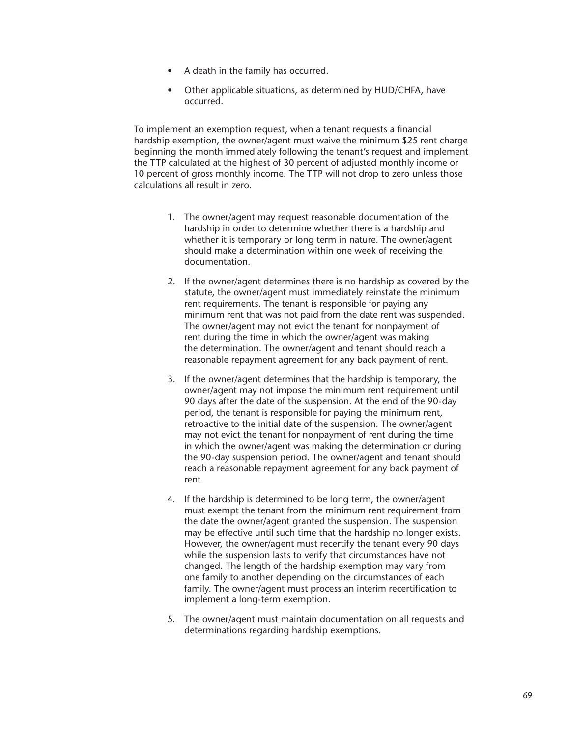- A death in the family has occurred.
- Other applicable situations, as determined by HUD/CHFA, have occurred.

To implement an exemption request, when a tenant requests a financial hardship exemption, the owner/agent must waive the minimum $25 rent charge beginning the month immediately following the tenant's request and implement the TTP calculated at the highest of 30 percent of adjusted monthly income or 10 percent of gross monthly income. The TTP will not drop to zero unless those calculations all result in zero.

1. The owner/agent may request reasonable documentation of the hardship in order to determine whether there is a hardship and whether it is temporary or long term in nature. The owner/agent should make a determination within one week of receiving the documentation.

2. If the owner/agent determines there is no hardship as covered by the statute, the owner/agent must immediately reinstate the minimum rent requirements. The tenant is responsible for paying any minimum rent that was not paid from the date rent was suspended. The owner/agent may not evict the tenant for nonpayment of rent during the time in which the owner/agent was making the determination. The owner/agent and tenant should reach a reasonable repayment agreement for any back payment of rent.

3. If the owner/agent determines that the hardship is temporary, the owner/agent may not impose the minimum rent requirement until 90 days after the date of the suspension. At the end of the 90-day period, the tenant is responsible for paying the minimum rent, retroactive to the initial date of the suspension. The owner/agent may not evict the tenant for nonpayment of rent during the time in which the owner/agent was making the determination or during the 90-day suspension period. The owner/agent and tenant should reach a reasonable repayment agreement for any back payment of rent.

4. If the hardship is determined to be long term, the owner/agent must exempt the tenant from the minimum rent requirement from the date the owner/agent granted the suspension. The suspension may be effective until such time that the hardship no longer exists. However, the owner/agent must recertify the tenant every 90 days while the suspension lasts to verify that circumstances have not changed. The length of the hardship exemption may vary from one family to another depending on the circumstances of each family. The owner/agent must process an interim recertification to implement a long-term exemption.

5. The owner/agent must maintain documentation on all requests and determinations regarding hardship exemptions.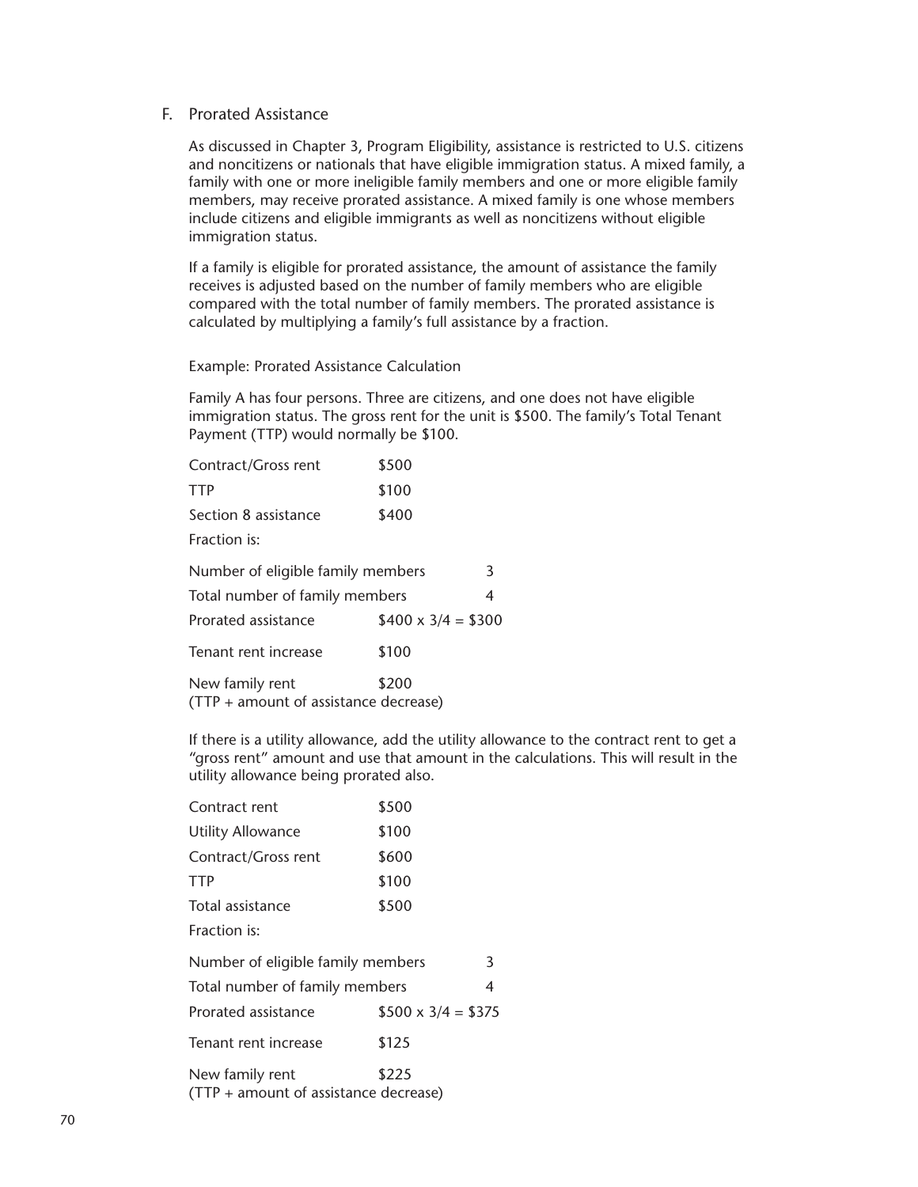## F. Prorated Assistance

As discussed in Chapter 3, Program Eligibility, assistance is restricted to U.S. citizens and noncitizens or nationals that have eligible immigration status. A mixed family, a family with one or more ineligible family members and one or more eligible family members, may receive prorated assistance. A mixed family is one whose members include citizens and eligible immigrants as well as noncitizens without eligible immigration status.

If a family is eligible for prorated assistance, the amount of assistance the family receives is adjusted based on the number of family members who are eligible compared with the total number of family members. The prorated assistance is calculated by multiplying a family's full assistance by a fraction.

Example: Prorated Assistance Calculation

Family A has four persons. Three are citizens, and one does not have eligible immigration status. The gross rent for the unit is $500. The family's Total Tenant Payment (TTP) would normally be $100.

| | | |
|---|---|---|
| Contract/Gross rent | $500 | |
| TTP | $100 | |
| Section 8 assistance | $400 | |
| Fraction is: | | |
| Number of eligible family members | | 3 |
| Total number of family members | | 4 |
| Prorated assistance | $400 x 3/4 = $300 | |
| Tenant rent increase | $100 | |
| New family rent (TTP + amount of assistance decrease) | $200 | |

If there is a utility allowance, add the utility allowance to the contract rent to get a "gross rent" amount and use that amount in the calculations. This will result in the utility allowance being prorated also.

| | | |
|---|---|---|
| Contract rent | $500 | |
| Utility Allowance | $100 | |
| Contract/Gross rent | $600 | |
| TTP | $100 | |
| Total assistance | $500 | |
| Fraction is: | | |
| Number of eligible family members | | 3 |
| Total number of family members | | 4 |
| Prorated assistance | $500 x 3/4 = $375 | |
| Tenant rent increase | $125 | |
| New family rent (TTP + amount of assistance decrease) | $225 | |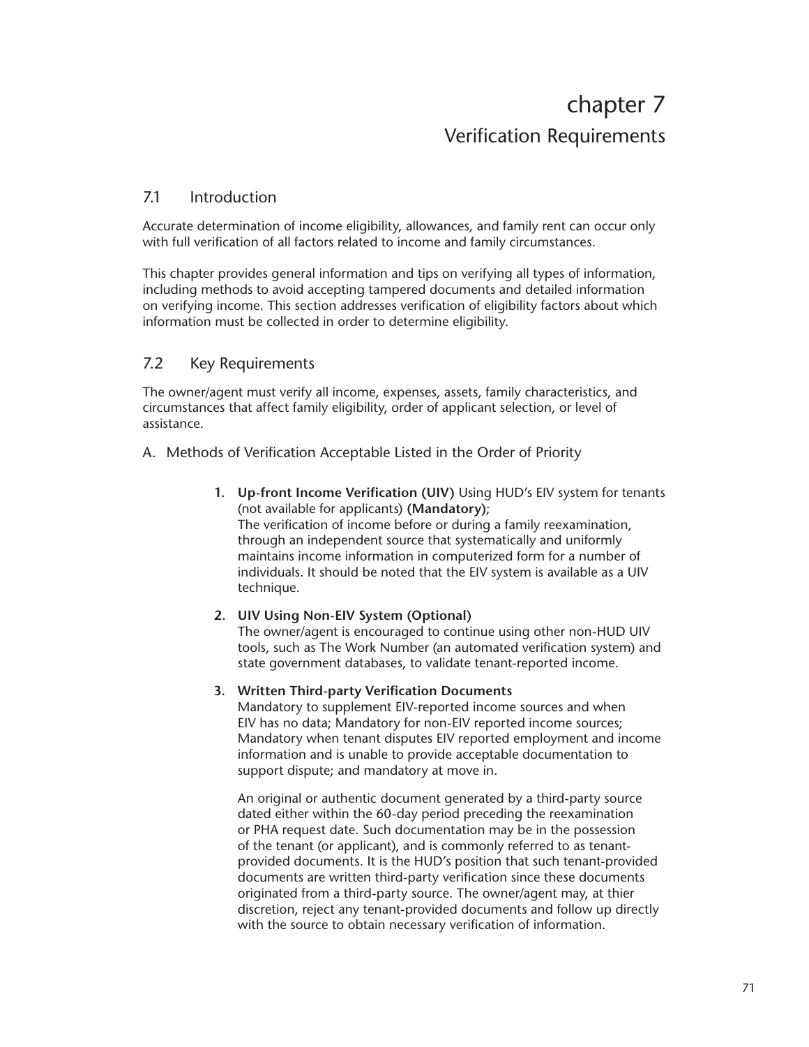# chapter 7
## Verification Requirements

### 7.1 Introduction

Accurate determination of income eligibility, allowances, and family rent can occur only with full verification of all factors related to income and family circumstances.

This chapter provides general information and tips on verifying all types of information, including methods to avoid accepting tampered documents and detailed information on verifying income. This section addresses verification of eligibility factors about which information must be collected in order to determine eligibility.

### 7.2 Key Requirements

The owner/agent must verify all income, expenses, assets, family characteristics, and circumstances that affect family eligibility, order of applicant selection, or level of assistance.

A. Methods of Verification Acceptable Listed in the Order of Priority

1. **Up-front Income Verification (UIV)** Using HUD's EIV system for tenants (not available for applicants) **(Mandatory)**;
   The verification of income before or during a family reexamination, through an independent source that systematically and uniformly maintains income information in computerized form for a number of individuals. It should be noted that the EIV system is available as a UIV technique.

2. **UIV Using Non-EIV System (Optional)**
   The owner/agent is encouraged to continue using other non-HUD UIV tools, such as The Work Number (an automated verification system) and state government databases, to validate tenant-reported income.

3. **Written Third-party Verification Documents**
   Mandatory to supplement EIV-reported income sources and when EIV has no data; Mandatory for non-EIV reported income sources; Mandatory when tenant disputes EIV reported employment and income information and is unable to provide acceptable documentation to support dispute; and mandatory at move in.

   An original or authentic document generated by a third-party source dated either within the 60-day period preceding the reexamination or PHA request date. Such documentation may be in the possession of the tenant (or applicant), and is commonly referred to as tenant-provided documents. It is the HUD's position that such tenant-provided documents are written third-party verification since these documents originated from a third-party source. The owner/agent may, at thier discretion, reject any tenant-provided documents and follow up directly with the source to obtain necessary verification of information.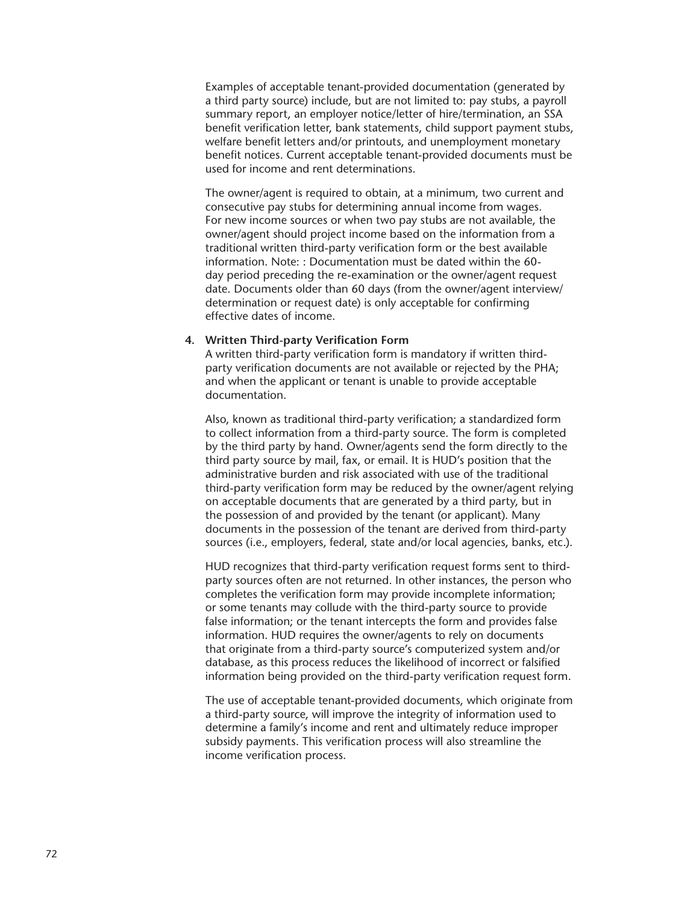Examples of acceptable tenant-provided documentation (generated by a third party source) include, but are not limited to: pay stubs, a payroll summary report, an employer notice/letter of hire/termination, an SSA benefit verification letter, bank statements, child support payment stubs, welfare benefit letters and/or printouts, and unemployment monetary benefit notices. Current acceptable tenant-provided documents must be used for income and rent determinations.

The owner/agent is required to obtain, at a minimum, two current and consecutive pay stubs for determining annual income from wages. For new income sources or when two pay stubs are not available, the owner/agent should project income based on the information from a traditional written third-party verification form or the best available information. Note: : Documentation must be dated within the 60-day period preceding the re-examination or the owner/agent request date. Documents older than 60 days (from the owner/agent interview/determination or request date) is only acceptable for confirming effective dates of income.

4. **Written Third-party Verification Form**

   A written third-party verification form is mandatory if written third-party verification documents are not available or rejected by the PHA; and when the applicant or tenant is unable to provide acceptable documentation.

   Also, known as traditional third-party verification; a standardized form to collect information from a third-party source. The form is completed by the third party by hand. Owner/agents send the form directly to the third party source by mail, fax, or email. It is HUD's position that the administrative burden and risk associated with use of the traditional third-party verification form may be reduced by the owner/agent relying on acceptable documents that are generated by a third party, but in the possession of and provided by the tenant (or applicant). Many documents in the possession of the tenant are derived from third-party sources (i.e., employers, federal, state and/or local agencies, banks, etc.).

   HUD recognizes that third-party verification request forms sent to third-party sources often are not returned. In other instances, the person who completes the verification form may provide incomplete information; or some tenants may collude with the third-party source to provide false information; or the tenant intercepts the form and provides false information. HUD requires the owner/agents to rely on documents that originate from a third-party source's computerized system and/or database, as this process reduces the likelihood of incorrect or falsified information being provided on the third-party verification request form.

   The use of acceptable tenant-provided documents, which originate from a third-party source, will improve the integrity of information used to determine a family's income and rent and ultimately reduce improper subsidy payments. This verification process will also streamline the income verification process.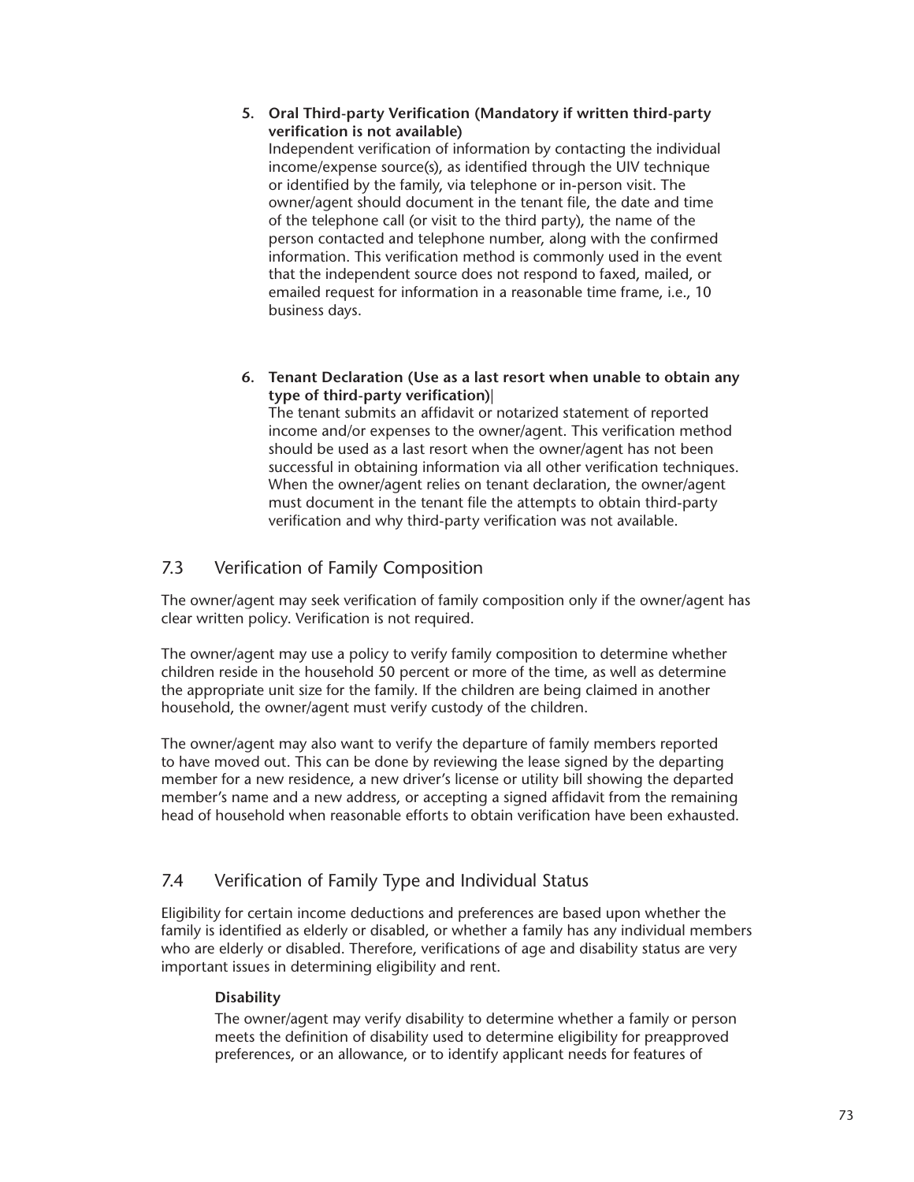5. **Oral Third-party Verification (Mandatory if written third-party verification is not available)**
   Independent verification of information by contacting the individual income/expense source(s), as identified through the UIV technique or identified by the family, via telephone or in-person visit. The owner/agent should document in the tenant file, the date and time of the telephone call (or visit to the third party), the name of the person contacted and telephone number, along with the confirmed information. This verification method is commonly used in the event that the independent source does not respond to faxed, mailed, or emailed request for information in a reasonable time frame, i.e., 10 business days.

6. **Tenant Declaration (Use as a last resort when unable to obtain any type of third-party verification)**
   The tenant submits an affidavit or notarized statement of reported income and/or expenses to the owner/agent. This verification method should be used as a last resort when the owner/agent has not been successful in obtaining information via all other verification techniques. When the owner/agent relies on tenant declaration, the owner/agent must document in the tenant file the attempts to obtain third-party verification and why third-party verification was not available.

## 7.3 Verification of Family Composition

The owner/agent may seek verification of family composition only if the owner/agent has clear written policy. Verification is not required.

The owner/agent may use a policy to verify family composition to determine whether children reside in the household 50 percent or more of the time, as well as determine the appropriate unit size for the family. If the children are being claimed in another household, the owner/agent must verify custody of the children.

The owner/agent may also want to verify the departure of family members reported to have moved out. This can be done by reviewing the lease signed by the departing member for a new residence, a new driver's license or utility bill showing the departed member's name and a new address, or accepting a signed affidavit from the remaining head of household when reasonable efforts to obtain verification have been exhausted.

## 7.4 Verification of Family Type and Individual Status

Eligibility for certain income deductions and preferences are based upon whether the family is identified as elderly or disabled, or whether a family has any individual members who are elderly or disabled. Therefore, verifications of age and disability status are very important issues in determining eligibility and rent.

**Disability**

The owner/agent may verify disability to determine whether a family or person meets the definition of disability used to determine eligibility for preapproved preferences, or an allowance, or to identify applicant needs for features of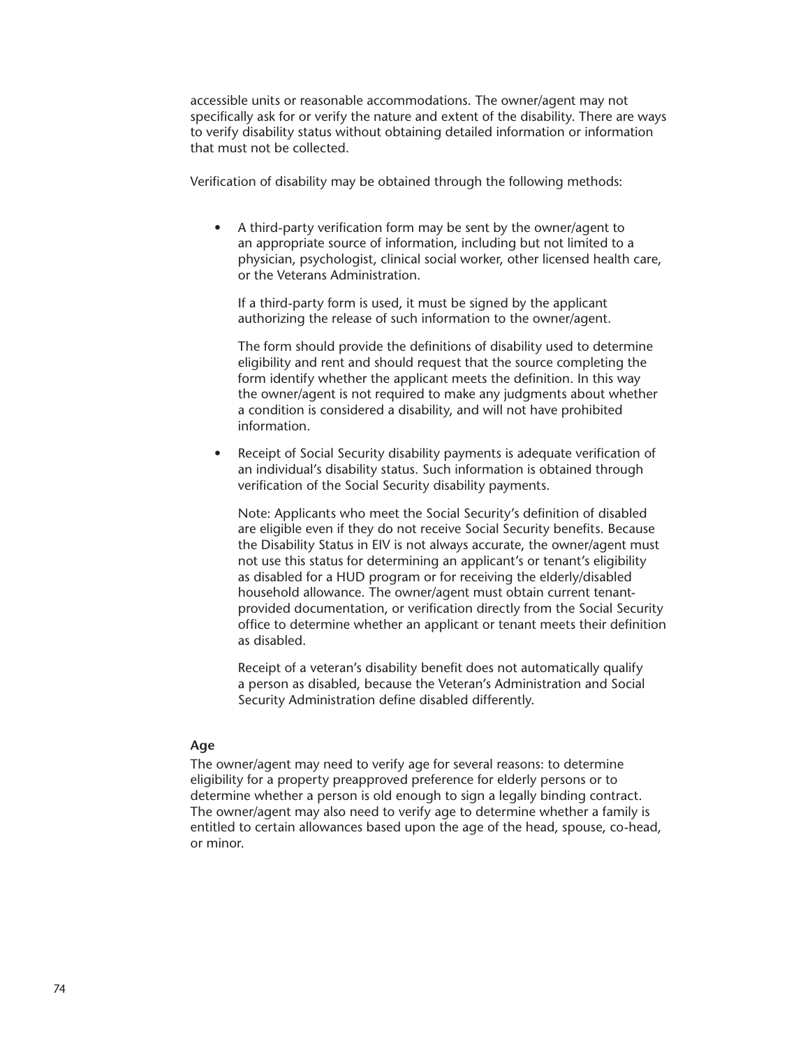accessible units or reasonable accommodations. The owner/agent may not specifically ask for or verify the nature and extent of the disability. There are ways to verify disability status without obtaining detailed information or information that must not be collected.

Verification of disability may be obtained through the following methods:

- A third-party verification form may be sent by the owner/agent to an appropriate source of information, including but not limited to a physician, psychologist, clinical social worker, other licensed health care, or the Veterans Administration.

  If a third-party form is used, it must be signed by the applicant authorizing the release of such information to the owner/agent.

  The form should provide the definitions of disability used to determine eligibility and rent and should request that the source completing the form identify whether the applicant meets the definition. In this way the owner/agent is not required to make any judgments about whether a condition is considered a disability, and will not have prohibited information.

- Receipt of Social Security disability payments is adequate verification of an individual's disability status. Such information is obtained through verification of the Social Security disability payments.

  Note: Applicants who meet the Social Security's definition of disabled are eligible even if they do not receive Social Security benefits. Because the Disability Status in EIV is not always accurate, the owner/agent must not use this status for determining an applicant's or tenant's eligibility as disabled for a HUD program or for receiving the elderly/disabled household allowance. The owner/agent must obtain current tenant-provided documentation, or verification directly from the Social Security office to determine whether an applicant or tenant meets their definition as disabled.

  Receipt of a veteran's disability benefit does not automatically qualify a person as disabled, because the Veteran's Administration and Social Security Administration define disabled differently.

#### Age

The owner/agent may need to verify age for several reasons: to determine eligibility for a property preapproved preference for elderly persons or to determine whether a person is old enough to sign a legally binding contract. The owner/agent may also need to verify age to determine whether a family is entitled to certain allowances based upon the age of the head, spouse, co-head, or minor.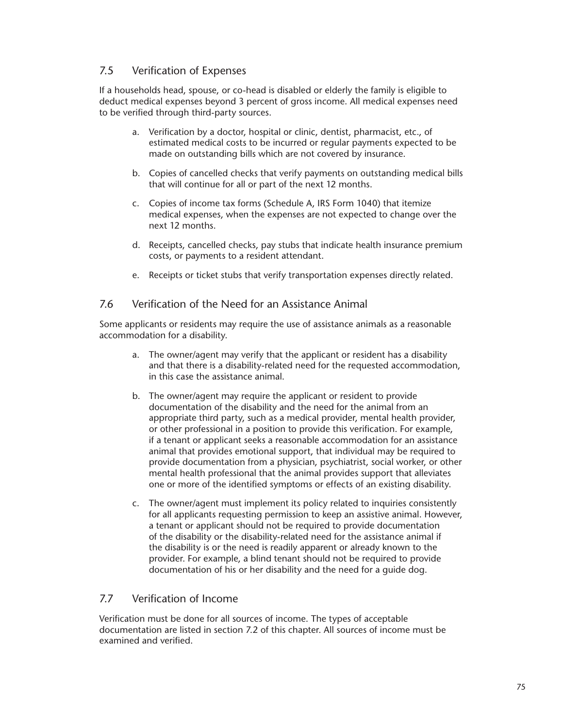## 7.5 Verification of Expenses

If a households head, spouse, or co-head is disabled or elderly the family is eligible to deduct medical expenses beyond 3 percent of gross income. All medical expenses need to be verified through third-party sources.

a. Verification by a doctor, hospital or clinic, dentist, pharmacist, etc., of estimated medical costs to be incurred or regular payments expected to be made on outstanding bills which are not covered by insurance.

b. Copies of cancelled checks that verify payments on outstanding medical bills that will continue for all or part of the next 12 months.

c. Copies of income tax forms (Schedule A, IRS Form 1040) that itemize medical expenses, when the expenses are not expected to change over the next 12 months.

d. Receipts, cancelled checks, pay stubs that indicate health insurance premium costs, or payments to a resident attendant.

e. Receipts or ticket stubs that verify transportation expenses directly related.

## 7.6 Verification of the Need for an Assistance Animal

Some applicants or residents may require the use of assistance animals as a reasonable accommodation for a disability.

a. The owner/agent may verify that the applicant or resident has a disability and that there is a disability-related need for the requested accommodation, in this case the assistance animal.

b. The owner/agent may require the applicant or resident to provide documentation of the disability and the need for the animal from an appropriate third party, such as a medical provider, mental health provider, or other professional in a position to provide this verification. For example, if a tenant or applicant seeks a reasonable accommodation for an assistance animal that provides emotional support, that individual may be required to provide documentation from a physician, psychiatrist, social worker, or other mental health professional that the animal provides support that alleviates one or more of the identified symptoms or effects of an existing disability.

c. The owner/agent must implement its policy related to inquiries consistently for all applicants requesting permission to keep an assistive animal. However, a tenant or applicant should not be required to provide documentation of the disability or the disability-related need for the assistance animal if the disability is or the need is readily apparent or already known to the provider. For example, a blind tenant should not be required to provide documentation of his or her disability and the need for a guide dog.

## 7.7 Verification of Income

Verification must be done for all sources of income. The types of acceptable documentation are listed in section 7.2 of this chapter. All sources of income must be examined and verified.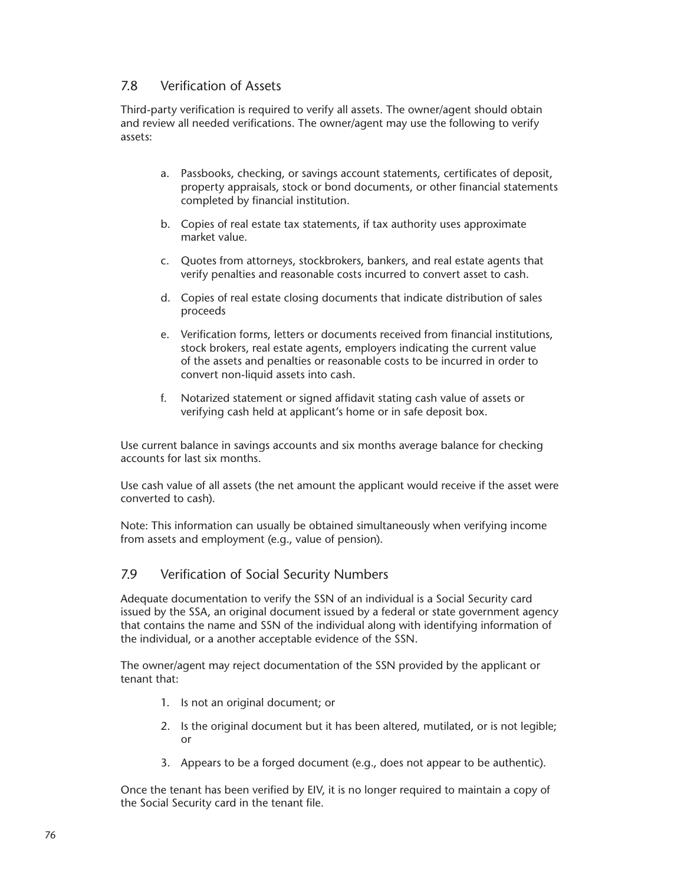## 7.8 Verification of Assets

Third-party verification is required to verify all assets. The owner/agent should obtain and review all needed verifications. The owner/agent may use the following to verify assets:

a. Passbooks, checking, or savings account statements, certificates of deposit, property appraisals, stock or bond documents, or other financial statements completed by financial institution.

b. Copies of real estate tax statements, if tax authority uses approximate market value.

c. Quotes from attorneys, stockbrokers, bankers, and real estate agents that verify penalties and reasonable costs incurred to convert asset to cash.

d. Copies of real estate closing documents that indicate distribution of sales proceeds

e. Verification forms, letters or documents received from financial institutions, stock brokers, real estate agents, employers indicating the current value of the assets and penalties or reasonable costs to be incurred in order to convert non-liquid assets into cash.

f. Notarized statement or signed affidavit stating cash value of assets or verifying cash held at applicant's home or in safe deposit box.

Use current balance in savings accounts and six months average balance for checking accounts for last six months.

Use cash value of all assets (the net amount the applicant would receive if the asset were converted to cash).

Note: This information can usually be obtained simultaneously when verifying income from assets and employment (e.g., value of pension).

## 7.9 Verification of Social Security Numbers

Adequate documentation to verify the SSN of an individual is a Social Security card issued by the SSA, an original document issued by a federal or state government agency that contains the name and SSN of the individual along with identifying information of the individual, or a another acceptable evidence of the SSN.

The owner/agent may reject documentation of the SSN provided by the applicant or tenant that:

1. Is not an original document; or
2. Is the original document but it has been altered, mutilated, or is not legible; or
3. Appears to be a forged document (e.g., does not appear to be authentic).

Once the tenant has been verified by EIV, it is no longer required to maintain a copy of the Social Security card in the tenant file.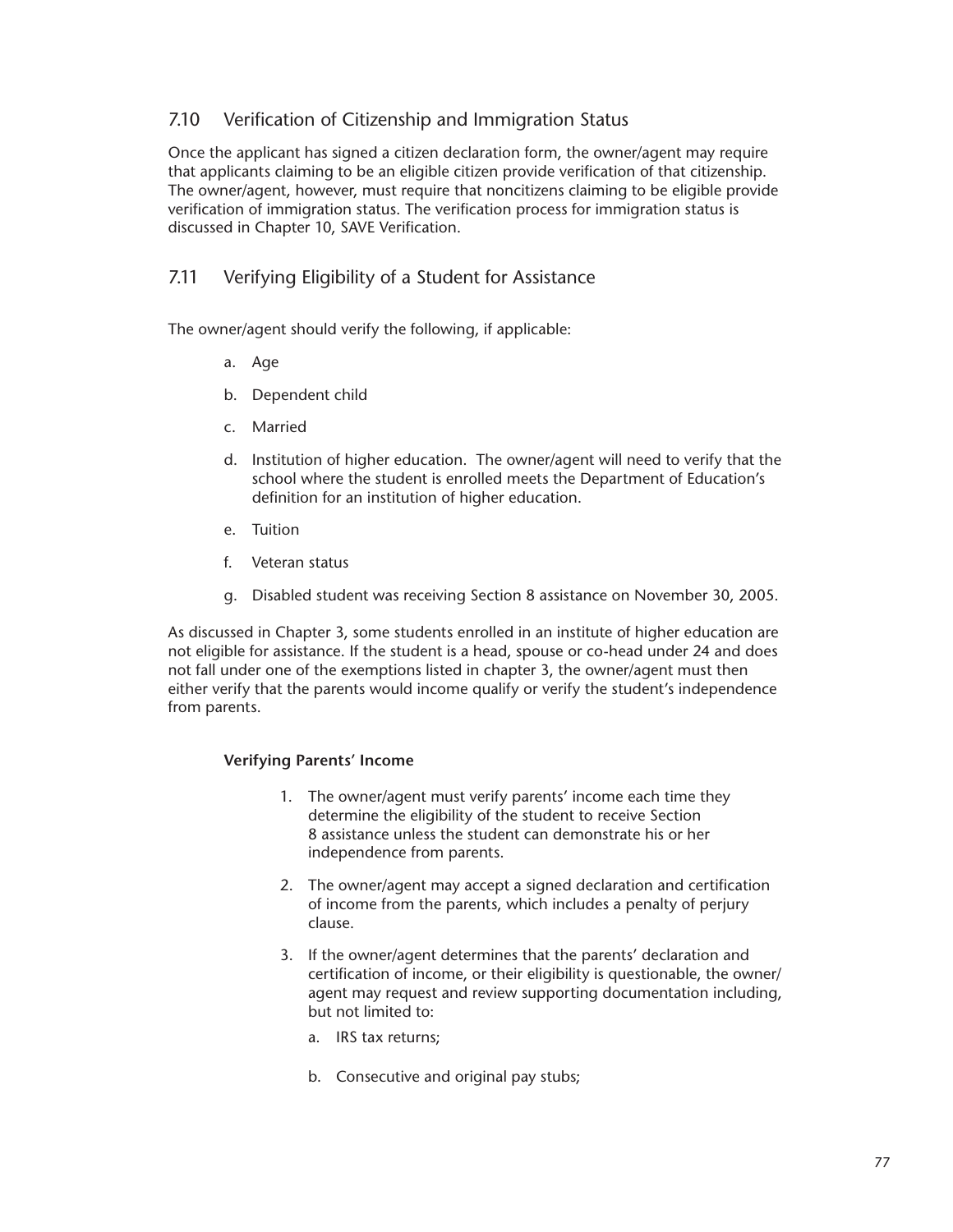## 7.10 Verification of Citizenship and Immigration Status

Once the applicant has signed a citizen declaration form, the owner/agent may require that applicants claiming to be an eligible citizen provide verification of that citizenship. The owner/agent, however, must require that noncitizens claiming to be eligible provide verification of immigration status. The verification process for immigration status is discussed in Chapter 10, SAVE Verification.

## 7.11 Verifying Eligibility of a Student for Assistance

The owner/agent should verify the following, if applicable:

a. Age

b. Dependent child

c. Married

d. Institution of higher education. The owner/agent will need to verify that the school where the student is enrolled meets the Department of Education's definition for an institution of higher education.

e. Tuition

f. Veteran status

g. Disabled student was receiving Section 8 assistance on November 30, 2005.

As discussed in Chapter 3, some students enrolled in an institute of higher education are not eligible for assistance. If the student is a head, spouse or co-head under 24 and does not fall under one of the exemptions listed in chapter 3, the owner/agent must then either verify that the parents would income qualify or verify the student's independence from parents.

**Verifying Parents' Income**

1. The owner/agent must verify parents' income each time they determine the eligibility of the student to receive Section 8 assistance unless the student can demonstrate his or her independence from parents.

2. The owner/agent may accept a signed declaration and certification of income from the parents, which includes a penalty of perjury clause.

3. If the owner/agent determines that the parents' declaration and certification of income, or their eligibility is questionable, the owner/agent may request and review supporting documentation including, but not limited to:

   a. IRS tax returns;

   b. Consecutive and original pay stubs;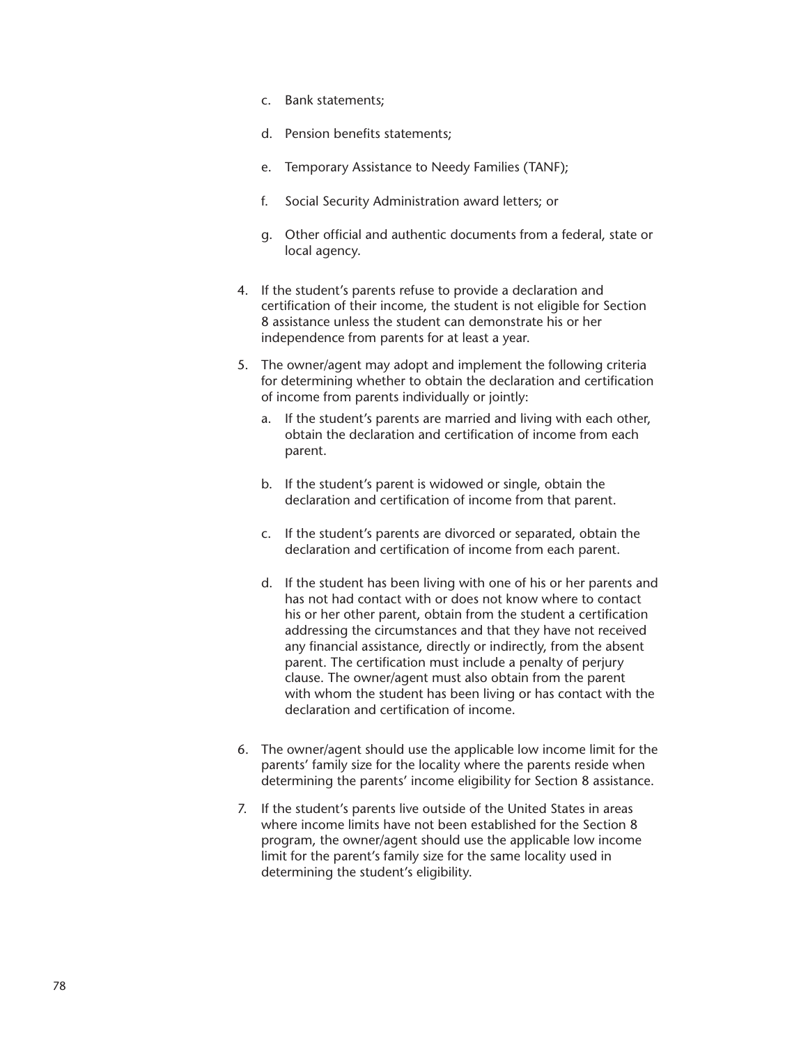c. Bank statements;

   d. Pension benefits statements;

   e. Temporary Assistance to Needy Families (TANF);

   f. Social Security Administration award letters; or

   g. Other official and authentic documents from a federal, state or local agency.

4. If the student's parents refuse to provide a declaration and certification of their income, the student is not eligible for Section 8 assistance unless the student can demonstrate his or her independence from parents for at least a year.

5. The owner/agent may adopt and implement the following criteria for determining whether to obtain the declaration and certification of income from parents individually or jointly:

   a. If the student's parents are married and living with each other, obtain the declaration and certification of income from each parent.

   b. If the student's parent is widowed or single, obtain the declaration and certification of income from that parent.

   c. If the student's parents are divorced or separated, obtain the declaration and certification of income from each parent.

   d. If the student has been living with one of his or her parents and has not had contact with or does not know where to contact his or her other parent, obtain from the student a certification addressing the circumstances and that they have not received any financial assistance, directly or indirectly, from the absent parent. The certification must include a penalty of perjury clause. The owner/agent must also obtain from the parent with whom the student has been living or has contact with the declaration and certification of income.

6. The owner/agent should use the applicable low income limit for the parents' family size for the locality where the parents reside when determining the parents' income eligibility for Section 8 assistance.

7. If the student's parents live outside of the United States in areas where income limits have not been established for the Section 8 program, the owner/agent should use the applicable low income limit for the parent's family size for the same locality used in determining the student's eligibility.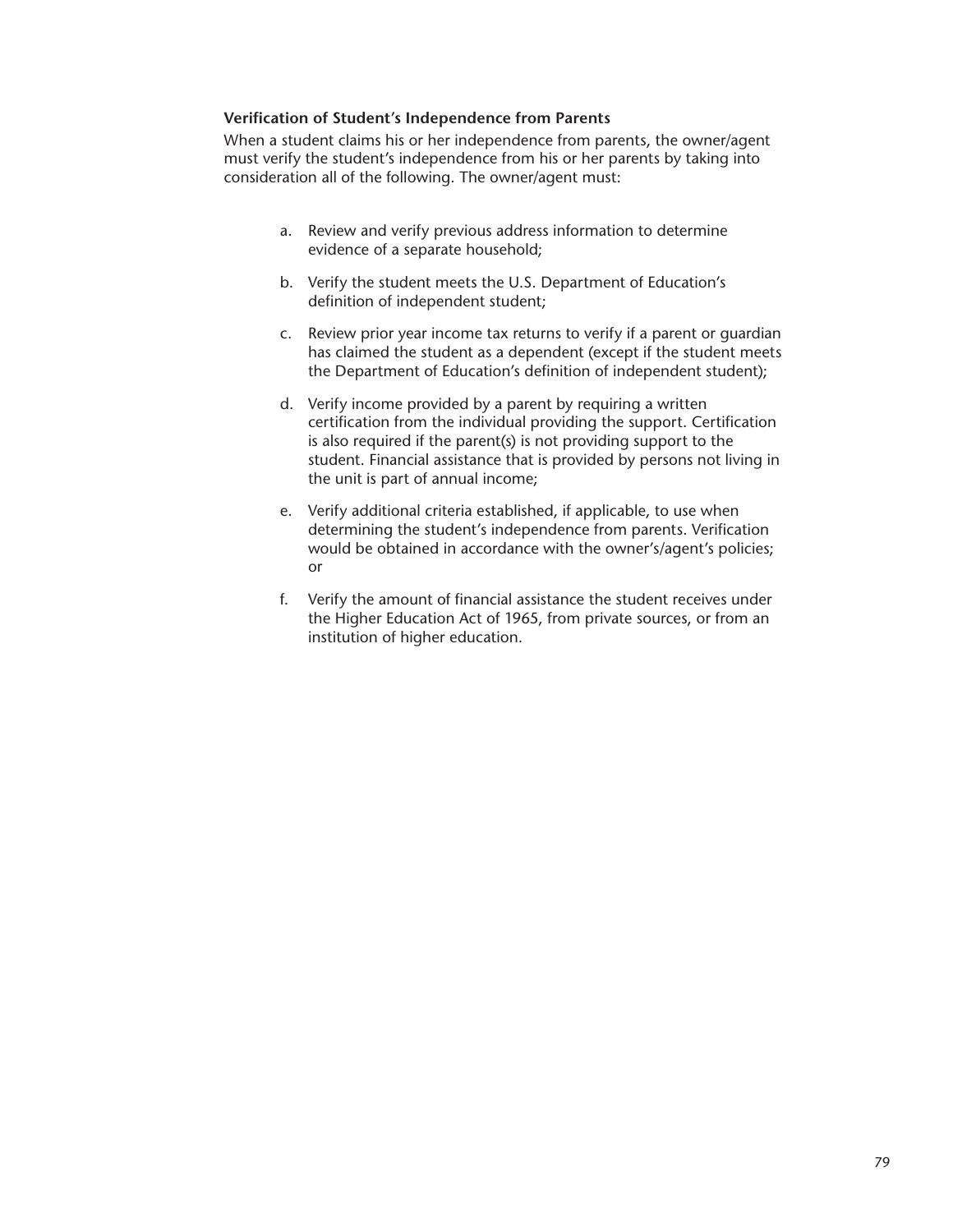**Verification of Student's Independence from Parents**

When a student claims his or her independence from parents, the owner/agent must verify the student's independence from his or her parents by taking into consideration all of the following. The owner/agent must:

a. Review and verify previous address information to determine evidence of a separate household;

b. Verify the student meets the U.S. Department of Education's definition of independent student;

c. Review prior year income tax returns to verify if a parent or guardian has claimed the student as a dependent (except if the student meets the Department of Education's definition of independent student);

d. Verify income provided by a parent by requiring a written certification from the individual providing the support. Certification is also required if the parent(s) is not providing support to the student. Financial assistance that is provided by persons not living in the unit is part of annual income;

e. Verify additional criteria established, if applicable, to use when determining the student's independence from parents. Verification would be obtained in accordance with the owner's/agent's policies; or

f. Verify the amount of financial assistance the student receives under the Higher Education Act of 1965, from private sources, or from an institution of higher education.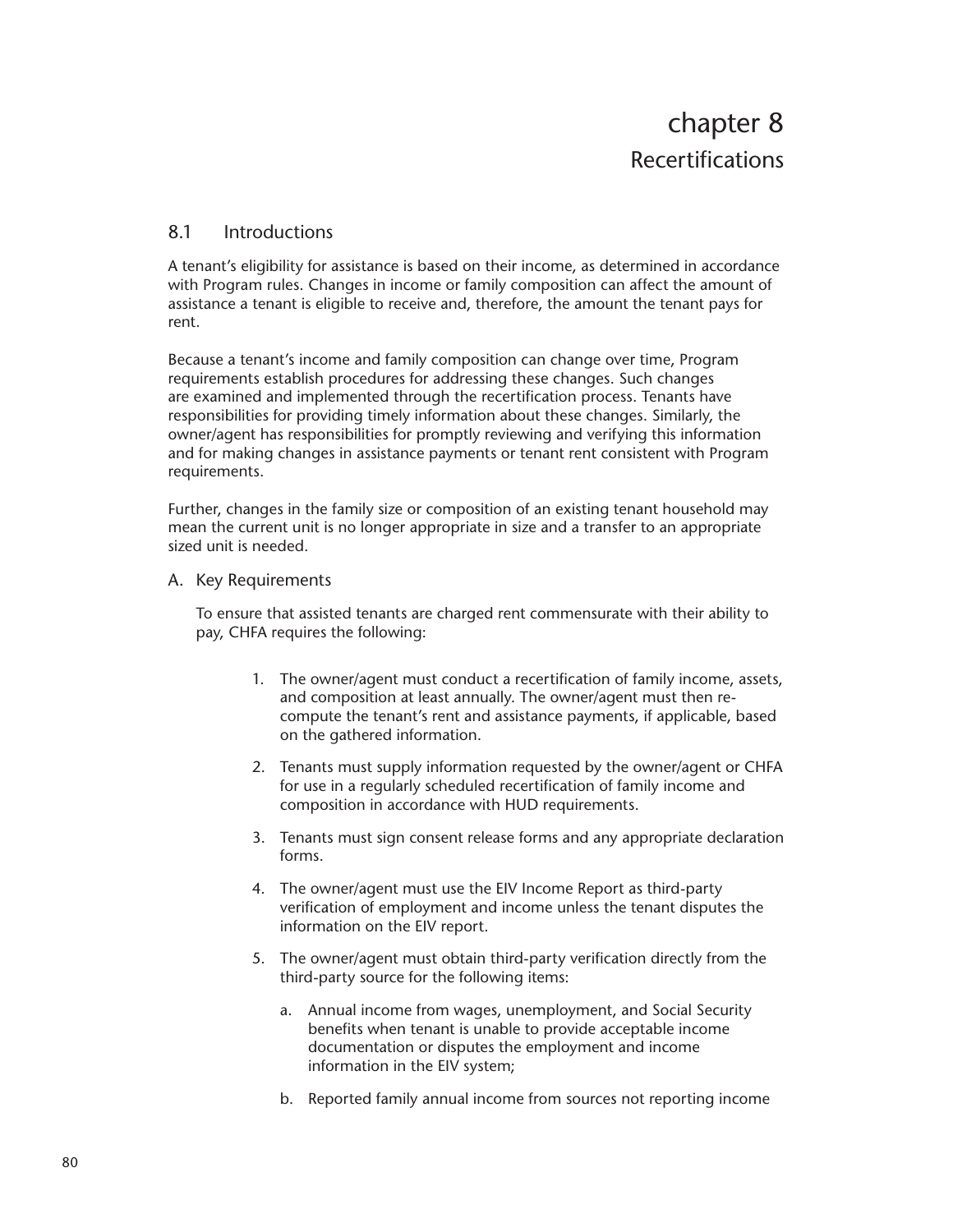# chapter 8
## Recertifications

### 8.1 Introductions

A tenant's eligibility for assistance is based on their income, as determined in accordance with Program rules. Changes in income or family composition can affect the amount of assistance a tenant is eligible to receive and, therefore, the amount the tenant pays for rent.

Because a tenant's income and family composition can change over time, Program requirements establish procedures for addressing these changes. Such changes are examined and implemented through the recertification process. Tenants have responsibilities for providing timely information about these changes. Similarly, the owner/agent has responsibilities for promptly reviewing and verifying this information and for making changes in assistance payments or tenant rent consistent with Program requirements.

Further, changes in the family size or composition of an existing tenant household may mean the current unit is no longer appropriate in size and a transfer to an appropriate sized unit is needed.

A. Key Requirements

To ensure that assisted tenants are charged rent commensurate with their ability to pay, CHFA requires the following:

1. The owner/agent must conduct a recertification of family income, assets, and composition at least annually. The owner/agent must then re-compute the tenant's rent and assistance payments, if applicable, based on the gathered information.

2. Tenants must supply information requested by the owner/agent or CHFA for use in a regularly scheduled recertification of family income and composition in accordance with HUD requirements.

3. Tenants must sign consent release forms and any appropriate declaration forms.

4. The owner/agent must use the EIV Income Report as third-party verification of employment and income unless the tenant disputes the information on the EIV report.

5. The owner/agent must obtain third-party verification directly from the third-party source for the following items:

   a. Annual income from wages, unemployment, and Social Security benefits when tenant is unable to provide acceptable income documentation or disputes the employment and income information in the EIV system;

   b. Reported family annual income from sources not reporting income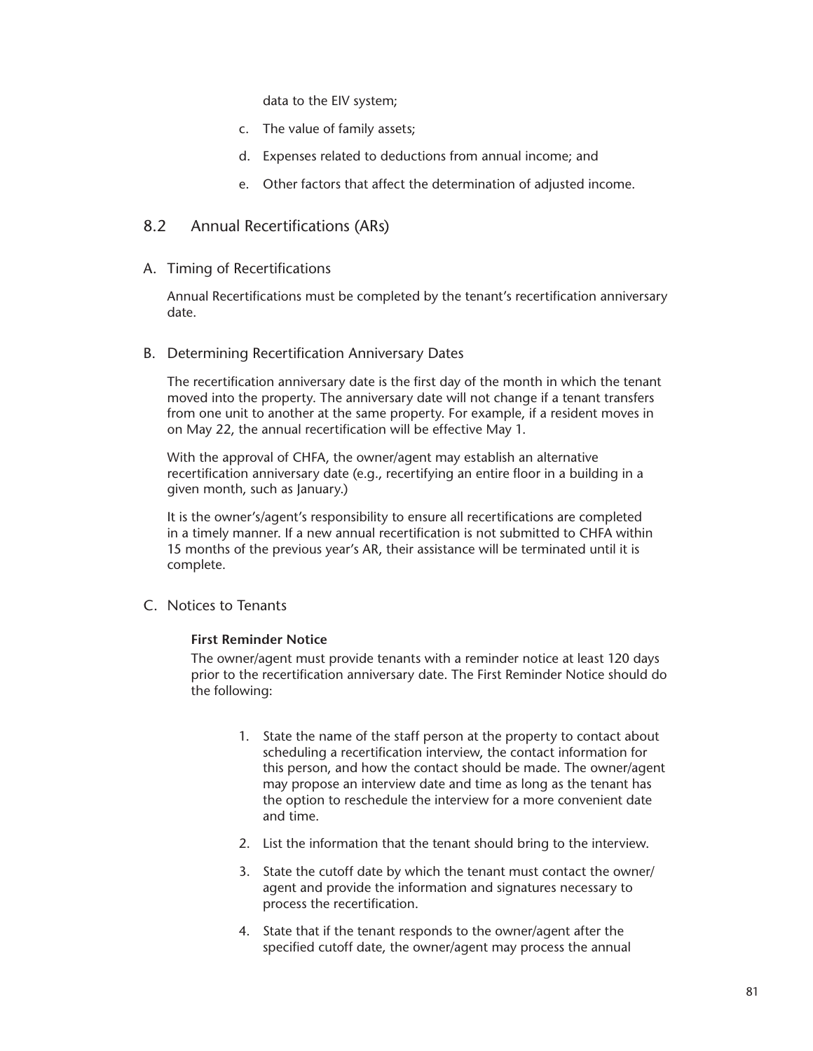data to the EIV system;

c. The value of family assets;

d. Expenses related to deductions from annual income; and

e. Other factors that affect the determination of adjusted income.

## 8.2 Annual Recertifications (ARs)

### A. Timing of Recertifications

Annual Recertifications must be completed by the tenant's recertification anniversary date.

### B. Determining Recertification Anniversary Dates

The recertification anniversary date is the first day of the month in which the tenant moved into the property. The anniversary date will not change if a tenant transfers from one unit to another at the same property. For example, if a resident moves in on May 22, the annual recertification will be effective May 1.

With the approval of CHFA, the owner/agent may establish an alternative recertification anniversary date (e.g., recertifying an entire floor in a building in a given month, such as January.)

It is the owner's/agent's responsibility to ensure all recertifications are completed in a timely manner. If a new annual recertification is not submitted to CHFA within 15 months of the previous year's AR, their assistance will be terminated until it is complete.

### C. Notices to Tenants

**First Reminder Notice**

The owner/agent must provide tenants with a reminder notice at least 120 days prior to the recertification anniversary date. The First Reminder Notice should do the following:

1. State the name of the staff person at the property to contact about scheduling a recertification interview, the contact information for this person, and how the contact should be made. The owner/agent may propose an interview date and time as long as the tenant has the option to reschedule the interview for a more convenient date and time.

2. List the information that the tenant should bring to the interview.

3. State the cutoff date by which the tenant must contact the owner/agent and provide the information and signatures necessary to process the recertification.

4. State that if the tenant responds to the owner/agent after the specified cutoff date, the owner/agent may process the annual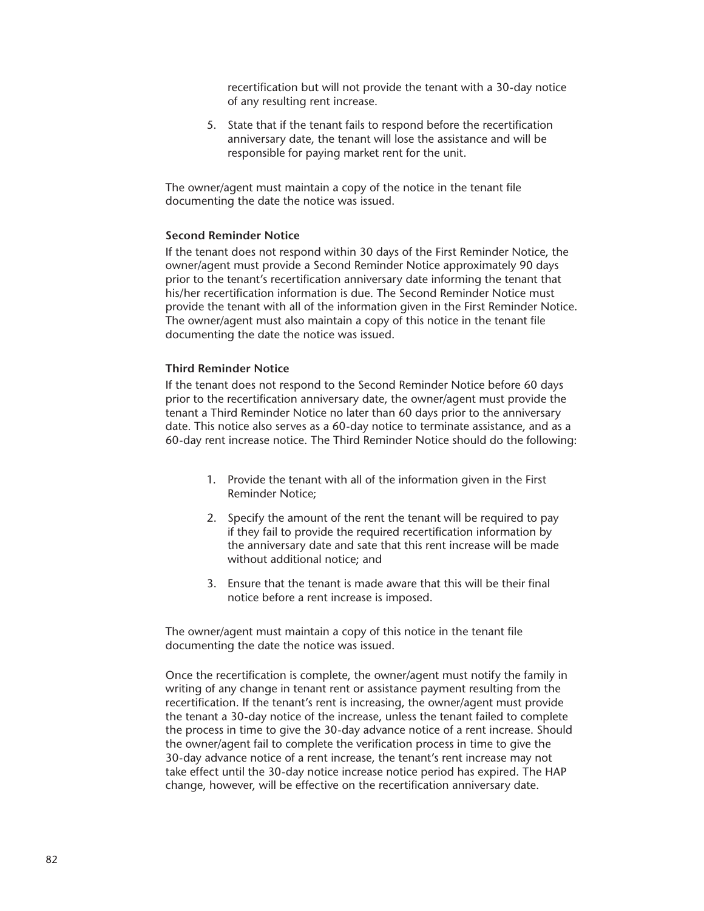recertification but will not provide the tenant with a 30-day notice of any resulting rent increase.

5. State that if the tenant fails to respond before the recertification anniversary date, the tenant will lose the assistance and will be responsible for paying market rent for the unit.

The owner/agent must maintain a copy of the notice in the tenant file documenting the date the notice was issued.

**Second Reminder Notice**

If the tenant does not respond within 30 days of the First Reminder Notice, the owner/agent must provide a Second Reminder Notice approximately 90 days prior to the tenant's recertification anniversary date informing the tenant that his/her recertification information is due. The Second Reminder Notice must provide the tenant with all of the information given in the First Reminder Notice. The owner/agent must also maintain a copy of this notice in the tenant file documenting the date the notice was issued.

**Third Reminder Notice**

If the tenant does not respond to the Second Reminder Notice before 60 days prior to the recertification anniversary date, the owner/agent must provide the tenant a Third Reminder Notice no later than 60 days prior to the anniversary date. This notice also serves as a 60-day notice to terminate assistance, and as a 60-day rent increase notice. The Third Reminder Notice should do the following:

1. Provide the tenant with all of the information given in the First Reminder Notice;

2. Specify the amount of the rent the tenant will be required to pay if they fail to provide the required recertification information by the anniversary date and sate that this rent increase will be made without additional notice; and

3. Ensure that the tenant is made aware that this will be their final notice before a rent increase is imposed.

The owner/agent must maintain a copy of this notice in the tenant file documenting the date the notice was issued.

Once the recertification is complete, the owner/agent must notify the family in writing of any change in tenant rent or assistance payment resulting from the recertification. If the tenant's rent is increasing, the owner/agent must provide the tenant a 30-day notice of the increase, unless the tenant failed to complete the process in time to give the 30-day advance notice of a rent increase. Should the owner/agent fail to complete the verification process in time to give the 30-day advance notice of a rent increase, the tenant's rent increase may not take effect until the 30-day notice increase notice period has expired. The HAP change, however, will be effective on the recertification anniversary date.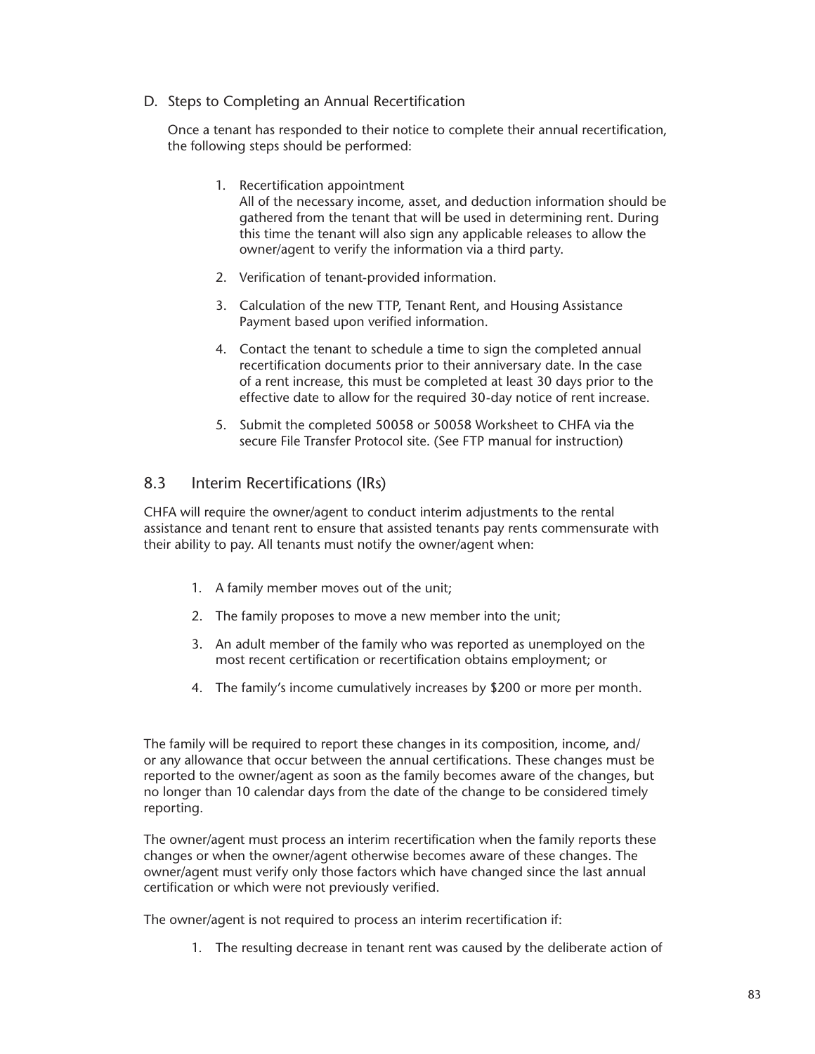### D. Steps to Completing an Annual Recertification

Once a tenant has responded to their notice to complete their annual recertification, the following steps should be performed:

1. Recertification appointment
   All of the necessary income, asset, and deduction information should be gathered from the tenant that will be used in determining rent. During this time the tenant will also sign any applicable releases to allow the owner/agent to verify the information via a third party.

2. Verification of tenant-provided information.

3. Calculation of the new TTP, Tenant Rent, and Housing Assistance Payment based upon verified information.

4. Contact the tenant to schedule a time to sign the completed annual recertification documents prior to their anniversary date. In the case of a rent increase, this must be completed at least 30 days prior to the effective date to allow for the required 30-day notice of rent increase.

5. Submit the completed 50058 or 50058 Worksheet to CHFA via the secure File Transfer Protocol site. (See FTP manual for instruction)

## 8.3 Interim Recertifications (IRs)

CHFA will require the owner/agent to conduct interim adjustments to the rental assistance and tenant rent to ensure that assisted tenants pay rents commensurate with their ability to pay. All tenants must notify the owner/agent when:

1. A family member moves out of the unit;

2. The family proposes to move a new member into the unit;

3. An adult member of the family who was reported as unemployed on the most recent certification or recertification obtains employment; or

4. The family's income cumulatively increases by $200 or more per month.

The family will be required to report these changes in its composition, income, and/or any allowance that occur between the annual certifications. These changes must be reported to the owner/agent as soon as the family becomes aware of the changes, but no longer than 10 calendar days from the date of the change to be considered timely reporting.

The owner/agent must process an interim recertification when the family reports these changes or when the owner/agent otherwise becomes aware of these changes. The owner/agent must verify only those factors which have changed since the last annual certification or which were not previously verified.

The owner/agent is not required to process an interim recertification if:

1. The resulting decrease in tenant rent was caused by the deliberate action of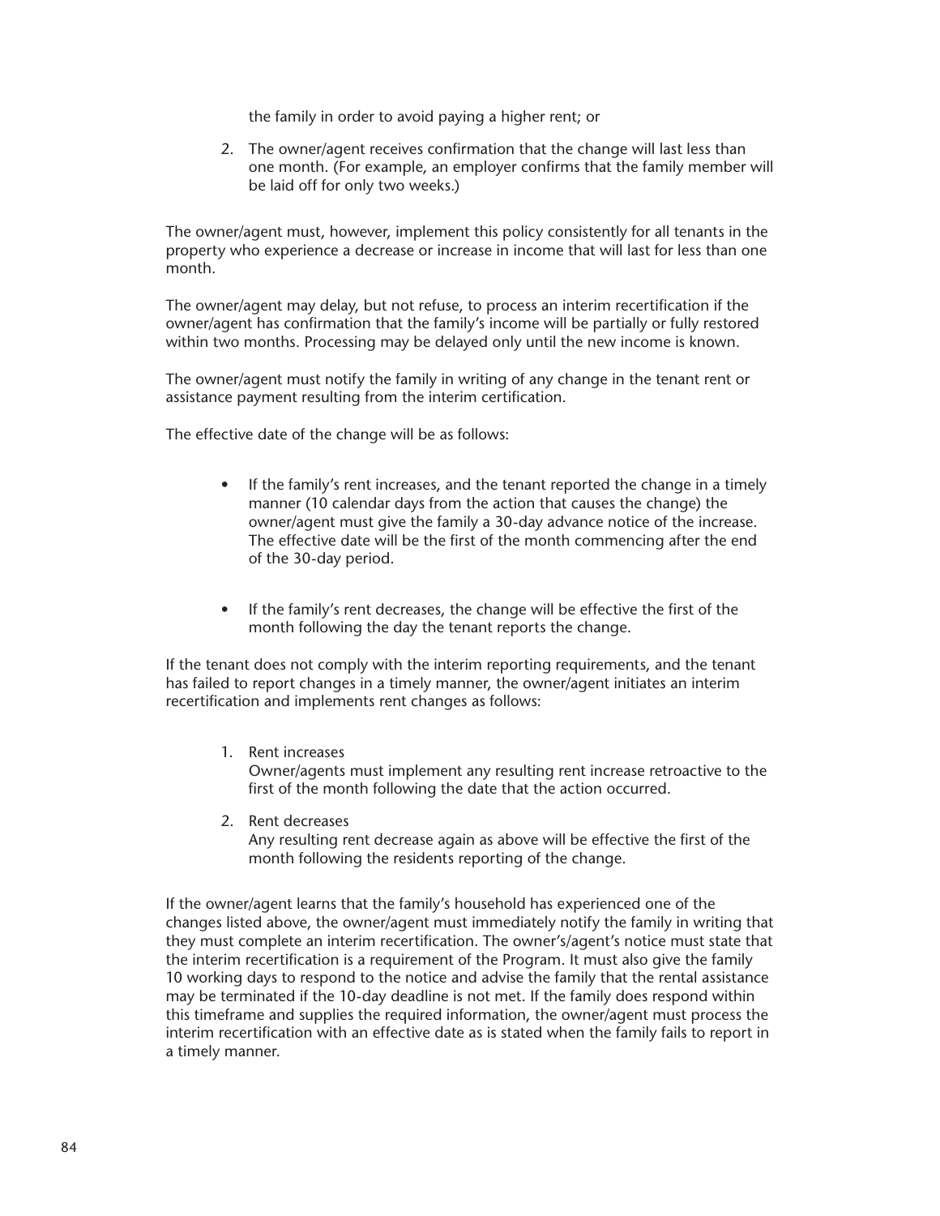the family in order to avoid paying a higher rent; or

2. The owner/agent receives confirmation that the change will last less than one month. (For example, an employer confirms that the family member will be laid off for only two weeks.)

The owner/agent must, however, implement this policy consistently for all tenants in the property who experience a decrease or increase in income that will last for less than one month.

The owner/agent may delay, but not refuse, to process an interim recertification if the owner/agent has confirmation that the family's income will be partially or fully restored within two months. Processing may be delayed only until the new income is known.

The owner/agent must notify the family in writing of any change in the tenant rent or assistance payment resulting from the interim certification.

The effective date of the change will be as follows:

- If the family's rent increases, and the tenant reported the change in a timely manner (10 calendar days from the action that causes the change) the owner/agent must give the family a 30-day advance notice of the increase. The effective date will be the first of the month commencing after the end of the 30-day period.

- If the family's rent decreases, the change will be effective the first of the month following the day the tenant reports the change.

If the tenant does not comply with the interim reporting requirements, and the tenant has failed to report changes in a timely manner, the owner/agent initiates an interim recertification and implements rent changes as follows:

1. Rent increases
   Owner/agents must implement any resulting rent increase retroactive to the first of the month following the date that the action occurred.

2. Rent decreases
   Any resulting rent decrease again as above will be effective the first of the month following the residents reporting of the change.

If the owner/agent learns that the family's household has experienced one of the changes listed above, the owner/agent must immediately notify the family in writing that they must complete an interim recertification. The owner's/agent's notice must state that the interim recertification is a requirement of the Program. It must also give the family 10 working days to respond to the notice and advise the family that the rental assistance may be terminated if the 10-day deadline is not met. If the family does respond within this timeframe and supplies the required information, the owner/agent must process the interim recertification with an effective date as is stated when the family fails to report in a timely manner.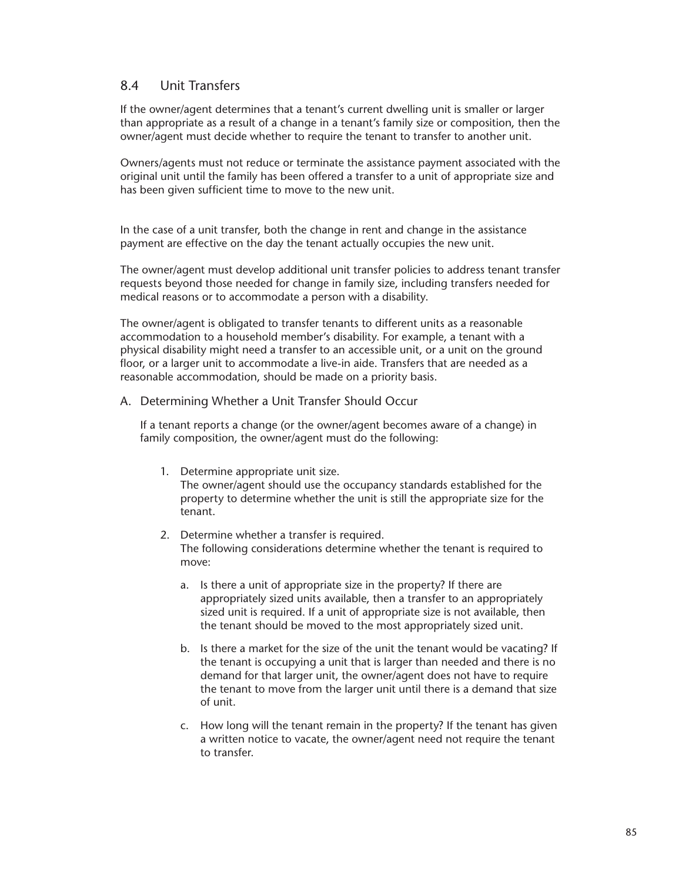## 8.4 Unit Transfers

If the owner/agent determines that a tenant's current dwelling unit is smaller or larger than appropriate as a result of a change in a tenant's family size or composition, then the owner/agent must decide whether to require the tenant to transfer to another unit.

Owners/agents must not reduce or terminate the assistance payment associated with the original unit until the family has been offered a transfer to a unit of appropriate size and has been given sufficient time to move to the new unit.

In the case of a unit transfer, both the change in rent and change in the assistance payment are effective on the day the tenant actually occupies the new unit.

The owner/agent must develop additional unit transfer policies to address tenant transfer requests beyond those needed for change in family size, including transfers needed for medical reasons or to accommodate a person with a disability.

The owner/agent is obligated to transfer tenants to different units as a reasonable accommodation to a household member's disability. For example, a tenant with a physical disability might need a transfer to an accessible unit, or a unit on the ground floor, or a larger unit to accommodate a live-in aide. Transfers that are needed as a reasonable accommodation, should be made on a priority basis.

### A. Determining Whether a Unit Transfer Should Occur

If a tenant reports a change (or the owner/agent becomes aware of a change) in family composition, the owner/agent must do the following:

1. Determine appropriate unit size.
   The owner/agent should use the occupancy standards established for the property to determine whether the unit is still the appropriate size for the tenant.

2. Determine whether a transfer is required.
   The following considerations determine whether the tenant is required to move:

   a. Is there a unit of appropriate size in the property? If there are appropriately sized units available, then a transfer to an appropriately sized unit is required. If a unit of appropriate size is not available, then the tenant should be moved to the most appropriately sized unit.

   b. Is there a market for the size of the unit the tenant would be vacating? If the tenant is occupying a unit that is larger than needed and there is no demand for that larger unit, the owner/agent does not have to require the tenant to move from the larger unit until there is a demand that size of unit.

   c. How long will the tenant remain in the property? If the tenant has given a written notice to vacate, the owner/agent need not require the tenant to transfer.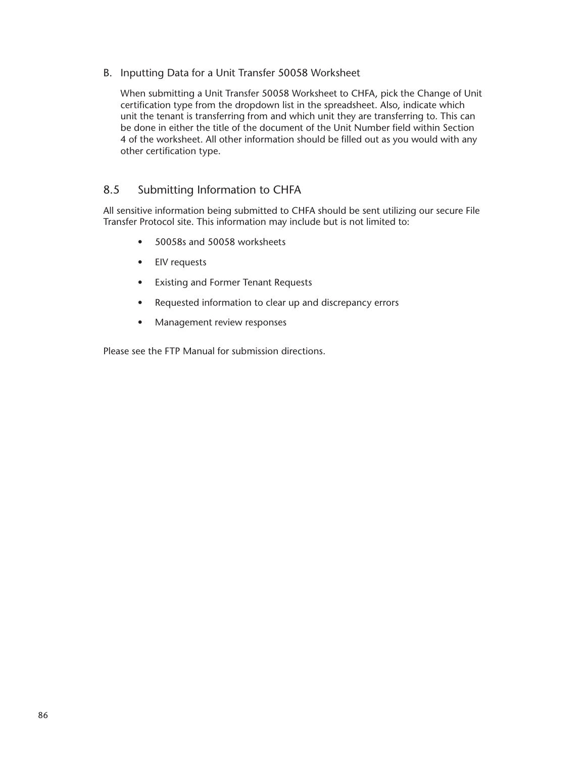B. Inputting Data for a Unit Transfer 50058 Worksheet

When submitting a Unit Transfer 50058 Worksheet to CHFA, pick the Change of Unit certification type from the dropdown list in the spreadsheet. Also, indicate which unit the tenant is transferring from and which unit they are transferring to. This can be done in either the title of the document of the Unit Number field within Section 4 of the worksheet. All other information should be filled out as you would with any other certification type.

## 8.5 Submitting Information to CHFA

All sensitive information being submitted to CHFA should be sent utilizing our secure File Transfer Protocol site. This information may include but is not limited to:

- 50058s and 50058 worksheets
- EIV requests
- Existing and Former Tenant Requests
- Requested information to clear up and discrepancy errors
- Management review responses

Please see the FTP Manual for submission directions.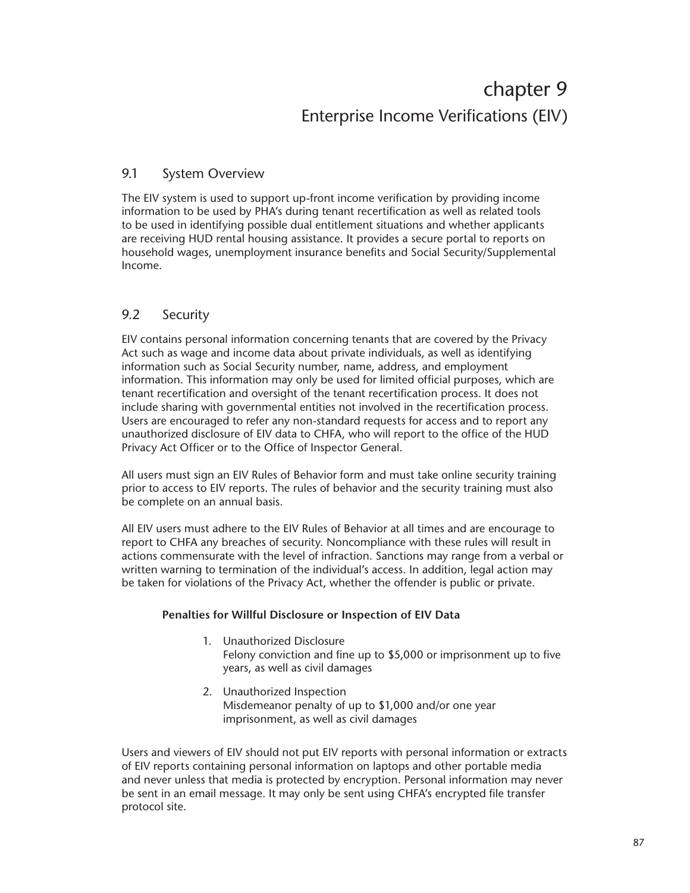# chapter 9

## Enterprise Income Verifications (EIV)

### 9.1 System Overview

The EIV system is used to support up-front income verification by providing income information to be used by PHA's during tenant recertification as well as related tools to be used in identifying possible dual entitlement situations and whether applicants are receiving HUD rental housing assistance. It provides a secure portal to reports on household wages, unemployment insurance benefits and Social Security/Supplemental Income.

### 9.2 Security

EIV contains personal information concerning tenants that are covered by the Privacy Act such as wage and income data about private individuals, as well as identifying information such as Social Security number, name, address, and employment information. This information may only be used for limited official purposes, which are tenant recertification and oversight of the tenant recertification process. It does not include sharing with governmental entities not involved in the recertification process. Users are encouraged to refer any non-standard requests for access and to report any unauthorized disclosure of EIV data to CHFA, who will report to the office of the HUD Privacy Act Officer or to the Office of Inspector General.

All users must sign an EIV Rules of Behavior form and must take online security training prior to access to EIV reports. The rules of behavior and the security training must also be complete on an annual basis.

All EIV users must adhere to the EIV Rules of Behavior at all times and are encourage to report to CHFA any breaches of security. Noncompliance with these rules will result in actions commensurate with the level of infraction. Sanctions may range from a verbal or written warning to termination of the individual's access. In addition, legal action may be taken for violations of the Privacy Act, whether the offender is public or private.

**Penalties for Willful Disclosure or Inspection of EIV Data**

1. Unauthorized Disclosure
   Felony conviction and fine up to $5,000 or imprisonment up to five years, as well as civil damages
2. Unauthorized Inspection
   Misdemeanor penalty of up to $1,000 and/or one year imprisonment, as well as civil damages

Users and viewers of EIV should not put EIV reports with personal information or extracts of EIV reports containing personal information on laptops and other portable media and never unless that media is protected by encryption. Personal information may never be sent in an email message. It may only be sent using CHFA's encrypted file transfer protocol site.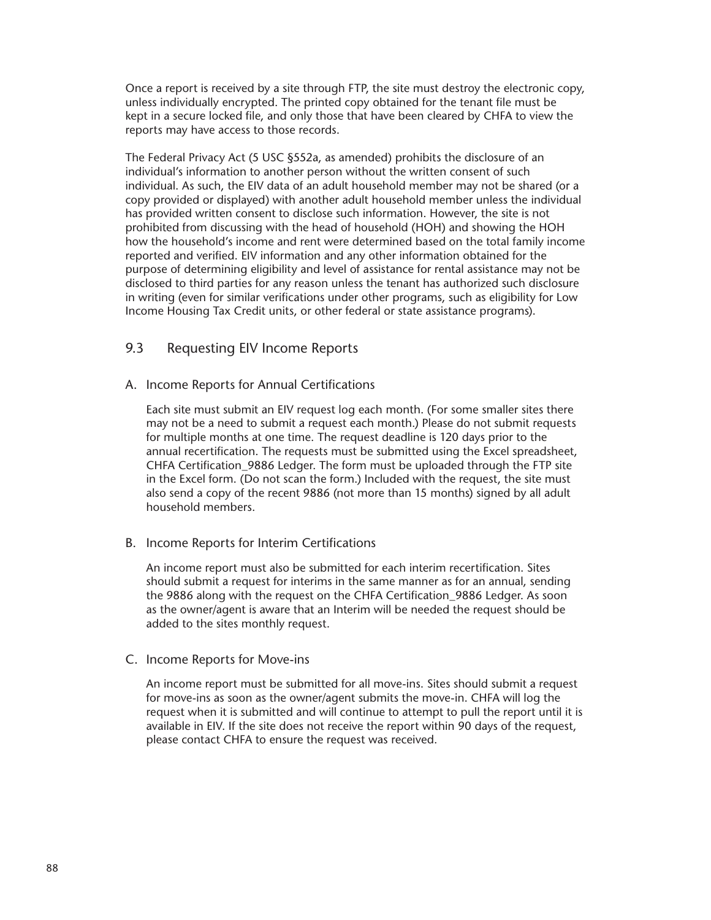Once a report is received by a site through FTP, the site must destroy the electronic copy, unless individually encrypted. The printed copy obtained for the tenant file must be kept in a secure locked file, and only those that have been cleared by CHFA to view the reports may have access to those records.

The Federal Privacy Act (5 USC §552a, as amended) prohibits the disclosure of an individual's information to another person without the written consent of such individual. As such, the EIV data of an adult household member may not be shared (or a copy provided or displayed) with another adult household member unless the individual has provided written consent to disclose such information. However, the site is not prohibited from discussing with the head of household (HOH) and showing the HOH how the household's income and rent were determined based on the total family income reported and verified. EIV information and any other information obtained for the purpose of determining eligibility and level of assistance for rental assistance may not be disclosed to third parties for any reason unless the tenant has authorized such disclosure in writing (even for similar verifications under other programs, such as eligibility for Low Income Housing Tax Credit units, or other federal or state assistance programs).

## 9.3 Requesting EIV Income Reports

### A. Income Reports for Annual Certifications

Each site must submit an EIV request log each month. (For some smaller sites there may not be a need to submit a request each month.) Please do not submit requests for multiple months at one time. The request deadline is 120 days prior to the annual recertification. The requests must be submitted using the Excel spreadsheet, CHFA Certification_9886 Ledger. The form must be uploaded through the FTP site in the Excel form. (Do not scan the form.) Included with the request, the site must also send a copy of the recent 9886 (not more than 15 months) signed by all adult household members.

### B. Income Reports for Interim Certifications

An income report must also be submitted for each interim recertification. Sites should submit a request for interims in the same manner as for an annual, sending the 9886 along with the request on the CHFA Certification_9886 Ledger. As soon as the owner/agent is aware that an Interim will be needed the request should be added to the sites monthly request.

### C. Income Reports for Move-ins

An income report must be submitted for all move-ins. Sites should submit a request for move-ins as soon as the owner/agent submits the move-in. CHFA will log the request when it is submitted and will continue to attempt to pull the report until it is available in EIV. If the site does not receive the report within 90 days of the request, please contact CHFA to ensure the request was received.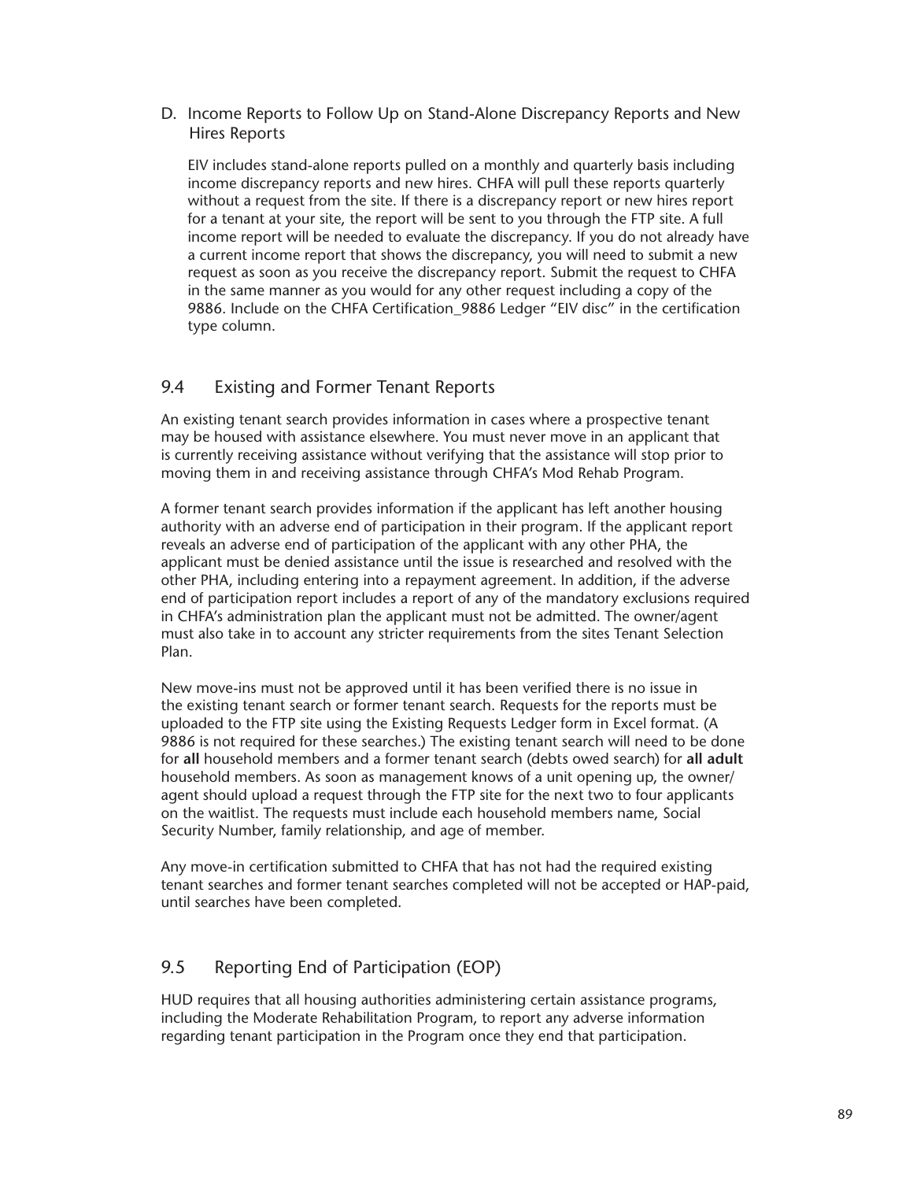D. Income Reports to Follow Up on Stand-Alone Discrepancy Reports and New Hires Reports

EIV includes stand-alone reports pulled on a monthly and quarterly basis including income discrepancy reports and new hires. CHFA will pull these reports quarterly without a request from the site. If there is a discrepancy report or new hires report for a tenant at your site, the report will be sent to you through the FTP site. A full income report will be needed to evaluate the discrepancy. If you do not already have a current income report that shows the discrepancy, you will need to submit a new request as soon as you receive the discrepancy report. Submit the request to CHFA in the same manner as you would for any other request including a copy of the 9886. Include on the CHFA Certification_9886 Ledger "EIV disc" in the certification type column.

## 9.4 Existing and Former Tenant Reports

An existing tenant search provides information in cases where a prospective tenant may be housed with assistance elsewhere. You must never move in an applicant that is currently receiving assistance without verifying that the assistance will stop prior to moving them in and receiving assistance through CHFA's Mod Rehab Program.

A former tenant search provides information if the applicant has left another housing authority with an adverse end of participation in their program. If the applicant report reveals an adverse end of participation of the applicant with any other PHA, the applicant must be denied assistance until the issue is researched and resolved with the other PHA, including entering into a repayment agreement. In addition, if the adverse end of participation report includes a report of any of the mandatory exclusions required in CHFA's administration plan the applicant must not be admitted. The owner/agent must also take in to account any stricter requirements from the sites Tenant Selection Plan.

New move-ins must not be approved until it has been verified there is no issue in the existing tenant search or former tenant search. Requests for the reports must be uploaded to the FTP site using the Existing Requests Ledger form in Excel format. (A 9886 is not required for these searches.) The existing tenant search will need to be done for **all** household members and a former tenant search (debts owed search) for **all adult** household members. As soon as management knows of a unit opening up, the owner/agent should upload a request through the FTP site for the next two to four applicants on the waitlist. The requests must include each household members name, Social Security Number, family relationship, and age of member.

Any move-in certification submitted to CHFA that has not had the required existing tenant searches and former tenant searches completed will not be accepted or HAP-paid, until searches have been completed.

## 9.5 Reporting End of Participation (EOP)

HUD requires that all housing authorities administering certain assistance programs, including the Moderate Rehabilitation Program, to report any adverse information regarding tenant participation in the Program once they end that participation.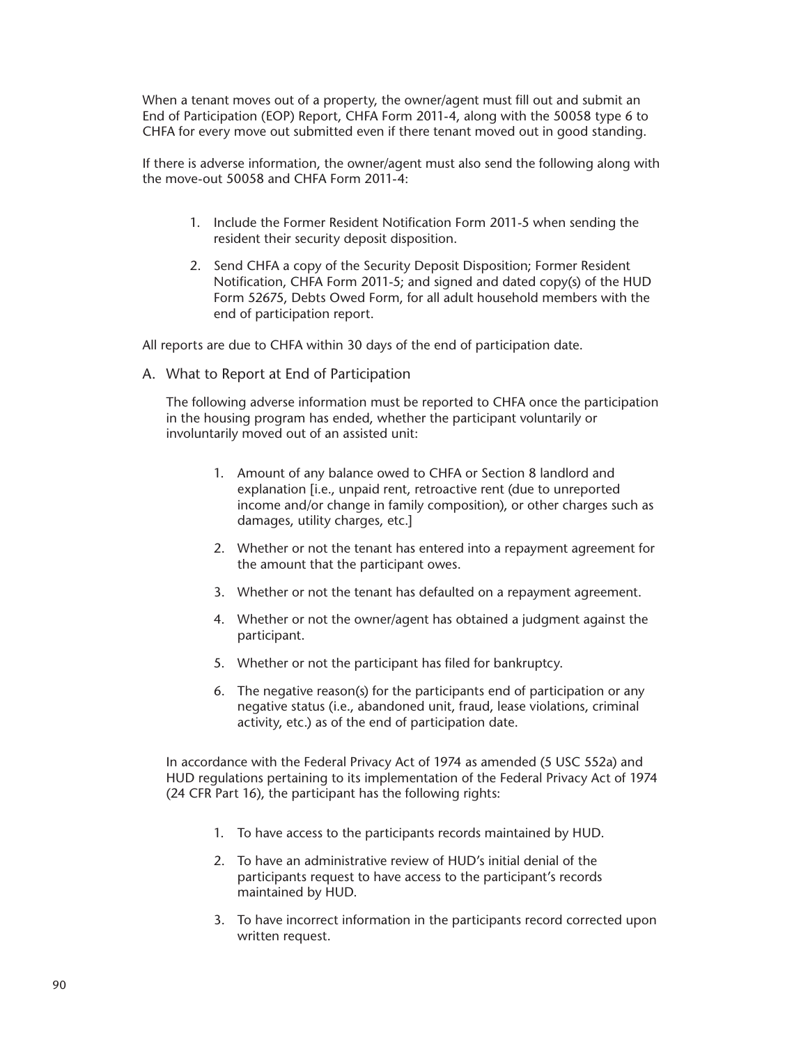When a tenant moves out of a property, the owner/agent must fill out and submit an End of Participation (EOP) Report, CHFA Form 2011-4, along with the 50058 type 6 to CHFA for every move out submitted even if there tenant moved out in good standing.

If there is adverse information, the owner/agent must also send the following along with the move-out 50058 and CHFA Form 2011-4:

1. Include the Former Resident Notification Form 2011-5 when sending the resident their security deposit disposition.
2. Send CHFA a copy of the Security Deposit Disposition; Former Resident Notification, CHFA Form 2011-5; and signed and dated copy(s) of the HUD Form 52675, Debts Owed Form, for all adult household members with the end of participation report.

All reports are due to CHFA within 30 days of the end of participation date.

### A. What to Report at End of Participation

The following adverse information must be reported to CHFA once the participation in the housing program has ended, whether the participant voluntarily or involuntarily moved out of an assisted unit:

1. Amount of any balance owed to CHFA or Section 8 landlord and explanation [i.e., unpaid rent, retroactive rent (due to unreported income and/or change in family composition), or other charges such as damages, utility charges, etc.]
2. Whether or not the tenant has entered into a repayment agreement for the amount that the participant owes.
3. Whether or not the tenant has defaulted on a repayment agreement.
4. Whether or not the owner/agent has obtained a judgment against the participant.
5. Whether or not the participant has filed for bankruptcy.
6. The negative reason(s) for the participants end of participation or any negative status (i.e., abandoned unit, fraud, lease violations, criminal activity, etc.) as of the end of participation date.

In accordance with the Federal Privacy Act of 1974 as amended (5 USC 552a) and HUD regulations pertaining to its implementation of the Federal Privacy Act of 1974 (24 CFR Part 16), the participant has the following rights:

1. To have access to the participants records maintained by HUD.
2. To have an administrative review of HUD's initial denial of the participants request to have access to the participant's records maintained by HUD.
3. To have incorrect information in the participants record corrected upon written request.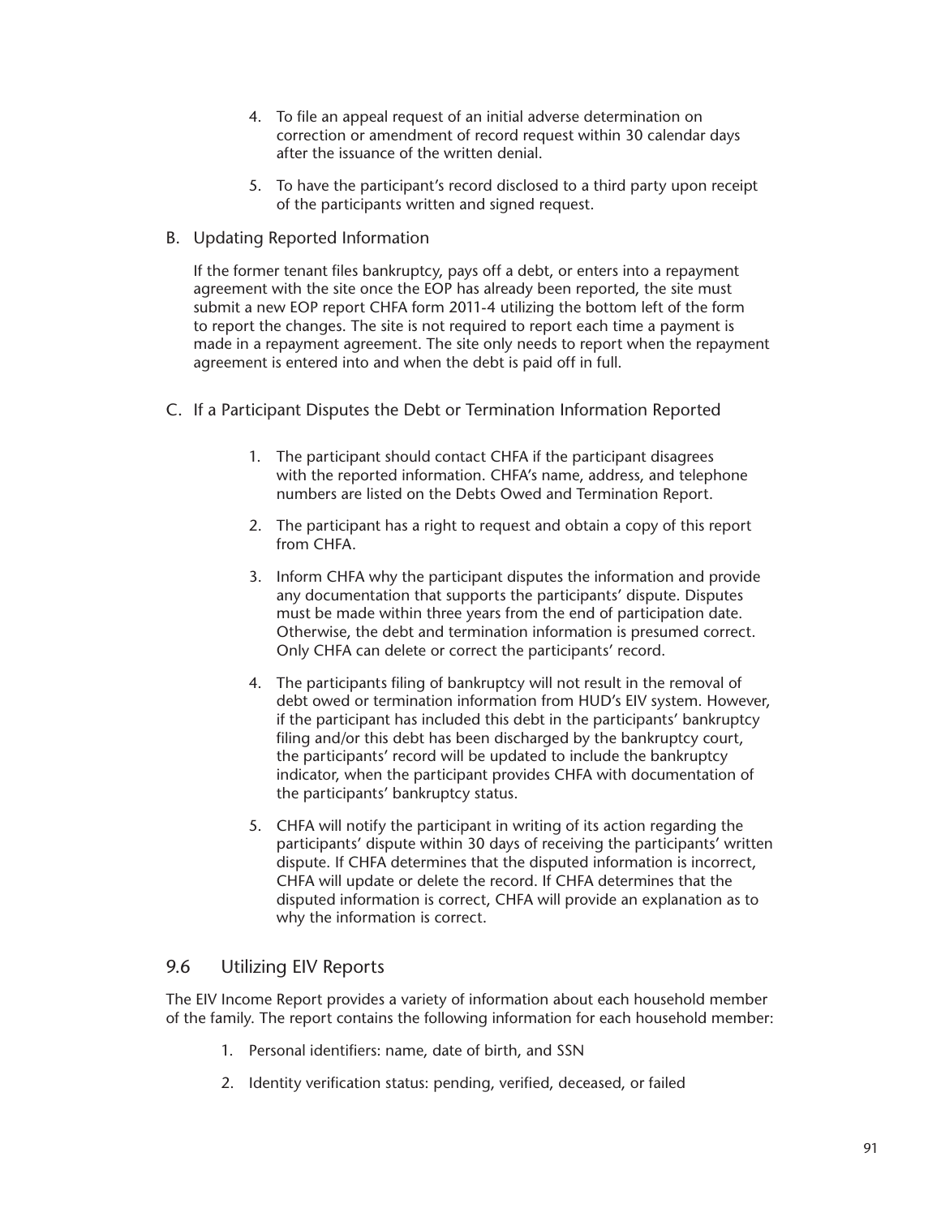4. To file an appeal request of an initial adverse determination on correction or amendment of record request within 30 calendar days after the issuance of the written denial.

5. To have the participant's record disclosed to a third party upon receipt of the participants written and signed request.

B. Updating Reported Information

If the former tenant files bankruptcy, pays off a debt, or enters into a repayment agreement with the site once the EOP has already been reported, the site must submit a new EOP report CHFA form 2011-4 utilizing the bottom left of the form to report the changes. The site is not required to report each time a payment is made in a repayment agreement. The site only needs to report when the repayment agreement is entered into and when the debt is paid off in full.

C. If a Participant Disputes the Debt or Termination Information Reported

1. The participant should contact CHFA if the participant disagrees with the reported information. CHFA's name, address, and telephone numbers are listed on the Debts Owed and Termination Report.

2. The participant has a right to request and obtain a copy of this report from CHFA.

3. Inform CHFA why the participant disputes the information and provide any documentation that supports the participants' dispute. Disputes must be made within three years from the end of participation date. Otherwise, the debt and termination information is presumed correct. Only CHFA can delete or correct the participants' record.

4. The participants filing of bankruptcy will not result in the removal of debt owed or termination information from HUD's EIV system. However, if the participant has included this debt in the participants' bankruptcy filing and/or this debt has been discharged by the bankruptcy court, the participants' record will be updated to include the bankruptcy indicator, when the participant provides CHFA with documentation of the participants' bankruptcy status.

5. CHFA will notify the participant in writing of its action regarding the participants' dispute within 30 days of receiving the participants' written dispute. If CHFA determines that the disputed information is incorrect, CHFA will update or delete the record. If CHFA determines that the disputed information is correct, CHFA will provide an explanation as to why the information is correct.

## 9.6 Utilizing EIV Reports

The EIV Income Report provides a variety of information about each household member of the family. The report contains the following information for each household member:

1. Personal identifiers: name, date of birth, and SSN

2. Identity verification status: pending, verified, deceased, or failed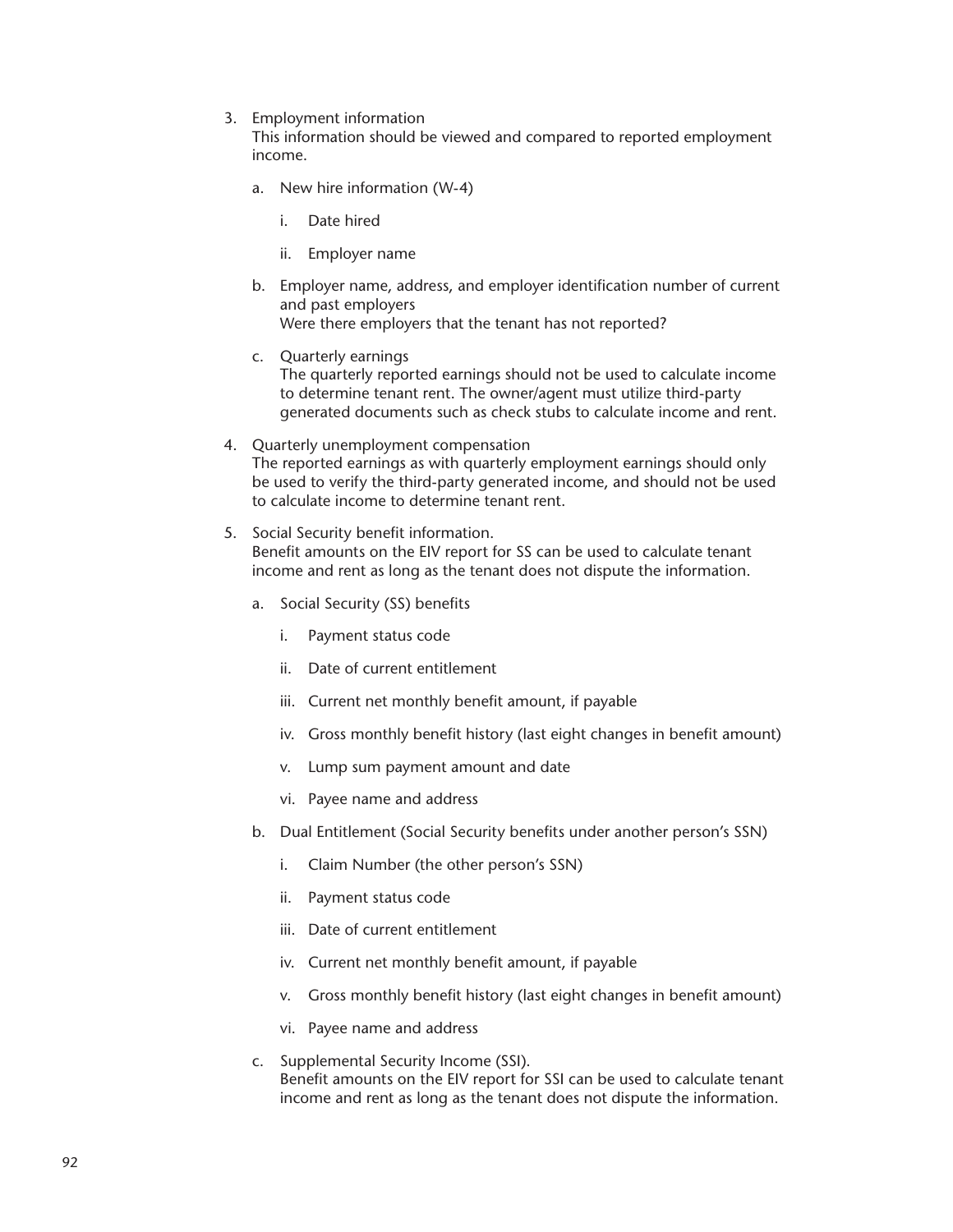3. Employment information

   This information should be viewed and compared to reported employment income.

   a. New hire information (W-4)

      i. Date hired

      ii. Employer name

   b. Employer name, address, and employer identification number of current and past employers

      Were there employers that the tenant has not reported?

   c. Quarterly earnings

      The quarterly reported earnings should not be used to calculate income to determine tenant rent. The owner/agent must utilize third-party generated documents such as check stubs to calculate income and rent.

4. Quarterly unemployment compensation

   The reported earnings as with quarterly employment earnings should only be used to verify the third-party generated income, and should not be used to calculate income to determine tenant rent.

5. Social Security benefit information.

   Benefit amounts on the EIV report for SS can be used to calculate tenant income and rent as long as the tenant does not dispute the information.

   a. Social Security (SS) benefits

      i. Payment status code

      ii. Date of current entitlement

      iii. Current net monthly benefit amount, if payable

      iv. Gross monthly benefit history (last eight changes in benefit amount)

      v. Lump sum payment amount and date

      vi. Payee name and address

   b. Dual Entitlement (Social Security benefits under another person's SSN)

      i. Claim Number (the other person's SSN)

      ii. Payment status code

      iii. Date of current entitlement

      iv. Current net monthly benefit amount, if payable

      v. Gross monthly benefit history (last eight changes in benefit amount)

      vi. Payee name and address

   c. Supplemental Security Income (SSI).

      Benefit amounts on the EIV report for SSI can be used to calculate tenant income and rent as long as the tenant does not dispute the information.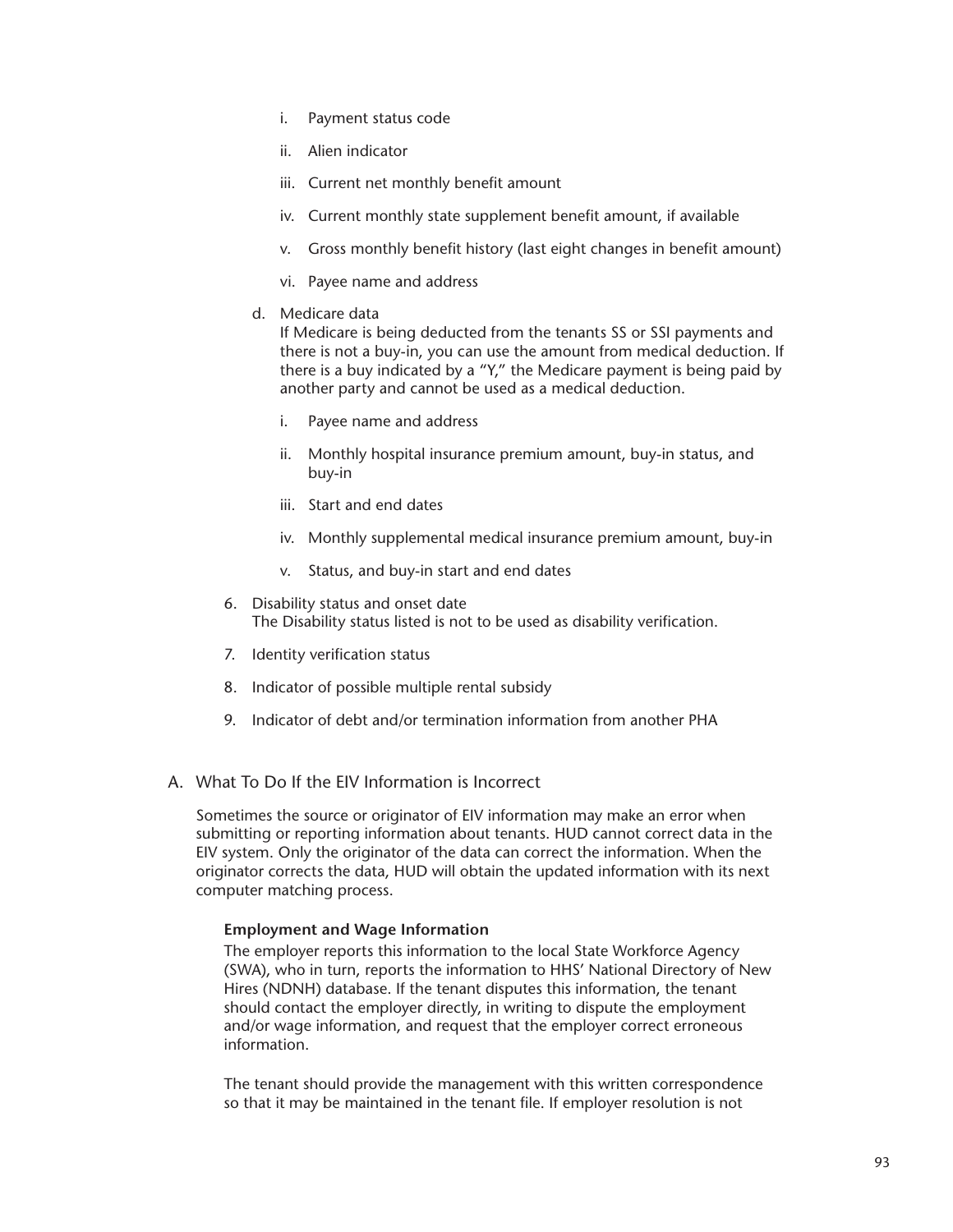i. Payment status code

   ii. Alien indicator

   iii. Current net monthly benefit amount

   iv. Current monthly state supplement benefit amount, if available

   v. Gross monthly benefit history (last eight changes in benefit amount)

   vi. Payee name and address

d. Medicare data
   If Medicare is being deducted from the tenants SS or SSI payments and there is not a buy-in, you can use the amount from medical deduction. If there is a buy indicated by a "Y," the Medicare payment is being paid by another party and cannot be used as a medical deduction.

   i. Payee name and address

   ii. Monthly hospital insurance premium amount, buy-in status, and buy-in

   iii. Start and end dates

   iv. Monthly supplemental medical insurance premium amount, buy-in

   v. Status, and buy-in start and end dates

6. Disability status and onset date
   The Disability status listed is not to be used as disability verification.

7. Identity verification status

8. Indicator of possible multiple rental subsidy

9. Indicator of debt and/or termination information from another PHA

## A. What To Do If the EIV Information is Incorrect

Sometimes the source or originator of EIV information may make an error when submitting or reporting information about tenants. HUD cannot correct data in the EIV system. Only the originator of the data can correct the information. When the originator corrects the data, HUD will obtain the updated information with its next computer matching process.

**Employment and Wage Information**

The employer reports this information to the local State Workforce Agency (SWA), who in turn, reports the information to HHS' National Directory of New Hires (NDNH) database. If the tenant disputes this information, the tenant should contact the employer directly, in writing to dispute the employment and/or wage information, and request that the employer correct erroneous information.

The tenant should provide the management with this written correspondence so that it may be maintained in the tenant file. If employer resolution is not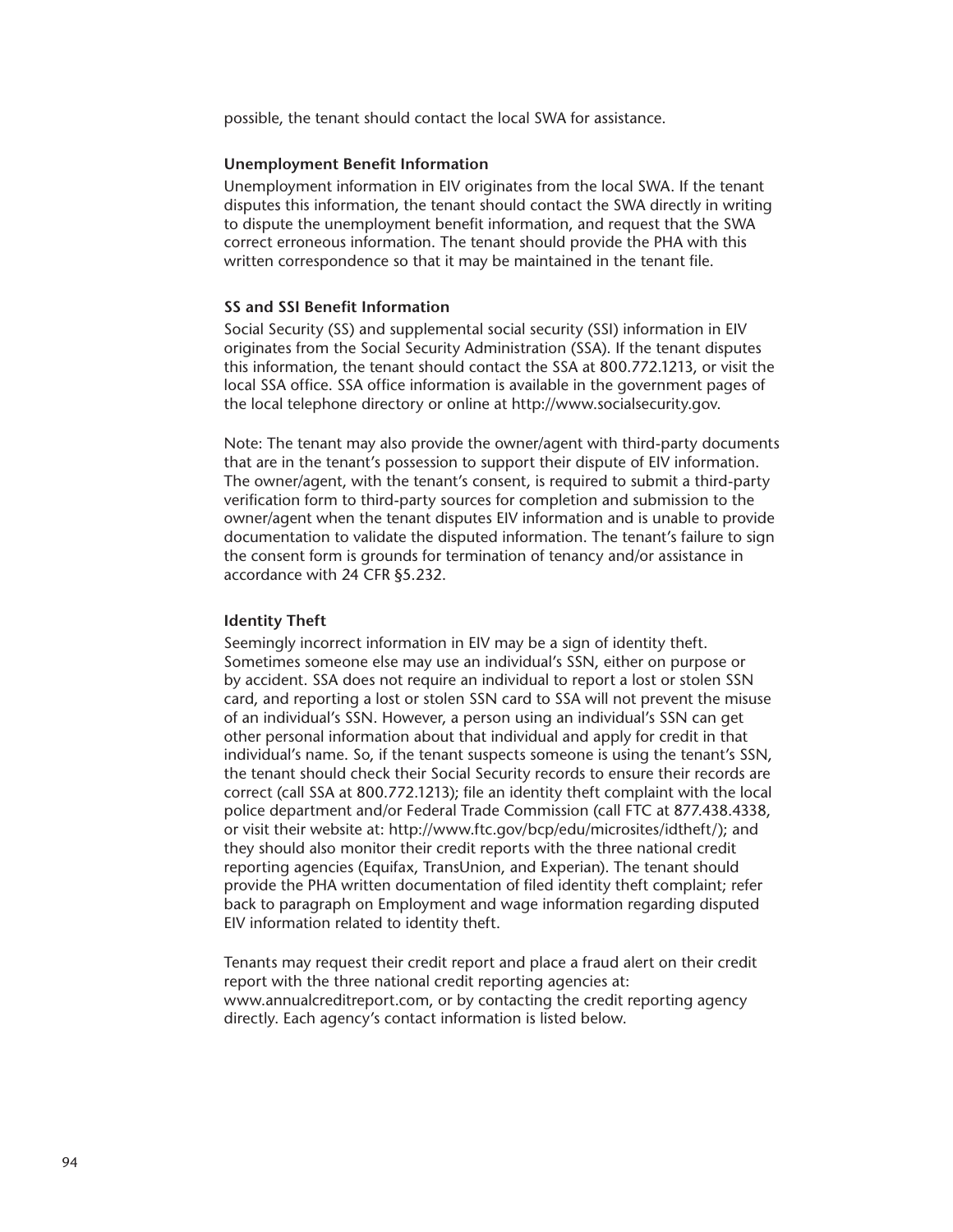possible, the tenant should contact the local SWA for assistance.

**Unemployment Benefit Information**

Unemployment information in EIV originates from the local SWA. If the tenant disputes this information, the tenant should contact the SWA directly in writing to dispute the unemployment benefit information, and request that the SWA correct erroneous information. The tenant should provide the PHA with this written correspondence so that it may be maintained in the tenant file.

**SS and SSI Benefit Information**

Social Security (SS) and supplemental social security (SSI) information in EIV originates from the Social Security Administration (SSA). If the tenant disputes this information, the tenant should contact the SSA at 800.772.1213, or visit the local SSA office. SSA office information is available in the government pages of the local telephone directory or online at http://www.socialsecurity.gov.

Note: The tenant may also provide the owner/agent with third-party documents that are in the tenant's possession to support their dispute of EIV information. The owner/agent, with the tenant's consent, is required to submit a third-party verification form to third-party sources for completion and submission to the owner/agent when the tenant disputes EIV information and is unable to provide documentation to validate the disputed information. The tenant's failure to sign the consent form is grounds for termination of tenancy and/or assistance in accordance with 24 CFR §5.232.

**Identity Theft**

Seemingly incorrect information in EIV may be a sign of identity theft. Sometimes someone else may use an individual's SSN, either on purpose or by accident. SSA does not require an individual to report a lost or stolen SSN card, and reporting a lost or stolen SSN card to SSA will not prevent the misuse of an individual's SSN. However, a person using an individual's SSN can get other personal information about that individual and apply for credit in that individual's name. So, if the tenant suspects someone is using the tenant's SSN, the tenant should check their Social Security records to ensure their records are correct (call SSA at 800.772.1213); file an identity theft complaint with the local police department and/or Federal Trade Commission (call FTC at 877.438.4338, or visit their website at: http://www.ftc.gov/bcp/edu/microsites/idtheft/); and they should also monitor their credit reports with the three national credit reporting agencies (Equifax, TransUnion, and Experian). The tenant should provide the PHA written documentation of filed identity theft complaint; refer back to paragraph on Employment and wage information regarding disputed EIV information related to identity theft.

Tenants may request their credit report and place a fraud alert on their credit report with the three national credit reporting agencies at: www.annualcreditreport.com, or by contacting the credit reporting agency directly. Each agency's contact information is listed below.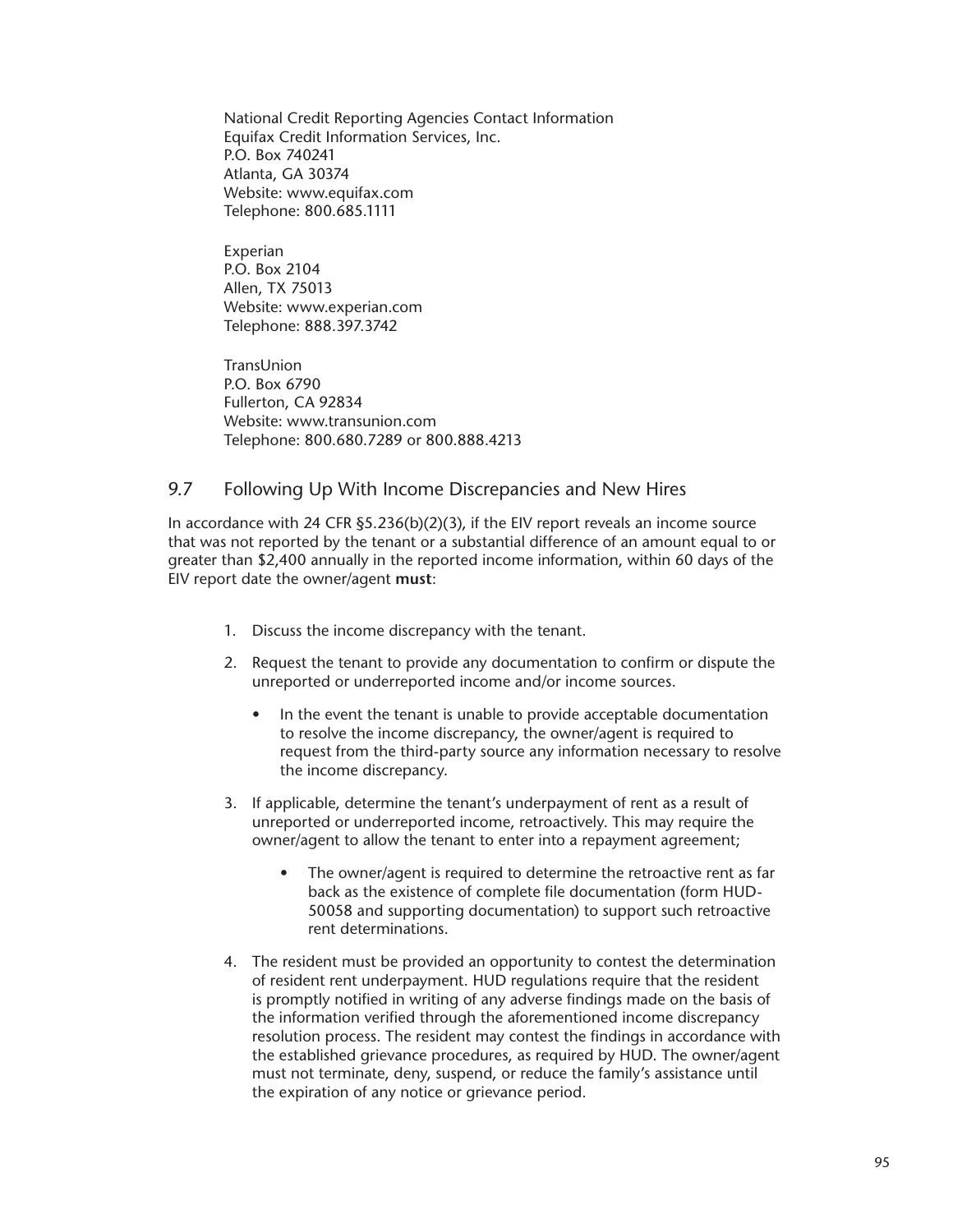National Credit Reporting Agencies Contact Information
Equifax Credit Information Services, Inc.
P.O. Box 740241
Atlanta, GA 30374
Website: www.equifax.com
Telephone: 800.685.1111

Experian
P.O. Box 2104
Allen, TX 75013
Website: www.experian.com
Telephone: 888.397.3742

TransUnion
P.O. Box 6790
Fullerton, CA 92834
Website: www.transunion.com
Telephone: 800.680.7289 or 800.888.4213

## 9.7 Following Up With Income Discrepancies and New Hires

In accordance with 24 CFR §5.236(b)(2)(3), if the EIV report reveals an income source that was not reported by the tenant or a substantial difference of an amount equal to or greater than $2,400 annually in the reported income information, within 60 days of the EIV report date the owner/agent **must**:

1. Discuss the income discrepancy with the tenant.
2. Request the tenant to provide any documentation to confirm or dispute the unreported or underreported income and/or income sources.
   - In the event the tenant is unable to provide acceptable documentation to resolve the income discrepancy, the owner/agent is required to request from the third-party source any information necessary to resolve the income discrepancy.
3. If applicable, determine the tenant's underpayment of rent as a result of unreported or underreported income, retroactively. This may require the owner/agent to allow the tenant to enter into a repayment agreement;
   - The owner/agent is required to determine the retroactive rent as far back as the existence of complete file documentation (form HUD-50058 and supporting documentation) to support such retroactive rent determinations.
4. The resident must be provided an opportunity to contest the determination of resident rent underpayment. HUD regulations require that the resident is promptly notified in writing of any adverse findings made on the basis of the information verified through the aforementioned income discrepancy resolution process. The resident may contest the findings in accordance with the established grievance procedures, as required by HUD. The owner/agent must not terminate, deny, suspend, or reduce the family's assistance until the expiration of any notice or grievance period.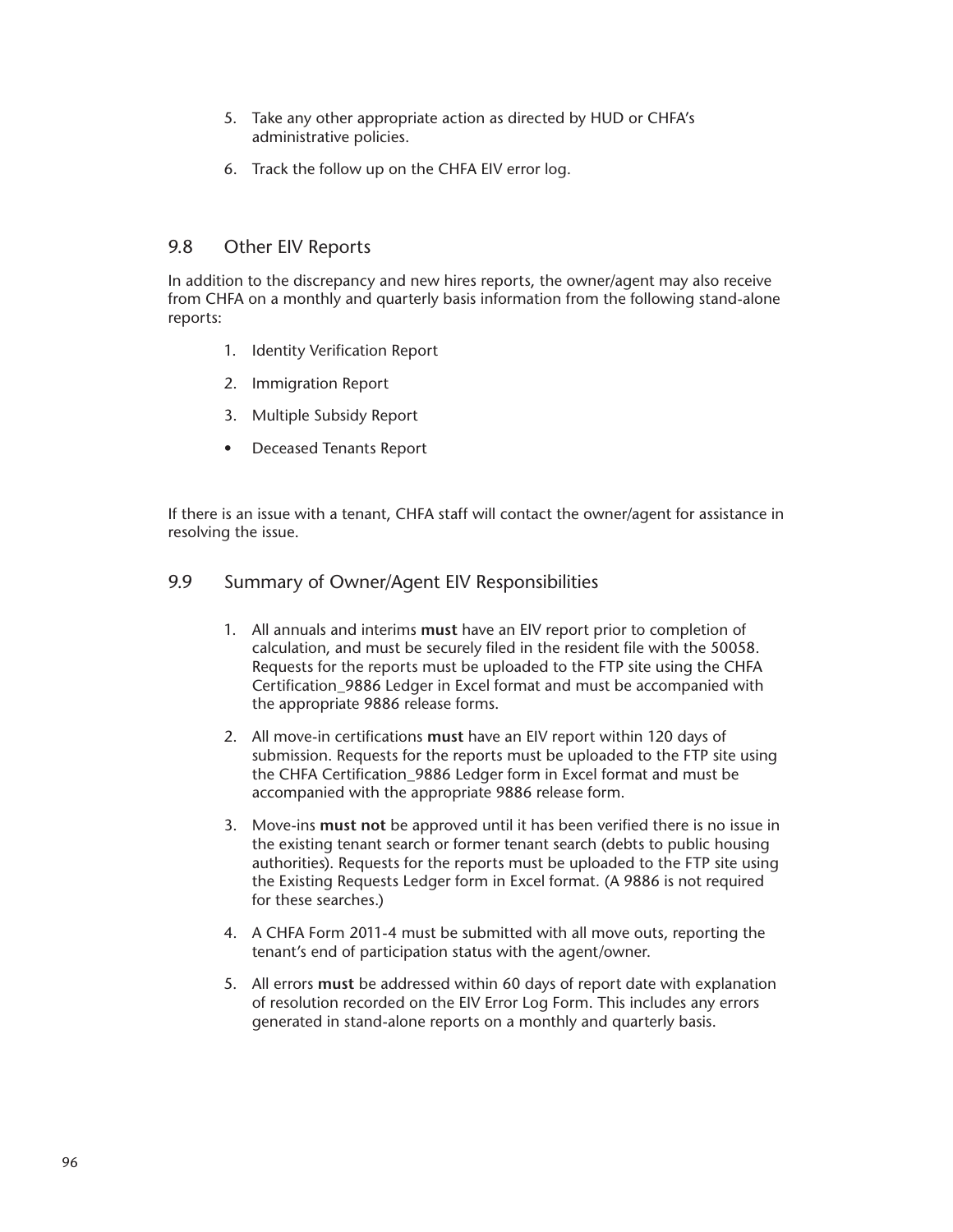5. Take any other appropriate action as directed by HUD or CHFA's administrative policies.
6. Track the follow up on the CHFA EIV error log.

## 9.8 Other EIV Reports

In addition to the discrepancy and new hires reports, the owner/agent may also receive from CHFA on a monthly and quarterly basis information from the following stand-alone reports:

1. Identity Verification Report
2. Immigration Report
3. Multiple Subsidy Report

- Deceased Tenants Report

If there is an issue with a tenant, CHFA staff will contact the owner/agent for assistance in resolving the issue.

## 9.9 Summary of Owner/Agent EIV Responsibilities

1. All annuals and interims **must** have an EIV report prior to completion of calculation, and must be securely filed in the resident file with the 50058. Requests for the reports must be uploaded to the FTP site using the CHFA Certification_9886 Ledger in Excel format and must be accompanied with the appropriate 9886 release forms.
2. All move-in certifications **must** have an EIV report within 120 days of submission. Requests for the reports must be uploaded to the FTP site using the CHFA Certification_9886 Ledger form in Excel format and must be accompanied with the appropriate 9886 release form.
3. Move-ins **must not** be approved until it has been verified there is no issue in the existing tenant search or former tenant search (debts to public housing authorities). Requests for the reports must be uploaded to the FTP site using the Existing Requests Ledger form in Excel format. (A 9886 is not required for these searches.)
4. A CHFA Form 2011-4 must be submitted with all move outs, reporting the tenant's end of participation status with the agent/owner.
5. All errors **must** be addressed within 60 days of report date with explanation of resolution recorded on the EIV Error Log Form. This includes any errors generated in stand-alone reports on a monthly and quarterly basis.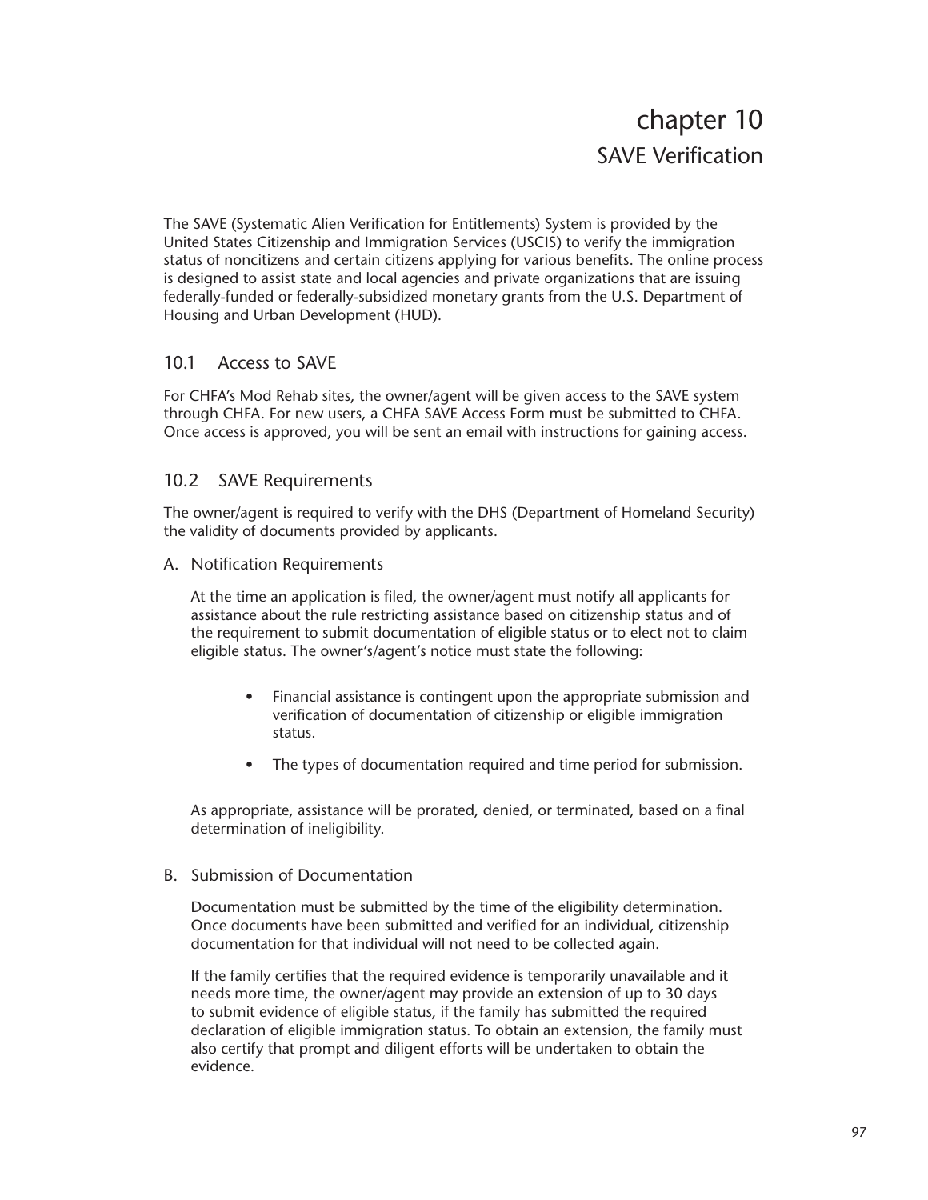# chapter 10
## SAVE Verification

The SAVE (Systematic Alien Verification for Entitlements) System is provided by the United States Citizenship and Immigration Services (USCIS) to verify the immigration status of noncitizens and certain citizens applying for various benefits. The online process is designed to assist state and local agencies and private organizations that are issuing federally-funded or federally-subsidized monetary grants from the U.S. Department of Housing and Urban Development (HUD).

### 10.1 Access to SAVE

For CHFA's Mod Rehab sites, the owner/agent will be given access to the SAVE system through CHFA. For new users, a CHFA SAVE Access Form must be submitted to CHFA. Once access is approved, you will be sent an email with instructions for gaining access.

### 10.2 SAVE Requirements

The owner/agent is required to verify with the DHS (Department of Homeland Security) the validity of documents provided by applicants.

A. Notification Requirements

At the time an application is filed, the owner/agent must notify all applicants for assistance about the rule restricting assistance based on citizenship status and of the requirement to submit documentation of eligible status or to elect not to claim eligible status. The owner's/agent's notice must state the following:

- Financial assistance is contingent upon the appropriate submission and verification of documentation of citizenship or eligible immigration status.
- The types of documentation required and time period for submission.

As appropriate, assistance will be prorated, denied, or terminated, based on a final determination of ineligibility.

B. Submission of Documentation

Documentation must be submitted by the time of the eligibility determination. Once documents have been submitted and verified for an individual, citizenship documentation for that individual will not need to be collected again.

If the family certifies that the required evidence is temporarily unavailable and it needs more time, the owner/agent may provide an extension of up to 30 days to submit evidence of eligible status, if the family has submitted the required declaration of eligible immigration status. To obtain an extension, the family must also certify that prompt and diligent efforts will be undertaken to obtain the evidence.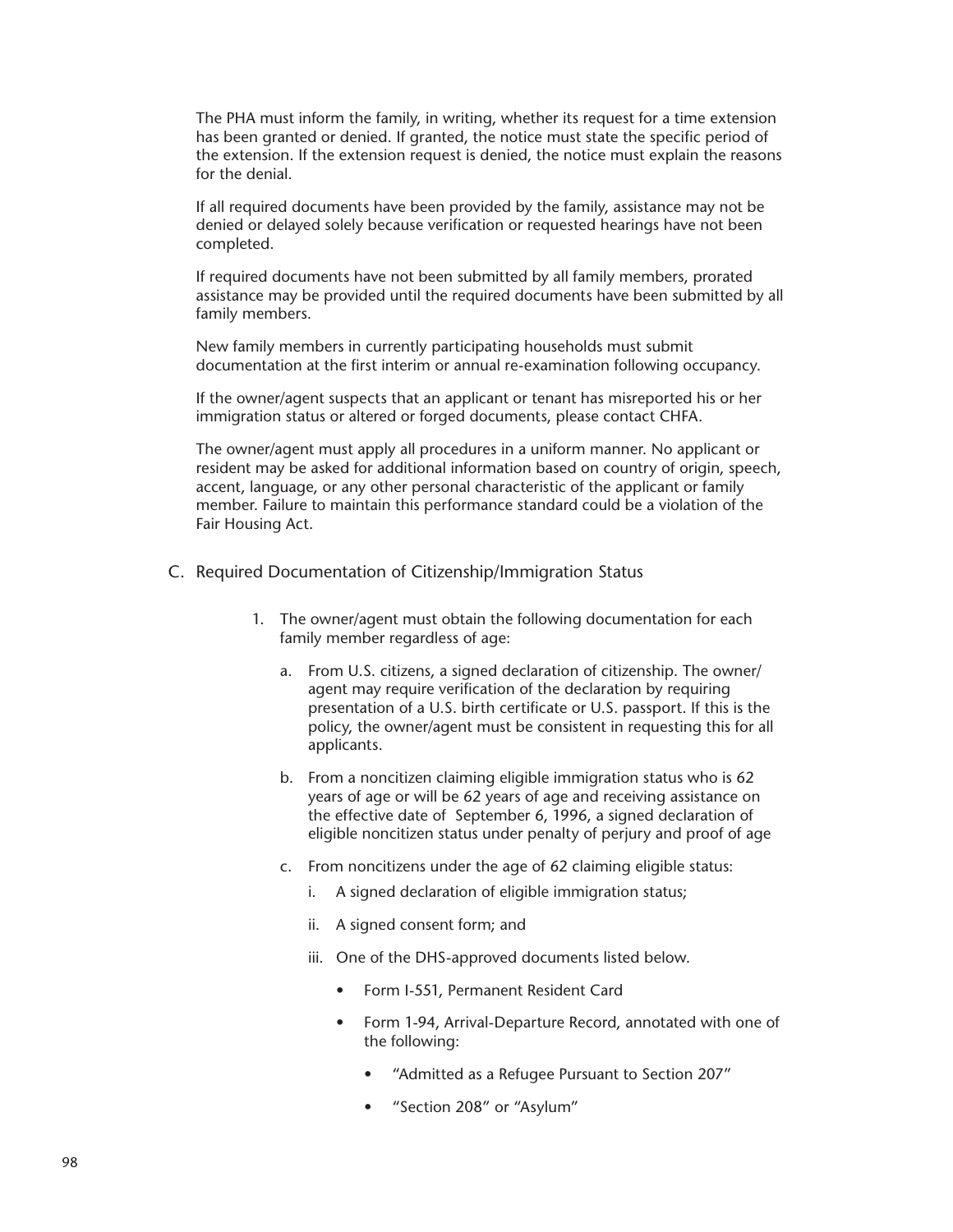The PHA must inform the family, in writing, whether its request for a time extension has been granted or denied. If granted, the notice must state the specific period of the extension. If the extension request is denied, the notice must explain the reasons for the denial.

If all required documents have been provided by the family, assistance may not be denied or delayed solely because verification or requested hearings have not been completed.

If required documents have not been submitted by all family members, prorated assistance may be provided until the required documents have been submitted by all family members.

New family members in currently participating households must submit documentation at the first interim or annual re-examination following occupancy.

If the owner/agent suspects that an applicant or tenant has misreported his or her immigration status or altered or forged documents, please contact CHFA.

The owner/agent must apply all procedures in a uniform manner. No applicant or resident may be asked for additional information based on country of origin, speech, accent, language, or any other personal characteristic of the applicant or family member. Failure to maintain this performance standard could be a violation of the Fair Housing Act.

## C. Required Documentation of Citizenship/Immigration Status

1. The owner/agent must obtain the following documentation for each family member regardless of age:
   a. From U.S. citizens, a signed declaration of citizenship. The owner/agent may require verification of the declaration by requiring presentation of a U.S. birth certificate or U.S. passport. If this is the policy, the owner/agent must be consistent in requesting this for all applicants.
   b. From a noncitizen claiming eligible immigration status who is 62 years of age or will be 62 years of age and receiving assistance on the effective date of September 6, 1996, a signed declaration of eligible noncitizen status under penalty of perjury and proof of age
   c. From noncitizens under the age of 62 claiming eligible status:
      i. A signed declaration of eligible immigration status;
      ii. A signed consent form; and
      iii. One of the DHS-approved documents listed below.
         - Form I-551, Permanent Resident Card
         - Form 1-94, Arrival-Departure Record, annotated with one of the following:
            - "Admitted as a Refugee Pursuant to Section 207"
            - "Section 208" or "Asylum"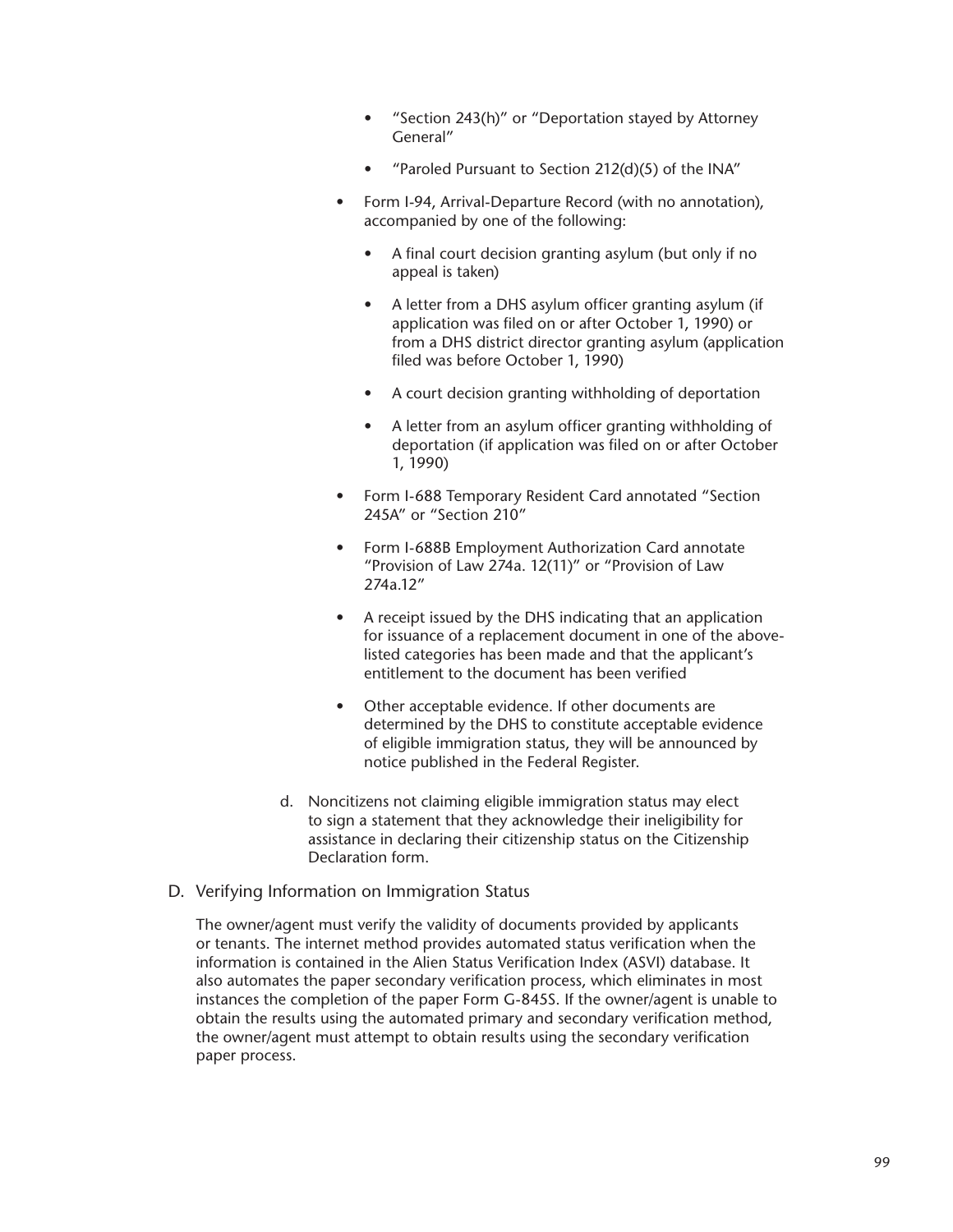- "Section 243(h)" or "Deportation stayed by Attorney General"
    - "Paroled Pursuant to Section 212(d)(5) of the INA"
  - Form I-94, Arrival-Departure Record (with no annotation), accompanied by one of the following:
    - A final court decision granting asylum (but only if no appeal is taken)
    - A letter from a DHS asylum officer granting asylum (if application was filed on or after October 1, 1990) or from a DHS district director granting asylum (application filed was before October 1, 1990)
    - A court decision granting withholding of deportation
    - A letter from an asylum officer granting withholding of deportation (if application was filed on or after October 1, 1990)
  - Form I-688 Temporary Resident Card annotated "Section 245A" or "Section 210"
  - Form I-688B Employment Authorization Card annotate "Provision of Law 274a. 12(11)" or "Provision of Law 274a.12"
  - A receipt issued by the DHS indicating that an application for issuance of a replacement document in one of the above-listed categories has been made and that the applicant's entitlement to the document has been verified
  - Other acceptable evidence. If other documents are determined by the DHS to constitute acceptable evidence of eligible immigration status, they will be announced by notice published in the Federal Register.

d. Noncitizens not claiming eligible immigration status may elect to sign a statement that they acknowledge their ineligibility for assistance in declaring their citizenship status on the Citizenship Declaration form.

D. Verifying Information on Immigration Status

The owner/agent must verify the validity of documents provided by applicants or tenants. The internet method provides automated status verification when the information is contained in the Alien Status Verification Index (ASVI) database. It also automates the paper secondary verification process, which eliminates in most instances the completion of the paper Form G-845S. If the owner/agent is unable to obtain the results using the automated primary and secondary verification method, the owner/agent must attempt to obtain results using the secondary verification paper process.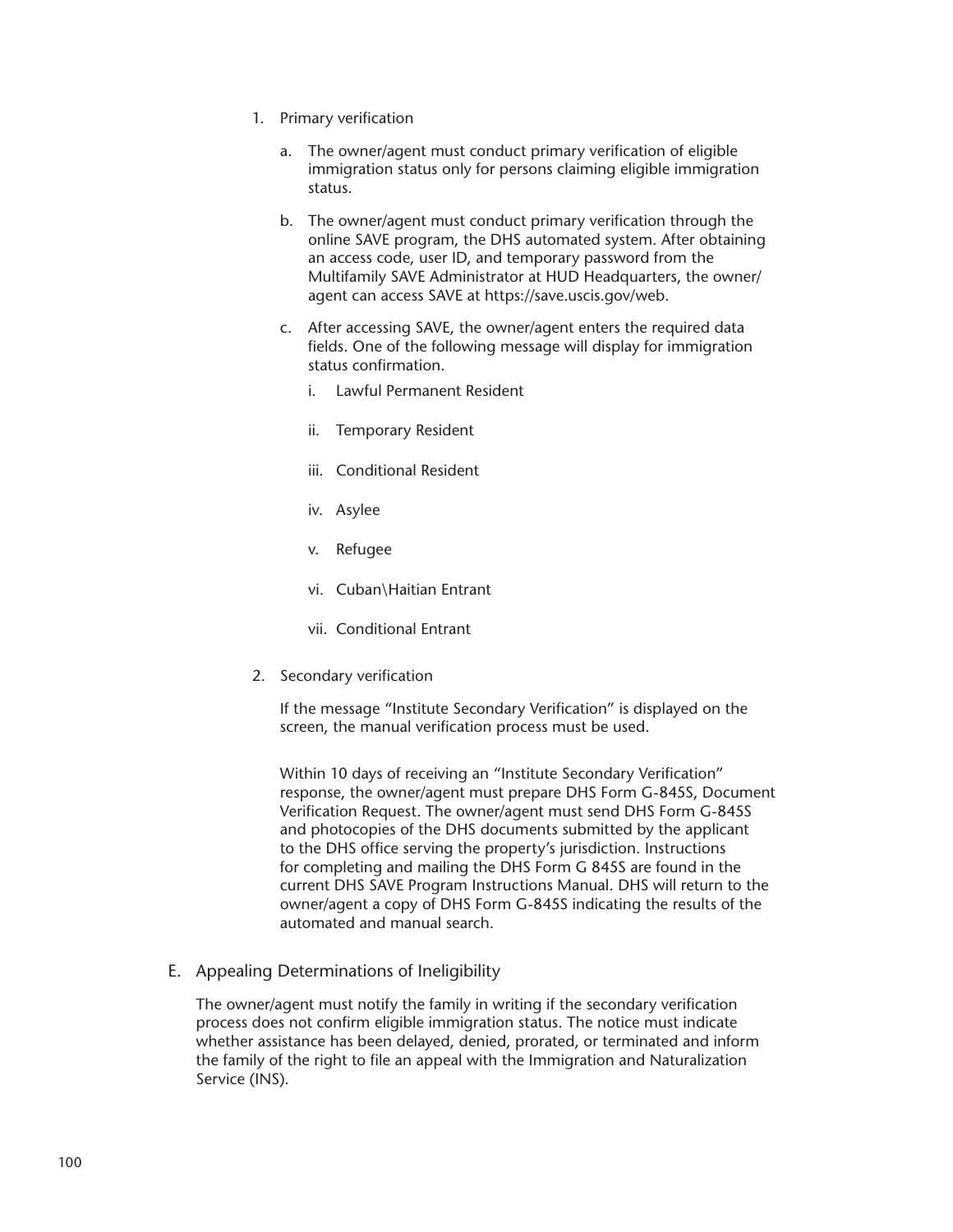1. Primary verification

   a. The owner/agent must conduct primary verification of eligible immigration status only for persons claiming eligible immigration status.

   b. The owner/agent must conduct primary verification through the online SAVE program, the DHS automated system. After obtaining an access code, user ID, and temporary password from the Multifamily SAVE Administrator at HUD Headquarters, the owner/agent can access SAVE at https://save.uscis.gov/web.

   c. After accessing SAVE, the owner/agent enters the required data fields. One of the following message will display for immigration status confirmation.

      i. Lawful Permanent Resident

      ii. Temporary Resident

      iii. Conditional Resident

      iv. Asylee

      v. Refugee

      vi. Cuban\Haitian Entrant

      vii. Conditional Entrant

2. Secondary verification

   If the message “Institute Secondary Verification” is displayed on the screen, the manual verification process must be used.

   Within 10 days of receiving an “Institute Secondary Verification” response, the owner/agent must prepare DHS Form G-845S, Document Verification Request. The owner/agent must send DHS Form G-845S and photocopies of the DHS documents submitted by the applicant to the DHS office serving the property’s jurisdiction. Instructions for completing and mailing the DHS Form G 845S are found in the current DHS SAVE Program Instructions Manual. DHS will return to the owner/agent a copy of DHS Form G-845S indicating the results of the automated and manual search.

E. Appealing Determinations of Ineligibility

The owner/agent must notify the family in writing if the secondary verification process does not confirm eligible immigration status. The notice must indicate whether assistance has been delayed, denied, prorated, or terminated and inform the family of the right to file an appeal with the Immigration and Naturalization Service (INS).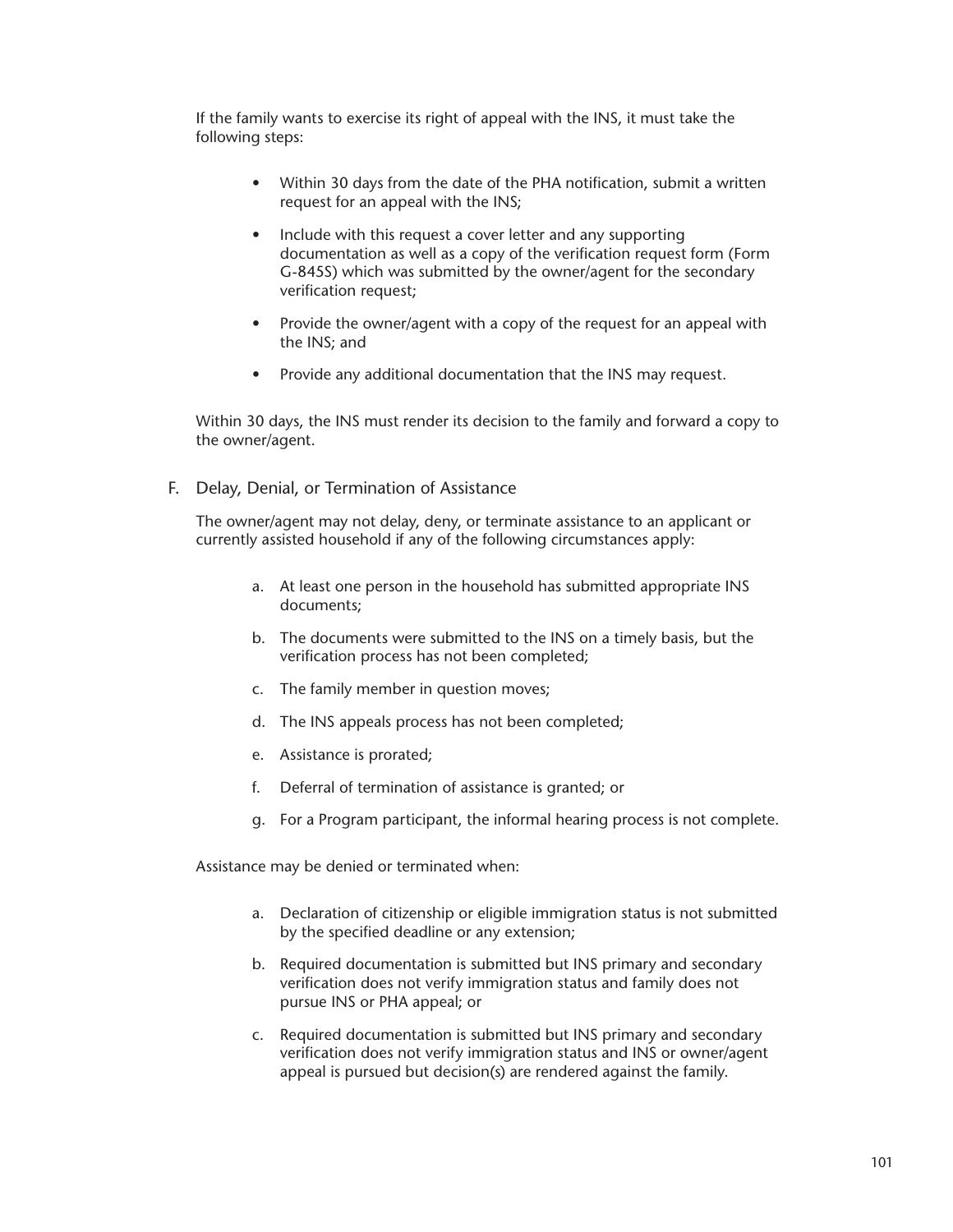If the family wants to exercise its right of appeal with the INS, it must take the following steps:

- Within 30 days from the date of the PHA notification, submit a written request for an appeal with the INS;
- Include with this request a cover letter and any supporting documentation as well as a copy of the verification request form (Form G-845S) which was submitted by the owner/agent for the secondary verification request;
- Provide the owner/agent with a copy of the request for an appeal with the INS; and
- Provide any additional documentation that the INS may request.

Within 30 days, the INS must render its decision to the family and forward a copy to the owner/agent.

F. Delay, Denial, or Termination of Assistance

The owner/agent may not delay, deny, or terminate assistance to an applicant or currently assisted household if any of the following circumstances apply:

a. At least one person in the household has submitted appropriate INS documents;

b. The documents were submitted to the INS on a timely basis, but the verification process has not been completed;

c. The family member in question moves;

d. The INS appeals process has not been completed;

e. Assistance is prorated;

f. Deferral of termination of assistance is granted; or

g. For a Program participant, the informal hearing process is not complete.

Assistance may be denied or terminated when:

a. Declaration of citizenship or eligible immigration status is not submitted by the specified deadline or any extension;

b. Required documentation is submitted but INS primary and secondary verification does not verify immigration status and family does not pursue INS or PHA appeal; or

c. Required documentation is submitted but INS primary and secondary verification does not verify immigration status and INS or owner/agent appeal is pursued but decision(s) are rendered against the family.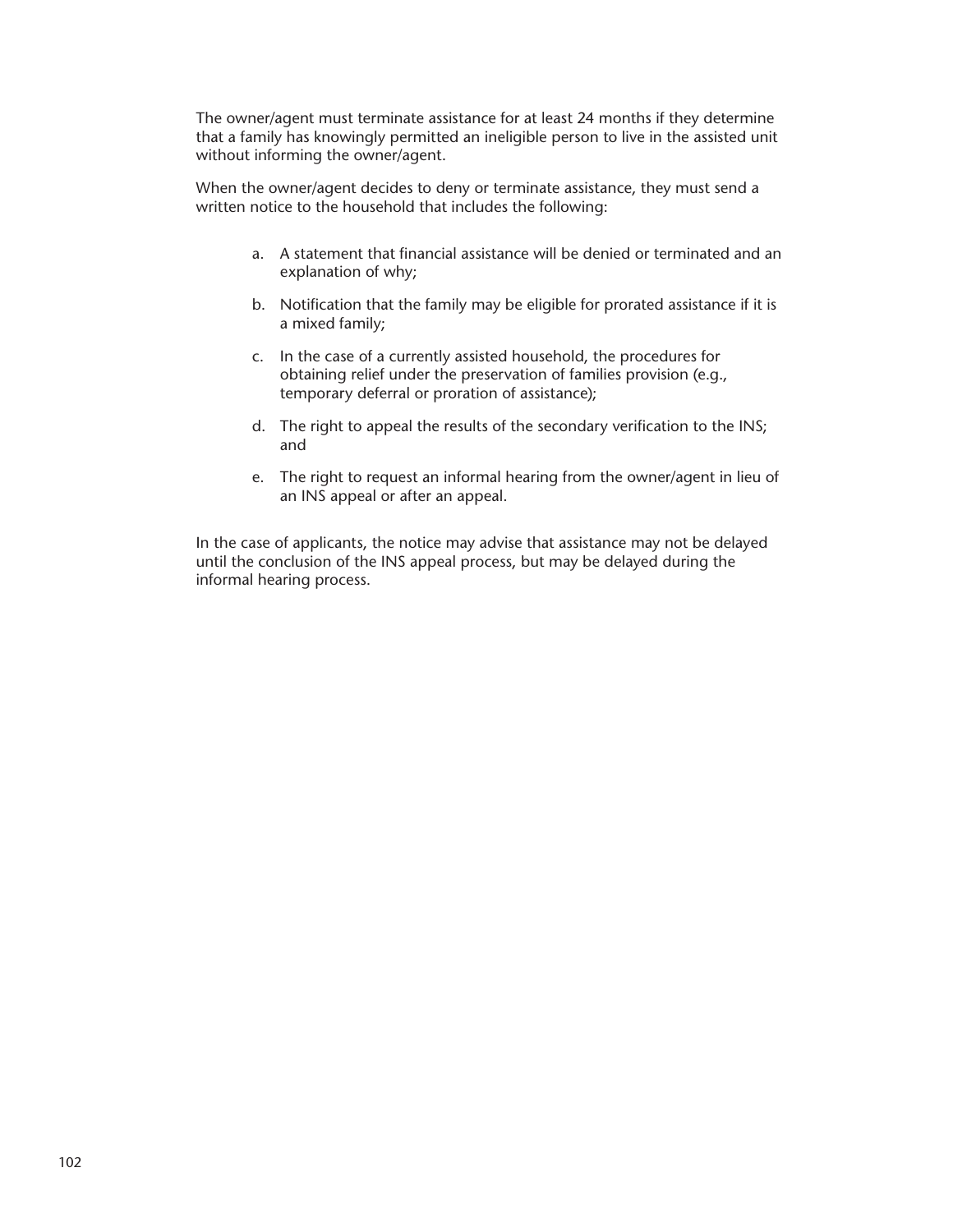The owner/agent must terminate assistance for at least 24 months if they determine that a family has knowingly permitted an ineligible person to live in the assisted unit without informing the owner/agent.

When the owner/agent decides to deny or terminate assistance, they must send a written notice to the household that includes the following:

a. A statement that financial assistance will be denied or terminated and an explanation of why;

b. Notification that the family may be eligible for prorated assistance if it is a mixed family;

c. In the case of a currently assisted household, the procedures for obtaining relief under the preservation of families provision (e.g., temporary deferral or proration of assistance);

d. The right to appeal the results of the secondary verification to the INS; and

e. The right to request an informal hearing from the owner/agent in lieu of an INS appeal or after an appeal.

In the case of applicants, the notice may advise that assistance may not be delayed until the conclusion of the INS appeal process, but may be delayed during the informal hearing process.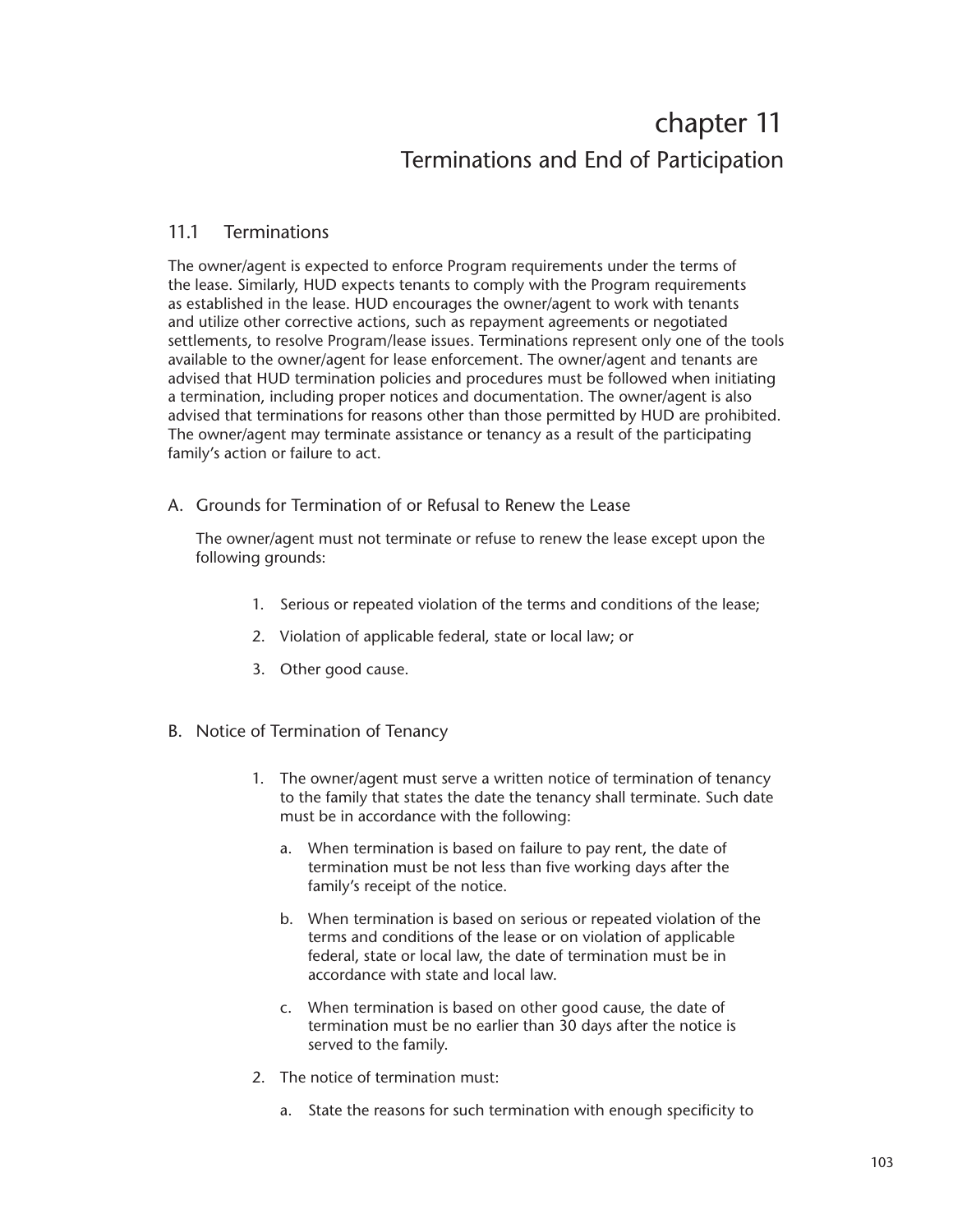# chapter 11

## Terminations and End of Participation

### 11.1 Terminations

The owner/agent is expected to enforce Program requirements under the terms of the lease. Similarly, HUD expects tenants to comply with the Program requirements as established in the lease. HUD encourages the owner/agent to work with tenants and utilize other corrective actions, such as repayment agreements or negotiated settlements, to resolve Program/lease issues. Terminations represent only one of the tools available to the owner/agent for lease enforcement. The owner/agent and tenants are advised that HUD termination policies and procedures must be followed when initiating a termination, including proper notices and documentation. The owner/agent is also advised that terminations for reasons other than those permitted by HUD are prohibited. The owner/agent may terminate assistance or tenancy as a result of the participating family's action or failure to act.

#### A. Grounds for Termination of or Refusal to Renew the Lease

The owner/agent must not terminate or refuse to renew the lease except upon the following grounds:

1. Serious or repeated violation of the terms and conditions of the lease;
2. Violation of applicable federal, state or local law; or
3. Other good cause.

#### B. Notice of Termination of Tenancy

1. The owner/agent must serve a written notice of termination of tenancy to the family that states the date the tenancy shall terminate. Such date must be in accordance with the following:
   a. When termination is based on failure to pay rent, the date of termination must be not less than five working days after the family's receipt of the notice.
   b. When termination is based on serious or repeated violation of the terms and conditions of the lease or on violation of applicable federal, state or local law, the date of termination must be in accordance with state and local law.
   c. When termination is based on other good cause, the date of termination must be no earlier than 30 days after the notice is served to the family.
2. The notice of termination must:
   a. State the reasons for such termination with enough specificity to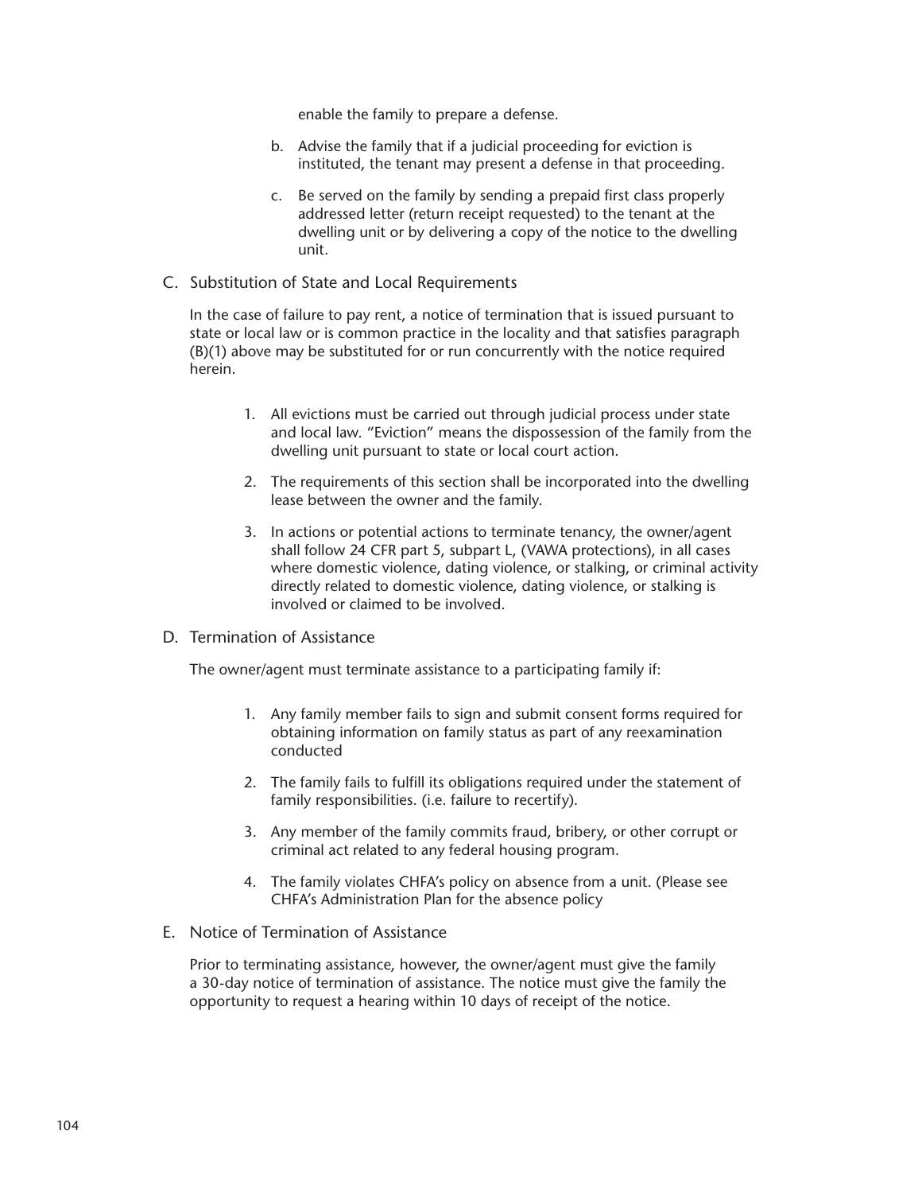enable the family to prepare a defense.

b. Advise the family that if a judicial proceeding for eviction is instituted, the tenant may present a defense in that proceeding.

c. Be served on the family by sending a prepaid first class properly addressed letter (return receipt requested) to the tenant at the dwelling unit or by delivering a copy of the notice to the dwelling unit.

C. Substitution of State and Local Requirements

In the case of failure to pay rent, a notice of termination that is issued pursuant to state or local law or is common practice in the locality and that satisfies paragraph (B)(1) above may be substituted for or run concurrently with the notice required herein.

1. All evictions must be carried out through judicial process under state and local law. "Eviction" means the dispossession of the family from the dwelling unit pursuant to state or local court action.

2. The requirements of this section shall be incorporated into the dwelling lease between the owner and the family.

3. In actions or potential actions to terminate tenancy, the owner/agent shall follow 24 CFR part 5, subpart L, (VAWA protections), in all cases where domestic violence, dating violence, or stalking, or criminal activity directly related to domestic violence, dating violence, or stalking is involved or claimed to be involved.

D. Termination of Assistance

The owner/agent must terminate assistance to a participating family if:

1. Any family member fails to sign and submit consent forms required for obtaining information on family status as part of any reexamination conducted

2. The family fails to fulfill its obligations required under the statement of family responsibilities. (i.e. failure to recertify).

3. Any member of the family commits fraud, bribery, or other corrupt or criminal act related to any federal housing program.

4. The family violates CHFA's policy on absence from a unit. (Please see CHFA's Administration Plan for the absence policy

E. Notice of Termination of Assistance

Prior to terminating assistance, however, the owner/agent must give the family a 30-day notice of termination of assistance. The notice must give the family the opportunity to request a hearing within 10 days of receipt of the notice.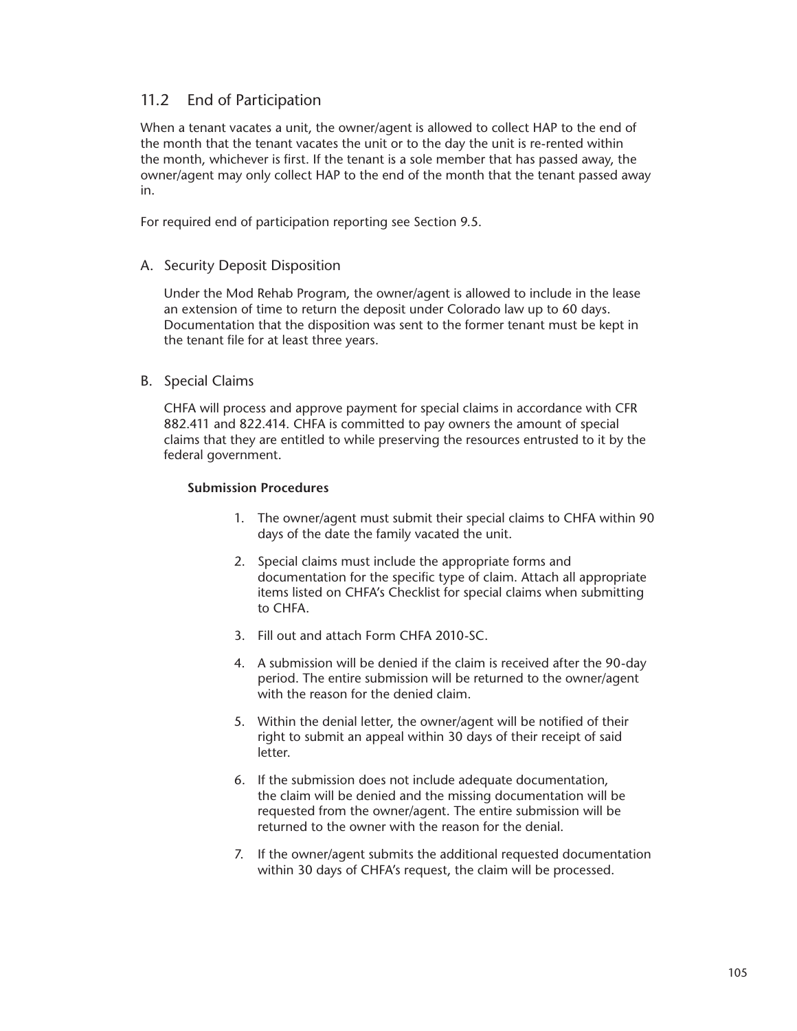## 11.2 End of Participation

When a tenant vacates a unit, the owner/agent is allowed to collect HAP to the end of the month that the tenant vacates the unit or to the day the unit is re-rented within the month, whichever is first. If the tenant is a sole member that has passed away, the owner/agent may only collect HAP to the end of the month that the tenant passed away in.

For required end of participation reporting see Section 9.5.

### A. Security Deposit Disposition

Under the Mod Rehab Program, the owner/agent is allowed to include in the lease an extension of time to return the deposit under Colorado law up to 60 days. Documentation that the disposition was sent to the former tenant must be kept in the tenant file for at least three years.

### B. Special Claims

CHFA will process and approve payment for special claims in accordance with CFR 882.411 and 822.414. CHFA is committed to pay owners the amount of special claims that they are entitled to while preserving the resources entrusted to it by the federal government.

**Submission Procedures**

1. The owner/agent must submit their special claims to CHFA within 90 days of the date the family vacated the unit.
2. Special claims must include the appropriate forms and documentation for the specific type of claim. Attach all appropriate items listed on CHFA's Checklist for special claims when submitting to CHFA.
3. Fill out and attach Form CHFA 2010-SC.
4. A submission will be denied if the claim is received after the 90-day period. The entire submission will be returned to the owner/agent with the reason for the denied claim.
5. Within the denial letter, the owner/agent will be notified of their right to submit an appeal within 30 days of their receipt of said letter.
6. If the submission does not include adequate documentation, the claim will be denied and the missing documentation will be requested from the owner/agent. The entire submission will be returned to the owner with the reason for the denial.
7. If the owner/agent submits the additional requested documentation within 30 days of CHFA's request, the claim will be processed.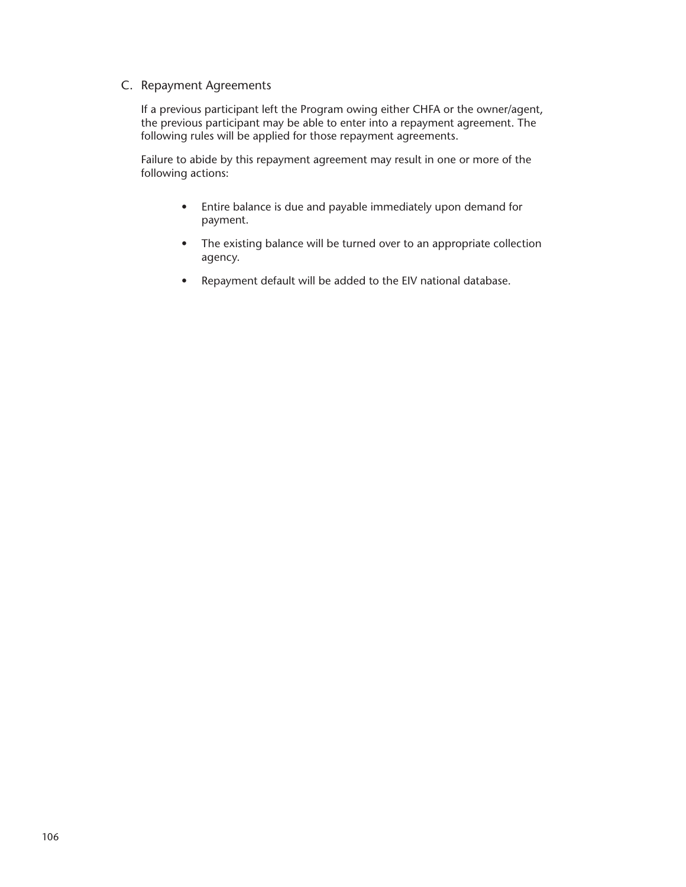## C. Repayment Agreements

If a previous participant left the Program owing either CHFA or the owner/agent, the previous participant may be able to enter into a repayment agreement. The following rules will be applied for those repayment agreements.

Failure to abide by this repayment agreement may result in one or more of the following actions:

- Entire balance is due and payable immediately upon demand for payment.
- The existing balance will be turned over to an appropriate collection agency.
- Repayment default will be added to the EIV national database.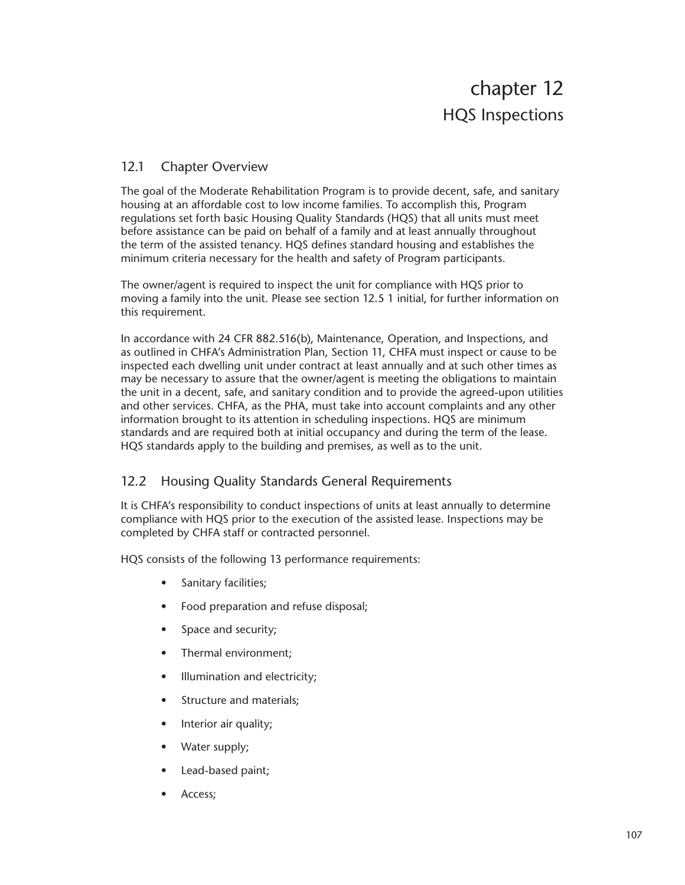# chapter 12
## HQS Inspections

### 12.1 Chapter Overview

The goal of the Moderate Rehabilitation Program is to provide decent, safe, and sanitary housing at an affordable cost to low income families. To accomplish this, Program regulations set forth basic Housing Quality Standards (HQS) that all units must meet before assistance can be paid on behalf of a family and at least annually throughout the term of the assisted tenancy. HQS defines standard housing and establishes the minimum criteria necessary for the health and safety of Program participants.

The owner/agent is required to inspect the unit for compliance with HQS prior to moving a family into the unit. Please see section 12.5 1 initial, for further information on this requirement.

In accordance with 24 CFR 882.516(b), Maintenance, Operation, and Inspections, and as outlined in CHFA's Administration Plan, Section 11, CHFA must inspect or cause to be inspected each dwelling unit under contract at least annually and at such other times as may be necessary to assure that the owner/agent is meeting the obligations to maintain the unit in a decent, safe, and sanitary condition and to provide the agreed-upon utilities and other services. CHFA, as the PHA, must take into account complaints and any other information brought to its attention in scheduling inspections. HQS are minimum standards and are required both at initial occupancy and during the term of the lease. HQS standards apply to the building and premises, as well as to the unit.

### 12.2 Housing Quality Standards General Requirements

It is CHFA's responsibility to conduct inspections of units at least annually to determine compliance with HQS prior to the execution of the assisted lease. Inspections may be completed by CHFA staff or contracted personnel.

HQS consists of the following 13 performance requirements:

- Sanitary facilities;
- Food preparation and refuse disposal;
- Space and security;
- Thermal environment;
- Illumination and electricity;
- Structure and materials;
- Interior air quality;
- Water supply;
- Lead-based paint;
- Access;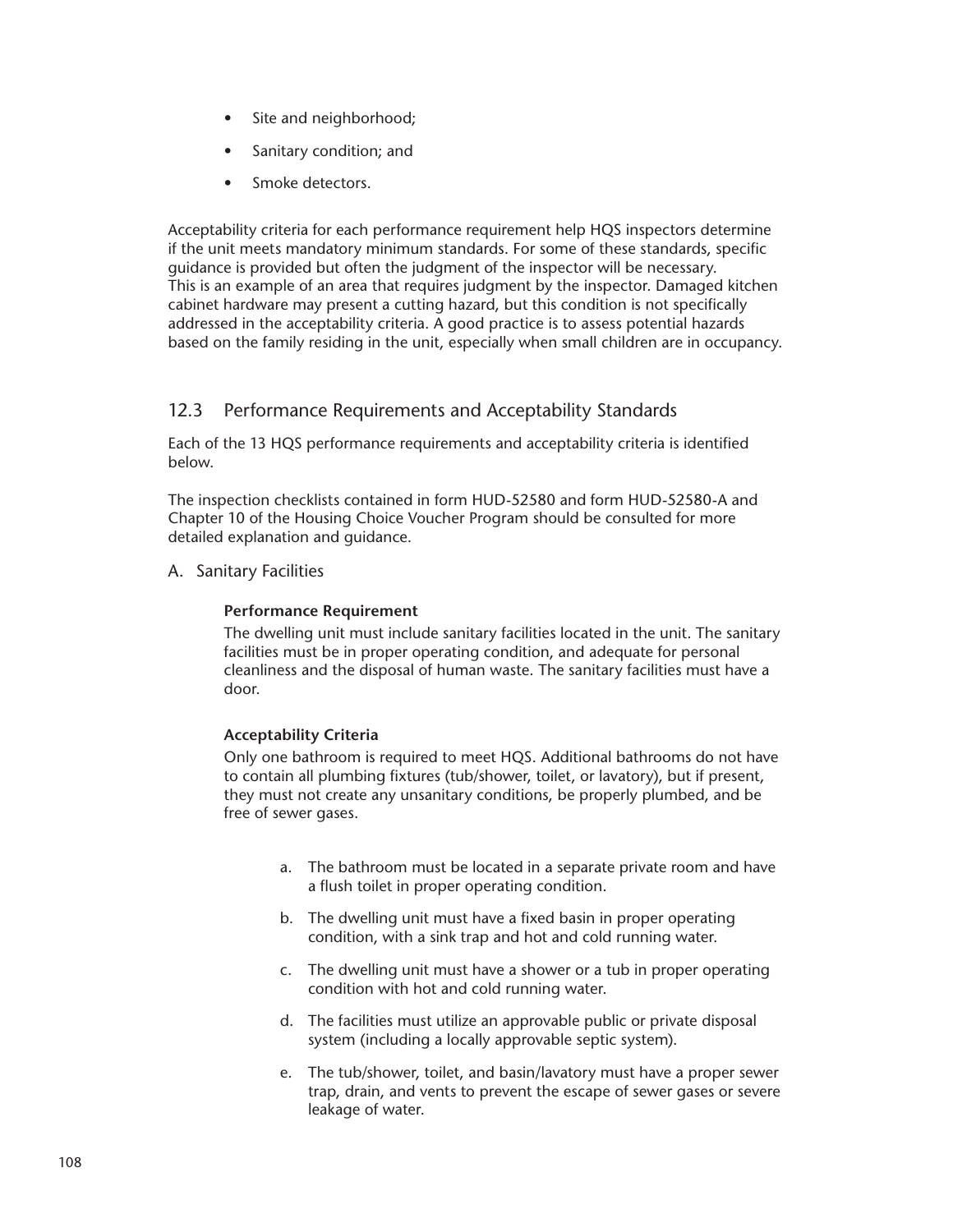- Site and neighborhood;
- Sanitary condition; and
- Smoke detectors.

Acceptability criteria for each performance requirement help HQS inspectors determine if the unit meets mandatory minimum standards. For some of these standards, specific guidance is provided but often the judgment of the inspector will be necessary. This is an example of an area that requires judgment by the inspector. Damaged kitchen cabinet hardware may present a cutting hazard, but this condition is not specifically addressed in the acceptability criteria. A good practice is to assess potential hazards based on the family residing in the unit, especially when small children are in occupancy.

## 12.3 Performance Requirements and Acceptability Standards

Each of the 13 HQS performance requirements and acceptability criteria is identified below.

The inspection checklists contained in form HUD-52580 and form HUD-52580-A and Chapter 10 of the Housing Choice Voucher Program should be consulted for more detailed explanation and guidance.

### A. Sanitary Facilities

**Performance Requirement**

The dwelling unit must include sanitary facilities located in the unit. The sanitary facilities must be in proper operating condition, and adequate for personal cleanliness and the disposal of human waste. The sanitary facilities must have a door.

**Acceptability Criteria**

Only one bathroom is required to meet HQS. Additional bathrooms do not have to contain all plumbing fixtures (tub/shower, toilet, or lavatory), but if present, they must not create any unsanitary conditions, be properly plumbed, and be free of sewer gases.

a. The bathroom must be located in a separate private room and have a flush toilet in proper operating condition.

b. The dwelling unit must have a fixed basin in proper operating condition, with a sink trap and hot and cold running water.

c. The dwelling unit must have a shower or a tub in proper operating condition with hot and cold running water.

d. The facilities must utilize an approvable public or private disposal system (including a locally approvable septic system).

e. The tub/shower, toilet, and basin/lavatory must have a proper sewer trap, drain, and vents to prevent the escape of sewer gases or severe leakage of water.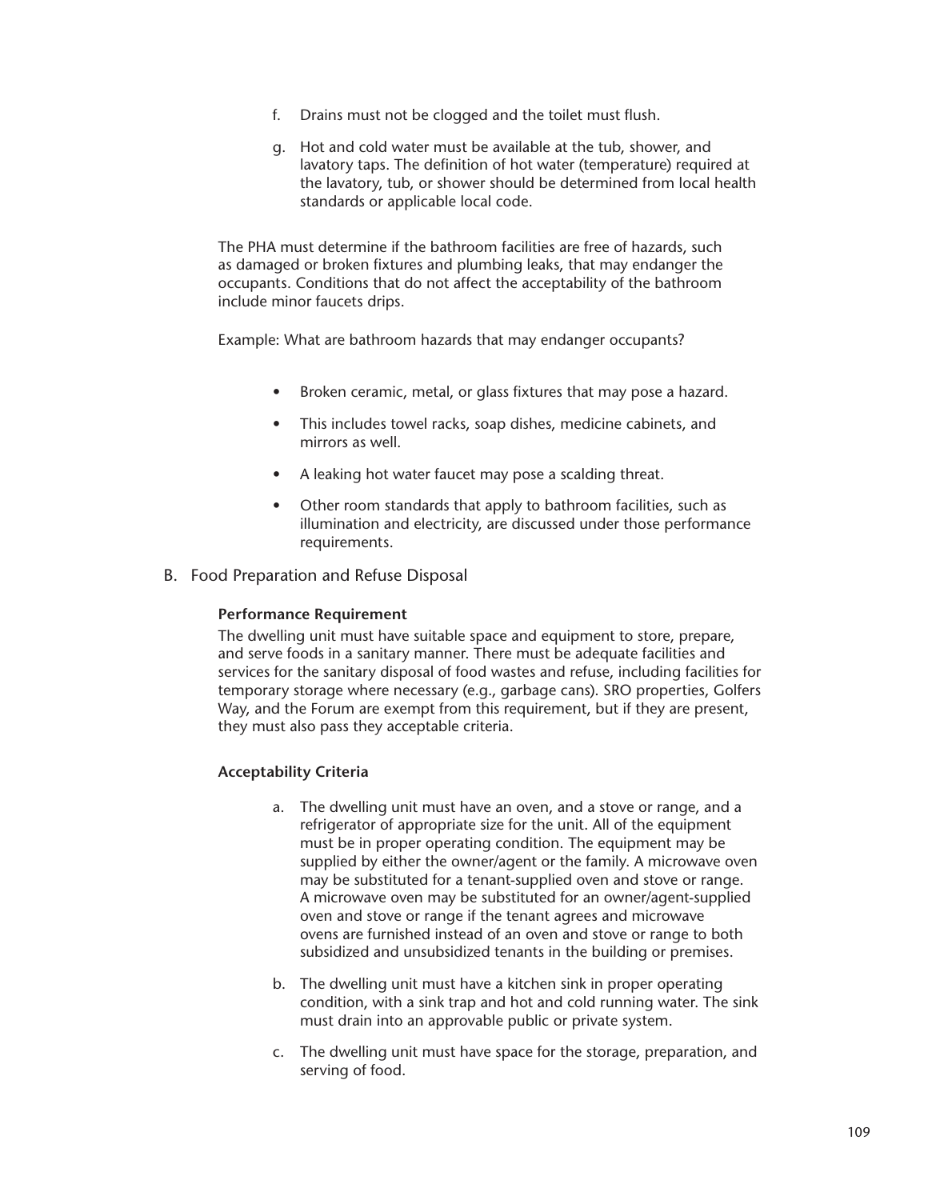f. Drains must not be clogged and the toilet must flush.

g. Hot and cold water must be available at the tub, shower, and lavatory taps. The definition of hot water (temperature) required at the lavatory, tub, or shower should be determined from local health standards or applicable local code.

The PHA must determine if the bathroom facilities are free of hazards, such as damaged or broken fixtures and plumbing leaks, that may endanger the occupants. Conditions that do not affect the acceptability of the bathroom include minor faucets drips.

Example: What are bathroom hazards that may endanger occupants?

- Broken ceramic, metal, or glass fixtures that may pose a hazard.
- This includes towel racks, soap dishes, medicine cabinets, and mirrors as well.
- A leaking hot water faucet may pose a scalding threat.
- Other room standards that apply to bathroom facilities, such as illumination and electricity, are discussed under those performance requirements.

## B. Food Preparation and Refuse Disposal

**Performance Requirement**

The dwelling unit must have suitable space and equipment to store, prepare, and serve foods in a sanitary manner. There must be adequate facilities and services for the sanitary disposal of food wastes and refuse, including facilities for temporary storage where necessary (e.g., garbage cans). SRO properties, Golfers Way, and the Forum are exempt from this requirement, but if they are present, they must also pass they acceptable criteria.

**Acceptability Criteria**

a. The dwelling unit must have an oven, and a stove or range, and a refrigerator of appropriate size for the unit. All of the equipment must be in proper operating condition. The equipment may be supplied by either the owner/agent or the family. A microwave oven may be substituted for a tenant-supplied oven and stove or range. A microwave oven may be substituted for an owner/agent-supplied oven and stove or range if the tenant agrees and microwave ovens are furnished instead of an oven and stove or range to both subsidized and unsubsidized tenants in the building or premises.

b. The dwelling unit must have a kitchen sink in proper operating condition, with a sink trap and hot and cold running water. The sink must drain into an approvable public or private system.

c. The dwelling unit must have space for the storage, preparation, and serving of food.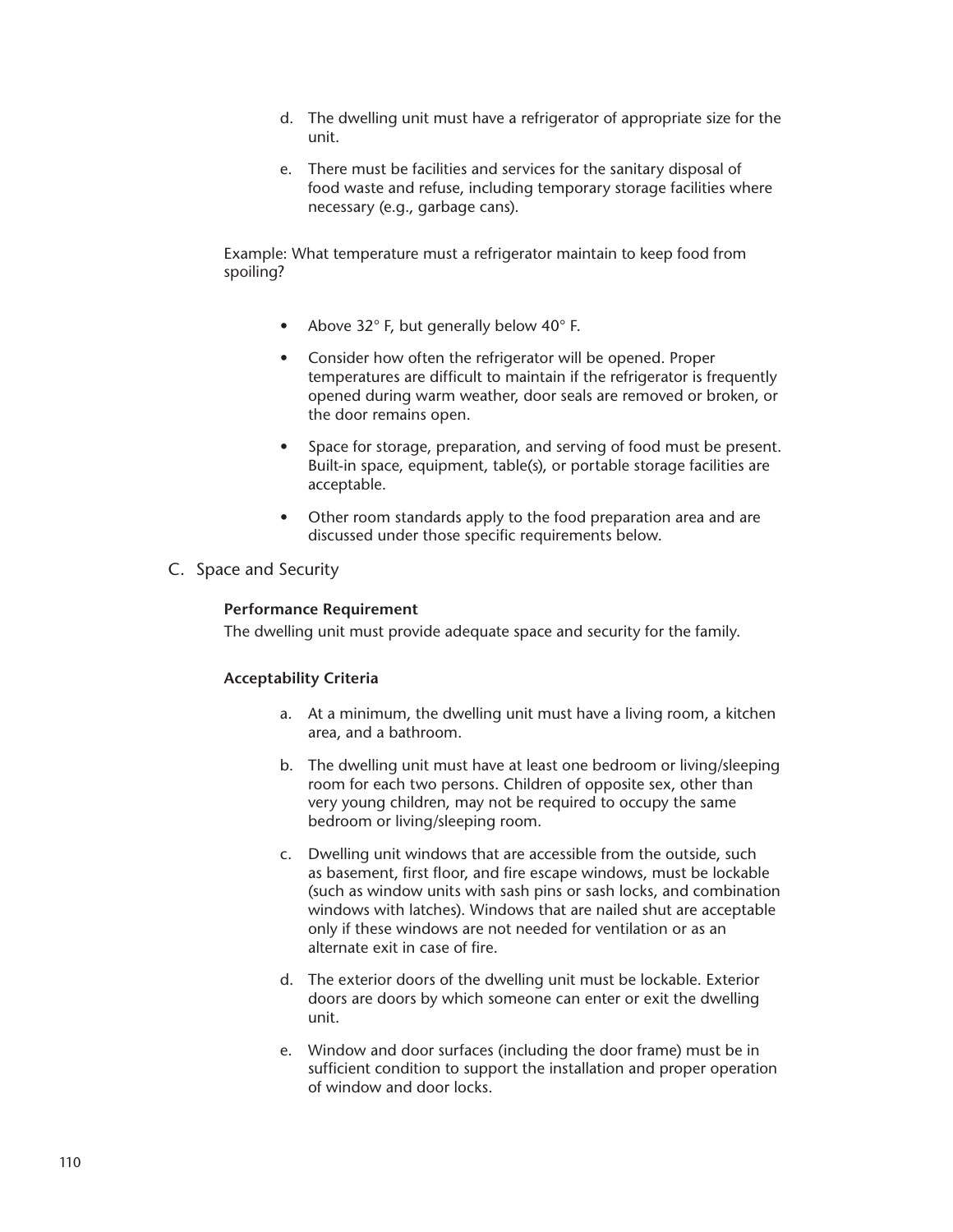d. The dwelling unit must have a refrigerator of appropriate size for the unit.

e. There must be facilities and services for the sanitary disposal of food waste and refuse, including temporary storage facilities where necessary (e.g., garbage cans).

Example: What temperature must a refrigerator maintain to keep food from spoiling?

- Above 32° F, but generally below 40° F.
- Consider how often the refrigerator will be opened. Proper temperatures are difficult to maintain if the refrigerator is frequently opened during warm weather, door seals are removed or broken, or the door remains open.
- Space for storage, preparation, and serving of food must be present. Built-in space, equipment, table(s), or portable storage facilities are acceptable.
- Other room standards apply to the food preparation area and are discussed under those specific requirements below.

C. Space and Security

**Performance Requirement**

The dwelling unit must provide adequate space and security for the family.

**Acceptability Criteria**

a. At a minimum, the dwelling unit must have a living room, a kitchen area, and a bathroom.

b. The dwelling unit must have at least one bedroom or living/sleeping room for each two persons. Children of opposite sex, other than very young children, may not be required to occupy the same bedroom or living/sleeping room.

c. Dwelling unit windows that are accessible from the outside, such as basement, first floor, and fire escape windows, must be lockable (such as window units with sash pins or sash locks, and combination windows with latches). Windows that are nailed shut are acceptable only if these windows are not needed for ventilation or as an alternate exit in case of fire.

d. The exterior doors of the dwelling unit must be lockable. Exterior doors are doors by which someone can enter or exit the dwelling unit.

e. Window and door surfaces (including the door frame) must be in sufficient condition to support the installation and proper operation of window and door locks.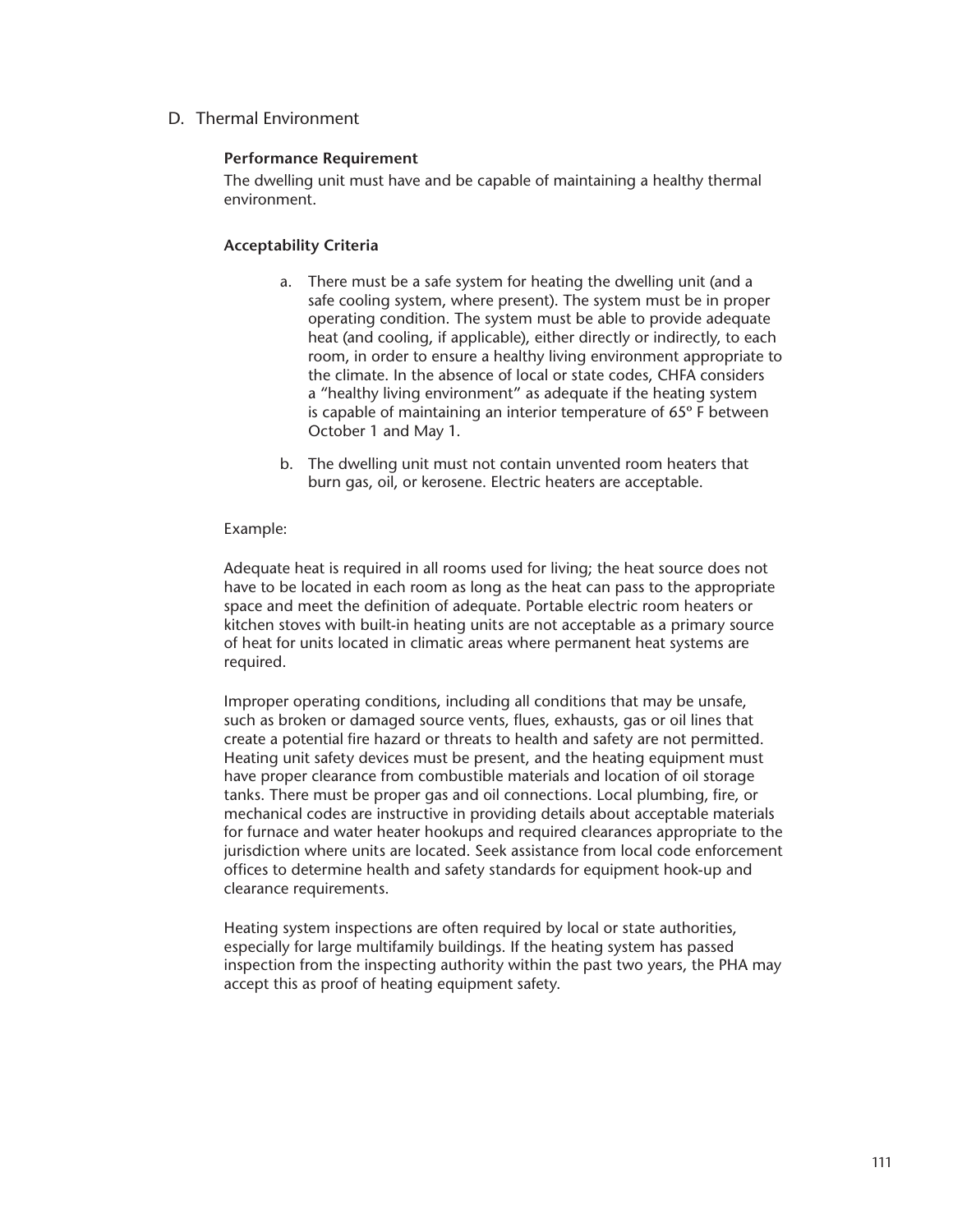## D. Thermal Environment

**Performance Requirement**

The dwelling unit must have and be capable of maintaining a healthy thermal environment.

**Acceptability Criteria**

a. There must be a safe system for heating the dwelling unit (and a safe cooling system, where present). The system must be in proper operating condition. The system must be able to provide adequate heat (and cooling, if applicable), either directly or indirectly, to each room, in order to ensure a healthy living environment appropriate to the climate. In the absence of local or state codes, CHFA considers a "healthy living environment" as adequate if the heating system is capable of maintaining an interior temperature of 65º F between October 1 and May 1.

b. The dwelling unit must not contain unvented room heaters that burn gas, oil, or kerosene. Electric heaters are acceptable.

Example:

Adequate heat is required in all rooms used for living; the heat source does not have to be located in each room as long as the heat can pass to the appropriate space and meet the definition of adequate. Portable electric room heaters or kitchen stoves with built-in heating units are not acceptable as a primary source of heat for units located in climatic areas where permanent heat systems are required.

Improper operating conditions, including all conditions that may be unsafe, such as broken or damaged source vents, flues, exhausts, gas or oil lines that create a potential fire hazard or threats to health and safety are not permitted. Heating unit safety devices must be present, and the heating equipment must have proper clearance from combustible materials and location of oil storage tanks. There must be proper gas and oil connections. Local plumbing, fire, or mechanical codes are instructive in providing details about acceptable materials for furnace and water heater hookups and required clearances appropriate to the jurisdiction where units are located. Seek assistance from local code enforcement offices to determine health and safety standards for equipment hook-up and clearance requirements.

Heating system inspections are often required by local or state authorities, especially for large multifamily buildings. If the heating system has passed inspection from the inspecting authority within the past two years, the PHA may accept this as proof of heating equipment safety.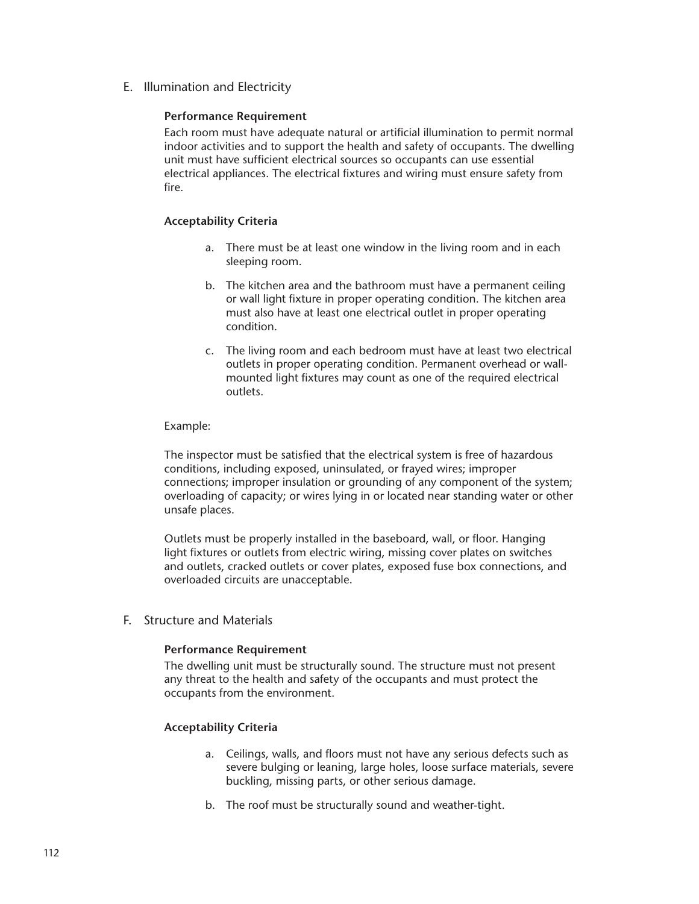## E. Illumination and Electricity

**Performance Requirement**

Each room must have adequate natural or artificial illumination to permit normal indoor activities and to support the health and safety of occupants. The dwelling unit must have sufficient electrical sources so occupants can use essential electrical appliances. The electrical fixtures and wiring must ensure safety from fire.

**Acceptability Criteria**

a. There must be at least one window in the living room and in each sleeping room.

b. The kitchen area and the bathroom must have a permanent ceiling or wall light fixture in proper operating condition. The kitchen area must also have at least one electrical outlet in proper operating condition.

c. The living room and each bedroom must have at least two electrical outlets in proper operating condition. Permanent overhead or wall-mounted light fixtures may count as one of the required electrical outlets.

Example:

The inspector must be satisfied that the electrical system is free of hazardous conditions, including exposed, uninsulated, or frayed wires; improper connections; improper insulation or grounding of any component of the system; overloading of capacity; or wires lying in or located near standing water or other unsafe places.

Outlets must be properly installed in the baseboard, wall, or floor. Hanging light fixtures or outlets from electric wiring, missing cover plates on switches and outlets, cracked outlets or cover plates, exposed fuse box connections, and overloaded circuits are unacceptable.

## F. Structure and Materials

**Performance Requirement**

The dwelling unit must be structurally sound. The structure must not present any threat to the health and safety of the occupants and must protect the occupants from the environment.

**Acceptability Criteria**

a. Ceilings, walls, and floors must not have any serious defects such as severe bulging or leaning, large holes, loose surface materials, severe buckling, missing parts, or other serious damage.

b. The roof must be structurally sound and weather-tight.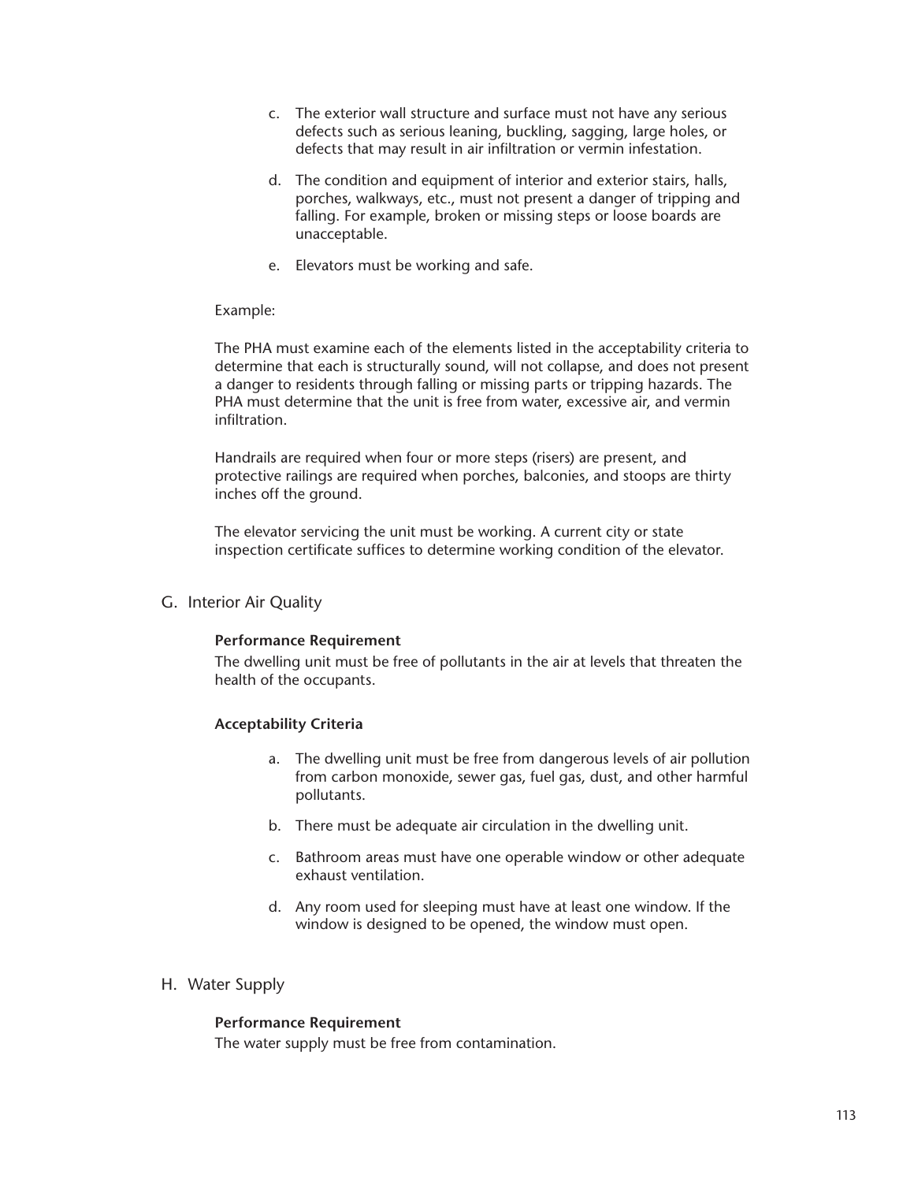c. The exterior wall structure and surface must not have any serious defects such as serious leaning, buckling, sagging, large holes, or defects that may result in air infiltration or vermin infestation.

d. The condition and equipment of interior and exterior stairs, halls, porches, walkways, etc., must not present a danger of tripping and falling. For example, broken or missing steps or loose boards are unacceptable.

e. Elevators must be working and safe.

Example:

The PHA must examine each of the elements listed in the acceptability criteria to determine that each is structurally sound, will not collapse, and does not present a danger to residents through falling or missing parts or tripping hazards. The PHA must determine that the unit is free from water, excessive air, and vermin infiltration.

Handrails are required when four or more steps (risers) are present, and protective railings are required when porches, balconies, and stoops are thirty inches off the ground.

The elevator servicing the unit must be working. A current city or state inspection certificate suffices to determine working condition of the elevator.

## G. Interior Air Quality

**Performance Requirement**

The dwelling unit must be free of pollutants in the air at levels that threaten the health of the occupants.

**Acceptability Criteria**

a. The dwelling unit must be free from dangerous levels of air pollution from carbon monoxide, sewer gas, fuel gas, dust, and other harmful pollutants.

b. There must be adequate air circulation in the dwelling unit.

c. Bathroom areas must have one operable window or other adequate exhaust ventilation.

d. Any room used for sleeping must have at least one window. If the window is designed to be opened, the window must open.

## H. Water Supply

**Performance Requirement**

The water supply must be free from contamination.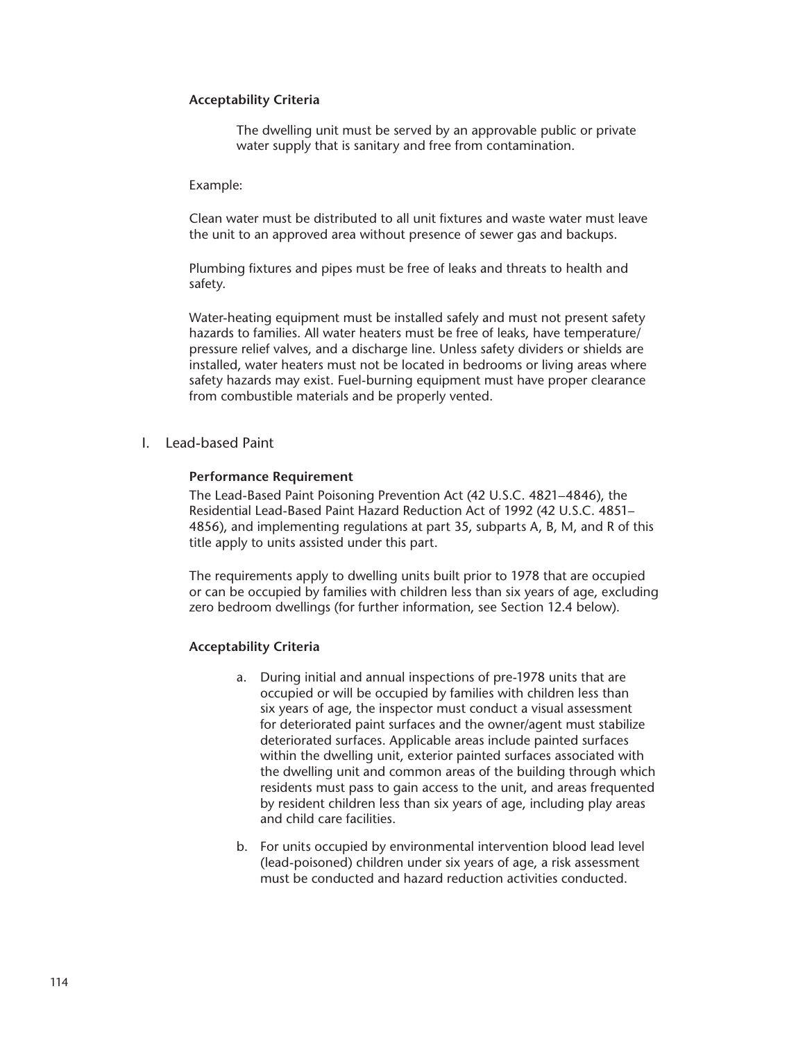**Acceptability Criteria**

The dwelling unit must be served by an approvable public or private water supply that is sanitary and free from contamination.

Example:

Clean water must be distributed to all unit fixtures and waste water must leave the unit to an approved area without presence of sewer gas and backups.

Plumbing fixtures and pipes must be free of leaks and threats to health and safety.

Water-heating equipment must be installed safely and must not present safety hazards to families. All water heaters must be free of leaks, have temperature/pressure relief valves, and a discharge line. Unless safety dividers or shields are installed, water heaters must not be located in bedrooms or living areas where safety hazards may exist. Fuel-burning equipment must have proper clearance from combustible materials and be properly vented.

## I. Lead-based Paint

**Performance Requirement**

The Lead-Based Paint Poisoning Prevention Act (42 U.S.C. 4821–4846), the Residential Lead-Based Paint Hazard Reduction Act of 1992 (42 U.S.C. 4851–4856), and implementing regulations at part 35, subparts A, B, M, and R of this title apply to units assisted under this part.

The requirements apply to dwelling units built prior to 1978 that are occupied or can be occupied by families with children less than six years of age, excluding zero bedroom dwellings (for further information, see Section 12.4 below).

**Acceptability Criteria**

a. During initial and annual inspections of pre-1978 units that are occupied or will be occupied by families with children less than six years of age, the inspector must conduct a visual assessment for deteriorated paint surfaces and the owner/agent must stabilize deteriorated surfaces. Applicable areas include painted surfaces within the dwelling unit, exterior painted surfaces associated with the dwelling unit and common areas of the building through which residents must pass to gain access to the unit, and areas frequented by resident children less than six years of age, including play areas and child care facilities.

b. For units occupied by environmental intervention blood lead level (lead-poisoned) children under six years of age, a risk assessment must be conducted and hazard reduction activities conducted.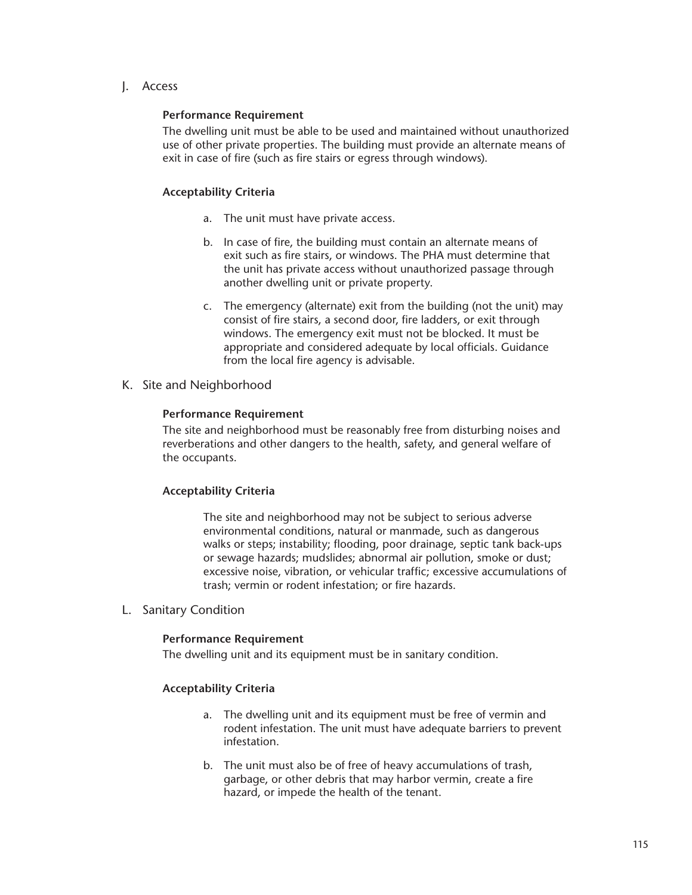## J. Access

**Performance Requirement**

The dwelling unit must be able to be used and maintained without unauthorized use of other private properties. The building must provide an alternate means of exit in case of fire (such as fire stairs or egress through windows).

**Acceptability Criteria**

a. The unit must have private access.

b. In case of fire, the building must contain an alternate means of exit such as fire stairs, or windows. The PHA must determine that the unit has private access without unauthorized passage through another dwelling unit or private property.

c. The emergency (alternate) exit from the building (not the unit) may consist of fire stairs, a second door, fire ladders, or exit through windows. The emergency exit must not be blocked. It must be appropriate and considered adequate by local officials. Guidance from the local fire agency is advisable.

## K. Site and Neighborhood

**Performance Requirement**

The site and neighborhood must be reasonably free from disturbing noises and reverberations and other dangers to the health, safety, and general welfare of the occupants.

**Acceptability Criteria**

The site and neighborhood may not be subject to serious adverse environmental conditions, natural or manmade, such as dangerous walks or steps; instability; flooding, poor drainage, septic tank back-ups or sewage hazards; mudslides; abnormal air pollution, smoke or dust; excessive noise, vibration, or vehicular traffic; excessive accumulations of trash; vermin or rodent infestation; or fire hazards.

## L. Sanitary Condition

**Performance Requirement**

The dwelling unit and its equipment must be in sanitary condition.

**Acceptability Criteria**

a. The dwelling unit and its equipment must be free of vermin and rodent infestation. The unit must have adequate barriers to prevent infestation.

b. The unit must also be of free of heavy accumulations of trash, garbage, or other debris that may harbor vermin, create a fire hazard, or impede the health of the tenant.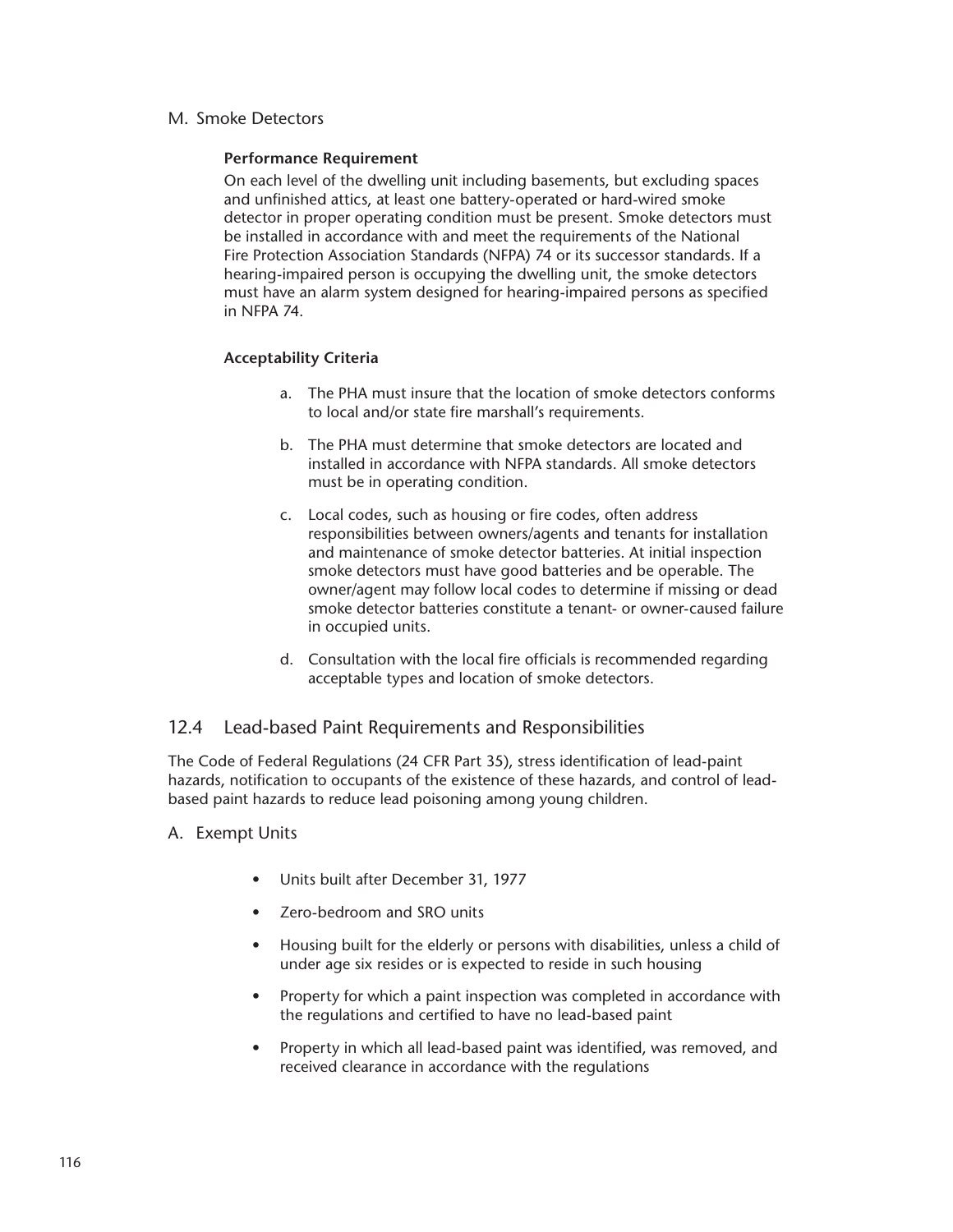### M. Smoke Detectors

**Performance Requirement**

On each level of the dwelling unit including basements, but excluding spaces and unfinished attics, at least one battery-operated or hard-wired smoke detector in proper operating condition must be present. Smoke detectors must be installed in accordance with and meet the requirements of the National Fire Protection Association Standards (NFPA) 74 or its successor standards. If a hearing-impaired person is occupying the dwelling unit, the smoke detectors must have an alarm system designed for hearing-impaired persons as specified in NFPA 74.

**Acceptability Criteria**

a. The PHA must insure that the location of smoke detectors conforms to local and/or state fire marshall's requirements.

b. The PHA must determine that smoke detectors are located and installed in accordance with NFPA standards. All smoke detectors must be in operating condition.

c. Local codes, such as housing or fire codes, often address responsibilities between owners/agents and tenants for installation and maintenance of smoke detector batteries. At initial inspection smoke detectors must have good batteries and be operable. The owner/agent may follow local codes to determine if missing or dead smoke detector batteries constitute a tenant- or owner-caused failure in occupied units.

d. Consultation with the local fire officials is recommended regarding acceptable types and location of smoke detectors.

## 12.4 Lead-based Paint Requirements and Responsibilities

The Code of Federal Regulations (24 CFR Part 35), stress identification of lead-paint hazards, notification to occupants of the existence of these hazards, and control of lead-based paint hazards to reduce lead poisoning among young children.

### A. Exempt Units

- Units built after December 31, 1977
- Zero-bedroom and SRO units
- Housing built for the elderly or persons with disabilities, unless a child of under age six resides or is expected to reside in such housing
- Property for which a paint inspection was completed in accordance with the regulations and certified to have no lead-based paint
- Property in which all lead-based paint was identified, was removed, and received clearance in accordance with the regulations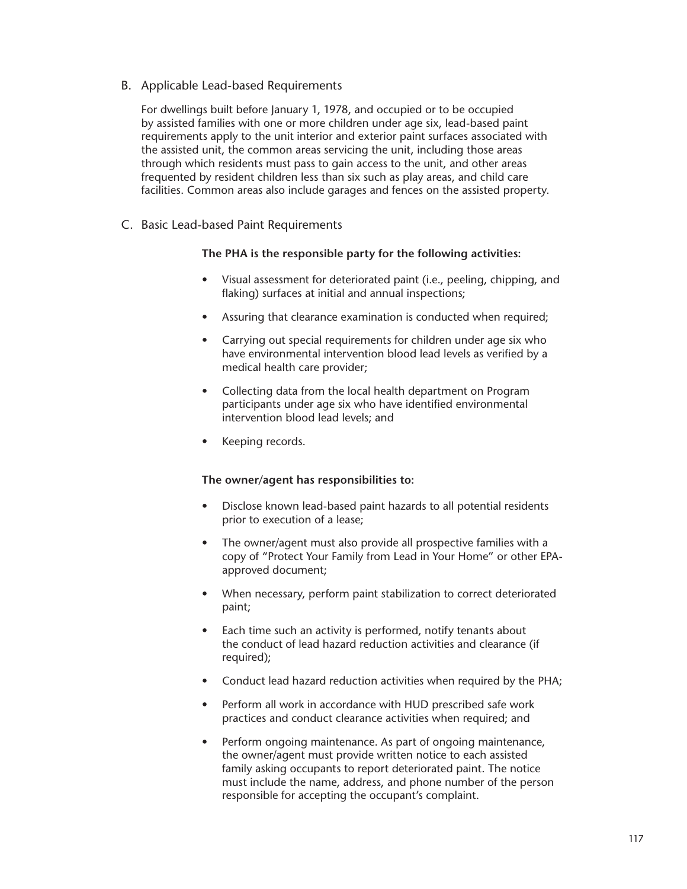## B. Applicable Lead-based Requirements

For dwellings built before January 1, 1978, and occupied or to be occupied by assisted families with one or more children under age six, lead-based paint requirements apply to the unit interior and exterior paint surfaces associated with the assisted unit, the common areas servicing the unit, including those areas through which residents must pass to gain access to the unit, and other areas frequented by resident children less than six such as play areas, and child care facilities. Common areas also include garages and fences on the assisted property.

## C. Basic Lead-based Paint Requirements

**The PHA is the responsible party for the following activities:**

- Visual assessment for deteriorated paint (i.e., peeling, chipping, and flaking) surfaces at initial and annual inspections;
- Assuring that clearance examination is conducted when required;
- Carrying out special requirements for children under age six who have environmental intervention blood lead levels as verified by a medical health care provider;
- Collecting data from the local health department on Program participants under age six who have identified environmental intervention blood lead levels; and
- Keeping records.

**The owner/agent has responsibilities to:**

- Disclose known lead-based paint hazards to all potential residents prior to execution of a lease;
- The owner/agent must also provide all prospective families with a copy of "Protect Your Family from Lead in Your Home" or other EPA-approved document;
- When necessary, perform paint stabilization to correct deteriorated paint;
- Each time such an activity is performed, notify tenants about the conduct of lead hazard reduction activities and clearance (if required);
- Conduct lead hazard reduction activities when required by the PHA;
- Perform all work in accordance with HUD prescribed safe work practices and conduct clearance activities when required; and
- Perform ongoing maintenance. As part of ongoing maintenance, the owner/agent must provide written notice to each assisted family asking occupants to report deteriorated paint. The notice must include the name, address, and phone number of the person responsible for accepting the occupant's complaint.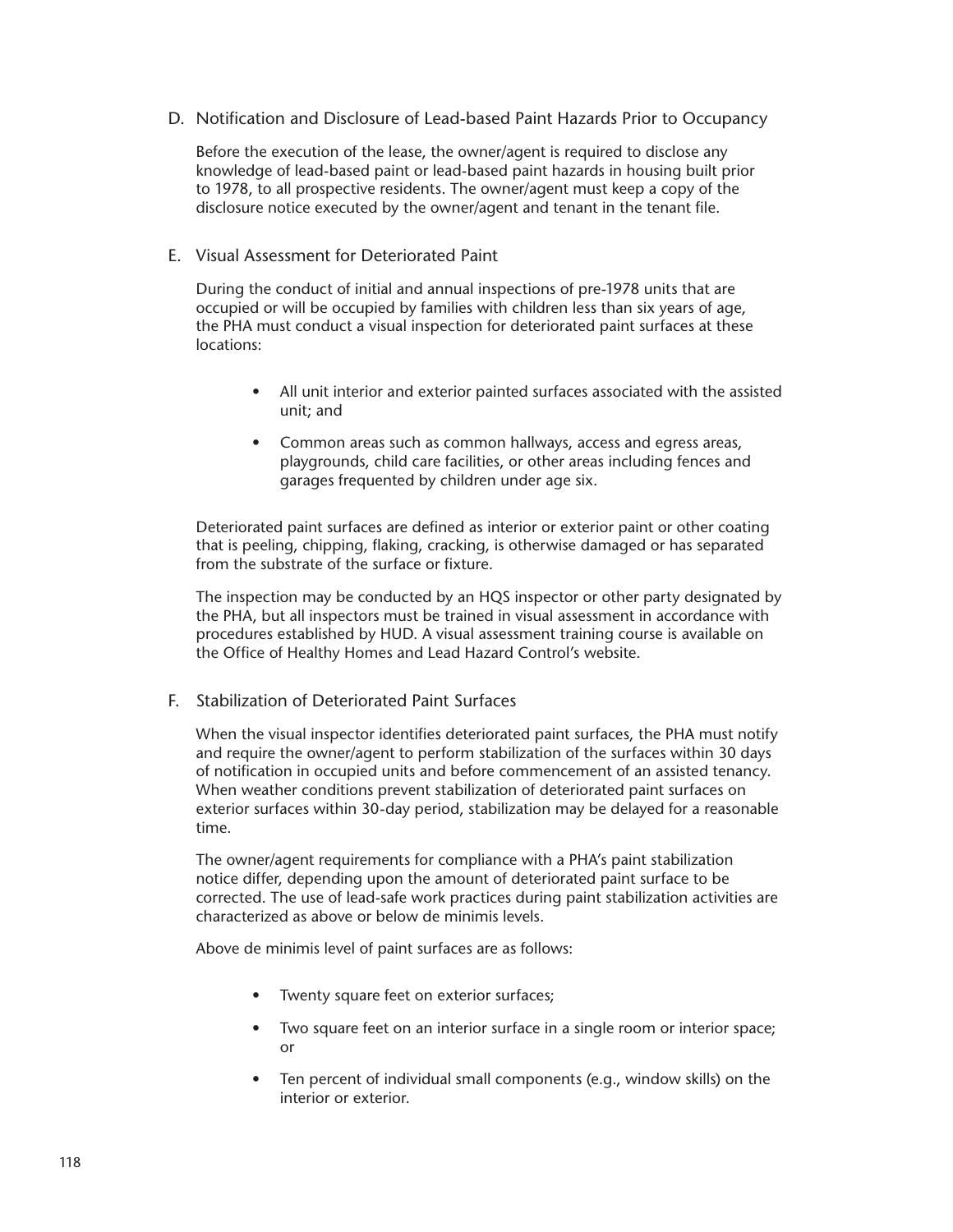### D. Notification and Disclosure of Lead-based Paint Hazards Prior to Occupancy

Before the execution of the lease, the owner/agent is required to disclose any knowledge of lead-based paint or lead-based paint hazards in housing built prior to 1978, to all prospective residents. The owner/agent must keep a copy of the disclosure notice executed by the owner/agent and tenant in the tenant file.

### E. Visual Assessment for Deteriorated Paint

During the conduct of initial and annual inspections of pre-1978 units that are occupied or will be occupied by families with children less than six years of age, the PHA must conduct a visual inspection for deteriorated paint surfaces at these locations:

- All unit interior and exterior painted surfaces associated with the assisted unit; and
- Common areas such as common hallways, access and egress areas, playgrounds, child care facilities, or other areas including fences and garages frequented by children under age six.

Deteriorated paint surfaces are defined as interior or exterior paint or other coating that is peeling, chipping, flaking, cracking, is otherwise damaged or has separated from the substrate of the surface or fixture.

The inspection may be conducted by an HQS inspector or other party designated by the PHA, but all inspectors must be trained in visual assessment in accordance with procedures established by HUD. A visual assessment training course is available on the Office of Healthy Homes and Lead Hazard Control's website.

### F. Stabilization of Deteriorated Paint Surfaces

When the visual inspector identifies deteriorated paint surfaces, the PHA must notify and require the owner/agent to perform stabilization of the surfaces within 30 days of notification in occupied units and before commencement of an assisted tenancy. When weather conditions prevent stabilization of deteriorated paint surfaces on exterior surfaces within 30-day period, stabilization may be delayed for a reasonable time.

The owner/agent requirements for compliance with a PHA's paint stabilization notice differ, depending upon the amount of deteriorated paint surface to be corrected. The use of lead-safe work practices during paint stabilization activities are characterized as above or below de minimis levels.

Above de minimis level of paint surfaces are as follows:

- Twenty square feet on exterior surfaces;
- Two square feet on an interior surface in a single room or interior space; or
- Ten percent of individual small components (e.g., window skills) on the interior or exterior.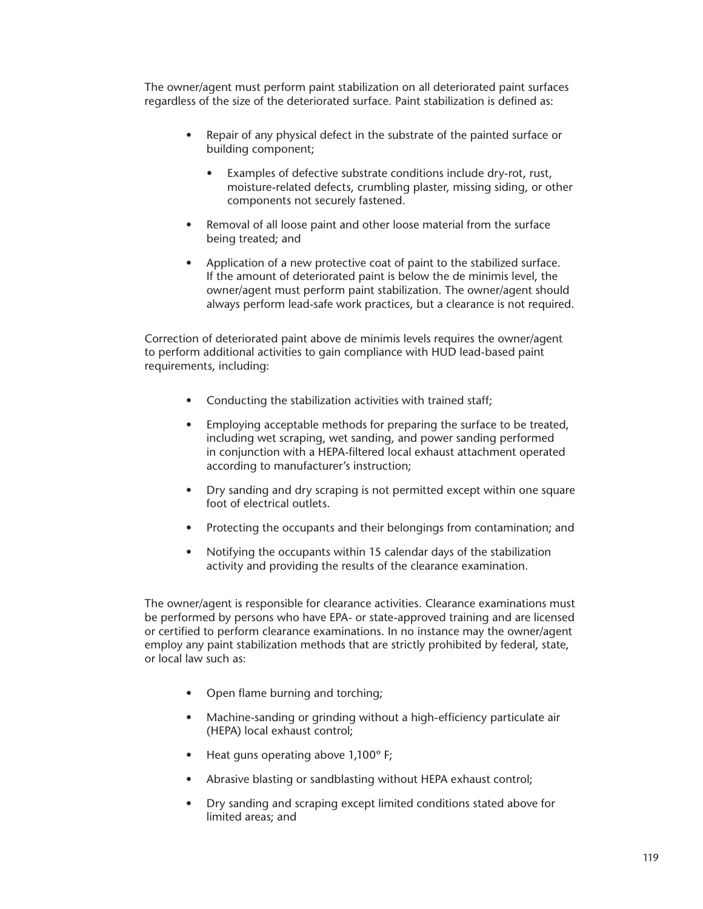The owner/agent must perform paint stabilization on all deteriorated paint surfaces regardless of the size of the deteriorated surface. Paint stabilization is defined as:

- Repair of any physical defect in the substrate of the painted surface or building component;
    - Examples of defective substrate conditions include dry-rot, rust, moisture-related defects, crumbling plaster, missing siding, or other components not securely fastened.
- Removal of all loose paint and other loose material from the surface being treated; and
- Application of a new protective coat of paint to the stabilized surface. If the amount of deteriorated paint is below the de minimis level, the owner/agent must perform paint stabilization. The owner/agent should always perform lead-safe work practices, but a clearance is not required.

Correction of deteriorated paint above de minimis levels requires the owner/agent to perform additional activities to gain compliance with HUD lead-based paint requirements, including:

- Conducting the stabilization activities with trained staff;
- Employing acceptable methods for preparing the surface to be treated, including wet scraping, wet sanding, and power sanding performed in conjunction with a HEPA-filtered local exhaust attachment operated according to manufacturer's instruction;
- Dry sanding and dry scraping is not permitted except within one square foot of electrical outlets.
- Protecting the occupants and their belongings from contamination; and
- Notifying the occupants within 15 calendar days of the stabilization activity and providing the results of the clearance examination.

The owner/agent is responsible for clearance activities. Clearance examinations must be performed by persons who have EPA- or state-approved training and are licensed or certified to perform clearance examinations. In no instance may the owner/agent employ any paint stabilization methods that are strictly prohibited by federal, state, or local law such as:

- Open flame burning and torching;
- Machine-sanding or grinding without a high-efficiency particulate air (HEPA) local exhaust control;
- Heat guns operating above 1,100° F;
- Abrasive blasting or sandblasting without HEPA exhaust control;
- Dry sanding and scraping except limited conditions stated above for limited areas; and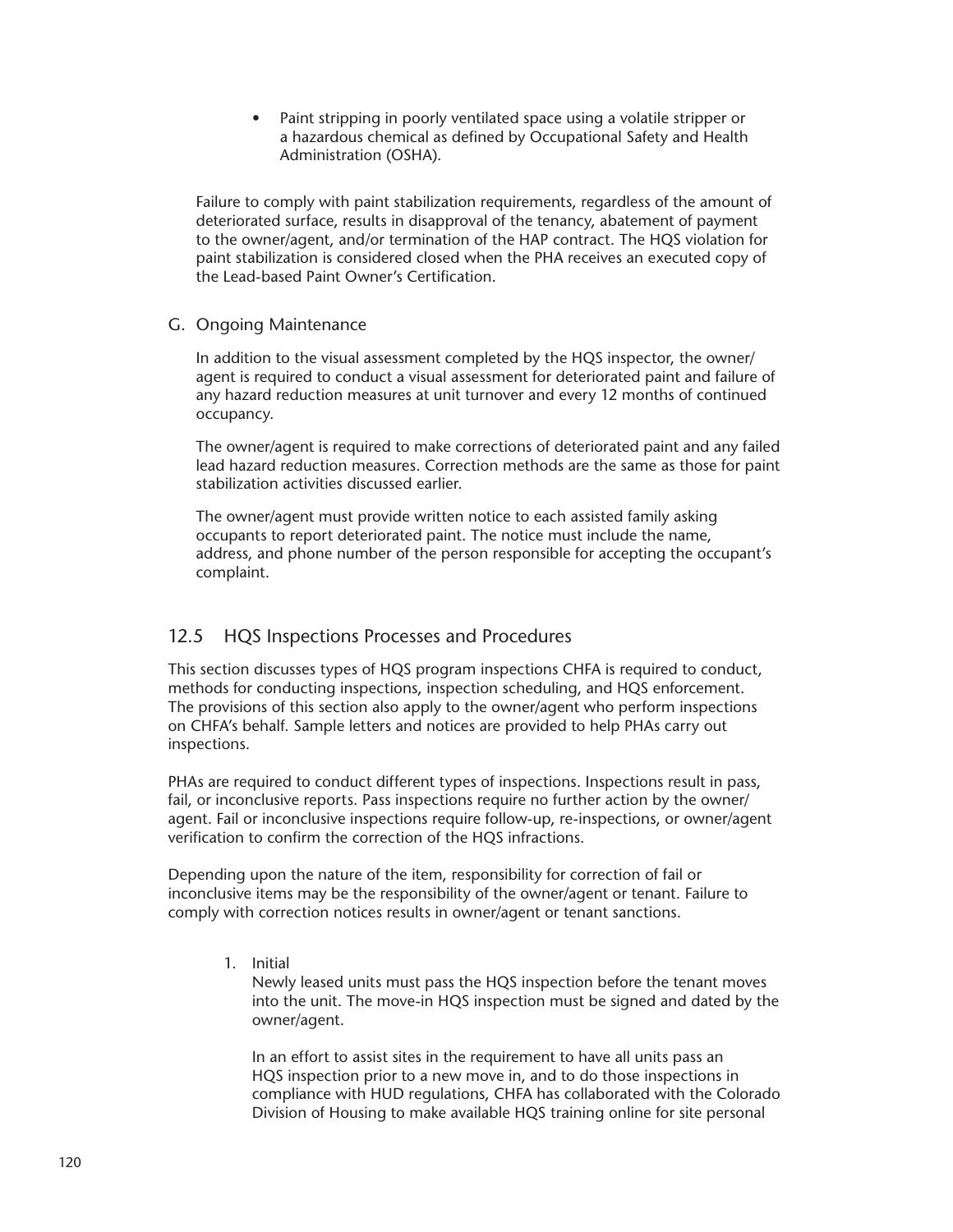- Paint stripping in poorly ventilated space using a volatile stripper or a hazardous chemical as defined by Occupational Safety and Health Administration (OSHA).

Failure to comply with paint stabilization requirements, regardless of the amount of deteriorated surface, results in disapproval of the tenancy, abatement of payment to the owner/agent, and/or termination of the HAP contract. The HQS violation for paint stabilization is considered closed when the PHA receives an executed copy of the Lead-based Paint Owner's Certification.

### G. Ongoing Maintenance

In addition to the visual assessment completed by the HQS inspector, the owner/agent is required to conduct a visual assessment for deteriorated paint and failure of any hazard reduction measures at unit turnover and every 12 months of continued occupancy.

The owner/agent is required to make corrections of deteriorated paint and any failed lead hazard reduction measures. Correction methods are the same as those for paint stabilization activities discussed earlier.

The owner/agent must provide written notice to each assisted family asking occupants to report deteriorated paint. The notice must include the name, address, and phone number of the person responsible for accepting the occupant's complaint.

## 12.5 HQS Inspections Processes and Procedures

This section discusses types of HQS program inspections CHFA is required to conduct, methods for conducting inspections, inspection scheduling, and HQS enforcement. The provisions of this section also apply to the owner/agent who perform inspections on CHFA's behalf. Sample letters and notices are provided to help PHAs carry out inspections.

PHAs are required to conduct different types of inspections. Inspections result in pass, fail, or inconclusive reports. Pass inspections require no further action by the owner/agent. Fail or inconclusive inspections require follow-up, re-inspections, or owner/agent verification to confirm the correction of the HQS infractions.

Depending upon the nature of the item, responsibility for correction of fail or inconclusive items may be the responsibility of the owner/agent or tenant. Failure to comply with correction notices results in owner/agent or tenant sanctions.

1. Initial

   Newly leased units must pass the HQS inspection before the tenant moves into the unit. The move-in HQS inspection must be signed and dated by the owner/agent.

   In an effort to assist sites in the requirement to have all units pass an HQS inspection prior to a new move in, and to do those inspections in compliance with HUD regulations, CHFA has collaborated with the Colorado Division of Housing to make available HQS training online for site personal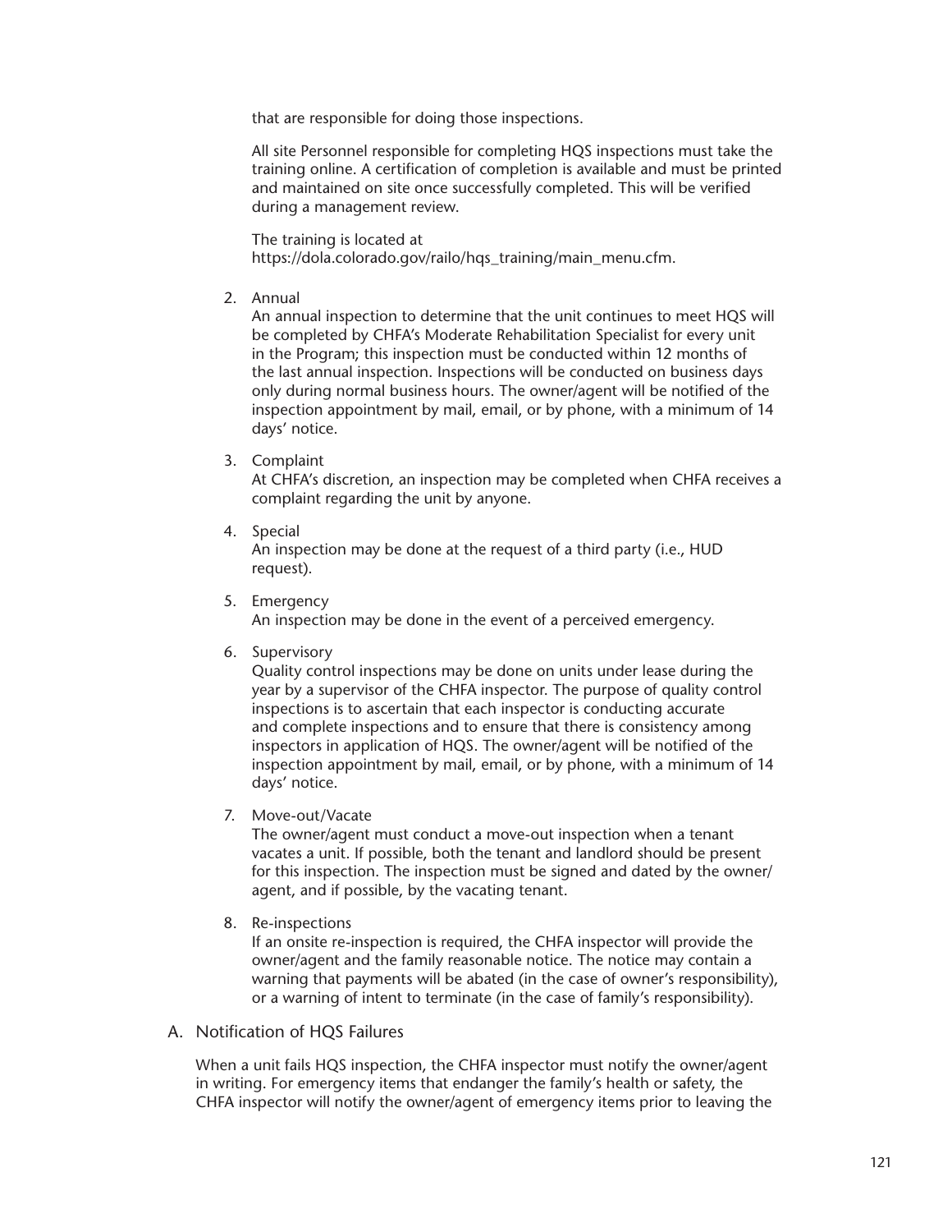that are responsible for doing those inspections.

All site Personnel responsible for completing HQS inspections must take the training online. A certification of completion is available and must be printed and maintained on site once successfully completed. This will be verified during a management review.

The training is located at https://dola.colorado.gov/railo/hqs_training/main_menu.cfm.

2. Annual
   An annual inspection to determine that the unit continues to meet HQS will be completed by CHFA's Moderate Rehabilitation Specialist for every unit in the Program; this inspection must be conducted within 12 months of the last annual inspection. Inspections will be conducted on business days only during normal business hours. The owner/agent will be notified of the inspection appointment by mail, email, or by phone, with a minimum of 14 days' notice.

3. Complaint
   At CHFA's discretion, an inspection may be completed when CHFA receives a complaint regarding the unit by anyone.

4. Special
   An inspection may be done at the request of a third party (i.e., HUD request).

5. Emergency
   An inspection may be done in the event of a perceived emergency.

6. Supervisory
   Quality control inspections may be done on units under lease during the year by a supervisor of the CHFA inspector. The purpose of quality control inspections is to ascertain that each inspector is conducting accurate and complete inspections and to ensure that there is consistency among inspectors in application of HQS. The owner/agent will be notified of the inspection appointment by mail, email, or by phone, with a minimum of 14 days' notice.

7. Move-out/Vacate
   The owner/agent must conduct a move-out inspection when a tenant vacates a unit. If possible, both the tenant and landlord should be present for this inspection. The inspection must be signed and dated by the owner/agent, and if possible, by the vacating tenant.

8. Re-inspections
   If an onsite re-inspection is required, the CHFA inspector will provide the owner/agent and the family reasonable notice. The notice may contain a warning that payments will be abated (in the case of owner's responsibility), or a warning of intent to terminate (in the case of family's responsibility).

## A. Notification of HQS Failures

When a unit fails HQS inspection, the CHFA inspector must notify the owner/agent in writing. For emergency items that endanger the family's health or safety, the CHFA inspector will notify the owner/agent of emergency items prior to leaving the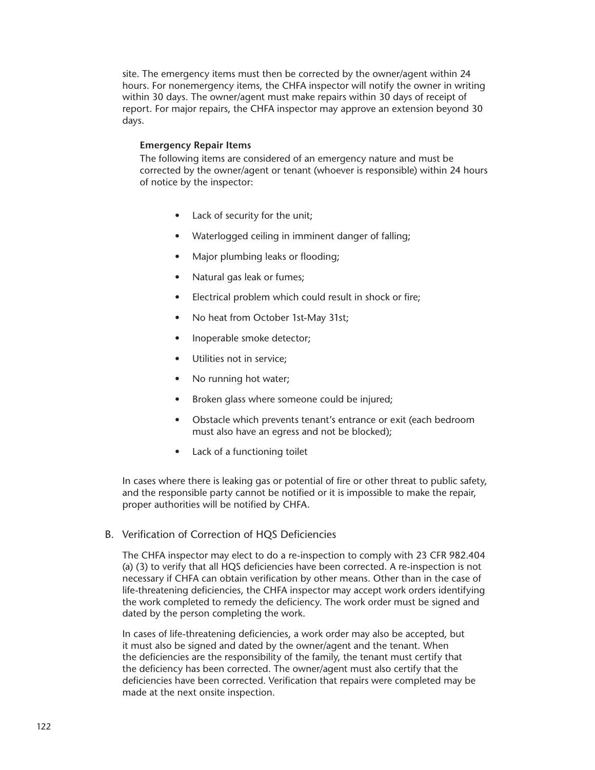site. The emergency items must then be corrected by the owner/agent within 24 hours. For nonemergency items, the CHFA inspector will notify the owner in writing within 30 days. The owner/agent must make repairs within 30 days of receipt of report. For major repairs, the CHFA inspector may approve an extension beyond 30 days.

**Emergency Repair Items**

The following items are considered of an emergency nature and must be corrected by the owner/agent or tenant (whoever is responsible) within 24 hours of notice by the inspector:

- Lack of security for the unit;
- Waterlogged ceiling in imminent danger of falling;
- Major plumbing leaks or flooding;
- Natural gas leak or fumes;
- Electrical problem which could result in shock or fire;
- No heat from October 1st-May 31st;
- Inoperable smoke detector;
- Utilities not in service;
- No running hot water;
- Broken glass where someone could be injured;
- Obstacle which prevents tenant's entrance or exit (each bedroom must also have an egress and not be blocked);
- Lack of a functioning toilet

In cases where there is leaking gas or potential of fire or other threat to public safety, and the responsible party cannot be notified or it is impossible to make the repair, proper authorities will be notified by CHFA.

## B. Verification of Correction of HQS Deficiencies

The CHFA inspector may elect to do a re-inspection to comply with 23 CFR 982.404 (a) (3) to verify that all HQS deficiencies have been corrected. A re-inspection is not necessary if CHFA can obtain verification by other means. Other than in the case of life-threatening deficiencies, the CHFA inspector may accept work orders identifying the work completed to remedy the deficiency. The work order must be signed and dated by the person completing the work.

In cases of life-threatening deficiencies, a work order may also be accepted, but it must also be signed and dated by the owner/agent and the tenant. When the deficiencies are the responsibility of the family, the tenant must certify that the deficiency has been corrected. The owner/agent must also certify that the deficiencies have been corrected. Verification that repairs were completed may be made at the next onsite inspection.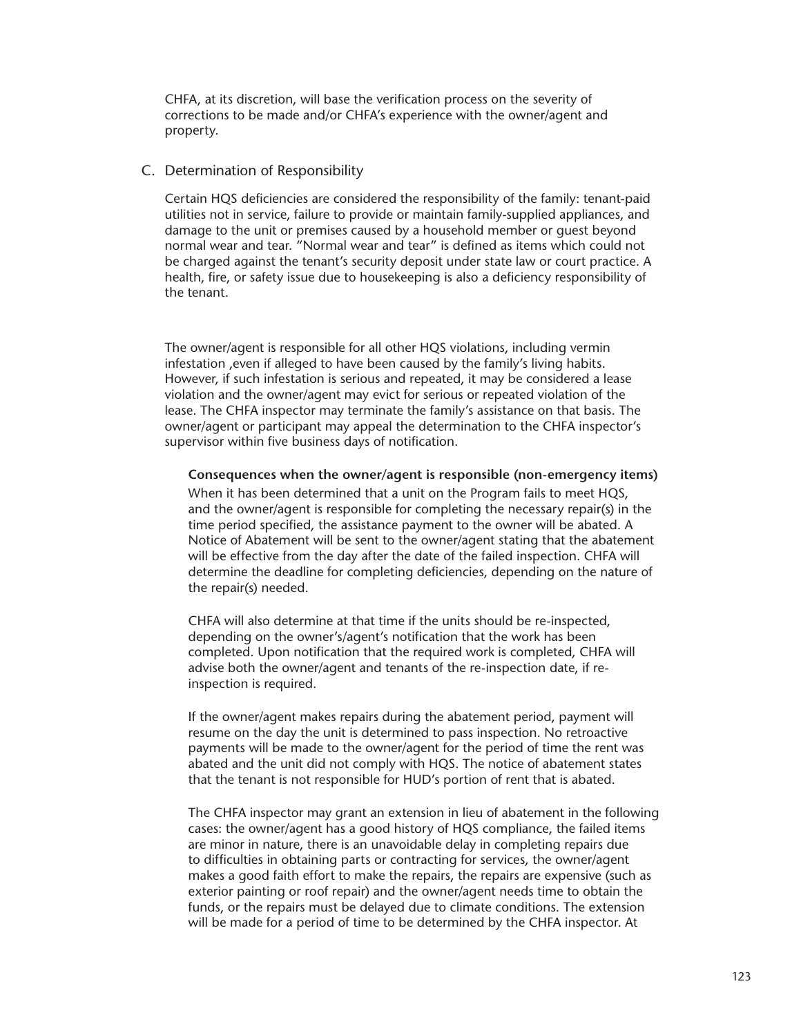CHFA, at its discretion, will base the verification process on the severity of corrections to be made and/or CHFA's experience with the owner/agent and property.

## C. Determination of Responsibility

Certain HQS deficiencies are considered the responsibility of the family: tenant-paid utilities not in service, failure to provide or maintain family-supplied appliances, and damage to the unit or premises caused by a household member or guest beyond normal wear and tear. "Normal wear and tear" is defined as items which could not be charged against the tenant's security deposit under state law or court practice. A health, fire, or safety issue due to housekeeping is also a deficiency responsibility of the tenant.

The owner/agent is responsible for all other HQS violations, including vermin infestation ,even if alleged to have been caused by the family's living habits. However, if such infestation is serious and repeated, it may be considered a lease violation and the owner/agent may evict for serious or repeated violation of the lease. The CHFA inspector may terminate the family's assistance on that basis. The owner/agent or participant may appeal the determination to the CHFA inspector's supervisor within five business days of notification.

**Consequences when the owner/agent is responsible (non-emergency items)**

When it has been determined that a unit on the Program fails to meet HQS, and the owner/agent is responsible for completing the necessary repair(s) in the time period specified, the assistance payment to the owner will be abated. A Notice of Abatement will be sent to the owner/agent stating that the abatement will be effective from the day after the date of the failed inspection. CHFA will determine the deadline for completing deficiencies, depending on the nature of the repair(s) needed.

CHFA will also determine at that time if the units should be re-inspected, depending on the owner's/agent's notification that the work has been completed. Upon notification that the required work is completed, CHFA will advise both the owner/agent and tenants of the re-inspection date, if re-inspection is required.

If the owner/agent makes repairs during the abatement period, payment will resume on the day the unit is determined to pass inspection. No retroactive payments will be made to the owner/agent for the period of time the rent was abated and the unit did not comply with HQS. The notice of abatement states that the tenant is not responsible for HUD's portion of rent that is abated.

The CHFA inspector may grant an extension in lieu of abatement in the following cases: the owner/agent has a good history of HQS compliance, the failed items are minor in nature, there is an unavoidable delay in completing repairs due to difficulties in obtaining parts or contracting for services, the owner/agent makes a good faith effort to make the repairs, the repairs are expensive (such as exterior painting or roof repair) and the owner/agent needs time to obtain the funds, or the repairs must be delayed due to climate conditions. The extension will be made for a period of time to be determined by the CHFA inspector. At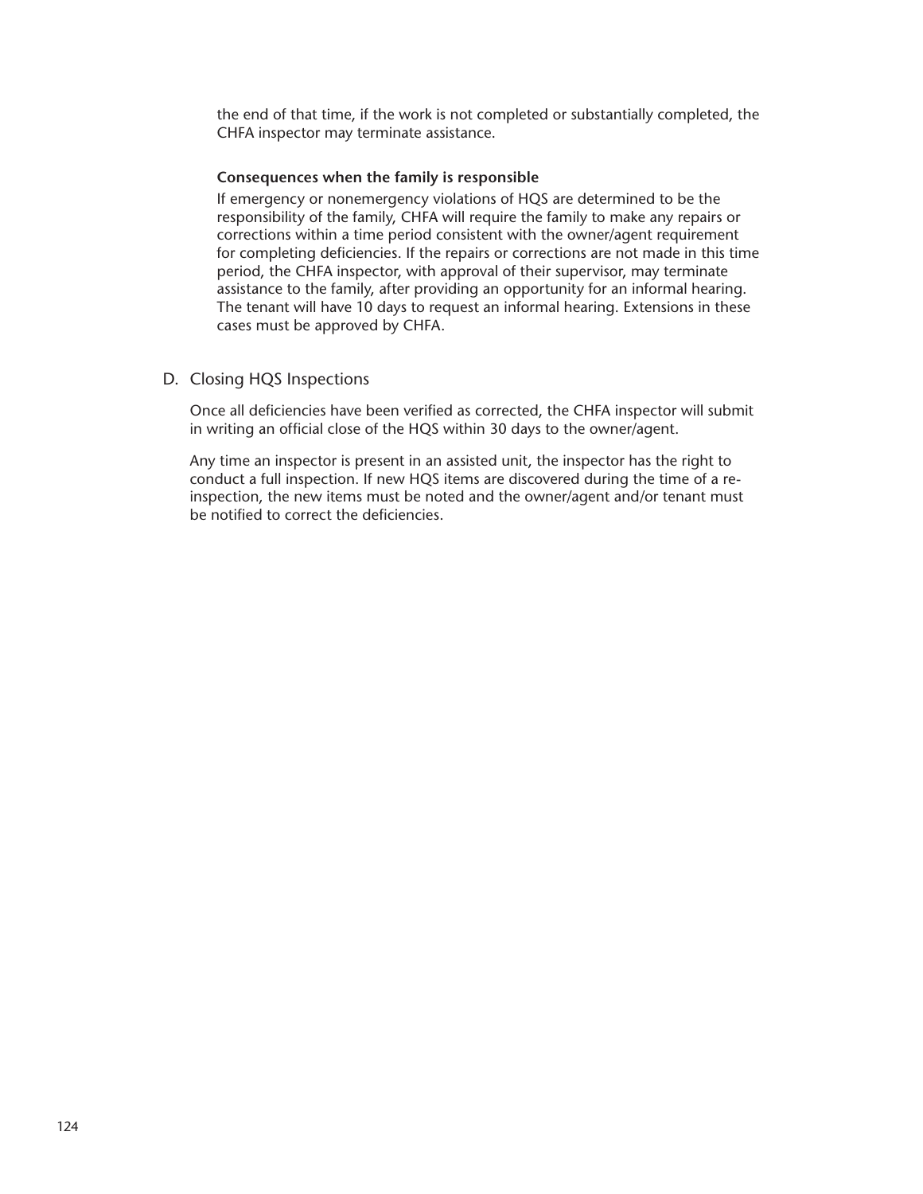the end of that time, if the work is not completed or substantially completed, the CHFA inspector may terminate assistance.

**Consequences when the family is responsible**

If emergency or nonemergency violations of HQS are determined to be the responsibility of the family, CHFA will require the family to make any repairs or corrections within a time period consistent with the owner/agent requirement for completing deficiencies. If the repairs or corrections are not made in this time period, the CHFA inspector, with approval of their supervisor, may terminate assistance to the family, after providing an opportunity for an informal hearing. The tenant will have 10 days to request an informal hearing. Extensions in these cases must be approved by CHFA.

### D. Closing HQS Inspections

Once all deficiencies have been verified as corrected, the CHFA inspector will submit in writing an official close of the HQS within 30 days to the owner/agent.

Any time an inspector is present in an assisted unit, the inspector has the right to conduct a full inspection. If new HQS items are discovered during the time of a re-inspection, the new items must be noted and the owner/agent and/or tenant must be notified to correct the deficiencies.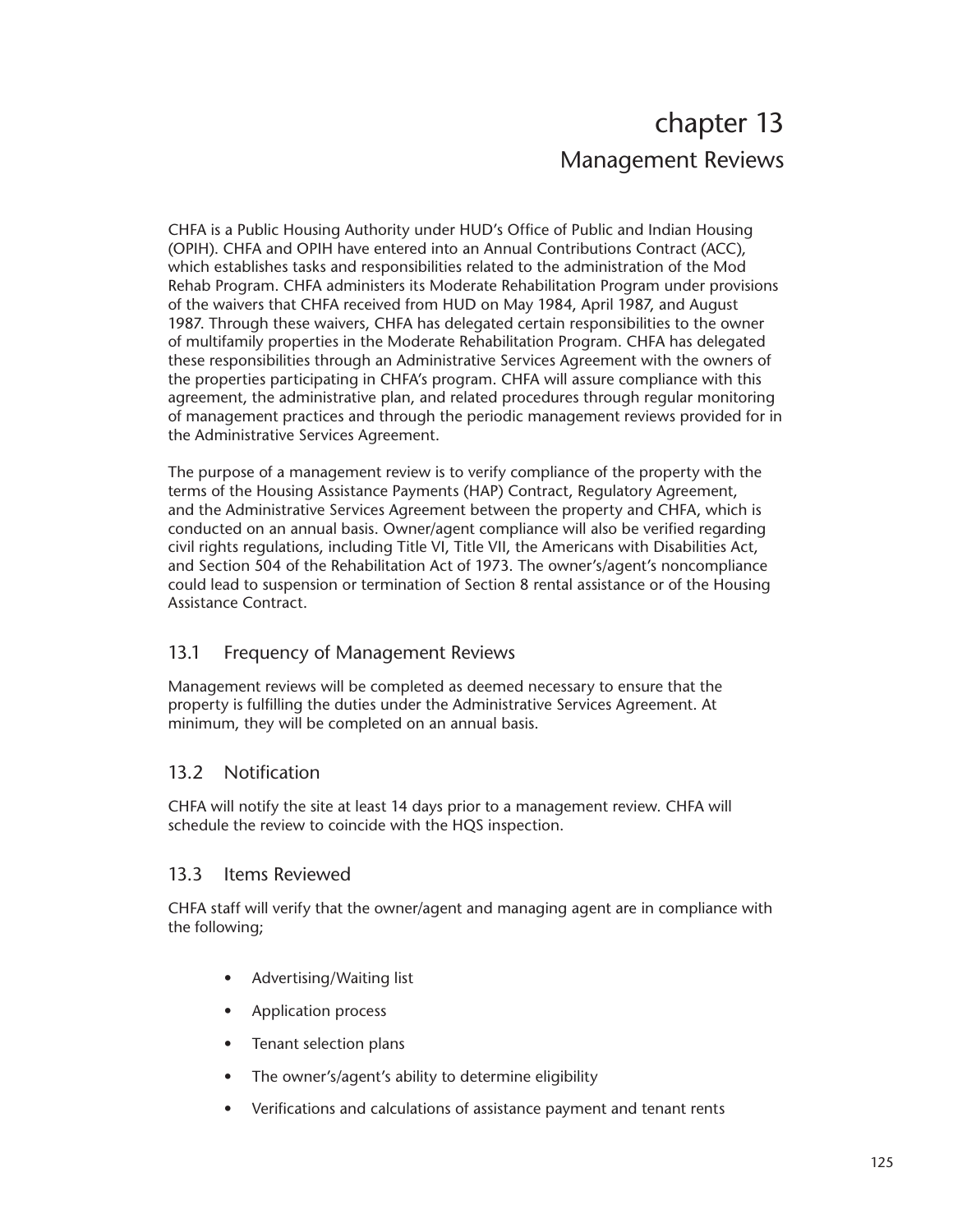# chapter 13

## Management Reviews

CHFA is a Public Housing Authority under HUD's Office of Public and Indian Housing (OPIH). CHFA and OPIH have entered into an Annual Contributions Contract (ACC), which establishes tasks and responsibilities related to the administration of the Mod Rehab Program. CHFA administers its Moderate Rehabilitation Program under provisions of the waivers that CHFA received from HUD on May 1984, April 1987, and August 1987. Through these waivers, CHFA has delegated certain responsibilities to the owner of multifamily properties in the Moderate Rehabilitation Program. CHFA has delegated these responsibilities through an Administrative Services Agreement with the owners of the properties participating in CHFA's program. CHFA will assure compliance with this agreement, the administrative plan, and related procedures through regular monitoring of management practices and through the periodic management reviews provided for in the Administrative Services Agreement.

The purpose of a management review is to verify compliance of the property with the terms of the Housing Assistance Payments (HAP) Contract, Regulatory Agreement, and the Administrative Services Agreement between the property and CHFA, which is conducted on an annual basis. Owner/agent compliance will also be verified regarding civil rights regulations, including Title VI, Title VII, the Americans with Disabilities Act, and Section 504 of the Rehabilitation Act of 1973. The owner's/agent's noncompliance could lead to suspension or termination of Section 8 rental assistance or of the Housing Assistance Contract.

### 13.1 Frequency of Management Reviews

Management reviews will be completed as deemed necessary to ensure that the property is fulfilling the duties under the Administrative Services Agreement. At minimum, they will be completed on an annual basis.

### 13.2 Notification

CHFA will notify the site at least 14 days prior to a management review. CHFA will schedule the review to coincide with the HQS inspection.

### 13.3 Items Reviewed

CHFA staff will verify that the owner/agent and managing agent are in compliance with the following;

- Advertising/Waiting list
- Application process
- Tenant selection plans
- The owner's/agent's ability to determine eligibility
- Verifications and calculations of assistance payment and tenant rents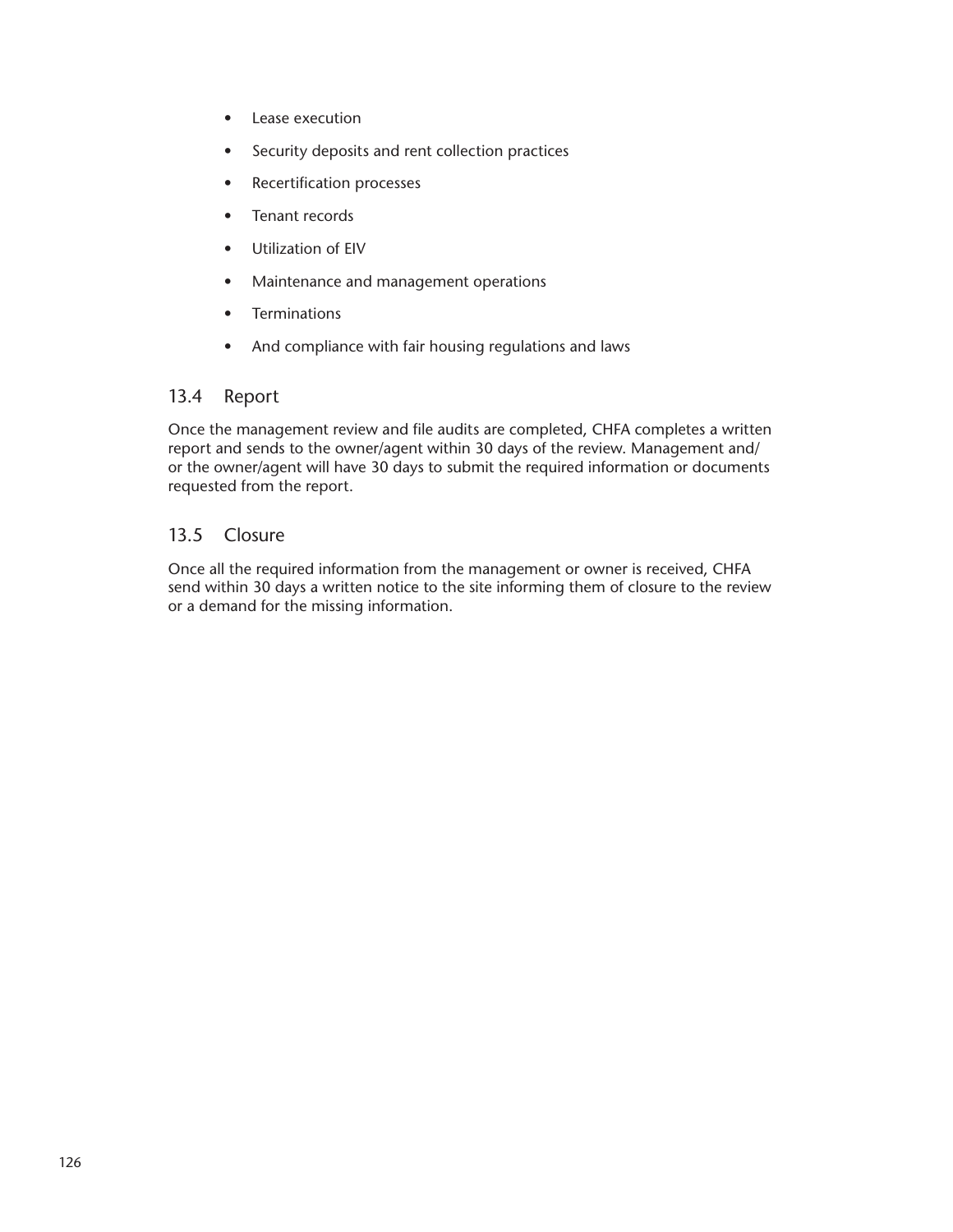- Lease execution
- Security deposits and rent collection practices
- Recertification processes
- Tenant records
- Utilization of EIV
- Maintenance and management operations
- Terminations
- And compliance with fair housing regulations and laws

## 13.4 Report

Once the management review and file audits are completed, CHFA completes a written report and sends to the owner/agent within 30 days of the review. Management and/or the owner/agent will have 30 days to submit the required information or documents requested from the report.

## 13.5 Closure

Once all the required information from the management or owner is received, CHFA send within 30 days a written notice to the site informing them of closure to the review or a demand for the missing information.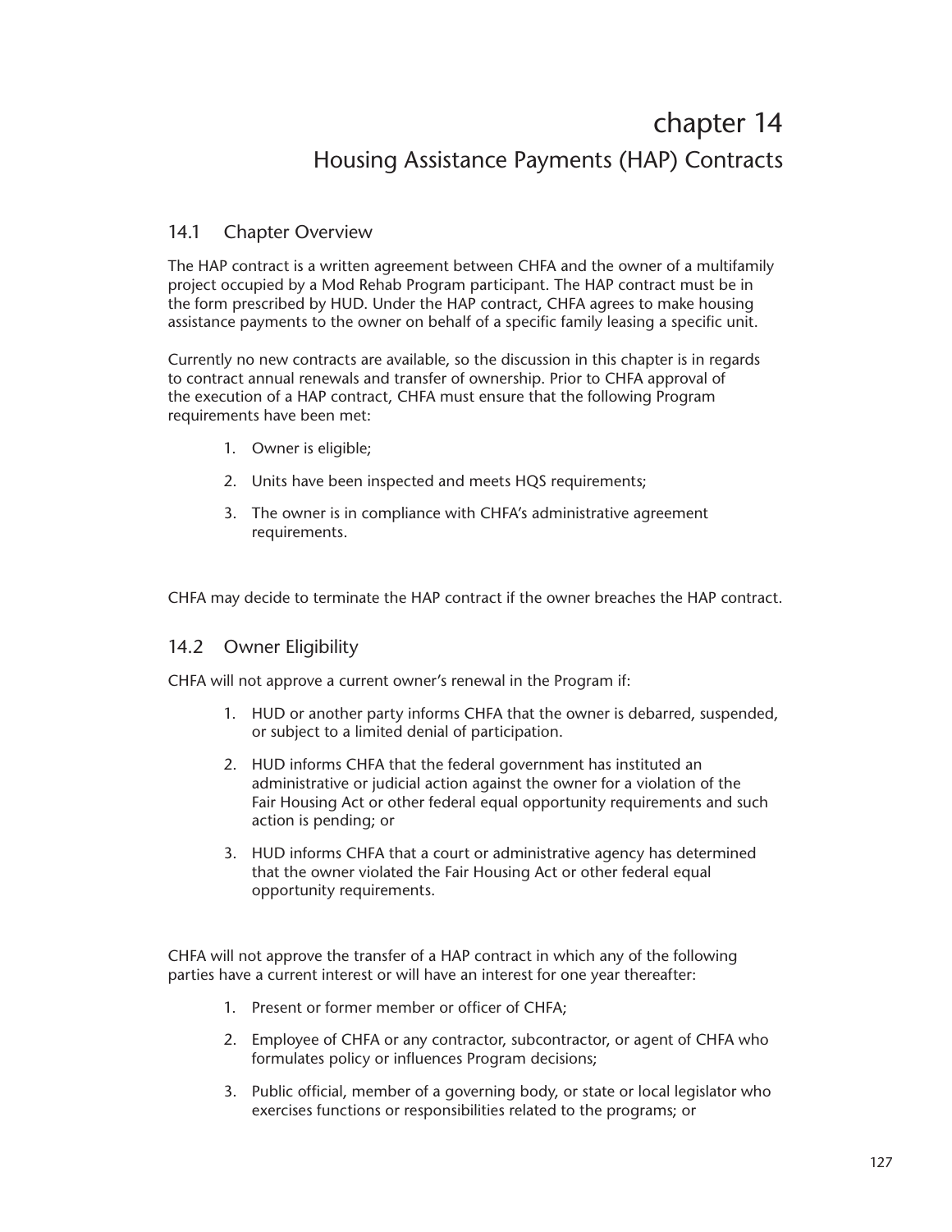# chapter 14

## Housing Assistance Payments (HAP) Contracts

### 14.1 Chapter Overview

The HAP contract is a written agreement between CHFA and the owner of a multifamily project occupied by a Mod Rehab Program participant. The HAP contract must be in the form prescribed by HUD. Under the HAP contract, CHFA agrees to make housing assistance payments to the owner on behalf of a specific family leasing a specific unit.

Currently no new contracts are available, so the discussion in this chapter is in regards to contract annual renewals and transfer of ownership. Prior to CHFA approval of the execution of a HAP contract, CHFA must ensure that the following Program requirements have been met:

1. Owner is eligible;
2. Units have been inspected and meets HQS requirements;
3. The owner is in compliance with CHFA's administrative agreement requirements.

CHFA may decide to terminate the HAP contract if the owner breaches the HAP contract.

### 14.2 Owner Eligibility

CHFA will not approve a current owner's renewal in the Program if:

1. HUD or another party informs CHFA that the owner is debarred, suspended, or subject to a limited denial of participation.
2. HUD informs CHFA that the federal government has instituted an administrative or judicial action against the owner for a violation of the Fair Housing Act or other federal equal opportunity requirements and such action is pending; or
3. HUD informs CHFA that a court or administrative agency has determined that the owner violated the Fair Housing Act or other federal equal opportunity requirements.

CHFA will not approve the transfer of a HAP contract in which any of the following parties have a current interest or will have an interest for one year thereafter:

1. Present or former member or officer of CHFA;
2. Employee of CHFA or any contractor, subcontractor, or agent of CHFA who formulates policy or influences Program decisions;
3. Public official, member of a governing body, or state or local legislator who exercises functions or responsibilities related to the programs; or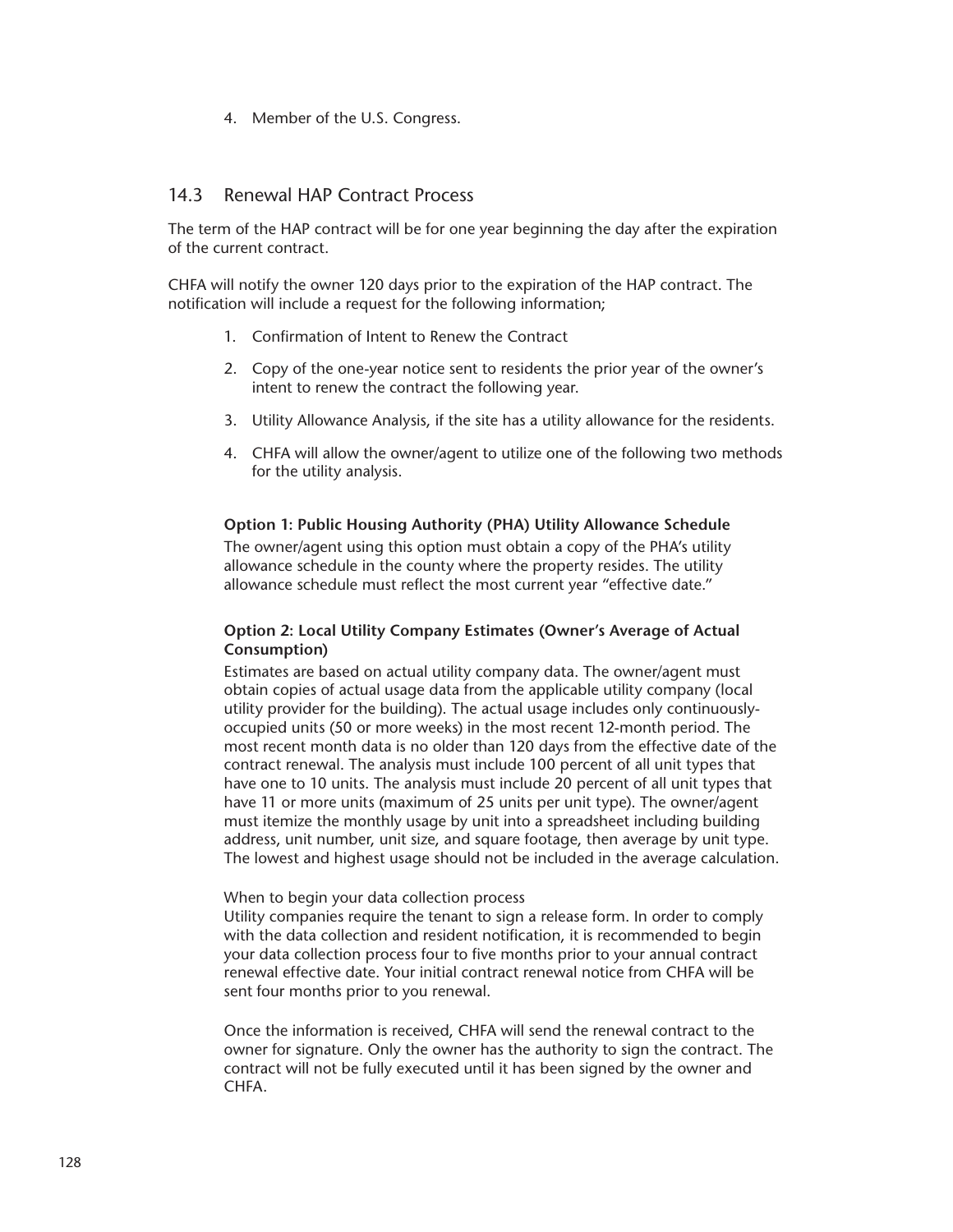4. Member of the U.S. Congress.

## 14.3 Renewal HAP Contract Process

The term of the HAP contract will be for one year beginning the day after the expiration of the current contract.

CHFA will notify the owner 120 days prior to the expiration of the HAP contract. The notification will include a request for the following information;

1. Confirmation of Intent to Renew the Contract
2. Copy of the one-year notice sent to residents the prior year of the owner's intent to renew the contract the following year.
3. Utility Allowance Analysis, if the site has a utility allowance for the residents.
4. CHFA will allow the owner/agent to utilize one of the following two methods for the utility analysis.

**Option 1: Public Housing Authority (PHA) Utility Allowance Schedule**
The owner/agent using this option must obtain a copy of the PHA's utility allowance schedule in the county where the property resides. The utility allowance schedule must reflect the most current year "effective date."

**Option 2: Local Utility Company Estimates (Owner's Average of Actual Consumption)**
Estimates are based on actual utility company data. The owner/agent must obtain copies of actual usage data from the applicable utility company (local utility provider for the building). The actual usage includes only continuously-occupied units (50 or more weeks) in the most recent 12-month period. The most recent month data is no older than 120 days from the effective date of the contract renewal. The analysis must include 100 percent of all unit types that have one to 10 units. The analysis must include 20 percent of all unit types that have 11 or more units (maximum of 25 units per unit type). The owner/agent must itemize the monthly usage by unit into a spreadsheet including building address, unit number, unit size, and square footage, then average by unit type. The lowest and highest usage should not be included in the average calculation.

When to begin your data collection process
Utility companies require the tenant to sign a release form. In order to comply with the data collection and resident notification, it is recommended to begin your data collection process four to five months prior to your annual contract renewal effective date. Your initial contract renewal notice from CHFA will be sent four months prior to you renewal.

Once the information is received, CHFA will send the renewal contract to the owner for signature. Only the owner has the authority to sign the contract. The contract will not be fully executed until it has been signed by the owner and CHFA.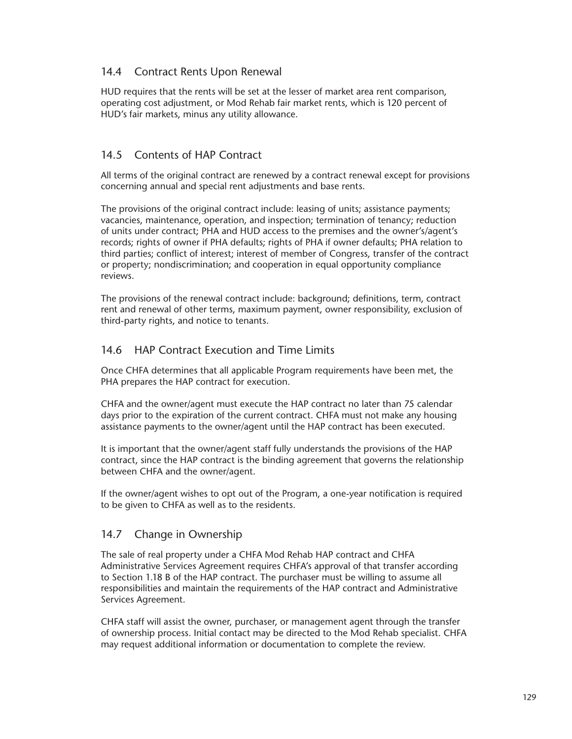## 14.4 Contract Rents Upon Renewal

HUD requires that the rents will be set at the lesser of market area rent comparison, operating cost adjustment, or Mod Rehab fair market rents, which is 120 percent of HUD's fair markets, minus any utility allowance.

## 14.5 Contents of HAP Contract

All terms of the original contract are renewed by a contract renewal except for provisions concerning annual and special rent adjustments and base rents.

The provisions of the original contract include: leasing of units; assistance payments; vacancies, maintenance, operation, and inspection; termination of tenancy; reduction of units under contract; PHA and HUD access to the premises and the owner's/agent's records; rights of owner if PHA defaults; rights of PHA if owner defaults; PHA relation to third parties; conflict of interest; interest of member of Congress, transfer of the contract or property; nondiscrimination; and cooperation in equal opportunity compliance reviews.

The provisions of the renewal contract include: background; definitions, term, contract rent and renewal of other terms, maximum payment, owner responsibility, exclusion of third-party rights, and notice to tenants.

## 14.6 HAP Contract Execution and Time Limits

Once CHFA determines that all applicable Program requirements have been met, the PHA prepares the HAP contract for execution.

CHFA and the owner/agent must execute the HAP contract no later than 75 calendar days prior to the expiration of the current contract. CHFA must not make any housing assistance payments to the owner/agent until the HAP contract has been executed.

It is important that the owner/agent staff fully understands the provisions of the HAP contract, since the HAP contract is the binding agreement that governs the relationship between CHFA and the owner/agent.

If the owner/agent wishes to opt out of the Program, a one-year notification is required to be given to CHFA as well as to the residents.

## 14.7 Change in Ownership

The sale of real property under a CHFA Mod Rehab HAP contract and CHFA Administrative Services Agreement requires CHFA's approval of that transfer according to Section 1.18 B of the HAP contract. The purchaser must be willing to assume all responsibilities and maintain the requirements of the HAP contract and Administrative Services Agreement.

CHFA staff will assist the owner, purchaser, or management agent through the transfer of ownership process. Initial contact may be directed to the Mod Rehab specialist. CHFA may request additional information or documentation to complete the review.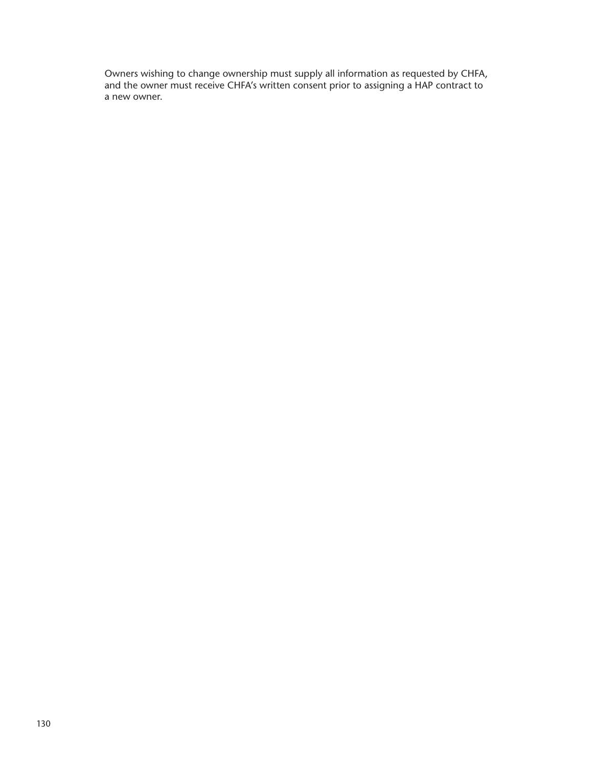Owners wishing to change ownership must supply all information as requested by CHFA, and the owner must receive CHFA's written consent prior to assigning a HAP contract to a new owner.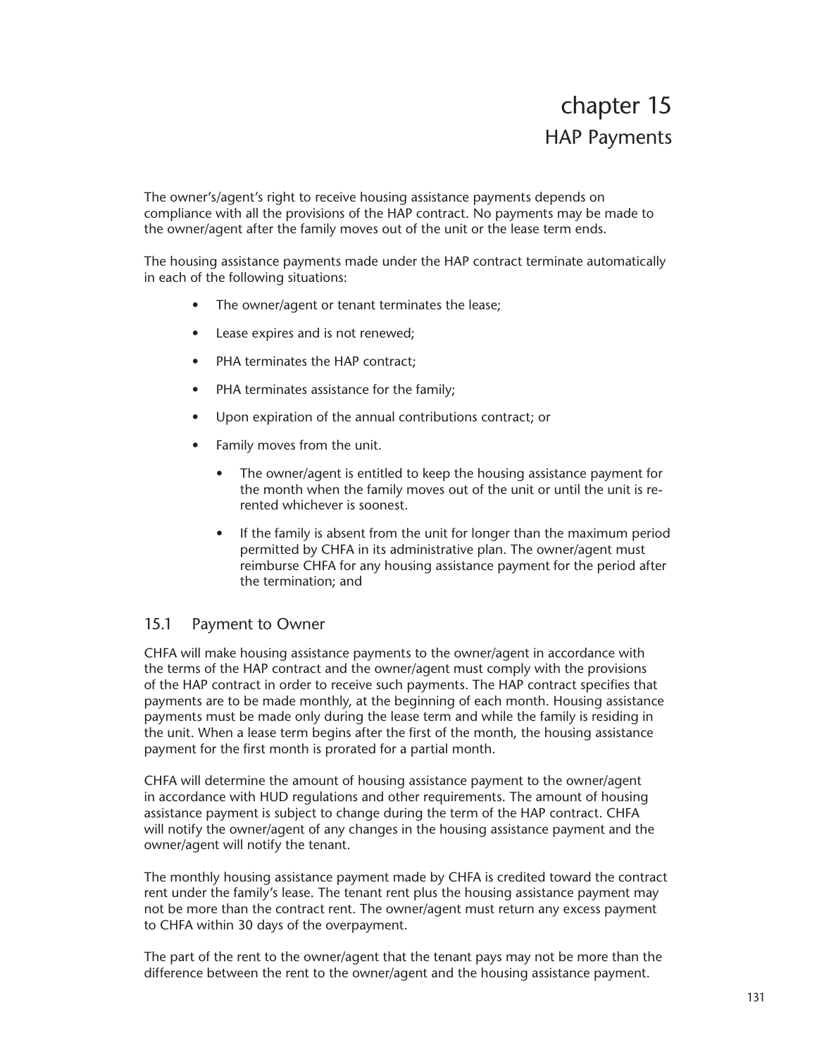# chapter 15
## HAP Payments

The owner's/agent's right to receive housing assistance payments depends on compliance with all the provisions of the HAP contract. No payments may be made to the owner/agent after the family moves out of the unit or the lease term ends.

The housing assistance payments made under the HAP contract terminate automatically in each of the following situations:

- The owner/agent or tenant terminates the lease;
- Lease expires and is not renewed;
- PHA terminates the HAP contract;
- PHA terminates assistance for the family;
- Upon expiration of the annual contributions contract; or
- Family moves from the unit.
    - The owner/agent is entitled to keep the housing assistance payment for the month when the family moves out of the unit or until the unit is re-rented whichever is soonest.
    - If the family is absent from the unit for longer than the maximum period permitted by CHFA in its administrative plan. The owner/agent must reimburse CHFA for any housing assistance payment for the period after the termination; and

### 15.1 Payment to Owner

CHFA will make housing assistance payments to the owner/agent in accordance with the terms of the HAP contract and the owner/agent must comply with the provisions of the HAP contract in order to receive such payments. The HAP contract specifies that payments are to be made monthly, at the beginning of each month. Housing assistance payments must be made only during the lease term and while the family is residing in the unit. When a lease term begins after the first of the month, the housing assistance payment for the first month is prorated for a partial month.

CHFA will determine the amount of housing assistance payment to the owner/agent in accordance with HUD regulations and other requirements. The amount of housing assistance payment is subject to change during the term of the HAP contract. CHFA will notify the owner/agent of any changes in the housing assistance payment and the owner/agent will notify the tenant.

The monthly housing assistance payment made by CHFA is credited toward the contract rent under the family's lease. The tenant rent plus the housing assistance payment may not be more than the contract rent. The owner/agent must return any excess payment to CHFA within 30 days of the overpayment.

The part of the rent to the owner/agent that the tenant pays may not be more than the difference between the rent to the owner/agent and the housing assistance payment.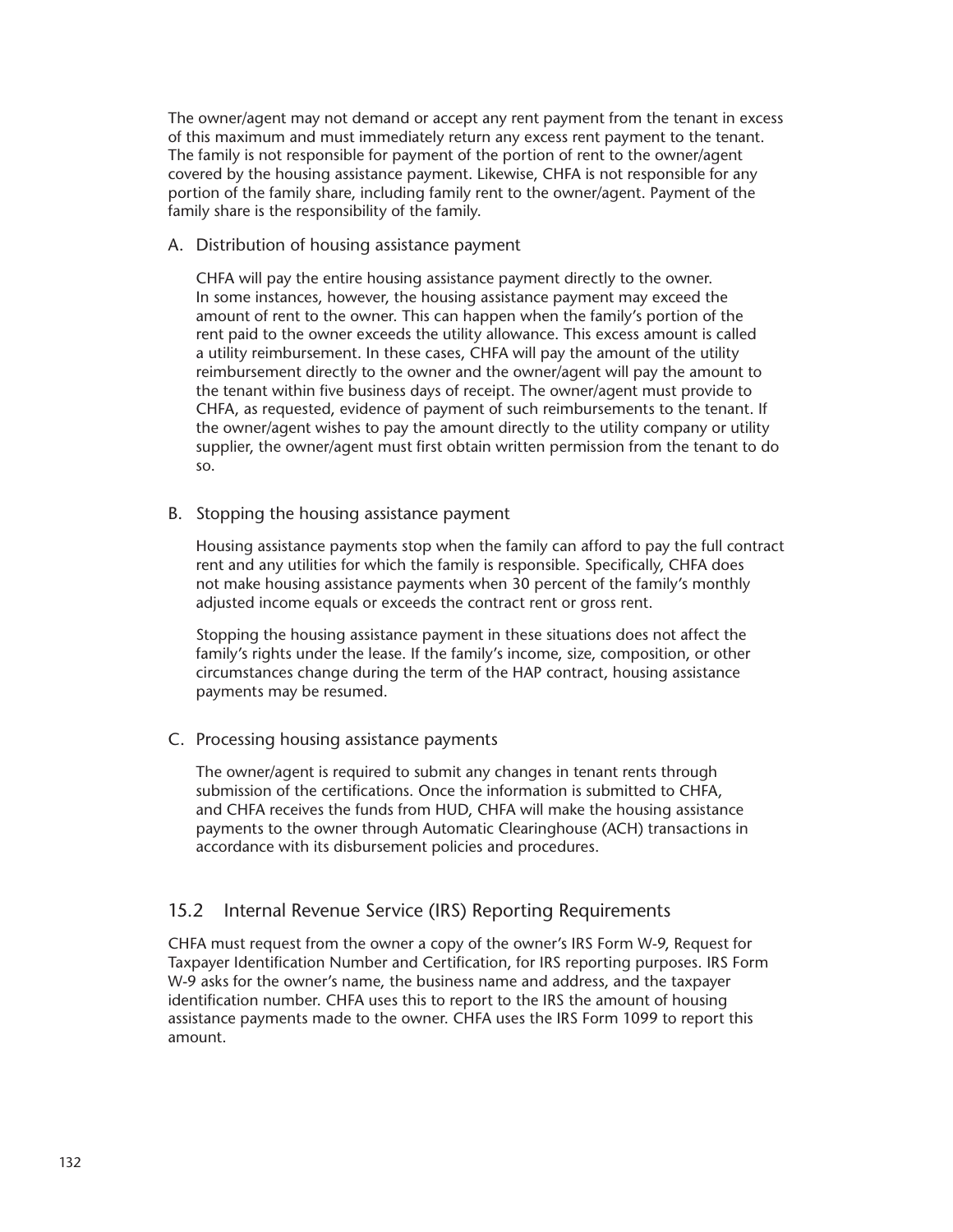The owner/agent may not demand or accept any rent payment from the tenant in excess of this maximum and must immediately return any excess rent payment to the tenant. The family is not responsible for payment of the portion of rent to the owner/agent covered by the housing assistance payment. Likewise, CHFA is not responsible for any portion of the family share, including family rent to the owner/agent. Payment of the family share is the responsibility of the family.

A. Distribution of housing assistance payment

CHFA will pay the entire housing assistance payment directly to the owner. In some instances, however, the housing assistance payment may exceed the amount of rent to the owner. This can happen when the family's portion of the rent paid to the owner exceeds the utility allowance. This excess amount is called a utility reimbursement. In these cases, CHFA will pay the amount of the utility reimbursement directly to the owner and the owner/agent will pay the amount to the tenant within five business days of receipt. The owner/agent must provide to CHFA, as requested, evidence of payment of such reimbursements to the tenant. If the owner/agent wishes to pay the amount directly to the utility company or utility supplier, the owner/agent must first obtain written permission from the tenant to do so.

B. Stopping the housing assistance payment

Housing assistance payments stop when the family can afford to pay the full contract rent and any utilities for which the family is responsible. Specifically, CHFA does not make housing assistance payments when 30 percent of the family's monthly adjusted income equals or exceeds the contract rent or gross rent.

Stopping the housing assistance payment in these situations does not affect the family's rights under the lease. If the family's income, size, composition, or other circumstances change during the term of the HAP contract, housing assistance payments may be resumed.

C. Processing housing assistance payments

The owner/agent is required to submit any changes in tenant rents through submission of the certifications. Once the information is submitted to CHFA, and CHFA receives the funds from HUD, CHFA will make the housing assistance payments to the owner through Automatic Clearinghouse (ACH) transactions in accordance with its disbursement policies and procedures.

## 15.2 Internal Revenue Service (IRS) Reporting Requirements

CHFA must request from the owner a copy of the owner's IRS Form W-9, Request for Taxpayer Identification Number and Certification, for IRS reporting purposes. IRS Form W-9 asks for the owner's name, the business name and address, and the taxpayer identification number. CHFA uses this to report to the IRS the amount of housing assistance payments made to the owner. CHFA uses the IRS Form 1099 to report this amount.